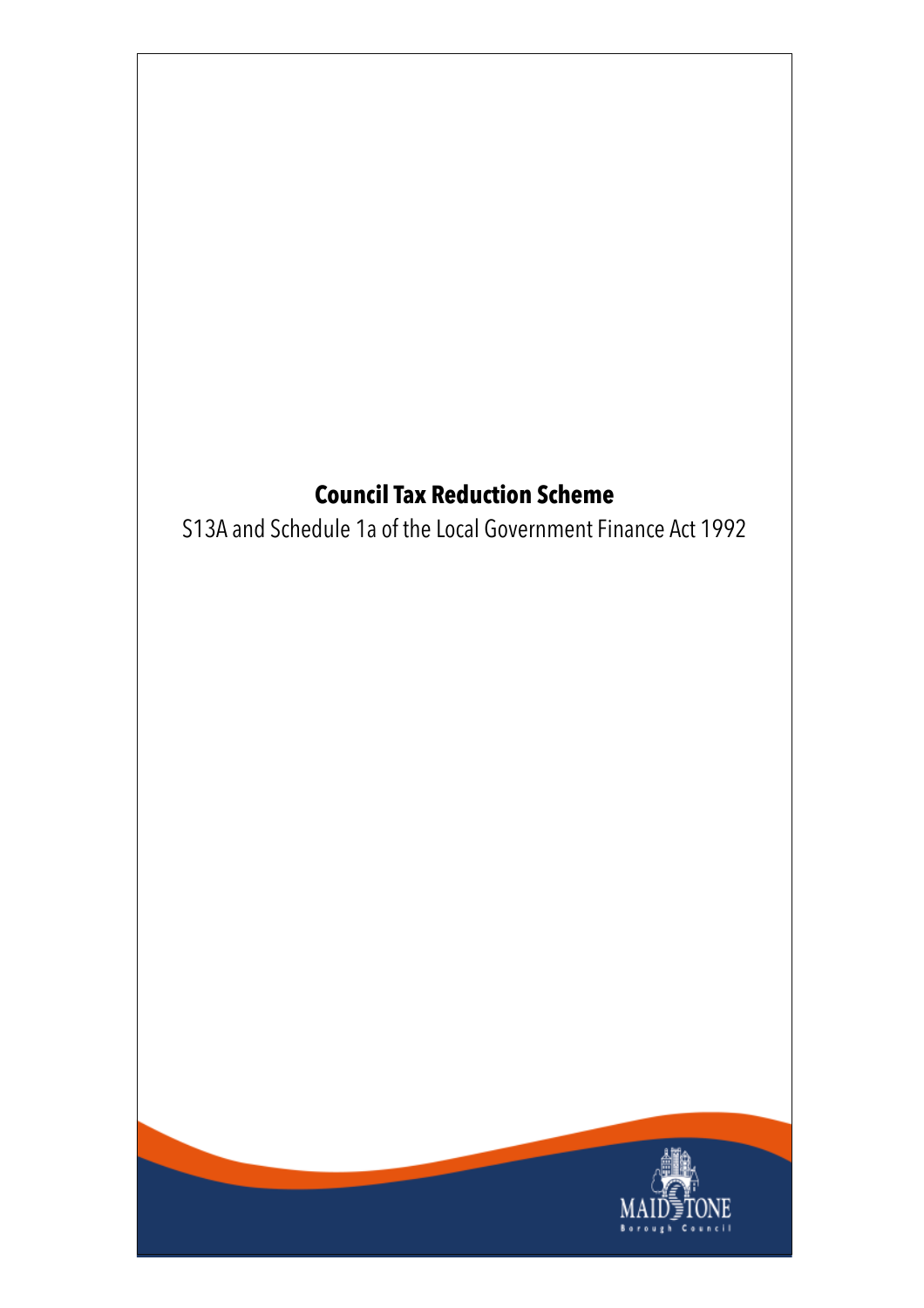# Council Tax Reduction Scheme

S13A and Schedule 1a of the Local Government Finance Act 1992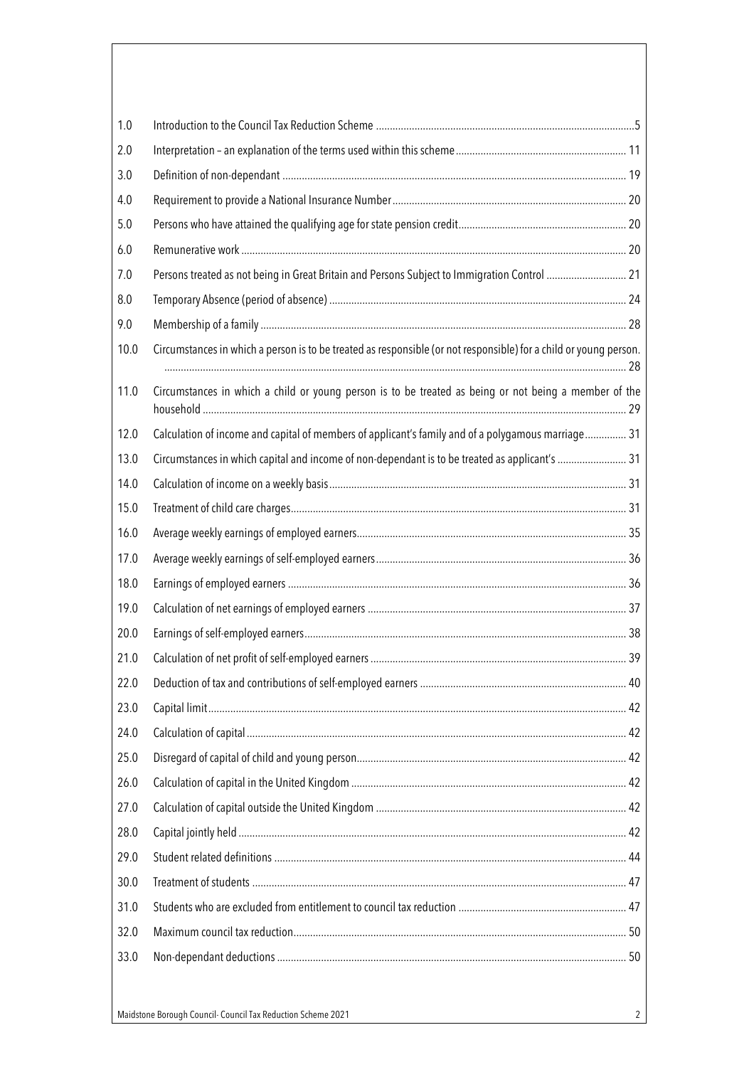| | | |
|---|---|---|
| 1.0 | Introduction to the Council Tax Reduction Scheme | 5 |
| 2.0 | Interpretation – an explanation of the terms used within this scheme | 11 |
| 3.0 | Definition of non-dependant | 19 |
| 4.0 | Requirement to provide a National Insurance Number | 20 |
| 5.0 | Persons who have attained the qualifying age for state pension credit | 20 |
| 6.0 | Remunerative work | 20 |
| 7.0 | Persons treated as not being in Great Britain and Persons Subject to Immigration Control | 21 |
| 8.0 | Temporary Absence (period of absence) | 24 |
| 9.0 | Membership of a family | 28 |
| 10.0 | Circumstances in which a person is to be treated as responsible (or not responsible) for a child or young person. | 28 |
| 11.0 | Circumstances in which a child or young person is to be treated as being or not being a member of the household | 29 |
| 12.0 | Calculation of income and capital of members of applicant's family and of a polygamous marriage | 31 |
| 13.0 | Circumstances in which capital and income of non-dependant is to be treated as applicant's | 31 |
| 14.0 | Calculation of income on a weekly basis | 31 |
| 15.0 | Treatment of child care charges | 31 |
| 16.0 | Average weekly earnings of employed earners | 35 |
| 17.0 | Average weekly earnings of self-employed earners | 36 |
| 18.0 | Earnings of employed earners | 36 |
| 19.0 | Calculation of net earnings of employed earners | 37 |
| 20.0 | Earnings of self-employed earners | 38 |
| 21.0 | Calculation of net profit of self-employed earners | 39 |
| 22.0 | Deduction of tax and contributions of self-employed earners | 40 |
| 23.0 | Capital limit | 42 |
| 24.0 | Calculation of capital | 42 |
| 25.0 | Disregard of capital of child and young person | 42 |
| 26.0 | Calculation of capital in the United Kingdom | 42 |
| 27.0 | Calculation of capital outside the United Kingdom | 42 |
| 28.0 | Capital jointly held | 42 |
| 29.0 | Student related definitions | 44 |
| 30.0 | Treatment of students | 47 |
| 31.0 | Students who are excluded from entitlement to council tax reduction | 47 |
| 32.0 | Maximum council tax reduction | 50 |
| 33.0 | Non-dependant deductions | 50 |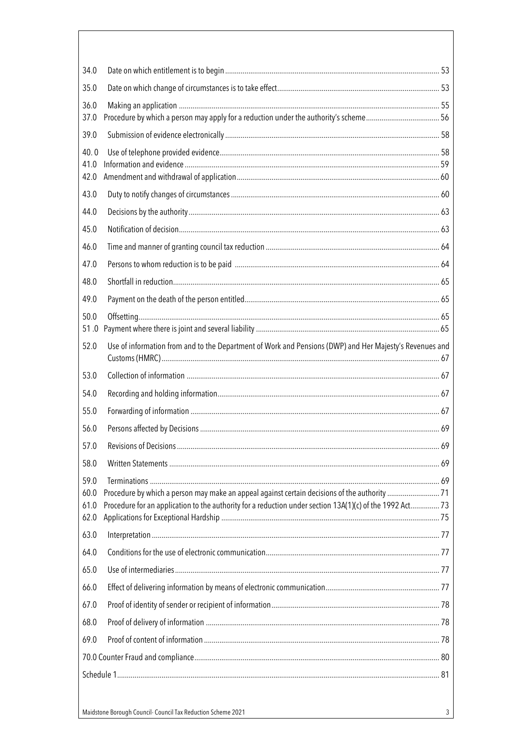| | | |
|---|---|---|
| 34.0 | Date on which entitlement is to begin | 53 |
| 35.0 | Date on which change of circumstances is to take effect | 53 |
| 36.0 | Making an application | 55 |
| 37.0 | Procedure by which a person may apply for a reduction under the authority's scheme | 56 |
| 39.0 | Submission of evidence electronically | 58 |
| 40. 0 | Use of telephone provided evidence | 58 |
| 41.0 | Information and evidence | 59 |
| 42.0 | Amendment and withdrawal of application | 60 |
| 43.0 | Duty to notify changes of circumstances | 60 |
| 44.0 | Decisions by the authority | 63 |
| 45.0 | Notification of decision | 63 |
| 46.0 | Time and manner of granting council tax reduction | 64 |
| 47.0 | Persons to whom reduction is to be paid | 64 |
| 48.0 | Shortfall in reduction | 65 |
| 49.0 | Payment on the death of the person entitled | 65 |
| 50.0 | Offsetting | 65 |
| 51 .0 | Payment where there is joint and several liability | 65 |
| 52.0 | Use of information from and to the Department of Work and Pensions (DWP) and Her Majesty's Revenues and Customs (HMRC) | 67 |
| 53.0 | Collection of information | 67 |
| 54.0 | Recording and holding information | 67 |
| 55.0 | Forwarding of information | 67 |
| 56.0 | Persons affected by Decisions | 69 |
| 57.0 | Revisions of Decisions | 69 |
| 58.0 | Written Statements | 69 |
| 59.0 | Terminations | 69 |
| 60.0 | Procedure by which a person may make an appeal against certain decisions of the authority | 71 |
| 61.0 | Procedure for an application to the authority for a reduction under section 13A(1)(c) of the 1992 Act | 73 |
| 62.0 | Applications for Exceptional Hardship | 75 |
| 63.0 | Interpretation | 77 |
| 64.0 | Conditions for the use of electronic communication | 77 |
| 65.0 | Use of intermediaries | 77 |
| 66.0 | Effect of delivering information by means of electronic communication | 77 |
| 67.0 | Proof of identity of sender or recipient of information | 78 |
| 68.0 | Proof of delivery of information | 78 |
| 69.0 | Proof of content of information | 78 |
| 70.0 | Counter Fraud and compliance | 80 |
| | Schedule 1 | 81 |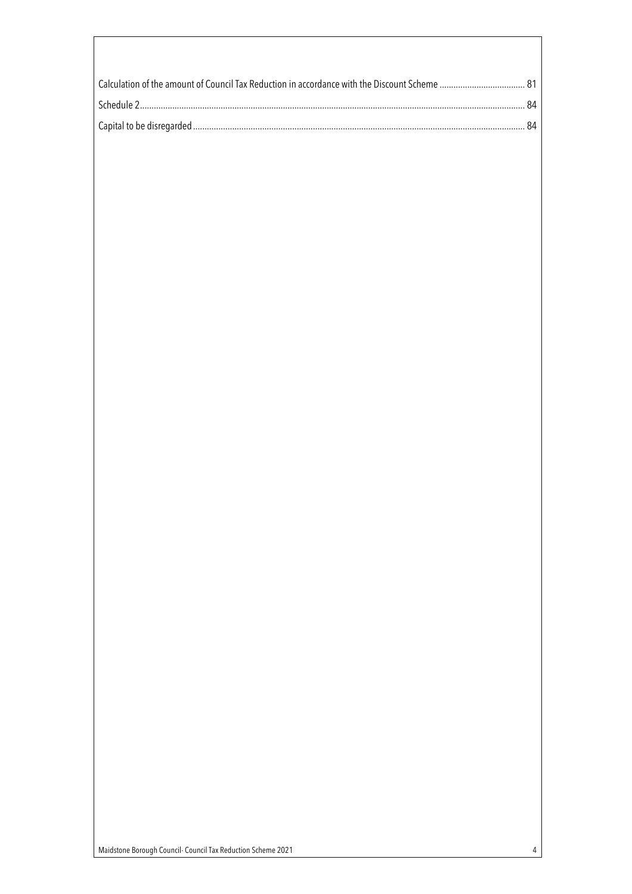Calculation of the amount of Council Tax Reduction in accordance with the Discount Scheme ..................................... 81

Schedule 2........................................................................................................................................................ 84

Capital to be disregarded ................................................................................................................................. 84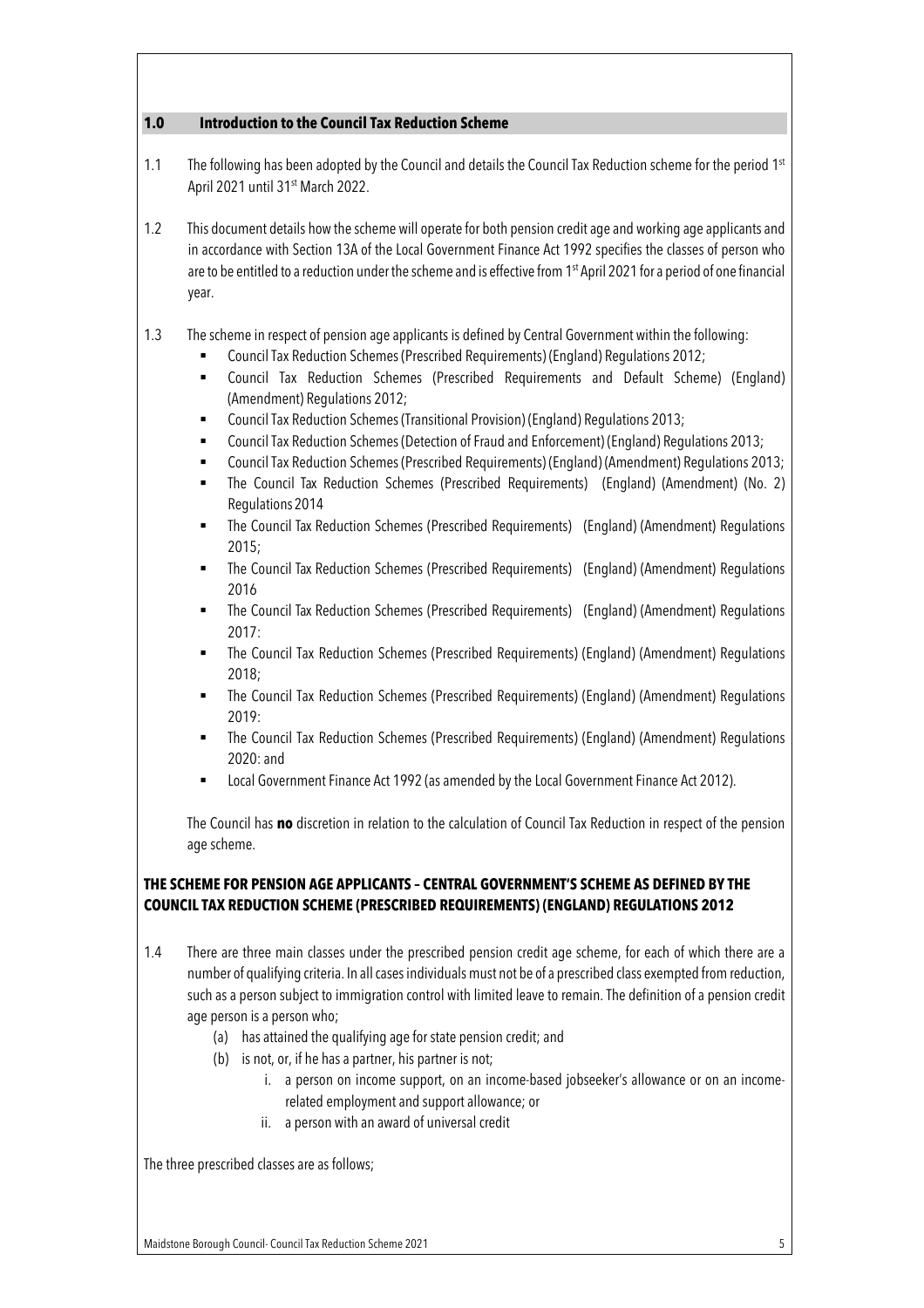## 1.0 Introduction to the Council Tax Reduction Scheme

1.1 The following has been adopted by the Council and details the Council Tax Reduction scheme for the period 1st April 2021 until 31st March 2022.

1.2 This document details how the scheme will operate for both pension credit age and working age applicants and in accordance with Section 13A of the Local Government Finance Act 1992 specifies the classes of person who are to be entitled to a reduction under the scheme and is effective from 1st April 2021 for a period of one financial year.

1.3 The scheme in respect of pension age applicants is defined by Central Government within the following:

- Council Tax Reduction Schemes (Prescribed Requirements) (England) Regulations 2012;
- Council Tax Reduction Schemes (Prescribed Requirements and Default Scheme) (England) (Amendment) Regulations 2012;
- Council Tax Reduction Schemes (Transitional Provision) (England) Regulations 2013;
- Council Tax Reduction Schemes (Detection of Fraud and Enforcement) (England) Regulations 2013;
- Council Tax Reduction Schemes (Prescribed Requirements) (England) (Amendment) Regulations 2013;
- The Council Tax Reduction Schemes (Prescribed Requirements) (England) (Amendment) (No. 2) Regulations 2014
- The Council Tax Reduction Schemes (Prescribed Requirements) (England) (Amendment) Regulations 2015;
- The Council Tax Reduction Schemes (Prescribed Requirements) (England) (Amendment) Regulations 2016
- The Council Tax Reduction Schemes (Prescribed Requirements) (England) (Amendment) Regulations 2017:
- The Council Tax Reduction Schemes (Prescribed Requirements) (England) (Amendment) Regulations 2018;
- The Council Tax Reduction Schemes (Prescribed Requirements) (England) (Amendment) Regulations 2019:
- The Council Tax Reduction Schemes (Prescribed Requirements) (England) (Amendment) Regulations 2020: and
- Local Government Finance Act 1992 (as amended by the Local Government Finance Act 2012).

The Council has **no** discretion in relation to the calculation of Council Tax Reduction in respect of the pension age scheme.

### THE SCHEME FOR PENSION AGE APPLICANTS – CENTRAL GOVERNMENT'S SCHEME AS DEFINED BY THE COUNCIL TAX REDUCTION SCHEME (PRESCRIBED REQUIREMENTS) (ENGLAND) REGULATIONS 2012

1.4 There are three main classes under the prescribed pension credit age scheme, for each of which there are a number of qualifying criteria. In all cases individuals must not be of a prescribed class exempted from reduction, such as a person subject to immigration control with limited leave to remain. The definition of a pension credit age person is a person who;

(a) has attained the qualifying age for state pension credit; and
(b) is not, or, if he has a partner, his partner is not;
   i. a person on income support, on an income-based jobseeker's allowance or on an income-related employment and support allowance; or
   ii. a person with an award of universal credit

The three prescribed classes are as follows;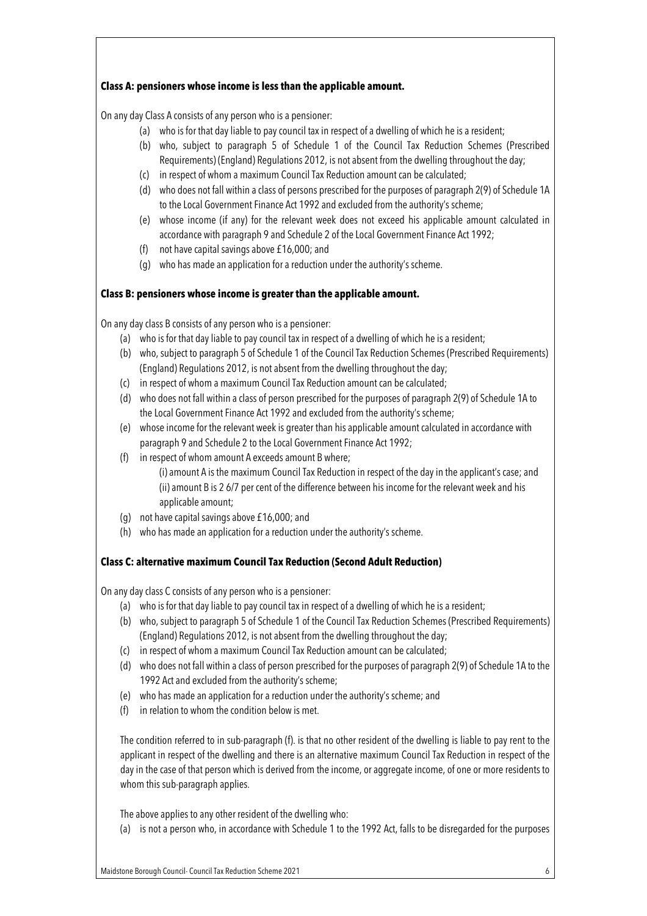**Class A: pensioners whose income is less than the applicable amount.**

On any day Class A consists of any person who is a pensioner:

(a) who is for that day liable to pay council tax in respect of a dwelling of which he is a resident;
(b) who, subject to paragraph 5 of Schedule 1 of the Council Tax Reduction Schemes (Prescribed Requirements) (England) Regulations 2012, is not absent from the dwelling throughout the day;
(c) in respect of whom a maximum Council Tax Reduction amount can be calculated;
(d) who does not fall within a class of persons prescribed for the purposes of paragraph 2(9) of Schedule 1A to the Local Government Finance Act 1992 and excluded from the authority's scheme;
(e) whose income (if any) for the relevant week does not exceed his applicable amount calculated in accordance with paragraph 9 and Schedule 2 of the Local Government Finance Act 1992;
(f) not have capital savings above £16,000; and
(g) who has made an application for a reduction under the authority's scheme.

**Class B: pensioners whose income is greater than the applicable amount.**

On any day class B consists of any person who is a pensioner:

(a) who is for that day liable to pay council tax in respect of a dwelling of which he is a resident;
(b) who, subject to paragraph 5 of Schedule 1 of the Council Tax Reduction Schemes (Prescribed Requirements) (England) Regulations 2012, is not absent from the dwelling throughout the day;
(c) in respect of whom a maximum Council Tax Reduction amount can be calculated;
(d) who does not fall within a class of person prescribed for the purposes of paragraph 2(9) of Schedule 1A to the Local Government Finance Act 1992 and excluded from the authority's scheme;
(e) whose income for the relevant week is greater than his applicable amount calculated in accordance with paragraph 9 and Schedule 2 to the Local Government Finance Act 1992;
(f) in respect of whom amount A exceeds amount B where;
    (i) amount A is the maximum Council Tax Reduction in respect of the day in the applicant's case; and
    (ii) amount B is 2 6/7 per cent of the difference between his income for the relevant week and his applicable amount;
(g) not have capital savings above £16,000; and
(h) who has made an application for a reduction under the authority's scheme.

**Class C: alternative maximum Council Tax Reduction (Second Adult Reduction)**

On any day class C consists of any person who is a pensioner:

(a) who is for that day liable to pay council tax in respect of a dwelling of which he is a resident;
(b) who, subject to paragraph 5 of Schedule 1 of the Council Tax Reduction Schemes (Prescribed Requirements) (England) Regulations 2012, is not absent from the dwelling throughout the day;
(c) in respect of whom a maximum Council Tax Reduction amount can be calculated;
(d) who does not fall within a class of person prescribed for the purposes of paragraph 2(9) of Schedule 1A to the 1992 Act and excluded from the authority's scheme;
(e) who has made an application for a reduction under the authority's scheme; and
(f) in relation to whom the condition below is met.

The condition referred to in sub-paragraph (f). is that no other resident of the dwelling is liable to pay rent to the applicant in respect of the dwelling and there is an alternative maximum Council Tax Reduction in respect of the day in the case of that person which is derived from the income, or aggregate income, of one or more residents to whom this sub-paragraph applies.

The above applies to any other resident of the dwelling who:

(a) is not a person who, in accordance with Schedule 1 to the 1992 Act, falls to be disregarded for the purposes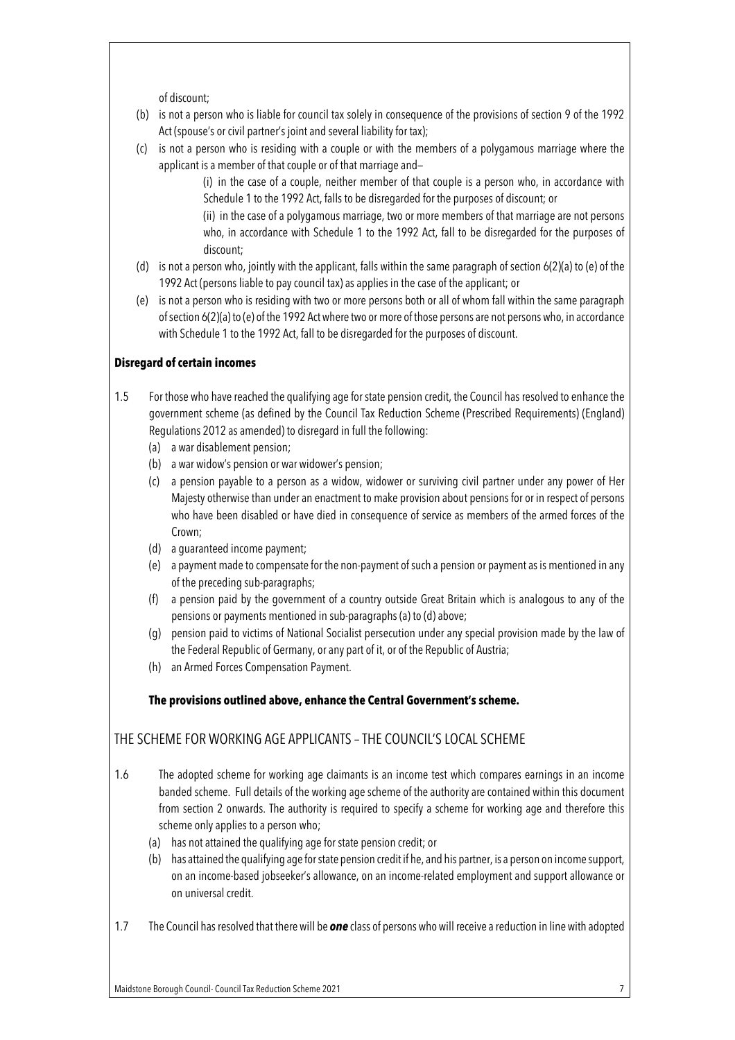of discount;

(b) is not a person who is liable for council tax solely in consequence of the provisions of section 9 of the 1992 Act (spouse's or civil partner's joint and several liability for tax);

(c) is not a person who is residing with a couple or with the members of a polygamous marriage where the applicant is a member of that couple or of that marriage and–

 (i) in the case of a couple, neither member of that couple is a person who, in accordance with Schedule 1 to the 1992 Act, falls to be disregarded for the purposes of discount; or

 (ii) in the case of a polygamous marriage, two or more members of that marriage are not persons who, in accordance with Schedule 1 to the 1992 Act, fall to be disregarded for the purposes of discount;

(d) is not a person who, jointly with the applicant, falls within the same paragraph of section 6(2)(a) to (e) of the 1992 Act (persons liable to pay council tax) as applies in the case of the applicant; or

(e) is not a person who is residing with two or more persons both or all of whom fall within the same paragraph of section 6(2)(a) to (e) of the 1992 Act where two or more of those persons are not persons who, in accordance with Schedule 1 to the 1992 Act, fall to be disregarded for the purposes of discount.

### Disregard of certain incomes

1.5 For those who have reached the qualifying age for state pension credit, the Council has resolved to enhance the government scheme (as defined by the Council Tax Reduction Scheme (Prescribed Requirements) (England) Regulations 2012 as amended) to disregard in full the following:

(a) a war disablement pension;

(b) a war widow's pension or war widower's pension;

(c) a pension payable to a person as a widow, widower or surviving civil partner under any power of Her Majesty otherwise than under an enactment to make provision about pensions for or in respect of persons who have been disabled or have died in consequence of service as members of the armed forces of the Crown;

(d) a guaranteed income payment;

(e) a payment made to compensate for the non-payment of such a pension or payment as is mentioned in any of the preceding sub-paragraphs;

(f) a pension paid by the government of a country outside Great Britain which is analogous to any of the pensions or payments mentioned in sub-paragraphs (a) to (d) above;

(g) pension paid to victims of National Socialist persecution under any special provision made by the law of the Federal Republic of Germany, or any part of it, or of the Republic of Austria;

(h) an Armed Forces Compensation Payment.

**The provisions outlined above, enhance the Central Government's scheme.**

## THE SCHEME FOR WORKING AGE APPLICANTS – THE COUNCIL'S LOCAL SCHEME

1.6 The adopted scheme for working age claimants is an income test which compares earnings in an income banded scheme. Full details of the working age scheme of the authority are contained within this document from section 2 onwards. The authority is required to specify a scheme for working age and therefore this scheme only applies to a person who;

(a) has not attained the qualifying age for state pension credit; or

(b) has attained the qualifying age for state pension credit if he, and his partner, is a person on income support, on an income-based jobseeker's allowance, on an income-related employment and support allowance or on universal credit.

1.7 The Council has resolved that there will be ***one*** class of persons who will receive a reduction in line with adopted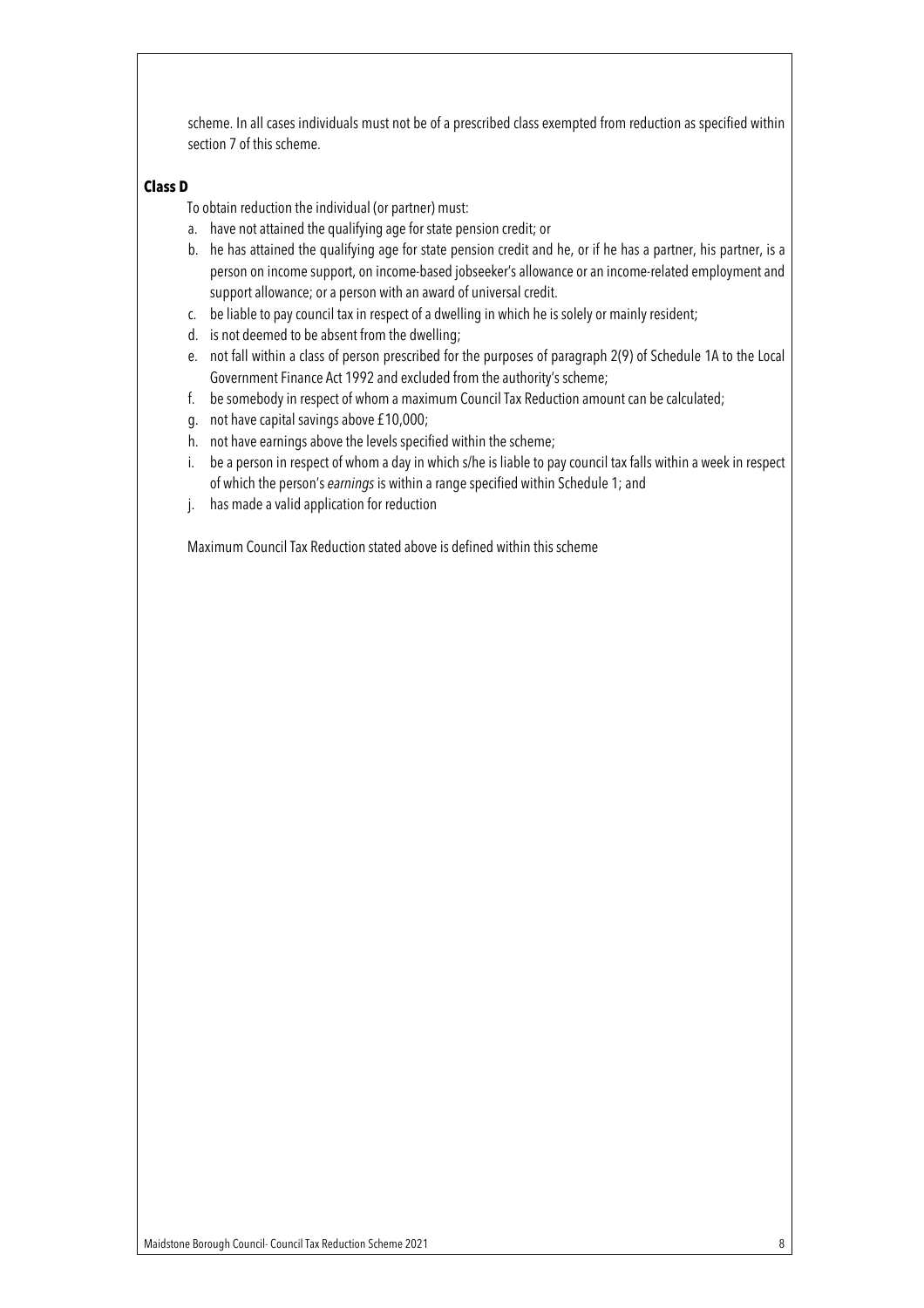scheme. In all cases individuals must not be of a prescribed class exempted from reduction as specified within section 7 of this scheme.

**Class D**

To obtain reduction the individual (or partner) must:

a. have not attained the qualifying age for state pension credit; or
b. he has attained the qualifying age for state pension credit and he, or if he has a partner, his partner, is a person on income support, on income-based jobseeker's allowance or an income-related employment and support allowance; or a person with an award of universal credit.
c. be liable to pay council tax in respect of a dwelling in which he is solely or mainly resident;
d. is not deemed to be absent from the dwelling;
e. not fall within a class of person prescribed for the purposes of paragraph 2(9) of Schedule 1A to the Local Government Finance Act 1992 and excluded from the authority's scheme;
f. be somebody in respect of whom a maximum Council Tax Reduction amount can be calculated;
g. not have capital savings above £10,000;
h. not have earnings above the levels specified within the scheme;
i. be a person in respect of whom a day in which s/he is liable to pay council tax falls within a week in respect of which the person's *earnings* is within a range specified within Schedule 1; and
j. has made a valid application for reduction

Maximum Council Tax Reduction stated above is defined within this scheme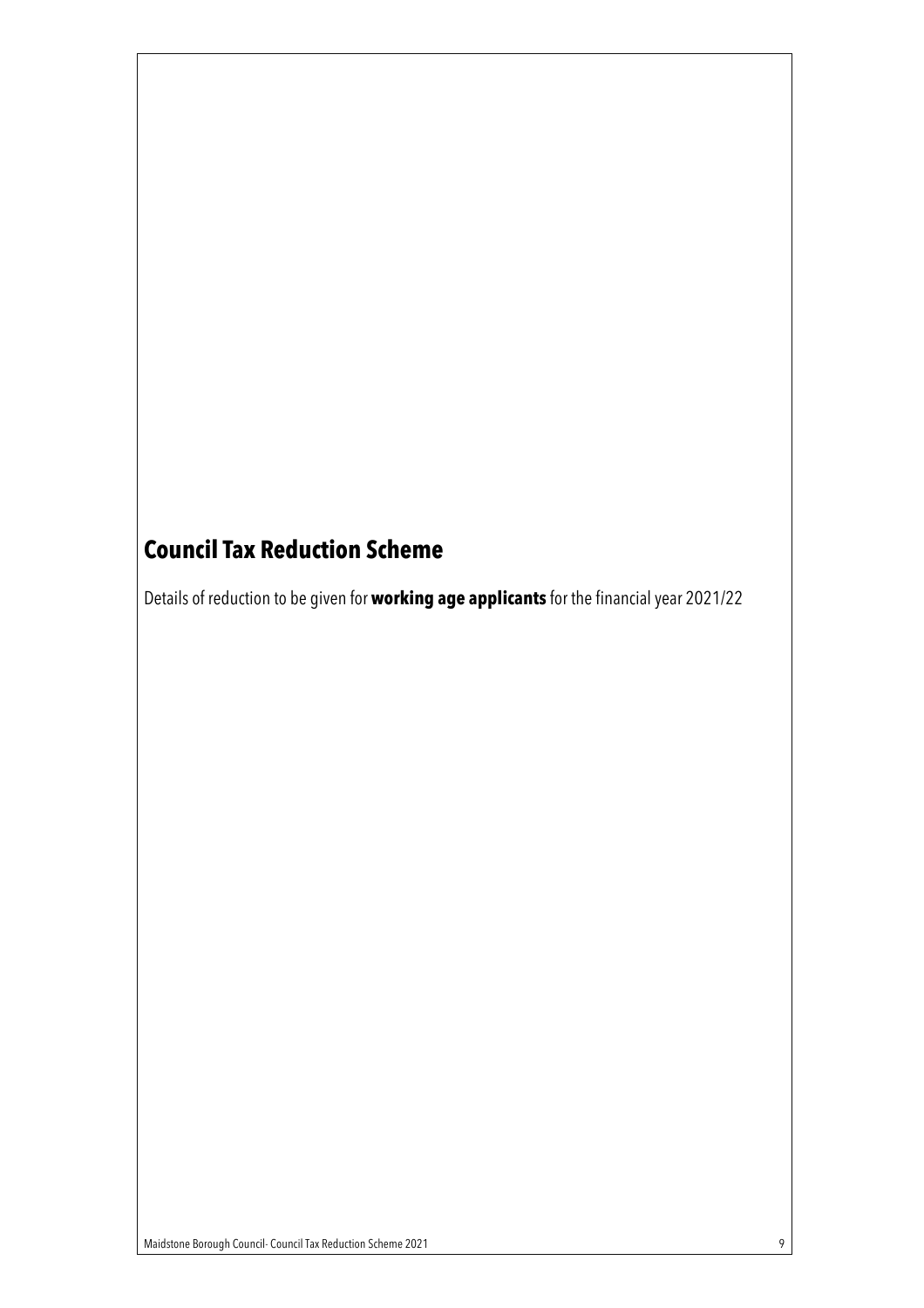# Council Tax Reduction Scheme

Details of reduction to be given for **working age applicants** for the financial year 2021/22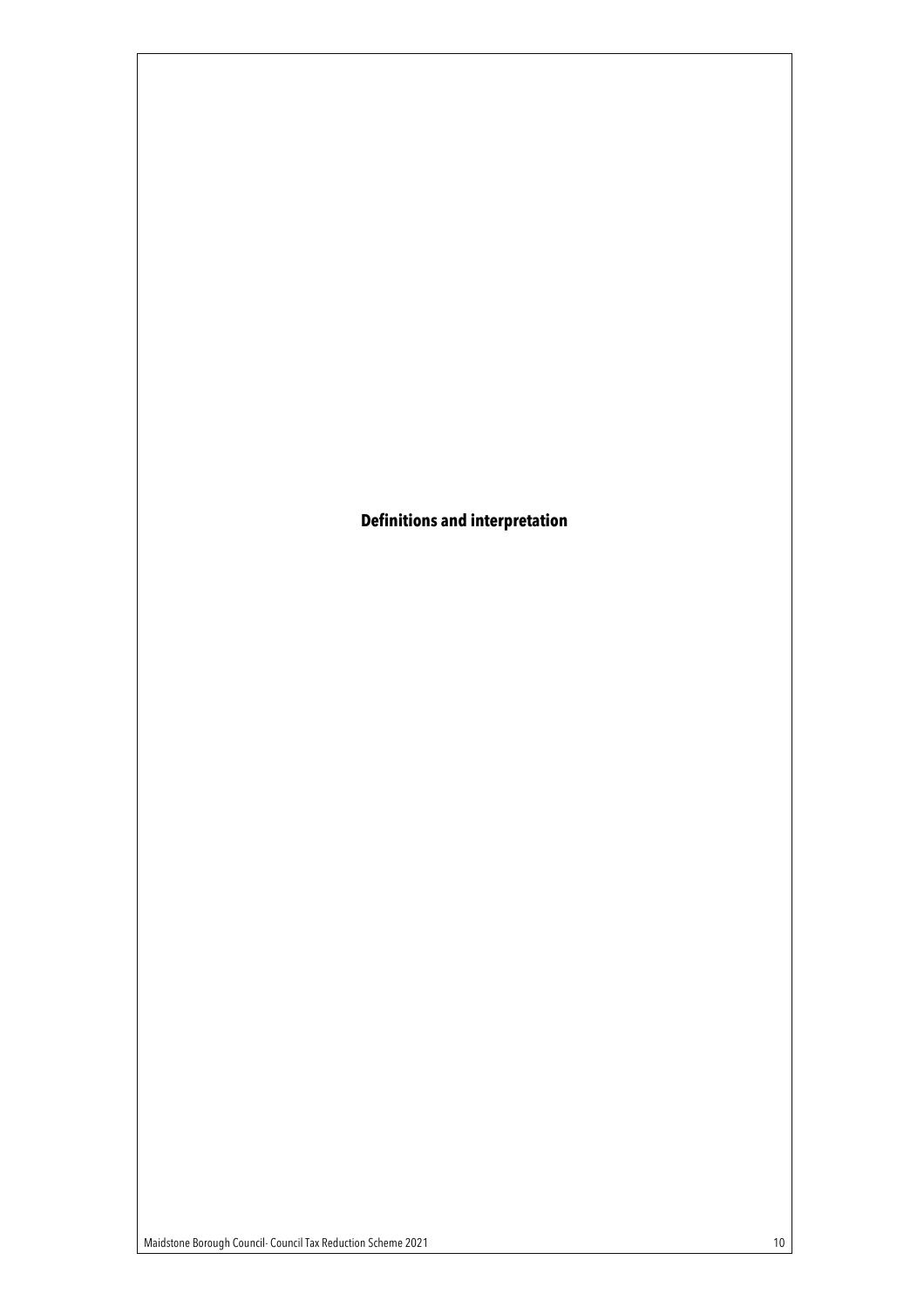# Definitions and interpretation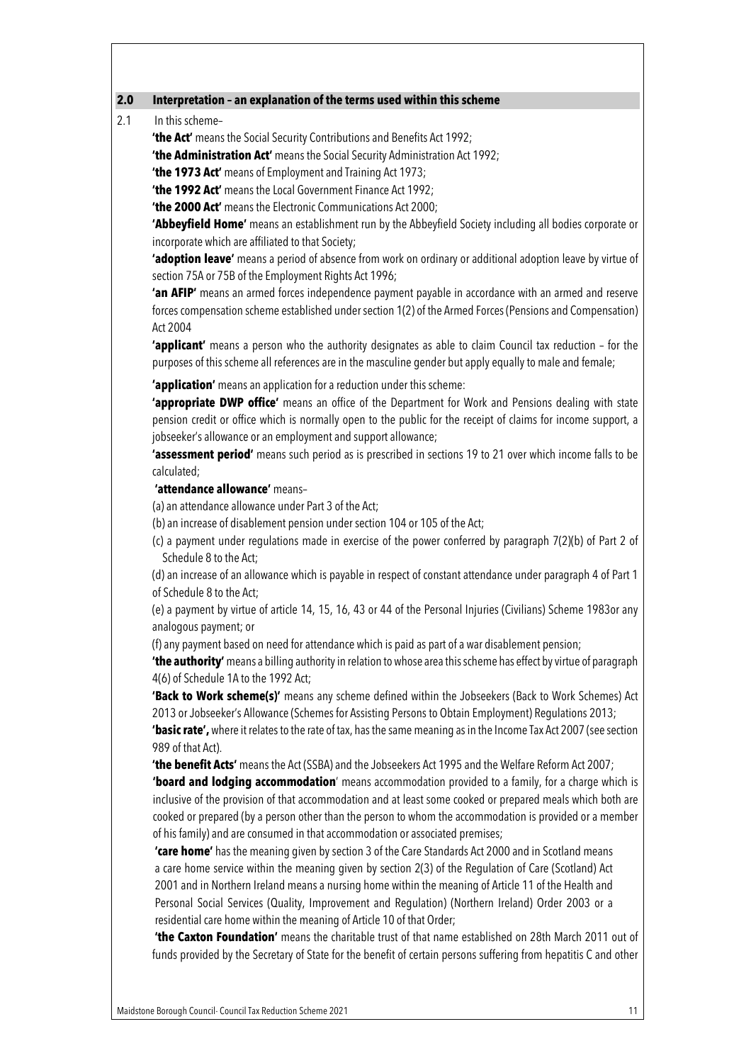## 2.0 Interpretation – an explanation of the terms used within this scheme

2.1 In this scheme–

**'the Act'** means the Social Security Contributions and Benefits Act 1992;

**'the Administration Act'** means the Social Security Administration Act 1992;

**'the 1973 Act'** means of Employment and Training Act 1973;

**'the 1992 Act'** means the Local Government Finance Act 1992;

**'the 2000 Act'** means the Electronic Communications Act 2000;

**'Abbeyfield Home'** means an establishment run by the Abbeyfield Society including all bodies corporate or incorporate which are affiliated to that Society;

**'adoption leave'** means a period of absence from work on ordinary or additional adoption leave by virtue of section 75A or 75B of the Employment Rights Act 1996;

**'an AFIP'** means an armed forces independence payment payable in accordance with an armed and reserve forces compensation scheme established under section 1(2) of the Armed Forces (Pensions and Compensation) Act 2004

**'applicant'** means a person who the authority designates as able to claim Council tax reduction – for the purposes of this scheme all references are in the masculine gender but apply equally to male and female;

**'application'** means an application for a reduction under this scheme:

**'appropriate DWP office'** means an office of the Department for Work and Pensions dealing with state pension credit or office which is normally open to the public for the receipt of claims for income support, a jobseeker's allowance or an employment and support allowance;

**'assessment period'** means such period as is prescribed in sections 19 to 21 over which income falls to be calculated;

**'attendance allowance'** means–

(a) an attendance allowance under Part 3 of the Act;

(b) an increase of disablement pension under section 104 or 105 of the Act;

(c) a payment under regulations made in exercise of the power conferred by paragraph 7(2)(b) of Part 2 of Schedule 8 to the Act;

(d) an increase of an allowance which is payable in respect of constant attendance under paragraph 4 of Part 1 of Schedule 8 to the Act;

(e) a payment by virtue of article 14, 15, 16, 43 or 44 of the Personal Injuries (Civilians) Scheme 1983or any analogous payment; or

(f) any payment based on need for attendance which is paid as part of a war disablement pension;

**'the authority'** means a billing authority in relation to whose area this scheme has effect by virtue of paragraph 4(6) of Schedule 1A to the 1992 Act;

**'Back to Work scheme(s)'** means any scheme defined within the Jobseekers (Back to Work Schemes) Act 2013 or Jobseeker's Allowance (Schemes for Assisting Persons to Obtain Employment) Regulations 2013;

**'basic rate',** where it relates to the rate of tax, has the same meaning as in the Income Tax Act 2007 (see section 989 of that Act).

**'the benefit Acts'** means the Act (SSBA) and the Jobseekers Act 1995 and the Welfare Reform Act 2007;

**'board and lodging accommodation'** means accommodation provided to a family, for a charge which is inclusive of the provision of that accommodation and at least some cooked or prepared meals which both are cooked or prepared (by a person other than the person to whom the accommodation is provided or a member of his family) and are consumed in that accommodation or associated premises;

**'care home'** has the meaning given by section 3 of the Care Standards Act 2000 and in Scotland means a care home service within the meaning given by section 2(3) of the Regulation of Care (Scotland) Act 2001 and in Northern Ireland means a nursing home within the meaning of Article 11 of the Health and Personal Social Services (Quality, Improvement and Regulation) (Northern Ireland) Order 2003 or a residential care home within the meaning of Article 10 of that Order;

**'the Caxton Foundation'** means the charitable trust of that name established on 28th March 2011 out of funds provided by the Secretary of State for the benefit of certain persons suffering from hepatitis C and other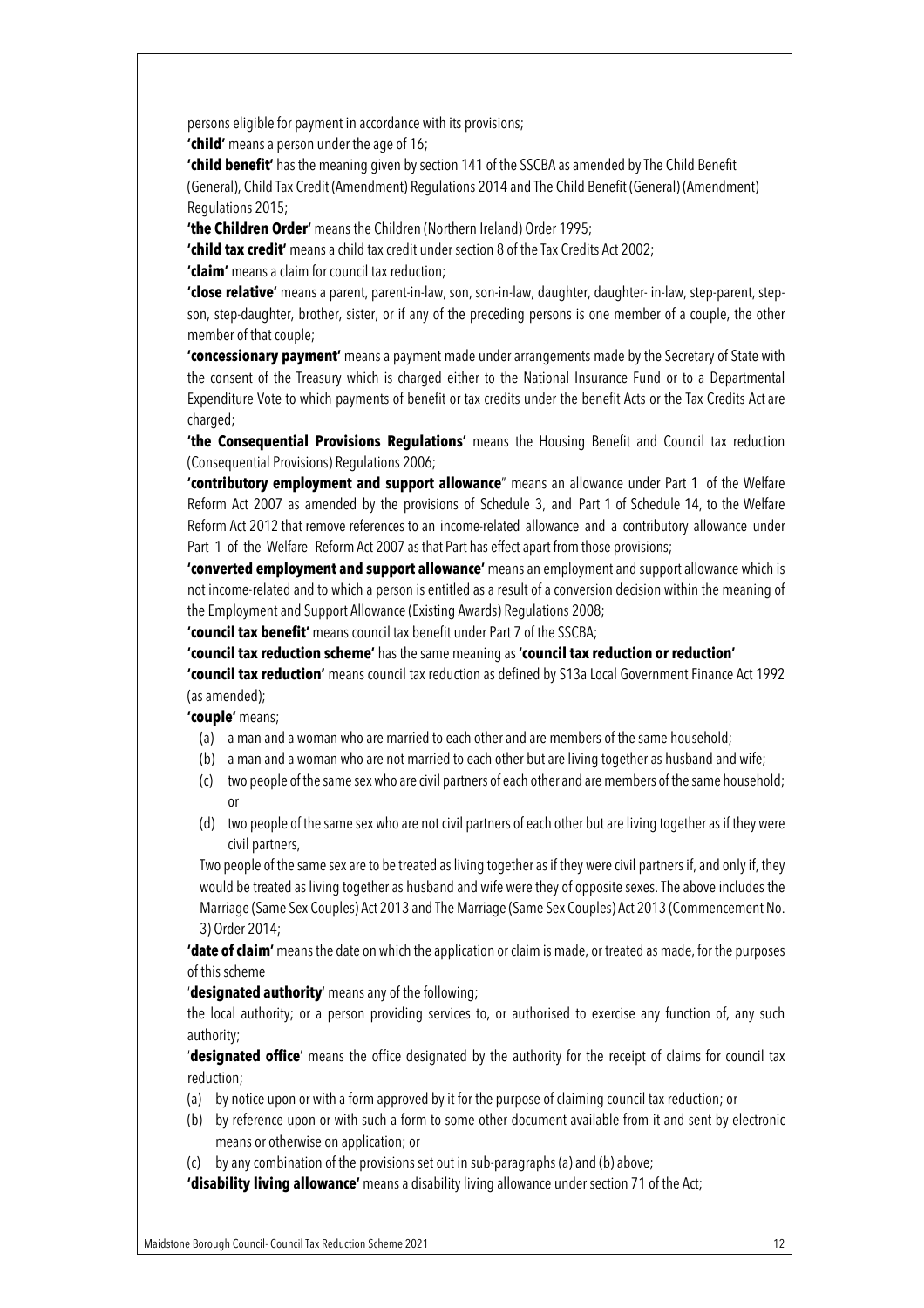persons eligible for payment in accordance with its provisions;

**'child'** means a person under the age of 16;

**'child benefit'** has the meaning given by section 141 of the SSCBA as amended by The Child Benefit (General), Child Tax Credit (Amendment) Regulations 2014 and The Child Benefit (General) (Amendment) Regulations 2015;

**'the Children Order'** means the Children (Northern Ireland) Order 1995;

**'child tax credit'** means a child tax credit under section 8 of the Tax Credits Act 2002;

**'claim'** means a claim for council tax reduction;

**'close relative'** means a parent, parent-in-law, son, son-in-law, daughter, daughter- in-law, step-parent, step-son, step-daughter, brother, sister, or if any of the preceding persons is one member of a couple, the other member of that couple;

**'concessionary payment'** means a payment made under arrangements made by the Secretary of State with the consent of the Treasury which is charged either to the National Insurance Fund or to a Departmental Expenditure Vote to which payments of benefit or tax credits under the benefit Acts or the Tax Credits Act are charged;

**'the Consequential Provisions Regulations'** means the Housing Benefit and Council tax reduction (Consequential Provisions) Regulations 2006;

**'contributory employment and support allowance**" means an allowance under Part 1 of the Welfare Reform Act 2007 as amended by the provisions of Schedule 3, and Part 1 of Schedule 14, to the Welfare Reform Act 2012 that remove references to an income-related allowance and a contributory allowance under Part 1 of the Welfare Reform Act 2007 as that Part has effect apart from those provisions;

**'converted employment and support allowance'** means an employment and support allowance which is not income-related and to which a person is entitled as a result of a conversion decision within the meaning of the Employment and Support Allowance (Existing Awards) Regulations 2008;

**'council tax benefit'** means council tax benefit under Part 7 of the SSCBA;

**'council tax reduction scheme'** has the same meaning as **'council tax reduction or reduction'**

**'council tax reduction'** means council tax reduction as defined by S13a Local Government Finance Act 1992 (as amended);

**'couple'** means;

(a) a man and a woman who are married to each other and are members of the same household;
(b) a man and a woman who are not married to each other but are living together as husband and wife;
(c) two people of the same sex who are civil partners of each other and are members of the same household; or
(d) two people of the same sex who are not civil partners of each other but are living together as if they were civil partners,

Two people of the same sex are to be treated as living together as if they were civil partners if, and only if, they would be treated as living together as husband and wife were they of opposite sexes. The above includes the Marriage (Same Sex Couples) Act 2013 and The Marriage (Same Sex Couples) Act 2013 (Commencement No. 3) Order 2014;

**'date of claim'** means the date on which the application or claim is made, or treated as made, for the purposes of this scheme

'**designated authority**' means any of the following;

the local authority; or a person providing services to, or authorised to exercise any function of, any such authority;

'**designated office**' means the office designated by the authority for the receipt of claims for council tax reduction;

(a) by notice upon or with a form approved by it for the purpose of claiming council tax reduction; or
(b) by reference upon or with such a form to some other document available from it and sent by electronic means or otherwise on application; or
(c) by any combination of the provisions set out in sub-paragraphs (a) and (b) above;

**'disability living allowance'** means a disability living allowance under section 71 of the Act;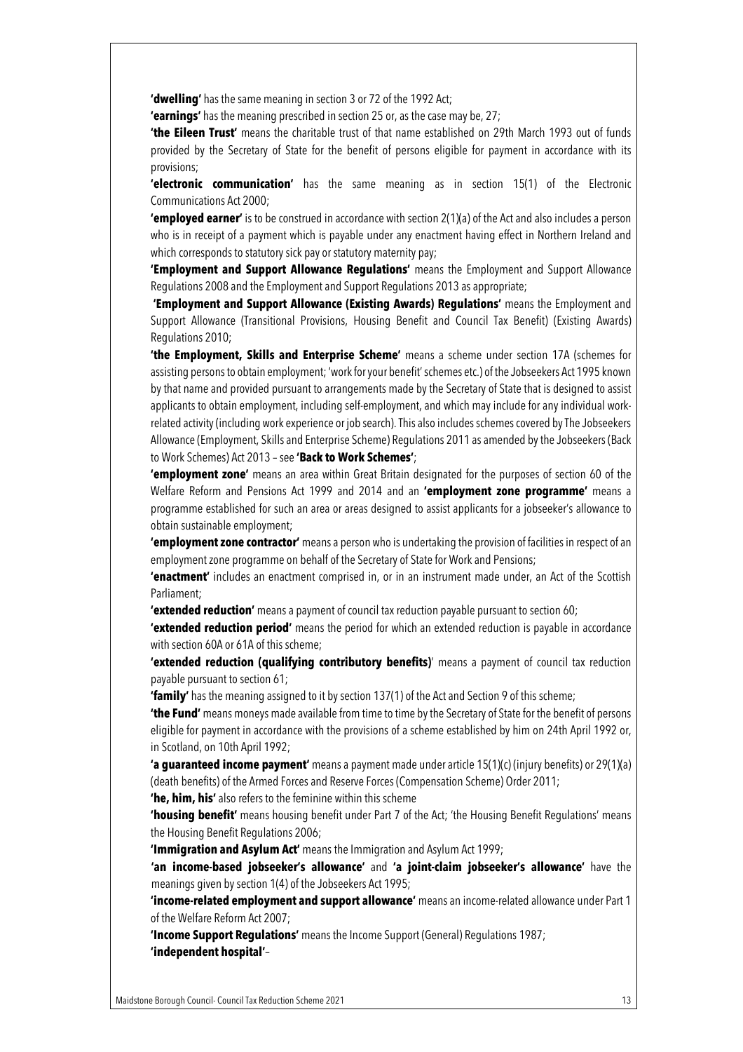**'dwelling'** has the same meaning in section 3 or 72 of the 1992 Act;

**'earnings'** has the meaning prescribed in section 25 or, as the case may be, 27;

**'the Eileen Trust'** means the charitable trust of that name established on 29th March 1993 out of funds provided by the Secretary of State for the benefit of persons eligible for payment in accordance with its provisions;

**'electronic communication'** has the same meaning as in section 15(1) of the Electronic Communications Act 2000;

**'employed earner'** is to be construed in accordance with section 2(1)(a) of the Act and also includes a person who is in receipt of a payment which is payable under any enactment having effect in Northern Ireland and which corresponds to statutory sick pay or statutory maternity pay;

**'Employment and Support Allowance Regulations'** means the Employment and Support Allowance Regulations 2008 and the Employment and Support Regulations 2013 as appropriate;

**'Employment and Support Allowance (Existing Awards) Regulations'** means the Employment and Support Allowance (Transitional Provisions, Housing Benefit and Council Tax Benefit) (Existing Awards) Regulations 2010;

**'the Employment, Skills and Enterprise Scheme'** means a scheme under section 17A (schemes for assisting persons to obtain employment; 'work for your benefit' schemes etc.) of the Jobseekers Act 1995 known by that name and provided pursuant to arrangements made by the Secretary of State that is designed to assist applicants to obtain employment, including self-employment, and which may include for any individual work-related activity (including work experience or job search). This also includes schemes covered by The Jobseekers Allowance (Employment, Skills and Enterprise Scheme) Regulations 2011 as amended by the Jobseekers (Back to Work Schemes) Act 2013 – see **'Back to Work Schemes'**;

**'employment zone'** means an area within Great Britain designated for the purposes of section 60 of the Welfare Reform and Pensions Act 1999 and 2014 and an **'employment zone programme'** means a programme established for such an area or areas designed to assist applicants for a jobseeker's allowance to obtain sustainable employment;

**'employment zone contractor'** means a person who is undertaking the provision of facilities in respect of an employment zone programme on behalf of the Secretary of State for Work and Pensions;

**'enactment'** includes an enactment comprised in, or in an instrument made under, an Act of the Scottish Parliament;

**'extended reduction'** means a payment of council tax reduction payable pursuant to section 60;

**'extended reduction period'** means the period for which an extended reduction is payable in accordance with section 60A or 61A of this scheme;

**'extended reduction (qualifying contributory benefits)**' means a payment of council tax reduction payable pursuant to section 61;

**'family'** has the meaning assigned to it by section 137(1) of the Act and Section 9 of this scheme;

**'the Fund'** means moneys made available from time to time by the Secretary of State for the benefit of persons eligible for payment in accordance with the provisions of a scheme established by him on 24th April 1992 or, in Scotland, on 10th April 1992;

**'a guaranteed income payment'** means a payment made under article 15(1)(c) (injury benefits) or 29(1)(a) (death benefits) of the Armed Forces and Reserve Forces (Compensation Scheme) Order 2011;

**'he, him, his'** also refers to the feminine within this scheme

**'housing benefit'** means housing benefit under Part 7 of the Act; 'the Housing Benefit Regulations' means the Housing Benefit Regulations 2006;

**'Immigration and Asylum Act'** means the Immigration and Asylum Act 1999;

**'an income-based jobseeker's allowance'** and **'a joint-claim jobseeker's allowance'** have the meanings given by section 1(4) of the Jobseekers Act 1995;

**'income-related employment and support allowance'** means an income-related allowance under Part 1 of the Welfare Reform Act 2007;

**'Income Support Regulations'** means the Income Support (General) Regulations 1987;

**'independent hospital'**–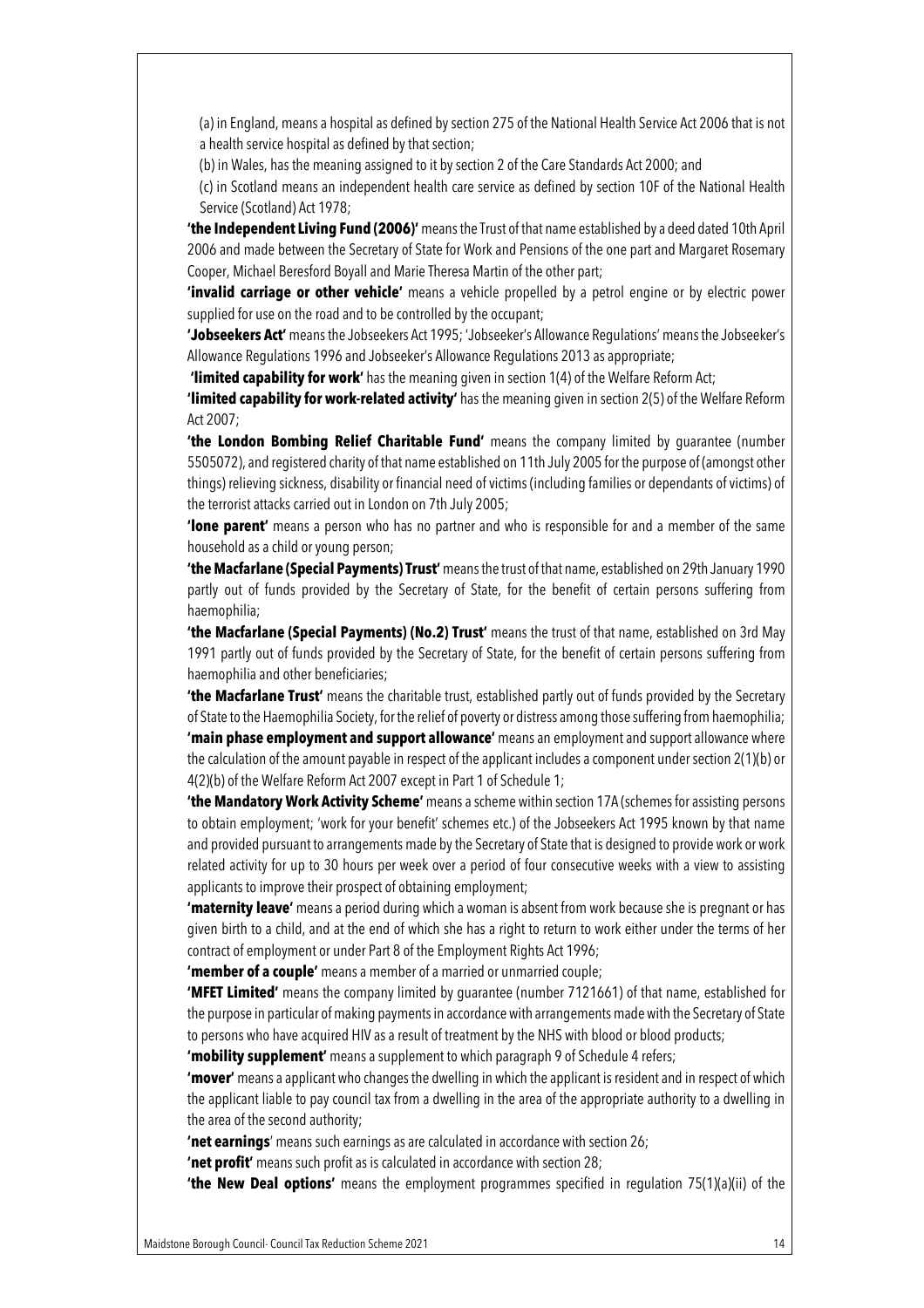(a) in England, means a hospital as defined by section 275 of the National Health Service Act 2006 that is not a health service hospital as defined by that section;

(b) in Wales, has the meaning assigned to it by section 2 of the Care Standards Act 2000; and

(c) in Scotland means an independent health care service as defined by section 10F of the National Health Service (Scotland) Act 1978;

**'the Independent Living Fund (2006)'** means the Trust of that name established by a deed dated 10th April 2006 and made between the Secretary of State for Work and Pensions of the one part and Margaret Rosemary Cooper, Michael Beresford Boyall and Marie Theresa Martin of the other part;

**'invalid carriage or other vehicle'** means a vehicle propelled by a petrol engine or by electric power supplied for use on the road and to be controlled by the occupant;

**'Jobseekers Act'** means the Jobseekers Act 1995; 'Jobseeker's Allowance Regulations' means the Jobseeker's Allowance Regulations 1996 and Jobseeker's Allowance Regulations 2013 as appropriate;

**'limited capability for work'** has the meaning given in section 1(4) of the Welfare Reform Act;

**'limited capability for work-related activity'** has the meaning given in section 2(5) of the Welfare Reform Act 2007;

**'the London Bombing Relief Charitable Fund'** means the company limited by guarantee (number 5505072), and registered charity of that name established on 11th July 2005 for the purpose of (amongst other things) relieving sickness, disability or financial need of victims (including families or dependants of victims) of the terrorist attacks carried out in London on 7th July 2005;

**'lone parent'** means a person who has no partner and who is responsible for and a member of the same household as a child or young person;

**'the Macfarlane (Special Payments) Trust'** means the trust of that name, established on 29th January 1990 partly out of funds provided by the Secretary of State, for the benefit of certain persons suffering from haemophilia;

**'the Macfarlane (Special Payments) (No.2) Trust'** means the trust of that name, established on 3rd May 1991 partly out of funds provided by the Secretary of State, for the benefit of certain persons suffering from haemophilia and other beneficiaries;

**'the Macfarlane Trust'** means the charitable trust, established partly out of funds provided by the Secretary of State to the Haemophilia Society, for the relief of poverty or distress among those suffering from haemophilia;

**'main phase employment and support allowance'** means an employment and support allowance where the calculation of the amount payable in respect of the applicant includes a component under section 2(1)(b) or 4(2)(b) of the Welfare Reform Act 2007 except in Part 1 of Schedule 1;

**'the Mandatory Work Activity Scheme'** means a scheme within section 17A (schemes for assisting persons to obtain employment; 'work for your benefit' schemes etc.) of the Jobseekers Act 1995 known by that name and provided pursuant to arrangements made by the Secretary of State that is designed to provide work or work related activity for up to 30 hours per week over a period of four consecutive weeks with a view to assisting applicants to improve their prospect of obtaining employment;

**'maternity leave'** means a period during which a woman is absent from work because she is pregnant or has given birth to a child, and at the end of which she has a right to return to work either under the terms of her contract of employment or under Part 8 of the Employment Rights Act 1996;

**'member of a couple'** means a member of a married or unmarried couple;

**'MFET Limited'** means the company limited by guarantee (number 7121661) of that name, established for the purpose in particular of making payments in accordance with arrangements made with the Secretary of State to persons who have acquired HIV as a result of treatment by the NHS with blood or blood products;

**'mobility supplement'** means a supplement to which paragraph 9 of Schedule 4 refers;

**'mover'** means a applicant who changes the dwelling in which the applicant is resident and in respect of which the applicant liable to pay council tax from a dwelling in the area of the appropriate authority to a dwelling in the area of the second authority;

**'net earnings'** means such earnings as are calculated in accordance with section 26;

**'net profit'** means such profit as is calculated in accordance with section 28;

**'the New Deal options'** means the employment programmes specified in regulation 75(1)(a)(ii) of the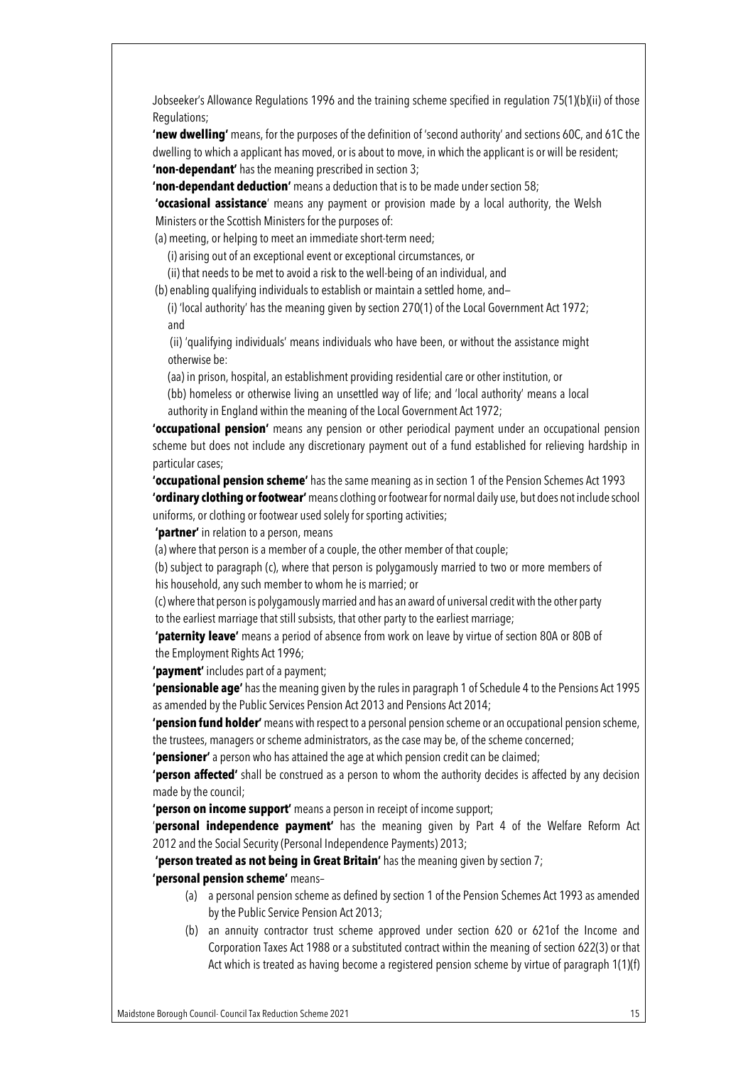Jobseeker's Allowance Regulations 1996 and the training scheme specified in regulation 75(1)(b)(ii) of those Regulations;

**'new dwelling'** means, for the purposes of the definition of 'second authority' and sections 60C, and 61C the dwelling to which a applicant has moved, or is about to move, in which the applicant is or will be resident;

**'non-dependant'** has the meaning prescribed in section 3;

**'non-dependant deduction'** means a deduction that is to be made under section 58;

**'occasional assistance**' means any payment or provision made by a local authority, the Welsh Ministers or the Scottish Ministers for the purposes of:

(a) meeting, or helping to meet an immediate short-term need;

(i) arising out of an exceptional event or exceptional circumstances, or

(ii) that needs to be met to avoid a risk to the well-being of an individual, and

(b) enabling qualifying individuals to establish or maintain a settled home, and—

(i) 'local authority' has the meaning given by section 270(1) of the Local Government Act 1972; and

(ii) 'qualifying individuals' means individuals who have been, or without the assistance might otherwise be:

(aa) in prison, hospital, an establishment providing residential care or other institution, or

(bb) homeless or otherwise living an unsettled way of life; and 'local authority' means a local authority in England within the meaning of the Local Government Act 1972;

**'occupational pension'** means any pension or other periodical payment under an occupational pension scheme but does not include any discretionary payment out of a fund established for relieving hardship in particular cases;

**'occupational pension scheme'** has the same meaning as in section 1 of the Pension Schemes Act 1993

**'ordinary clothing or footwear'** means clothing or footwear for normal daily use, but does not include school uniforms, or clothing or footwear used solely for sporting activities;

**'partner'** in relation to a person, means

(a) where that person is a member of a couple, the other member of that couple;

(b) subject to paragraph (c), where that person is polygamously married to two or more members of his household, any such member to whom he is married; or

(c) where that person is polygamously married and has an award of universal credit with the other party to the earliest marriage that still subsists, that other party to the earliest marriage;

**'paternity leave'** means a period of absence from work on leave by virtue of section 80A or 80B of the Employment Rights Act 1996;

**'payment'** includes part of a payment;

**'pensionable age'** has the meaning given by the rules in paragraph 1 of Schedule 4 to the Pensions Act 1995 as amended by the Public Services Pension Act 2013 and Pensions Act 2014;

**'pension fund holder'** means with respect to a personal pension scheme or an occupational pension scheme, the trustees, managers or scheme administrators, as the case may be, of the scheme concerned;

**'pensioner'** a person who has attained the age at which pension credit can be claimed;

**'person affected'** shall be construed as a person to whom the authority decides is affected by any decision made by the council;

**'person on income support'** means a person in receipt of income support;

'**personal independence payment'** has the meaning given by Part 4 of the Welfare Reform Act 2012 and the Social Security (Personal Independence Payments) 2013;

**'person treated as not being in Great Britain'** has the meaning given by section 7;

**'personal pension scheme'** means–

(a) a personal pension scheme as defined by section 1 of the Pension Schemes Act 1993 as amended by the Public Service Pension Act 2013;

(b) an annuity contractor trust scheme approved under section 620 or 621of the Income and Corporation Taxes Act 1988 or a substituted contract within the meaning of section 622(3) or that Act which is treated as having become a registered pension scheme by virtue of paragraph 1(1)(f)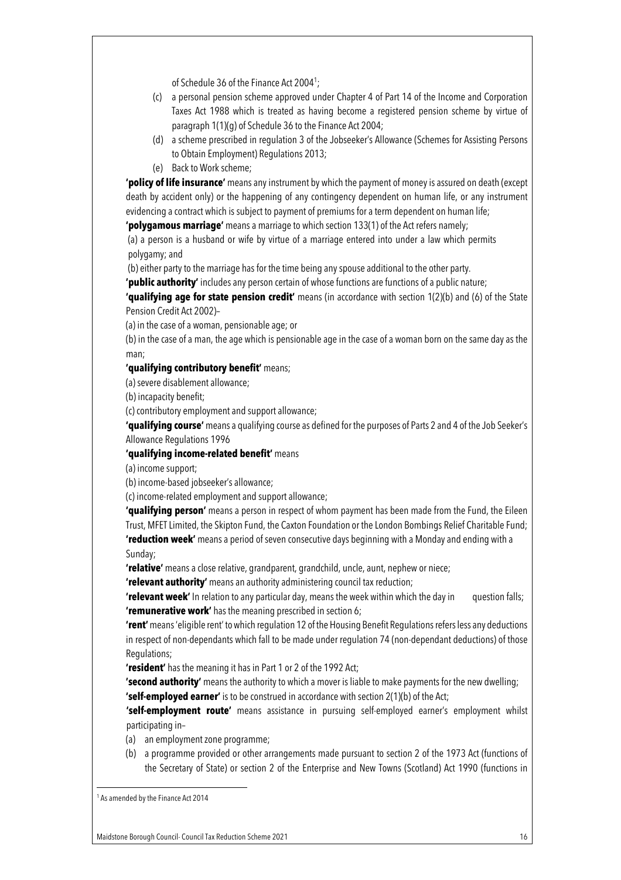of Schedule 36 of the Finance Act 2004[1];

(c) a personal pension scheme approved under Chapter 4 of Part 14 of the Income and Corporation Taxes Act 1988 which is treated as having become a registered pension scheme by virtue of paragraph 1(1)(g) of Schedule 36 to the Finance Act 2004;

(d) a scheme prescribed in regulation 3 of the Jobseeker's Allowance (Schemes for Assisting Persons to Obtain Employment) Regulations 2013;

(e) Back to Work scheme;

**'policy of life insurance'** means any instrument by which the payment of money is assured on death (except death by accident only) or the happening of any contingency dependent on human life, or any instrument evidencing a contract which is subject to payment of premiums for a term dependent on human life;

**'polygamous marriage'** means a marriage to which section 133(1) of the Act refers namely;

(a) a person is a husband or wife by virtue of a marriage entered into under a law which permits polygamy; and

(b) either party to the marriage has for the time being any spouse additional to the other party.

**'public authority'** includes any person certain of whose functions are functions of a public nature;

**'qualifying age for state pension credit'** means (in accordance with section 1(2)(b) and (6) of the State Pension Credit Act 2002)–

(a) in the case of a woman, pensionable age; or

(b) in the case of a man, the age which is pensionable age in the case of a woman born on the same day as the man;

**'qualifying contributory benefit'** means;

(a) severe disablement allowance;

(b) incapacity benefit;

(c) contributory employment and support allowance;

**'qualifying course'** means a qualifying course as defined for the purposes of Parts 2 and 4 of the Job Seeker's Allowance Regulations 1996

**'qualifying income-related benefit'** means

(a) income support;

(b) income-based jobseeker's allowance;

(c) income-related employment and support allowance;

**'qualifying person'** means a person in respect of whom payment has been made from the Fund, the Eileen Trust, MFET Limited, the Skipton Fund, the Caxton Foundation or the London Bombings Relief Charitable Fund;

**'reduction week'** means a period of seven consecutive days beginning with a Monday and ending with a Sunday;

**'relative'** means a close relative, grandparent, grandchild, uncle, aunt, nephew or niece;

**'relevant authority'** means an authority administering council tax reduction;

**'relevant week'** In relation to any particular day, means the week within which the day in question falls;

**'remunerative work'** has the meaning prescribed in section 6;

**'rent'** means 'eligible rent' to which regulation 12 of the Housing Benefit Regulations refers less any deductions in respect of non-dependants which fall to be made under regulation 74 (non-dependant deductions) of those Regulations;

**'resident'** has the meaning it has in Part 1 or 2 of the 1992 Act;

**'second authority'** means the authority to which a mover is liable to make payments for the new dwelling;

**'self-employed earner'** is to be construed in accordance with section 2(1)(b) of the Act;

**'self-employment route'** means assistance in pursuing self-employed earner's employment whilst participating in–

(a) an employment zone programme;

(b) a programme provided or other arrangements made pursuant to section 2 of the 1973 Act (functions of the Secretary of State) or section 2 of the Enterprise and New Towns (Scotland) Act 1990 (functions in

[1] As amended by the Finance Act 2014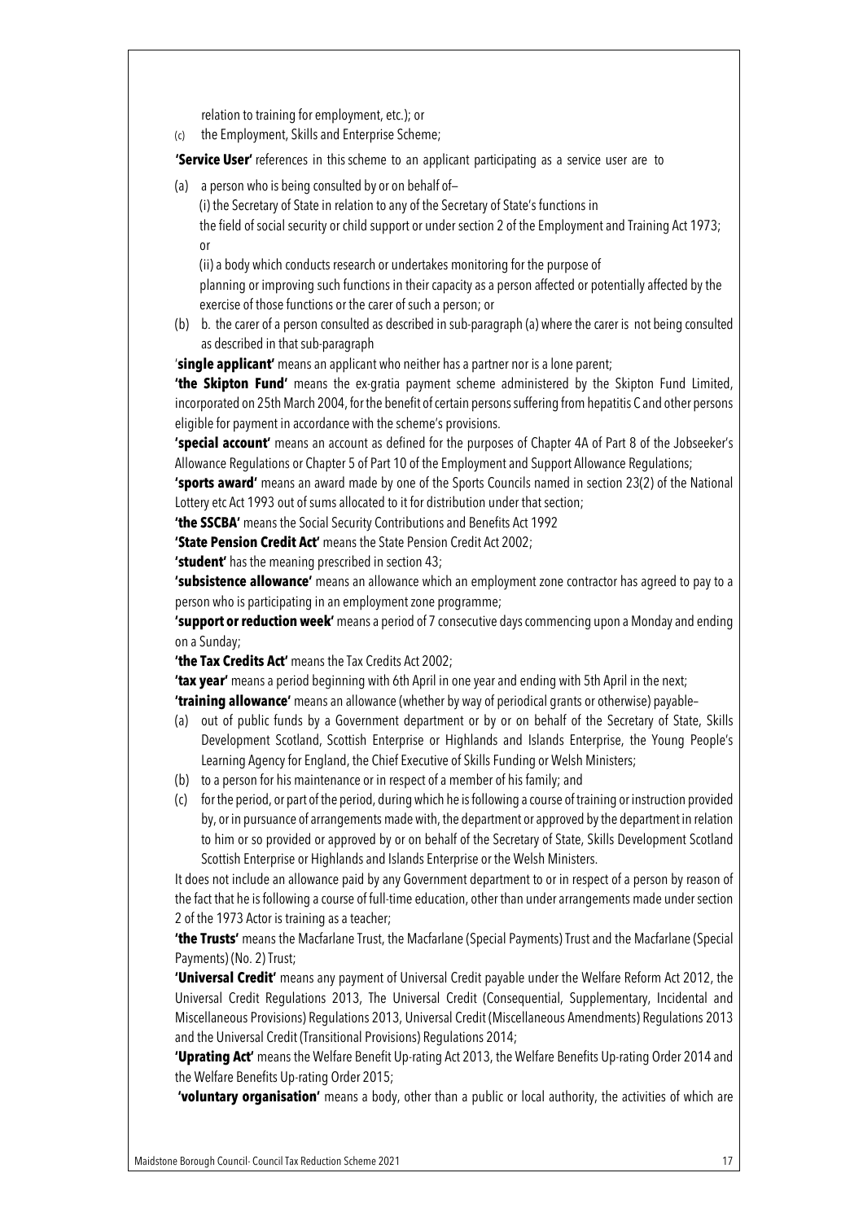relation to training for employment, etc.); or

(c) the Employment, Skills and Enterprise Scheme;

**'Service User'** references in this scheme to an applicant participating as a service user are to

(a) a person who is being consulted by or on behalf of–
   (i) the Secretary of State in relation to any of the Secretary of State's functions in the field of social security or child support or under section 2 of the Employment and Training Act 1973; or
   (ii) a body which conducts research or undertakes monitoring for the purpose of planning or improving such functions in their capacity as a person affected or potentially affected by the exercise of those functions or the carer of such a person; or

(b) b. the carer of a person consulted as described in sub-paragraph (a) where the carer is not being consulted as described in that sub-paragraph

'**single applicant'** means an applicant who neither has a partner nor is a lone parent;

**'the Skipton Fund'** means the ex-gratia payment scheme administered by the Skipton Fund Limited, incorporated on 25th March 2004, for the benefit of certain persons suffering from hepatitis C and other persons eligible for payment in accordance with the scheme's provisions.

**'special account'** means an account as defined for the purposes of Chapter 4A of Part 8 of the Jobseeker's Allowance Regulations or Chapter 5 of Part 10 of the Employment and Support Allowance Regulations;

**'sports award'** means an award made by one of the Sports Councils named in section 23(2) of the National Lottery etc Act 1993 out of sums allocated to it for distribution under that section;

**'the SSCBA'** means the Social Security Contributions and Benefits Act 1992

**'State Pension Credit Act'** means the State Pension Credit Act 2002;

**'student'** has the meaning prescribed in section 43;

**'subsistence allowance'** means an allowance which an employment zone contractor has agreed to pay to a person who is participating in an employment zone programme;

**'support or reduction week'** means a period of 7 consecutive days commencing upon a Monday and ending on a Sunday;

**'the Tax Credits Act'** means the Tax Credits Act 2002;

**'tax year'** means a period beginning with 6th April in one year and ending with 5th April in the next;

**'training allowance'** means an allowance (whether by way of periodical grants or otherwise) payable–

(a) out of public funds by a Government department or by or on behalf of the Secretary of State, Skills Development Scotland, Scottish Enterprise or Highlands and Islands Enterprise, the Young People's Learning Agency for England, the Chief Executive of Skills Funding or Welsh Ministers;

(b) to a person for his maintenance or in respect of a member of his family; and

(c) for the period, or part of the period, during which he is following a course of training or instruction provided by, or in pursuance of arrangements made with, the department or approved by the department in relation to him or so provided or approved by or on behalf of the Secretary of State, Skills Development Scotland Scottish Enterprise or Highlands and Islands Enterprise or the Welsh Ministers.

It does not include an allowance paid by any Government department to or in respect of a person by reason of the fact that he is following a course of full-time education, other than under arrangements made under section 2 of the 1973 Actor is training as a teacher;

**'the Trusts'** means the Macfarlane Trust, the Macfarlane (Special Payments) Trust and the Macfarlane (Special Payments) (No. 2) Trust;

**'Universal Credit'** means any payment of Universal Credit payable under the Welfare Reform Act 2012, the Universal Credit Regulations 2013, The Universal Credit (Consequential, Supplementary, Incidental and Miscellaneous Provisions) Regulations 2013, Universal Credit (Miscellaneous Amendments) Regulations 2013 and the Universal Credit (Transitional Provisions) Regulations 2014;

**'Uprating Act'** means the Welfare Benefit Up-rating Act 2013, the Welfare Benefits Up-rating Order 2014 and the Welfare Benefits Up-rating Order 2015;

**'voluntary organisation'** means a body, other than a public or local authority, the activities of which are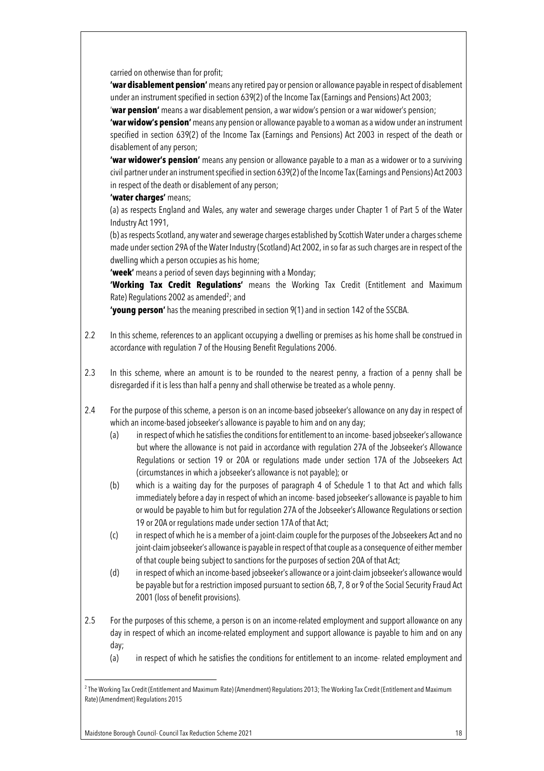carried on otherwise than for profit;

**'war disablement pension'** means any retired pay or pension or allowance payable in respect of disablement under an instrument specified in section 639(2) of the Income Tax (Earnings and Pensions) Act 2003;

'**war pension'** means a war disablement pension, a war widow's pension or a war widower's pension;

**'war widow's pension'** means any pension or allowance payable to a woman as a widow under an instrument specified in section 639(2) of the Income Tax (Earnings and Pensions) Act 2003 in respect of the death or disablement of any person;

**'war widower's pension'** means any pension or allowance payable to a man as a widower or to a surviving civil partner under an instrument specified in section 639(2) of the Income Tax (Earnings and Pensions) Act 2003 in respect of the death or disablement of any person;

**'water charges'** means;

(a) as respects England and Wales, any water and sewerage charges under Chapter 1 of Part 5 of the Water Industry Act 1991,

(b) as respects Scotland, any water and sewerage charges established by Scottish Water under a charges scheme made under section 29A of the Water Industry (Scotland) Act 2002, in so far as such charges are in respect of the dwelling which a person occupies as his home;

**'week'** means a period of seven days beginning with a Monday;

**'Working Tax Credit Regulations'** means the Working Tax Credit (Entitlement and Maximum Rate) Regulations 2002 as amended[2]; and

**'young person'** has the meaning prescribed in section 9(1) and in section 142 of the SSCBA.

2.2 In this scheme, references to an applicant occupying a dwelling or premises as his home shall be construed in accordance with regulation 7 of the Housing Benefit Regulations 2006.

2.3 In this scheme, where an amount is to be rounded to the nearest penny, a fraction of a penny shall be disregarded if it is less than half a penny and shall otherwise be treated as a whole penny.

2.4 For the purpose of this scheme, a person is on an income-based jobseeker's allowance on any day in respect of which an income-based jobseeker's allowance is payable to him and on any day;

(a) in respect of which he satisfies the conditions for entitlement to an income- based jobseeker's allowance but where the allowance is not paid in accordance with regulation 27A of the Jobseeker's Allowance Regulations or section 19 or 20A or regulations made under section 17A of the Jobseekers Act (circumstances in which a jobseeker's allowance is not payable); or

(b) which is a waiting day for the purposes of paragraph 4 of Schedule 1 to that Act and which falls immediately before a day in respect of which an income- based jobseeker's allowance is payable to him or would be payable to him but for regulation 27A of the Jobseeker's Allowance Regulations or section 19 or 20A or regulations made under section 17A of that Act;

(c) in respect of which he is a member of a joint-claim couple for the purposes of the Jobseekers Act and no joint-claim jobseeker's allowance is payable in respect of that couple as a consequence of either member of that couple being subject to sanctions for the purposes of section 20A of that Act;

(d) in respect of which an income-based jobseeker's allowance or a joint-claim jobseeker's allowance would be payable but for a restriction imposed pursuant to section 6B, 7, 8 or 9 of the Social Security Fraud Act 2001 (loss of benefit provisions).

2.5 For the purposes of this scheme, a person is on an income-related employment and support allowance on any day in respect of which an income-related employment and support allowance is payable to him and on any day;

(a) in respect of which he satisfies the conditions for entitlement to an income- related employment and

---

[2] The Working Tax Credit (Entitlement and Maximum Rate) (Amendment) Regulations 2013; The Working Tax Credit (Entitlement and Maximum Rate) (Amendment) Regulations 2015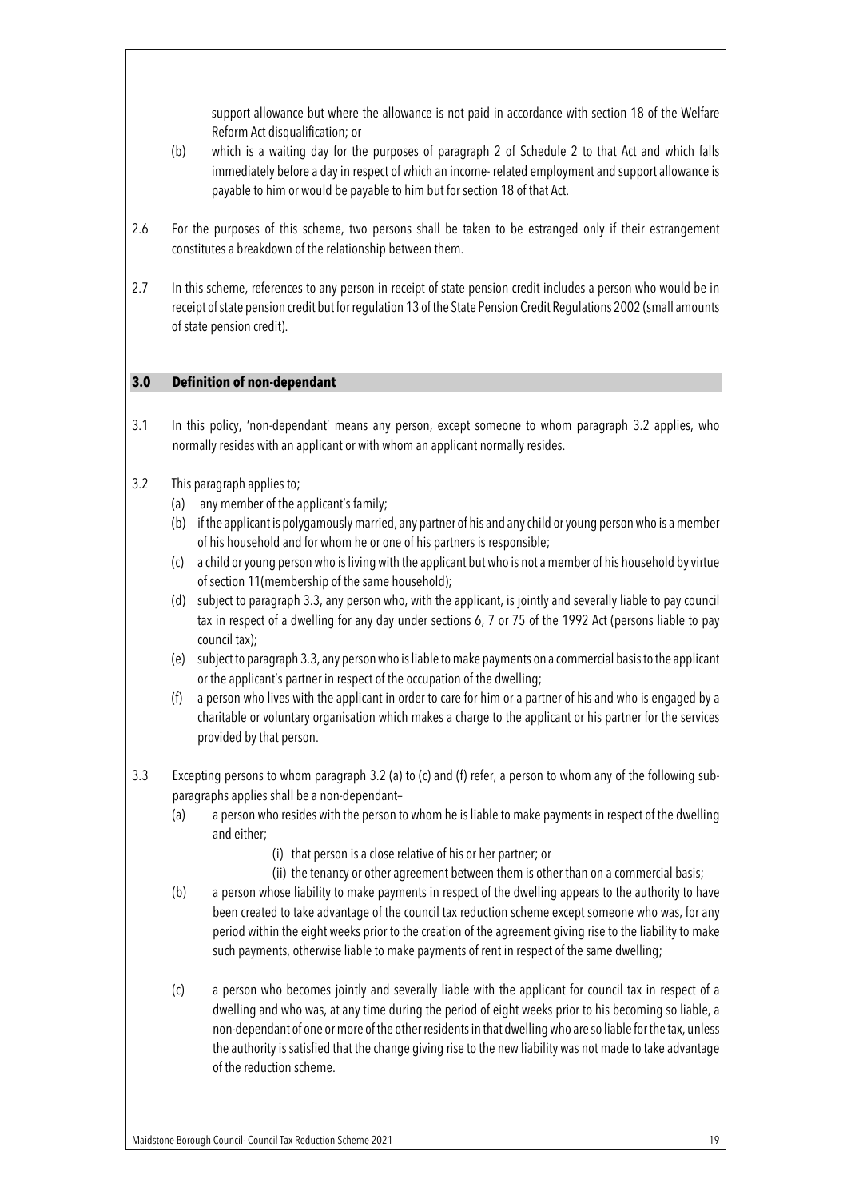support allowance but where the allowance is not paid in accordance with section 18 of the Welfare Reform Act disqualification; or

(b) which is a waiting day for the purposes of paragraph 2 of Schedule 2 to that Act and which falls immediately before a day in respect of which an income- related employment and support allowance is payable to him or would be payable to him but for section 18 of that Act.

2.6 For the purposes of this scheme, two persons shall be taken to be estranged only if their estrangement constitutes a breakdown of the relationship between them.

2.7 In this scheme, references to any person in receipt of state pension credit includes a person who would be in receipt of state pension credit but for regulation 13 of the State Pension Credit Regulations 2002 (small amounts of state pension credit).

## 3.0 Definition of non-dependant

3.1 In this policy, 'non-dependant' means any person, except someone to whom paragraph 3.2 applies, who normally resides with an applicant or with whom an applicant normally resides.

3.2 This paragraph applies to;

(a) any member of the applicant's family;

(b) if the applicant is polygamously married, any partner of his and any child or young person who is a member of his household and for whom he or one of his partners is responsible;

(c) a child or young person who is living with the applicant but who is not a member of his household by virtue of section 11(membership of the same household);

(d) subject to paragraph 3.3, any person who, with the applicant, is jointly and severally liable to pay council tax in respect of a dwelling for any day under sections 6, 7 or 75 of the 1992 Act (persons liable to pay council tax);

(e) subject to paragraph 3.3, any person who is liable to make payments on a commercial basis to the applicant or the applicant's partner in respect of the occupation of the dwelling;

(f) a person who lives with the applicant in order to care for him or a partner of his and who is engaged by a charitable or voluntary organisation which makes a charge to the applicant or his partner for the services provided by that person.

3.3 Excepting persons to whom paragraph 3.2 (a) to (c) and (f) refer, a person to whom any of the following sub-paragraphs applies shall be a non-dependant–

(a) a person who resides with the person to whom he is liable to make payments in respect of the dwelling and either;

(i) that person is a close relative of his or her partner; or

(ii) the tenancy or other agreement between them is other than on a commercial basis;

(b) a person whose liability to make payments in respect of the dwelling appears to the authority to have been created to take advantage of the council tax reduction scheme except someone who was, for any period within the eight weeks prior to the creation of the agreement giving rise to the liability to make such payments, otherwise liable to make payments of rent in respect of the same dwelling;

(c) a person who becomes jointly and severally liable with the applicant for council tax in respect of a dwelling and who was, at any time during the period of eight weeks prior to his becoming so liable, a non-dependant of one or more of the other residents in that dwelling who are so liable for the tax, unless the authority is satisfied that the change giving rise to the new liability was not made to take advantage of the reduction scheme.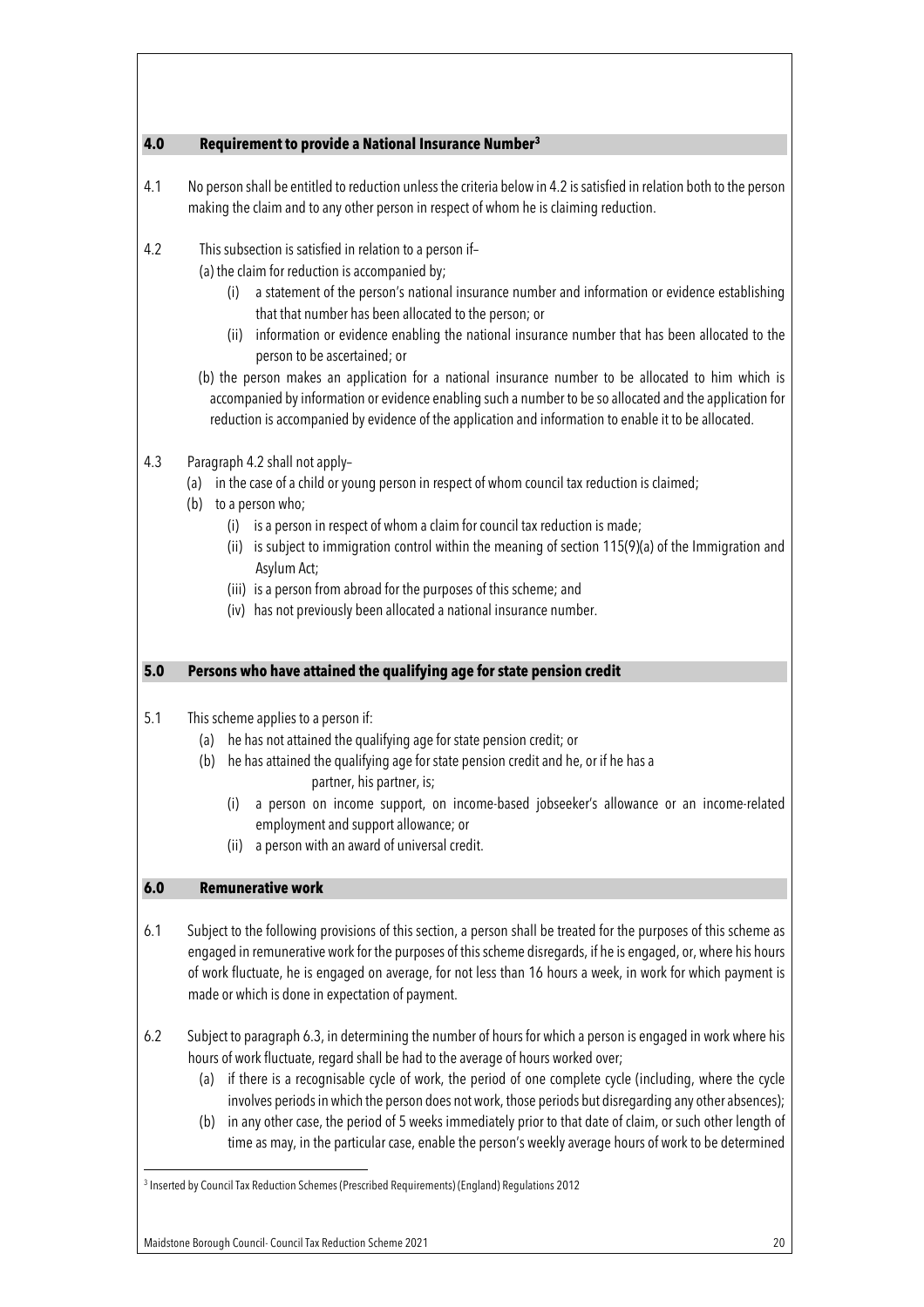## 4.0 Requirement to provide a National Insurance Number[3]

4.1 No person shall be entitled to reduction unless the criteria below in 4.2 is satisfied in relation both to the person making the claim and to any other person in respect of whom he is claiming reduction.

4.2 This subsection is satisfied in relation to a person if–

(a) the claim for reduction is accompanied by;

(i) a statement of the person's national insurance number and information or evidence establishing that that number has been allocated to the person; or

(ii) information or evidence enabling the national insurance number that has been allocated to the person to be ascertained; or

(b) the person makes an application for a national insurance number to be allocated to him which is accompanied by information or evidence enabling such a number to be so allocated and the application for reduction is accompanied by evidence of the application and information to enable it to be allocated.

4.3 Paragraph 4.2 shall not apply–

(a) in the case of a child or young person in respect of whom council tax reduction is claimed;

(b) to a person who;

(i) is a person in respect of whom a claim for council tax reduction is made;

(ii) is subject to immigration control within the meaning of section 115(9)(a) of the Immigration and Asylum Act;

(iii) is a person from abroad for the purposes of this scheme; and

(iv) has not previously been allocated a national insurance number.

## 5.0 Persons who have attained the qualifying age for state pension credit

5.1 This scheme applies to a person if:

(a) he has not attained the qualifying age for state pension credit; or

(b) he has attained the qualifying age for state pension credit and he, or if he has a partner, his partner, is;

(i) a person on income support, on income-based jobseeker's allowance or an income-related employment and support allowance; or

(ii) a person with an award of universal credit.

## 6.0 Remunerative work

6.1 Subject to the following provisions of this section, a person shall be treated for the purposes of this scheme as engaged in remunerative work for the purposes of this scheme disregards, if he is engaged, or, where his hours of work fluctuate, he is engaged on average, for not less than 16 hours a week, in work for which payment is made or which is done in expectation of payment.

6.2 Subject to paragraph 6.3, in determining the number of hours for which a person is engaged in work where his hours of work fluctuate, regard shall be had to the average of hours worked over;

(a) if there is a recognisable cycle of work, the period of one complete cycle (including, where the cycle involves periods in which the person does not work, those periods but disregarding any other absences);

(b) in any other case, the period of 5 weeks immediately prior to that date of claim, or such other length of time as may, in the particular case, enable the person's weekly average hours of work to be determined

---

[3] Inserted by Council Tax Reduction Schemes (Prescribed Requirements) (England) Regulations 2012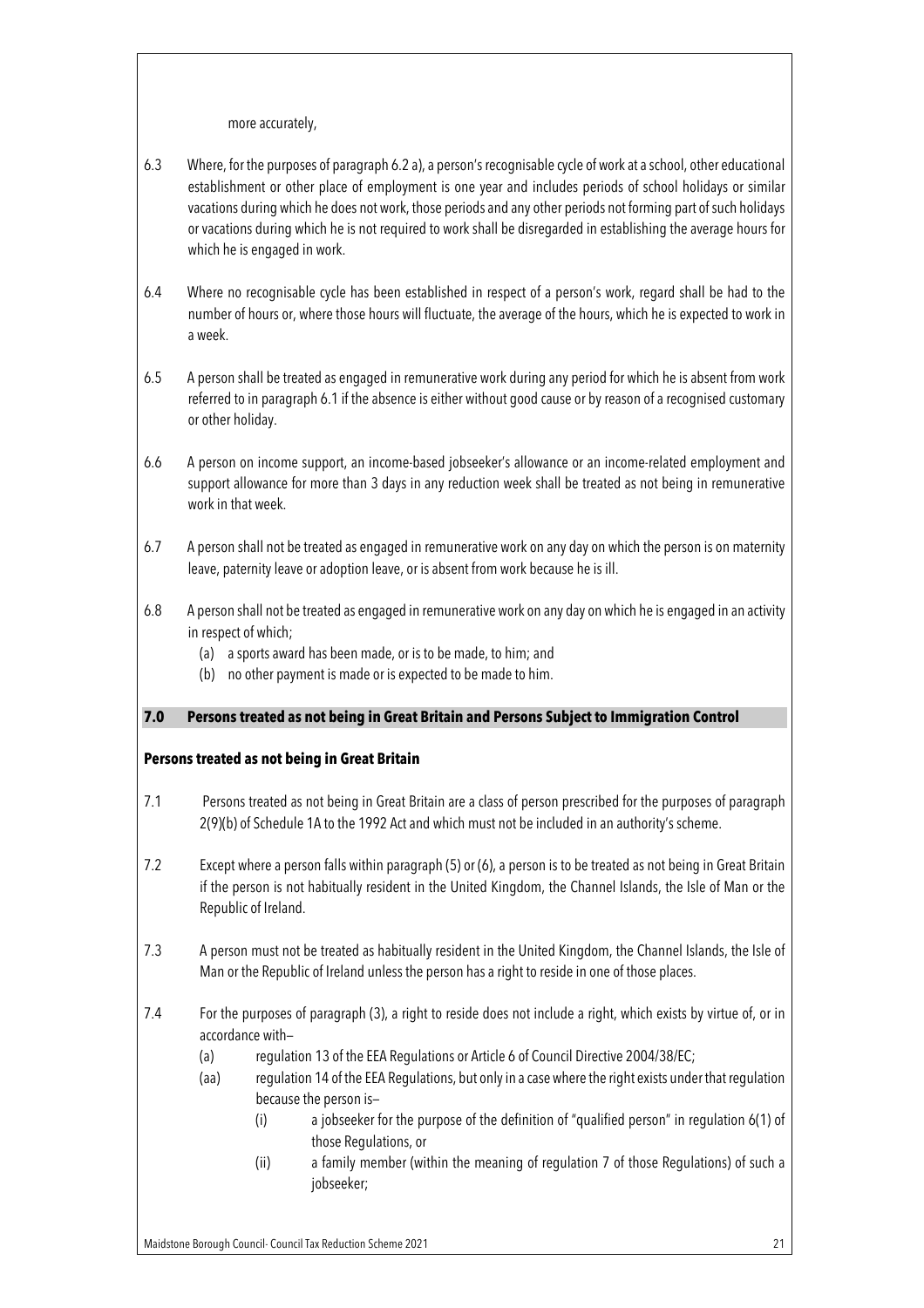more accurately,

6.3 Where, for the purposes of paragraph 6.2 a), a person's recognisable cycle of work at a school, other educational establishment or other place of employment is one year and includes periods of school holidays or similar vacations during which he does not work, those periods and any other periods not forming part of such holidays or vacations during which he is not required to work shall be disregarded in establishing the average hours for which he is engaged in work.

6.4 Where no recognisable cycle has been established in respect of a person's work, regard shall be had to the number of hours or, where those hours will fluctuate, the average of the hours, which he is expected to work in a week.

6.5 A person shall be treated as engaged in remunerative work during any period for which he is absent from work referred to in paragraph 6.1 if the absence is either without good cause or by reason of a recognised customary or other holiday.

6.6 A person on income support, an income-based jobseeker's allowance or an income-related employment and support allowance for more than 3 days in any reduction week shall be treated as not being in remunerative work in that week.

6.7 A person shall not be treated as engaged in remunerative work on any day on which the person is on maternity leave, paternity leave or adoption leave, or is absent from work because he is ill.

6.8 A person shall not be treated as engaged in remunerative work on any day on which he is engaged in an activity in respect of which;

(a) a sports award has been made, or is to be made, to him; and
(b) no other payment is made or is expected to be made to him.

## 7.0 Persons treated as not being in Great Britain and Persons Subject to Immigration Control

### Persons treated as not being in Great Britain

7.1 Persons treated as not being in Great Britain are a class of person prescribed for the purposes of paragraph 2(9)(b) of Schedule 1A to the 1992 Act and which must not be included in an authority's scheme.

7.2 Except where a person falls within paragraph (5) or (6), a person is to be treated as not being in Great Britain if the person is not habitually resident in the United Kingdom, the Channel Islands, the Isle of Man or the Republic of Ireland.

7.3 A person must not be treated as habitually resident in the United Kingdom, the Channel Islands, the Isle of Man or the Republic of Ireland unless the person has a right to reside in one of those places.

7.4 For the purposes of paragraph (3), a right to reside does not include a right, which exists by virtue of, or in accordance with–

(a) regulation 13 of the EEA Regulations or Article 6 of Council Directive 2004/38/EC;

(aa) regulation 14 of the EEA Regulations, but only in a case where the right exists under that regulation because the person is–

(i) a jobseeker for the purpose of the definition of "qualified person" in regulation 6(1) of those Regulations, or

(ii) a family member (within the meaning of regulation 7 of those Regulations) of such a jobseeker;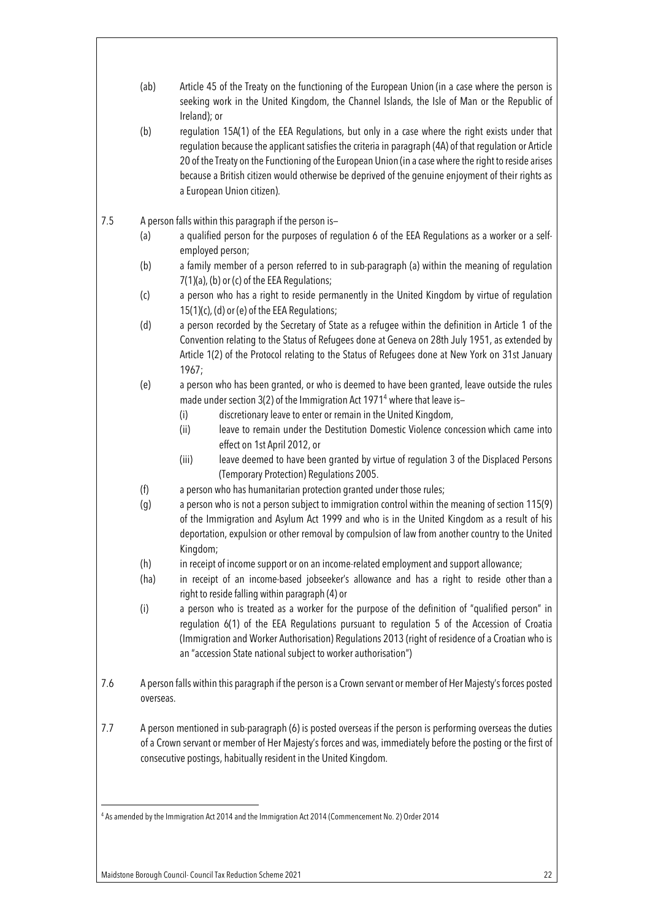(ab) Article 45 of the Treaty on the functioning of the European Union (in a case where the person is seeking work in the United Kingdom, the Channel Islands, the Isle of Man or the Republic of Ireland); or

(b) regulation 15A(1) of the EEA Regulations, but only in a case where the right exists under that regulation because the applicant satisfies the criteria in paragraph (4A) of that regulation or Article 20 of the Treaty on the Functioning of the European Union (in a case where the right to reside arises because a British citizen would otherwise be deprived of the genuine enjoyment of their rights as a European Union citizen).

7.5 A person falls within this paragraph if the person is–

(a) a qualified person for the purposes of regulation 6 of the EEA Regulations as a worker or a self-employed person;

(b) a family member of a person referred to in sub-paragraph (a) within the meaning of regulation 7(1)(a), (b) or (c) of the EEA Regulations;

(c) a person who has a right to reside permanently in the United Kingdom by virtue of regulation 15(1)(c), (d) or (e) of the EEA Regulations;

(d) a person recorded by the Secretary of State as a refugee within the definition in Article 1 of the Convention relating to the Status of Refugees done at Geneva on 28th July 1951, as extended by Article 1(2) of the Protocol relating to the Status of Refugees done at New York on 31st January 1967;

(e) a person who has been granted, or who is deemed to have been granted, leave outside the rules made under section 3(2) of the Immigration Act 1971[4] where that leave is–

  (i) discretionary leave to enter or remain in the United Kingdom,

  (ii) leave to remain under the Destitution Domestic Violence concession which came into effect on 1st April 2012, or

  (iii) leave deemed to have been granted by virtue of regulation 3 of the Displaced Persons (Temporary Protection) Regulations 2005.

(f) a person who has humanitarian protection granted under those rules;

(g) a person who is not a person subject to immigration control within the meaning of section 115(9) of the Immigration and Asylum Act 1999 and who is in the United Kingdom as a result of his deportation, expulsion or other removal by compulsion of law from another country to the United Kingdom;

(h) in receipt of income support or on an income-related employment and support allowance;

(ha) in receipt of an income-based jobseeker's allowance and has a right to reside other than a right to reside falling within paragraph (4) or

(i) a person who is treated as a worker for the purpose of the definition of "qualified person" in regulation 6(1) of the EEA Regulations pursuant to regulation 5 of the Accession of Croatia (Immigration and Worker Authorisation) Regulations 2013 (right of residence of a Croatian who is an "accession State national subject to worker authorisation")

7.6 A person falls within this paragraph if the person is a Crown servant or member of Her Majesty's forces posted overseas.

7.7 A person mentioned in sub-paragraph (6) is posted overseas if the person is performing overseas the duties of a Crown servant or member of Her Majesty's forces and was, immediately before the posting or the first of consecutive postings, habitually resident in the United Kingdom.

---

[4] As amended by the Immigration Act 2014 and the Immigration Act 2014 (Commencement No. 2) Order 2014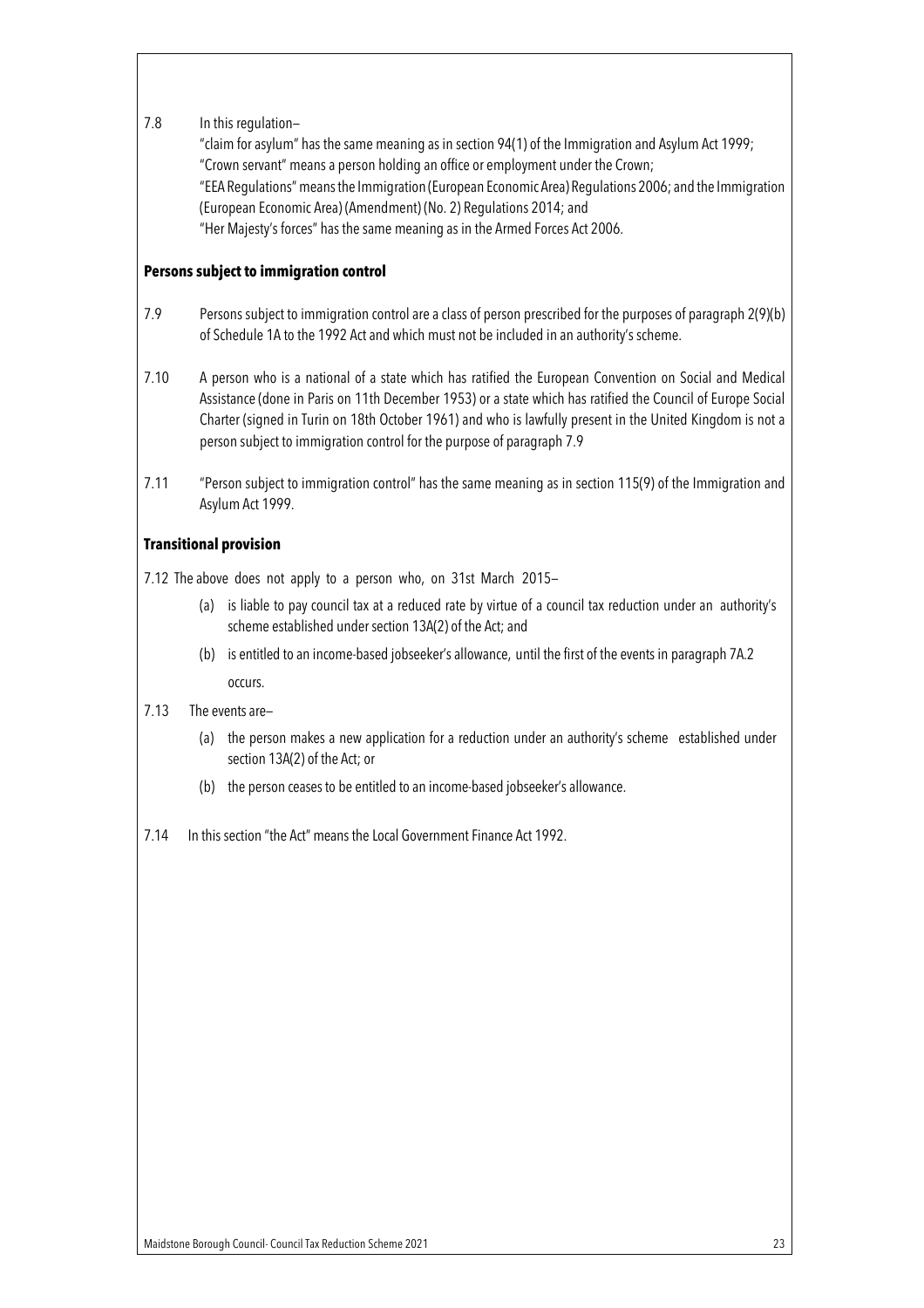7.8 In this regulation–

"claim for asylum" has the same meaning as in section 94(1) of the Immigration and Asylum Act 1999;
"Crown servant" means a person holding an office or employment under the Crown;
"EEA Regulations" means the Immigration (European Economic Area) Regulations 2006; and the Immigration (European Economic Area) (Amendment) (No. 2) Regulations 2014; and
"Her Majesty's forces" has the same meaning as in the Armed Forces Act 2006.

**Persons subject to immigration control**

7.9 Persons subject to immigration control are a class of person prescribed for the purposes of paragraph 2(9)(b) of Schedule 1A to the 1992 Act and which must not be included in an authority's scheme.

7.10 A person who is a national of a state which has ratified the European Convention on Social and Medical Assistance (done in Paris on 11th December 1953) or a state which has ratified the Council of Europe Social Charter (signed in Turin on 18th October 1961) and who is lawfully present in the United Kingdom is not a person subject to immigration control for the purpose of paragraph 7.9

7.11 "Person subject to immigration control" has the same meaning as in section 115(9) of the Immigration and Asylum Act 1999.

**Transitional provision**

7.12 The above does not apply to a person who, on 31st March 2015–

(a) is liable to pay council tax at a reduced rate by virtue of a council tax reduction under an authority's scheme established under section 13A(2) of the Act; and

(b) is entitled to an income-based jobseeker's allowance, until the first of the events in paragraph 7A.2 occurs.

7.13 The events are–

(a) the person makes a new application for a reduction under an authority's scheme established under section 13A(2) of the Act; or

(b) the person ceases to be entitled to an income-based jobseeker's allowance.

7.14 In this section "the Act" means the Local Government Finance Act 1992.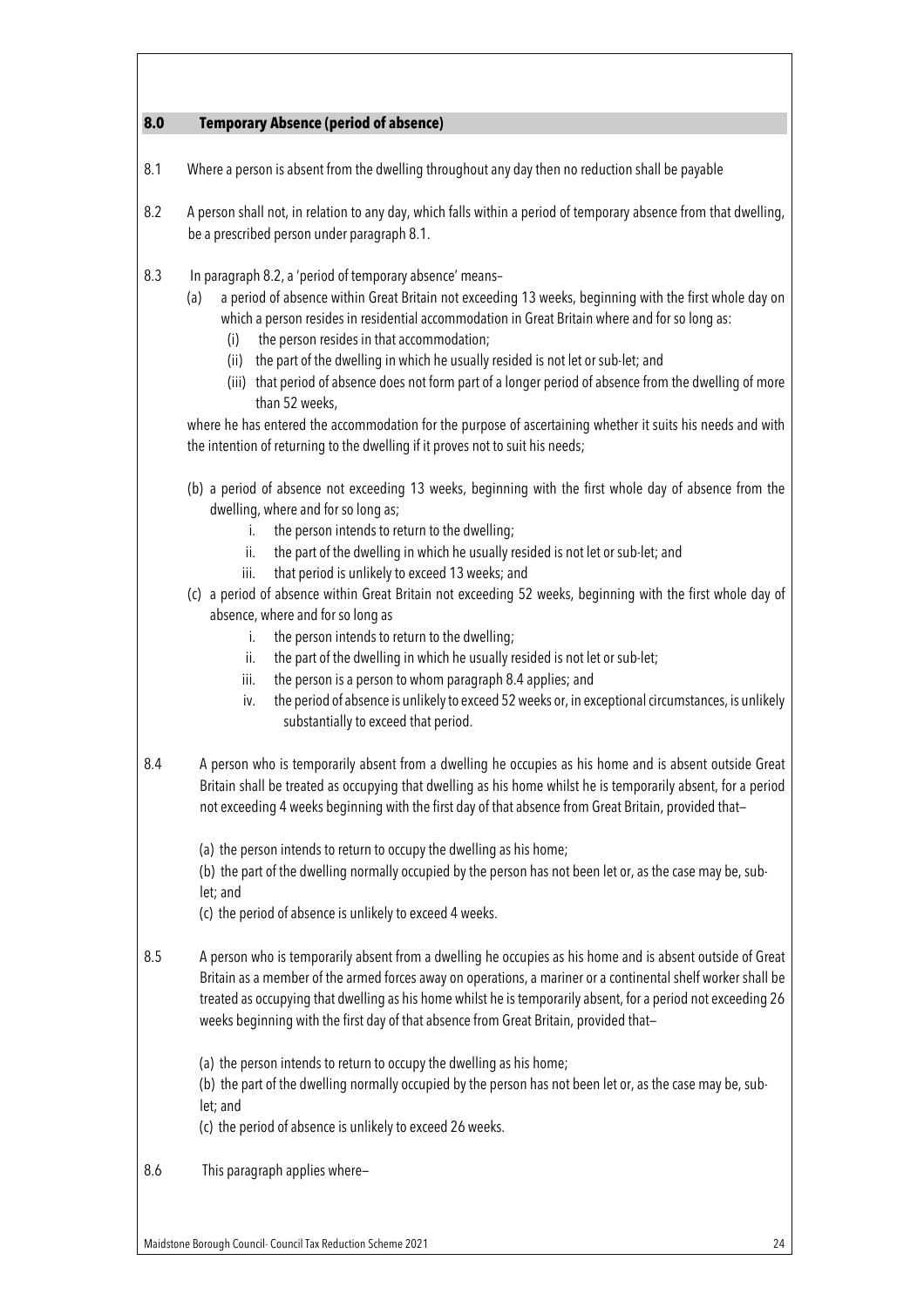## 8.0 Temporary Absence (period of absence)

8.1 Where a person is absent from the dwelling throughout any day then no reduction shall be payable

8.2 A person shall not, in relation to any day, which falls within a period of temporary absence from that dwelling, be a prescribed person under paragraph 8.1.

8.3 In paragraph 8.2, a 'period of temporary absence' means–

(a) a period of absence within Great Britain not exceeding 13 weeks, beginning with the first whole day on which a person resides in residential accommodation in Great Britain where and for so long as:
   - (i) the person resides in that accommodation;
   - (ii) the part of the dwelling in which he usually resided is not let or sub-let; and
   - (iii) that period of absence does not form part of a longer period of absence from the dwelling of more than 52 weeks,

where he has entered the accommodation for the purpose of ascertaining whether it suits his needs and with the intention of returning to the dwelling if it proves not to suit his needs;

(b) a period of absence not exceeding 13 weeks, beginning with the first whole day of absence from the dwelling, where and for so long as;
   - i. the person intends to return to the dwelling;
   - ii. the part of the dwelling in which he usually resided is not let or sub-let; and
   - iii. that period is unlikely to exceed 13 weeks; and

(c) a period of absence within Great Britain not exceeding 52 weeks, beginning with the first whole day of absence, where and for so long as
   - i. the person intends to return to the dwelling;
   - ii. the part of the dwelling in which he usually resided is not let or sub-let;
   - iii. the person is a person to whom paragraph 8.4 applies; and
   - iv. the period of absence is unlikely to exceed 52 weeks or, in exceptional circumstances, is unlikely substantially to exceed that period.

8.4 A person who is temporarily absent from a dwelling he occupies as his home and is absent outside Great Britain shall be treated as occupying that dwelling as his home whilst he is temporarily absent, for a period not exceeding 4 weeks beginning with the first day of that absence from Great Britain, provided that–

(a) the person intends to return to occupy the dwelling as his home;

(b) the part of the dwelling normally occupied by the person has not been let or, as the case may be, sub-let; and

(c) the period of absence is unlikely to exceed 4 weeks.

8.5 A person who is temporarily absent from a dwelling he occupies as his home and is absent outside of Great Britain as a member of the armed forces away on operations, a mariner or a continental shelf worker shall be treated as occupying that dwelling as his home whilst he is temporarily absent, for a period not exceeding 26 weeks beginning with the first day of that absence from Great Britain, provided that–

(a) the person intends to return to occupy the dwelling as his home;

(b) the part of the dwelling normally occupied by the person has not been let or, as the case may be, sub-let; and

(c) the period of absence is unlikely to exceed 26 weeks.

8.6 This paragraph applies where–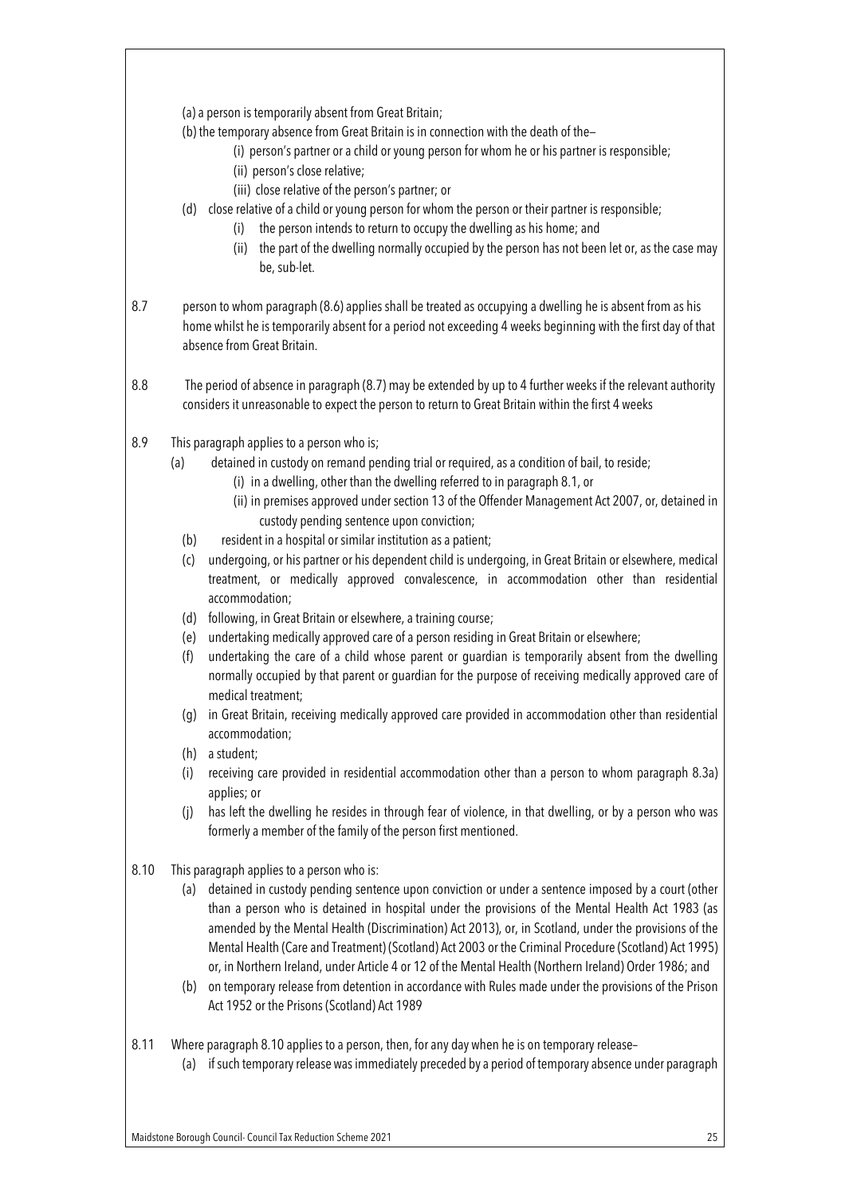(a) a person is temporarily absent from Great Britain;

(b) the temporary absence from Great Britain is in connection with the death of the–

(i) person's partner or a child or young person for whom he or his partner is responsible;

(ii) person's close relative;

(iii) close relative of the person's partner; or

(d) close relative of a child or young person for whom the person or their partner is responsible;

(i) the person intends to return to occupy the dwelling as his home; and

(ii) the part of the dwelling normally occupied by the person has not been let or, as the case may be, sub-let.

8.7 person to whom paragraph (8.6) applies shall be treated as occupying a dwelling he is absent from as his home whilst he is temporarily absent for a period not exceeding 4 weeks beginning with the first day of that absence from Great Britain.

8.8 The period of absence in paragraph (8.7) may be extended by up to 4 further weeks if the relevant authority considers it unreasonable to expect the person to return to Great Britain within the first 4 weeks

8.9 This paragraph applies to a person who is;

(a) detained in custody on remand pending trial or required, as a condition of bail, to reside;

(i) in a dwelling, other than the dwelling referred to in paragraph 8.1, or

(ii) in premises approved under section 13 of the Offender Management Act 2007, or, detained in custody pending sentence upon conviction;

(b) resident in a hospital or similar institution as a patient;

(c) undergoing, or his partner or his dependent child is undergoing, in Great Britain or elsewhere, medical treatment, or medically approved convalescence, in accommodation other than residential accommodation;

(d) following, in Great Britain or elsewhere, a training course;

(e) undertaking medically approved care of a person residing in Great Britain or elsewhere;

(f) undertaking the care of a child whose parent or guardian is temporarily absent from the dwelling normally occupied by that parent or guardian for the purpose of receiving medically approved care of medical treatment;

(g) in Great Britain, receiving medically approved care provided in accommodation other than residential accommodation;

(h) a student;

(i) receiving care provided in residential accommodation other than a person to whom paragraph 8.3a) applies; or

(j) has left the dwelling he resides in through fear of violence, in that dwelling, or by a person who was formerly a member of the family of the person first mentioned.

8.10 This paragraph applies to a person who is:

(a) detained in custody pending sentence upon conviction or under a sentence imposed by a court (other than a person who is detained in hospital under the provisions of the Mental Health Act 1983 (as amended by the Mental Health (Discrimination) Act 2013), or, in Scotland, under the provisions of the Mental Health (Care and Treatment) (Scotland) Act 2003 or the Criminal Procedure (Scotland) Act 1995) or, in Northern Ireland, under Article 4 or 12 of the Mental Health (Northern Ireland) Order 1986; and

(b) on temporary release from detention in accordance with Rules made under the provisions of the Prison Act 1952 or the Prisons (Scotland) Act 1989

8.11 Where paragraph 8.10 applies to a person, then, for any day when he is on temporary release–

(a) if such temporary release was immediately preceded by a period of temporary absence under paragraph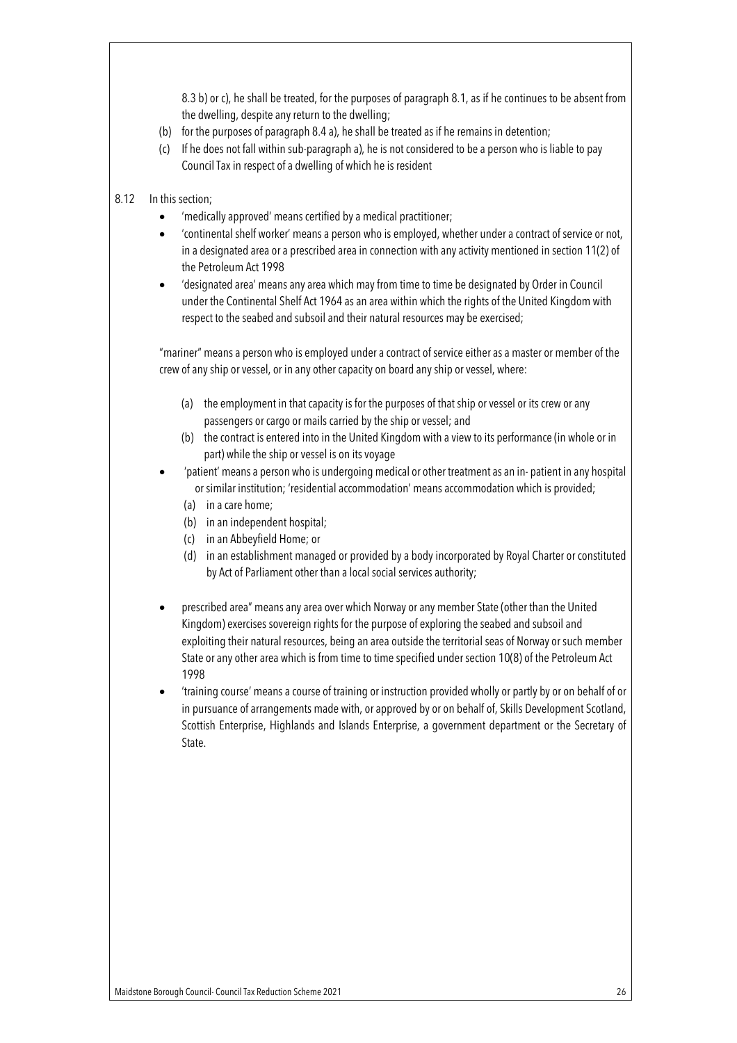8.3 b) or c), he shall be treated, for the purposes of paragraph 8.1, as if he continues to be absent from the dwelling, despite any return to the dwelling;

(b) for the purposes of paragraph 8.4 a), he shall be treated as if he remains in detention;

(c) If he does not fall within sub-paragraph a), he is not considered to be a person who is liable to pay Council Tax in respect of a dwelling of which he is resident

8.12 In this section;

- 'medically approved' means certified by a medical practitioner;
- 'continental shelf worker' means a person who is employed, whether under a contract of service or not, in a designated area or a prescribed area in connection with any activity mentioned in section 11(2) of the Petroleum Act 1998
- 'designated area' means any area which may from time to time be designated by Order in Council under the Continental Shelf Act 1964 as an area within which the rights of the United Kingdom with respect to the seabed and subsoil and their natural resources may be exercised;

"mariner" means a person who is employed under a contract of service either as a master or member of the crew of any ship or vessel, or in any other capacity on board any ship or vessel, where:

(a) the employment in that capacity is for the purposes of that ship or vessel or its crew or any passengers or cargo or mails carried by the ship or vessel; and

(b) the contract is entered into in the United Kingdom with a view to its performance (in whole or in part) while the ship or vessel is on its voyage

- 'patient' means a person who is undergoing medical or other treatment as an in- patient in any hospital or similar institution; 'residential accommodation' means accommodation which is provided;
  (a) in a care home;
  (b) in an independent hospital;
  (c) in an Abbeyfield Home; or
  (d) in an establishment managed or provided by a body incorporated by Royal Charter or constituted by Act of Parliament other than a local social services authority;

- prescribed area" means any area over which Norway or any member State (other than the United Kingdom) exercises sovereign rights for the purpose of exploring the seabed and subsoil and exploiting their natural resources, being an area outside the territorial seas of Norway or such member State or any other area which is from time to time specified under section 10(8) of the Petroleum Act 1998
- 'training course' means a course of training or instruction provided wholly or partly by or on behalf of or in pursuance of arrangements made with, or approved by or on behalf of, Skills Development Scotland, Scottish Enterprise, Highlands and Islands Enterprise, a government department or the Secretary of State.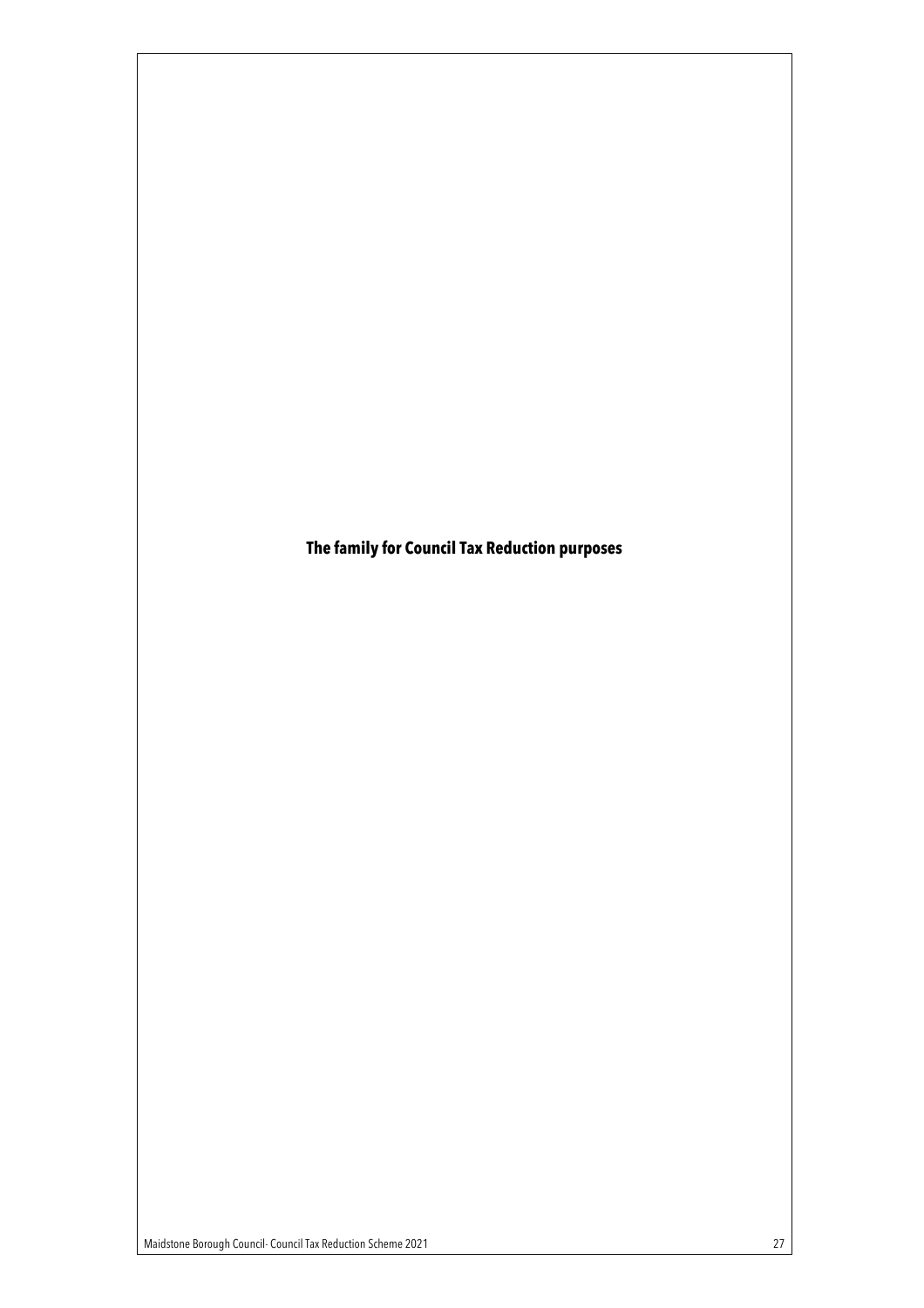# The family for Council Tax Reduction purposes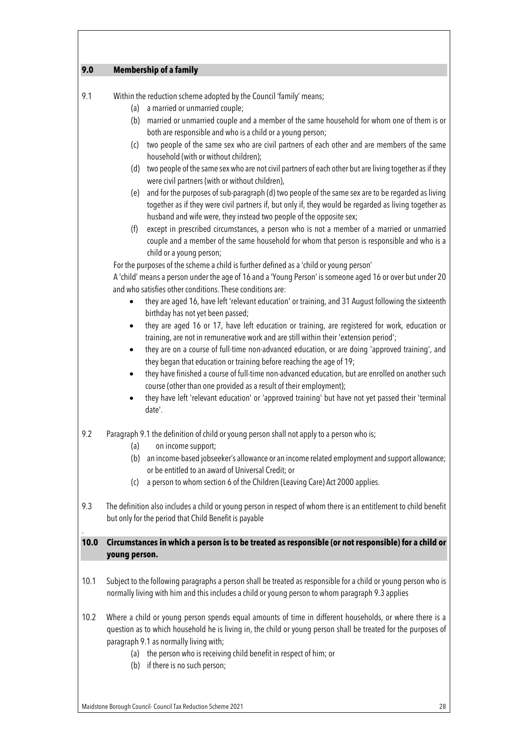## 9.0 Membership of a family

9.1 Within the reduction scheme adopted by the Council 'family' means;

(a) a married or unmarried couple;

(b) married or unmarried couple and a member of the same household for whom one of them is or both are responsible and who is a child or a young person;

(c) two people of the same sex who are civil partners of each other and are members of the same household (with or without children);

(d) two people of the same sex who are not civil partners of each other but are living together as if they were civil partners (with or without children),

(e) and for the purposes of sub-paragraph (d) two people of the same sex are to be regarded as living together as if they were civil partners if, but only if, they would be regarded as living together as husband and wife were, they instead two people of the opposite sex;

(f) except in prescribed circumstances, a person who is not a member of a married or unmarried couple and a member of the same household for whom that person is responsible and who is a child or a young person;

For the purposes of the scheme a child is further defined as a 'child or young person'

A 'child' means a person under the age of 16 and a 'Young Person' is someone aged 16 or over but under 20 and who satisfies other conditions. These conditions are:

- they are aged 16, have left 'relevant education' or training, and 31 August following the sixteenth birthday has not yet been passed;
- they are aged 16 or 17, have left education or training, are registered for work, education or training, are not in remunerative work and are still within their 'extension period';
- they are on a course of full-time non-advanced education, or are doing 'approved training', and they began that education or training before reaching the age of 19;
- they have finished a course of full-time non-advanced education, but are enrolled on another such course (other than one provided as a result of their employment);
- they have left 'relevant education' or 'approved training' but have not yet passed their 'terminal date'.

9.2 Paragraph 9.1 the definition of child or young person shall not apply to a person who is;

(a) on income support;

(b) an income-based jobseeker's allowance or an income related employment and support allowance; or be entitled to an award of Universal Credit; or

(c) a person to whom section 6 of the Children (Leaving Care) Act 2000 applies.

9.3 The definition also includes a child or young person in respect of whom there is an entitlement to child benefit but only for the period that Child Benefit is payable

## 10.0 Circumstances in which a person is to be treated as responsible (or not responsible) for a child or young person.

10.1 Subject to the following paragraphs a person shall be treated as responsible for a child or young person who is normally living with him and this includes a child or young person to whom paragraph 9.3 applies

10.2 Where a child or young person spends equal amounts of time in different households, or where there is a question as to which household he is living in, the child or young person shall be treated for the purposes of paragraph 9.1 as normally living with;

(a) the person who is receiving child benefit in respect of him; or

(b) if there is no such person;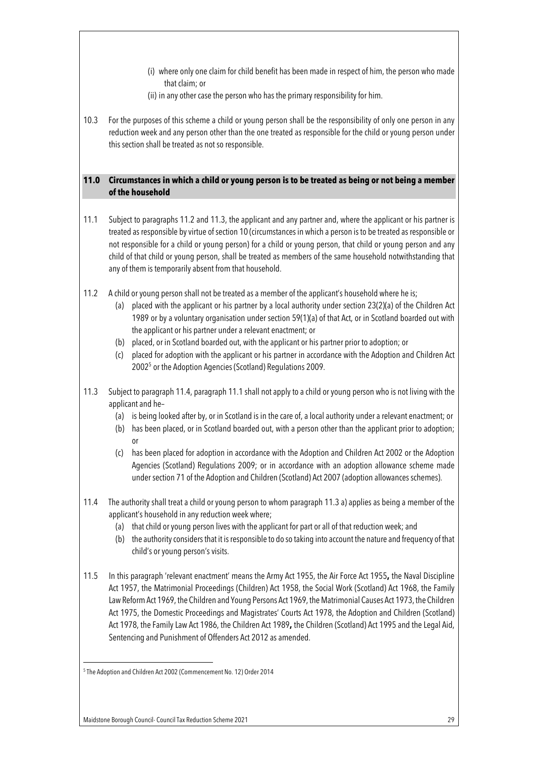(i) where only one claim for child benefit has been made in respect of him, the person who made that claim; or

(ii) in any other case the person who has the primary responsibility for him.

10.3 For the purposes of this scheme a child or young person shall be the responsibility of only one person in any reduction week and any person other than the one treated as responsible for the child or young person under this section shall be treated as not so responsible.

## 11.0 Circumstances in which a child or young person is to be treated as being or not being a member of the household

11.1 Subject to paragraphs 11.2 and 11.3, the applicant and any partner and, where the applicant or his partner is treated as responsible by virtue of section 10 (circumstances in which a person is to be treated as responsible or not responsible for a child or young person) for a child or young person, that child or young person and any child of that child or young person, shall be treated as members of the same household notwithstanding that any of them is temporarily absent from that household.

11.2 A child or young person shall not be treated as a member of the applicant's household where he is;

- (a) placed with the applicant or his partner by a local authority under section 23(2)(a) of the Children Act 1989 or by a voluntary organisation under section 59(1)(a) of that Act, or in Scotland boarded out with the applicant or his partner under a relevant enactment; or
- (b) placed, or in Scotland boarded out, with the applicant or his partner prior to adoption; or
- (c) placed for adoption with the applicant or his partner in accordance with the Adoption and Children Act 2002[5] or the Adoption Agencies (Scotland) Regulations 2009.

11.3 Subject to paragraph 11.4, paragraph 11.1 shall not apply to a child or young person who is not living with the applicant and he–

- (a) is being looked after by, or in Scotland is in the care of, a local authority under a relevant enactment; or
- (b) has been placed, or in Scotland boarded out, with a person other than the applicant prior to adoption; or
- (c) has been placed for adoption in accordance with the Adoption and Children Act 2002 or the Adoption Agencies (Scotland) Regulations 2009; or in accordance with an adoption allowance scheme made under section 71 of the Adoption and Children (Scotland) Act 2007 (adoption allowances schemes).

11.4 The authority shall treat a child or young person to whom paragraph 11.3 a) applies as being a member of the applicant's household in any reduction week where;

- (a) that child or young person lives with the applicant for part or all of that reduction week; and
- (b) the authority considers that it is responsible to do so taking into account the nature and frequency of that child's or young person's visits.

11.5 In this paragraph 'relevant enactment' means the Army Act 1955, the Air Force Act 1955**,** the Naval Discipline Act 1957, the Matrimonial Proceedings (Children) Act 1958, the Social Work (Scotland) Act 1968, the Family Law Reform Act 1969, the Children and Young Persons Act 1969, the Matrimonial Causes Act 1973, the Children Act 1975, the Domestic Proceedings and Magistrates' Courts Act 1978, the Adoption and Children (Scotland) Act 1978, the Family Law Act 1986, the Children Act 1989**,** the Children (Scotland) Act 1995 and the Legal Aid, Sentencing and Punishment of Offenders Act 2012 as amended.

---

[5] The Adoption and Children Act 2002 (Commencement No. 12) Order 2014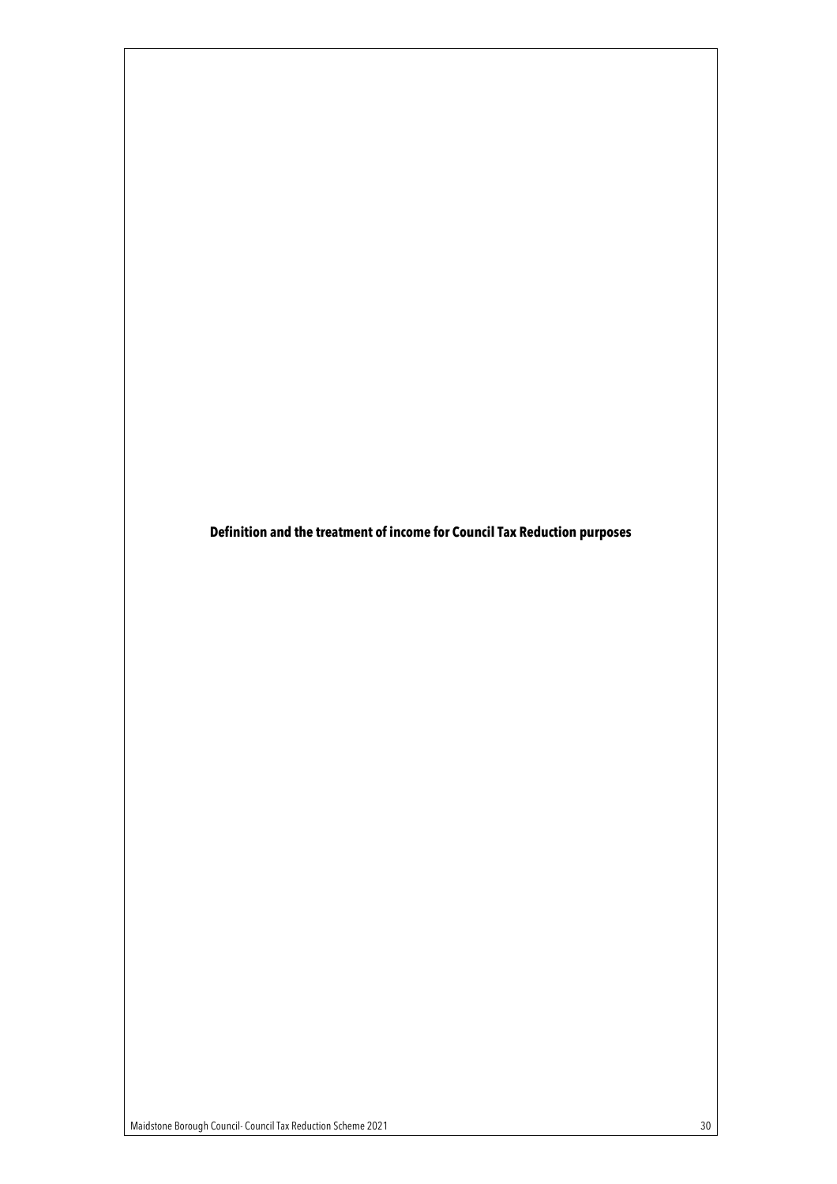**Definition and the treatment of income for Council Tax Reduction purposes**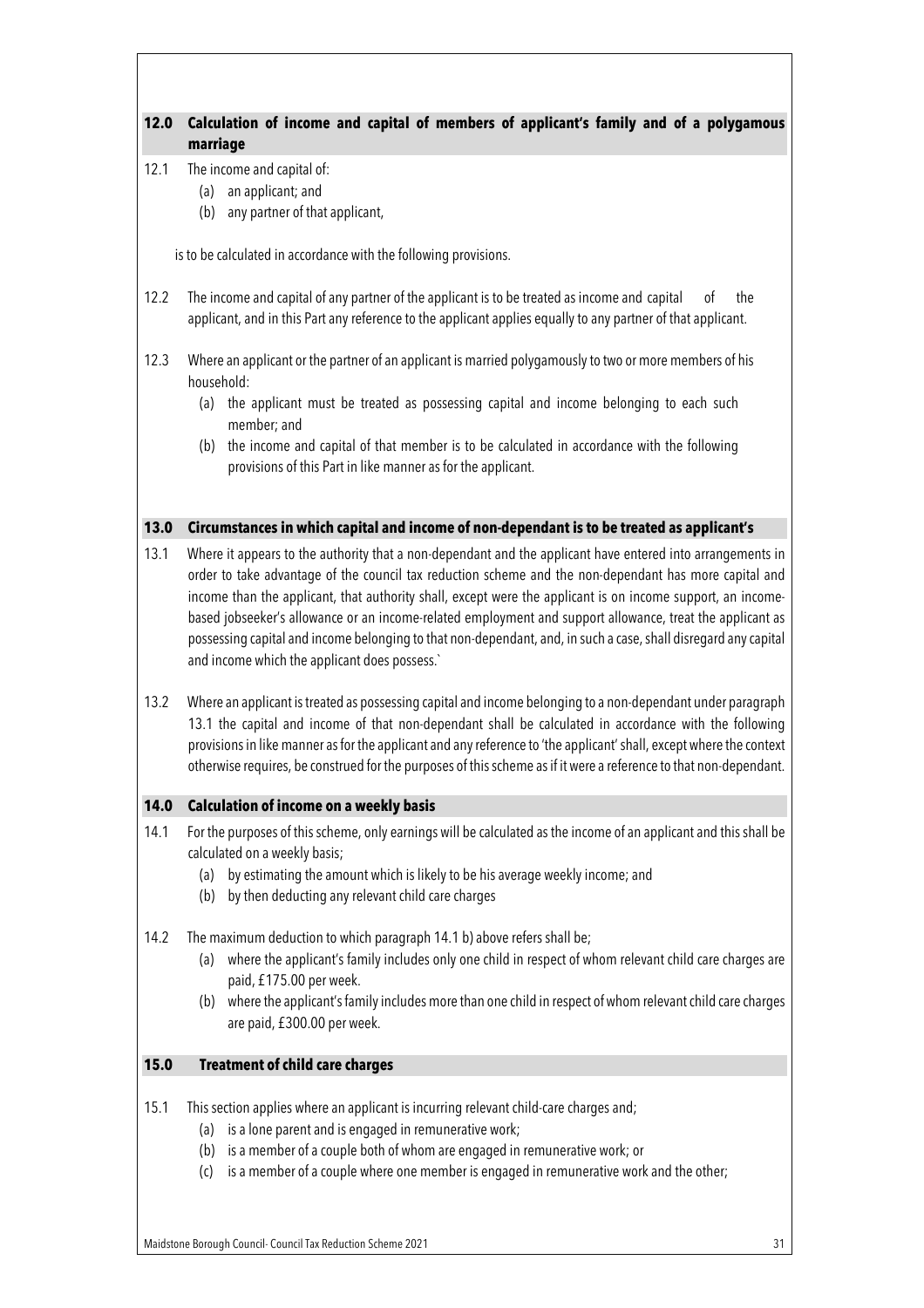## 12.0 Calculation of income and capital of members of applicant's family and of a polygamous marriage

12.1 The income and capital of:

(a) an applicant; and
(b) any partner of that applicant,

is to be calculated in accordance with the following provisions.

12.2 The income and capital of any partner of the applicant is to be treated as income and capital of the applicant, and in this Part any reference to the applicant applies equally to any partner of that applicant.

12.3 Where an applicant or the partner of an applicant is married polygamously to two or more members of his household:

(a) the applicant must be treated as possessing capital and income belonging to each such member; and
(b) the income and capital of that member is to be calculated in accordance with the following provisions of this Part in like manner as for the applicant.

## 13.0 Circumstances in which capital and income of non-dependant is to be treated as applicant's

13.1 Where it appears to the authority that a non-dependant and the applicant have entered into arrangements in order to take advantage of the council tax reduction scheme and the non-dependant has more capital and income than the applicant, that authority shall, except were the applicant is on income support, an income-based jobseeker's allowance or an income-related employment and support allowance, treat the applicant as possessing capital and income belonging to that non-dependant, and, in such a case, shall disregard any capital and income which the applicant does possess.`

13.2 Where an applicant is treated as possessing capital and income belonging to a non-dependant under paragraph 13.1 the capital and income of that non-dependant shall be calculated in accordance with the following provisions in like manner as for the applicant and any reference to 'the applicant' shall, except where the context otherwise requires, be construed for the purposes of this scheme as if it were a reference to that non-dependant.

## 14.0 Calculation of income on a weekly basis

14.1 For the purposes of this scheme, only earnings will be calculated as the income of an applicant and this shall be calculated on a weekly basis;

(a) by estimating the amount which is likely to be his average weekly income; and
(b) by then deducting any relevant child care charges

14.2 The maximum deduction to which paragraph 14.1 b) above refers shall be;

(a) where the applicant's family includes only one child in respect of whom relevant child care charges are paid, £175.00 per week.
(b) where the applicant's family includes more than one child in respect of whom relevant child care charges are paid, £300.00 per week.

## 15.0 Treatment of child care charges

15.1 This section applies where an applicant is incurring relevant child-care charges and;

(a) is a lone parent and is engaged in remunerative work;
(b) is a member of a couple both of whom are engaged in remunerative work; or
(c) is a member of a couple where one member is engaged in remunerative work and the other;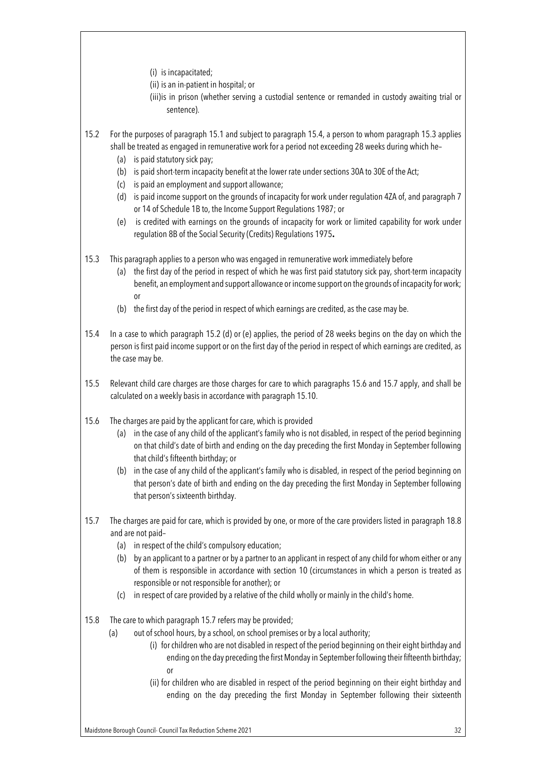(i) is incapacitated;

(ii) is an in-patient in hospital; or

(iii)is in prison (whether serving a custodial sentence or remanded in custody awaiting trial or sentence).

15.2 For the purposes of paragraph 15.1 and subject to paragraph 15.4, a person to whom paragraph 15.3 applies shall be treated as engaged in remunerative work for a period not exceeding 28 weeks during which he–

(a) is paid statutory sick pay;

(b) is paid short-term incapacity benefit at the lower rate under sections 30A to 30E of the Act;

(c) is paid an employment and support allowance;

(d) is paid income support on the grounds of incapacity for work under regulation 4ZA of, and paragraph 7 or 14 of Schedule 1B to, the Income Support Regulations 1987; or

(e) is credited with earnings on the grounds of incapacity for work or limited capability for work under regulation 8B of the Social Security (Credits) Regulations 1975**.**

15.3 This paragraph applies to a person who was engaged in remunerative work immediately before

(a) the first day of the period in respect of which he was first paid statutory sick pay, short-term incapacity benefit, an employment and support allowance or income support on the grounds of incapacity for work; or

(b) the first day of the period in respect of which earnings are credited, as the case may be.

15.4 In a case to which paragraph 15.2 (d) or (e) applies, the period of 28 weeks begins on the day on which the person is first paid income support or on the first day of the period in respect of which earnings are credited, as the case may be.

15.5 Relevant child care charges are those charges for care to which paragraphs 15.6 and 15.7 apply, and shall be calculated on a weekly basis in accordance with paragraph 15.10.

15.6 The charges are paid by the applicant for care, which is provided

(a) in the case of any child of the applicant's family who is not disabled, in respect of the period beginning on that child's date of birth and ending on the day preceding the first Monday in September following that child's fifteenth birthday; or

(b) in the case of any child of the applicant's family who is disabled, in respect of the period beginning on that person's date of birth and ending on the day preceding the first Monday in September following that person's sixteenth birthday.

15.7 The charges are paid for care, which is provided by one, or more of the care providers listed in paragraph 18.8 and are not paid–

(a) in respect of the child's compulsory education;

(b) by an applicant to a partner or by a partner to an applicant in respect of any child for whom either or any of them is responsible in accordance with section 10 (circumstances in which a person is treated as responsible or not responsible for another); or

(c) in respect of care provided by a relative of the child wholly or mainly in the child's home.

15.8 The care to which paragraph 15.7 refers may be provided;

(a) out of school hours, by a school, on school premises or by a local authority;

(i) for children who are not disabled in respect of the period beginning on their eight birthday and ending on the day preceding the first Monday in September following their fifteenth birthday; or

(ii) for children who are disabled in respect of the period beginning on their eight birthday and ending on the day preceding the first Monday in September following their sixteenth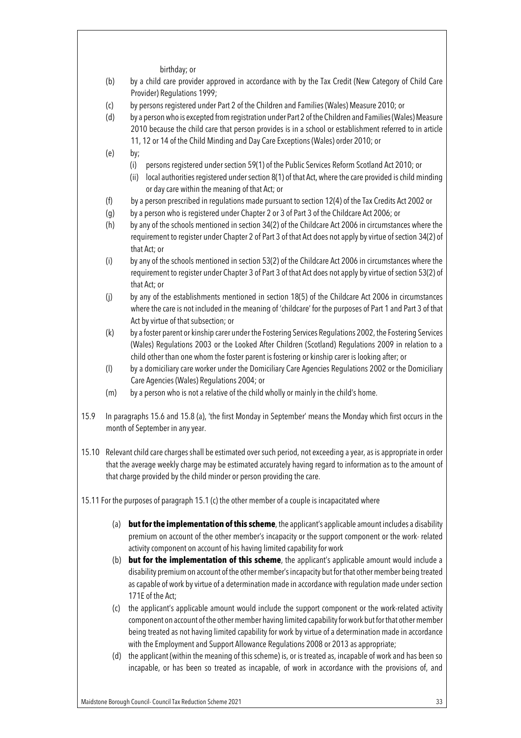birthday; or

(b) by a child care provider approved in accordance with by the Tax Credit (New Category of Child Care Provider) Regulations 1999;

(c) by persons registered under Part 2 of the Children and Families (Wales) Measure 2010; or

(d) by a person who is excepted from registration under Part 2 of the Children and Families (Wales) Measure 2010 because the child care that person provides is in a school or establishment referred to in article 11, 12 or 14 of the Child Minding and Day Care Exceptions (Wales) order 2010; or

(e) by;
   - (i) persons registered under section 59(1) of the Public Services Reform Scotland Act 2010; or
   - (ii) local authorities registered under section 8(1) of that Act, where the care provided is child minding or day care within the meaning of that Act; or

(f) by a person prescribed in regulations made pursuant to section 12(4) of the Tax Credits Act 2002 or

(g) by a person who is registered under Chapter 2 or 3 of Part 3 of the Childcare Act 2006; or

(h) by any of the schools mentioned in section 34(2) of the Childcare Act 2006 in circumstances where the requirement to register under Chapter 2 of Part 3 of that Act does not apply by virtue of section 34(2) of that Act; or

(i) by any of the schools mentioned in section 53(2) of the Childcare Act 2006 in circumstances where the requirement to register under Chapter 3 of Part 3 of that Act does not apply by virtue of section 53(2) of that Act; or

(j) by any of the establishments mentioned in section 18(5) of the Childcare Act 2006 in circumstances where the care is not included in the meaning of 'childcare' for the purposes of Part 1 and Part 3 of that Act by virtue of that subsection; or

(k) by a foster parent or kinship carer under the Fostering Services Regulations 2002, the Fostering Services (Wales) Regulations 2003 or the Looked After Children (Scotland) Regulations 2009 in relation to a child other than one whom the foster parent is fostering or kinship carer is looking after; or

(l) by a domiciliary care worker under the Domiciliary Care Agencies Regulations 2002 or the Domiciliary Care Agencies (Wales) Regulations 2004; or

(m) by a person who is not a relative of the child wholly or mainly in the child's home.

15.9 In paragraphs 15.6 and 15.8 (a), 'the first Monday in September' means the Monday which first occurs in the month of September in any year.

15.10 Relevant child care charges shall be estimated over such period, not exceeding a year, as is appropriate in order that the average weekly charge may be estimated accurately having regard to information as to the amount of that charge provided by the child minder or person providing the care.

15.11 For the purposes of paragraph 15.1 (c) the other member of a couple is incapacitated where

(a) **but for the implementation of this scheme**, the applicant's applicable amount includes a disability premium on account of the other member's incapacity or the support component or the work- related activity component on account of his having limited capability for work

(b) **but for the implementation of this scheme**, the applicant's applicable amount would include a disability premium on account of the other member's incapacity but for that other member being treated as capable of work by virtue of a determination made in accordance with regulation made under section 171E of the Act;

(c) the applicant's applicable amount would include the support component or the work-related activity component on account of the other member having limited capability for work but for that other member being treated as not having limited capability for work by virtue of a determination made in accordance with the Employment and Support Allowance Regulations 2008 or 2013 as appropriate;

(d) the applicant (within the meaning of this scheme) is, or is treated as, incapable of work and has been so incapable, or has been so treated as incapable, of work in accordance with the provisions of, and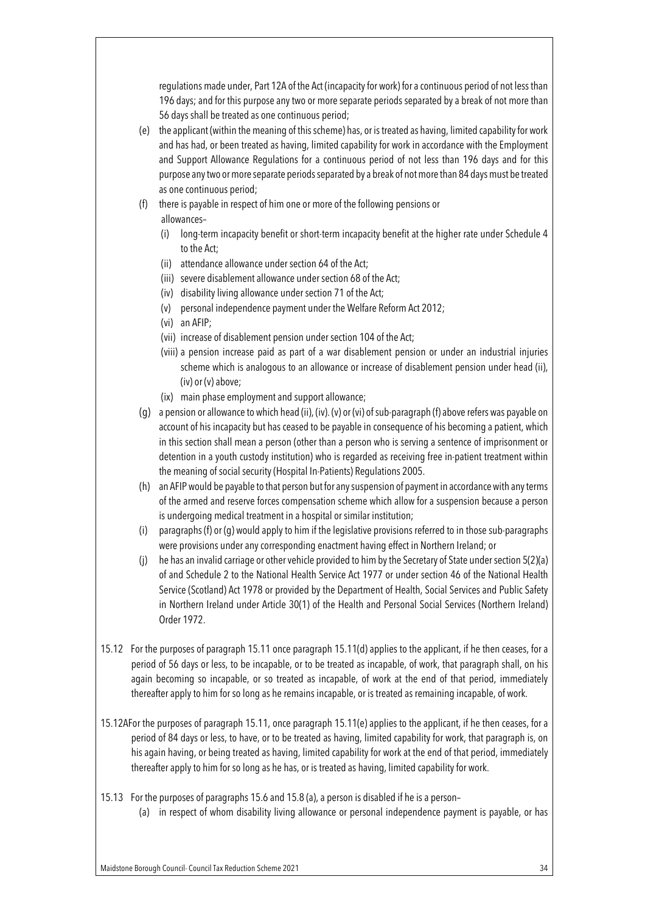regulations made under, Part 12A of the Act (incapacity for work) for a continuous period of not less than 196 days; and for this purpose any two or more separate periods separated by a break of not more than 56 days shall be treated as one continuous period;

(e) the applicant (within the meaning of this scheme) has, or is treated as having, limited capability for work and has had, or been treated as having, limited capability for work in accordance with the Employment and Support Allowance Regulations for a continuous period of not less than 196 days and for this purpose any two or more separate periods separated by a break of not more than 84 days must be treated as one continuous period;

(f) there is payable in respect of him one or more of the following pensions or allowances–
   (i) long-term incapacity benefit or short-term incapacity benefit at the higher rate under Schedule 4 to the Act;
   (ii) attendance allowance under section 64 of the Act;
   (iii) severe disablement allowance under section 68 of the Act;
   (iv) disability living allowance under section 71 of the Act;
   (v) personal independence payment under the Welfare Reform Act 2012;
   (vi) an AFIP;
   (vii) increase of disablement pension under section 104 of the Act;
   (viii) a pension increase paid as part of a war disablement pension or under an industrial injuries scheme which is analogous to an allowance or increase of disablement pension under head (ii), (iv) or (v) above;
   (ix) main phase employment and support allowance;

(g) a pension or allowance to which head (ii), (iv). (v) or (vi) of sub-paragraph (f) above refers was payable on account of his incapacity but has ceased to be payable in consequence of his becoming a patient, which in this section shall mean a person (other than a person who is serving a sentence of imprisonment or detention in a youth custody institution) who is regarded as receiving free in-patient treatment within the meaning of social security (Hospital In-Patients) Regulations 2005.

(h) an AFIP would be payable to that person but for any suspension of payment in accordance with any terms of the armed and reserve forces compensation scheme which allow for a suspension because a person is undergoing medical treatment in a hospital or similar institution;

(i) paragraphs (f) or (g) would apply to him if the legislative provisions referred to in those sub-paragraphs were provisions under any corresponding enactment having effect in Northern Ireland; or

(j) he has an invalid carriage or other vehicle provided to him by the Secretary of State under section 5(2)(a) of and Schedule 2 to the National Health Service Act 1977 or under section 46 of the National Health Service (Scotland) Act 1978 or provided by the Department of Health, Social Services and Public Safety in Northern Ireland under Article 30(1) of the Health and Personal Social Services (Northern Ireland) Order 1972.

15.12 For the purposes of paragraph 15.11 once paragraph 15.11(d) applies to the applicant, if he then ceases, for a period of 56 days or less, to be incapable, or to be treated as incapable, of work, that paragraph shall, on his again becoming so incapable, or so treated as incapable, of work at the end of that period, immediately thereafter apply to him for so long as he remains incapable, or is treated as remaining incapable, of work.

15.12A For the purposes of paragraph 15.11, once paragraph 15.11(e) applies to the applicant, if he then ceases, for a period of 84 days or less, to have, or to be treated as having, limited capability for work, that paragraph is, on his again having, or being treated as having, limited capability for work at the end of that period, immediately thereafter apply to him for so long as he has, or is treated as having, limited capability for work.

15.13 For the purposes of paragraphs 15.6 and 15.8 (a), a person is disabled if he is a person–

(a) in respect of whom disability living allowance or personal independence payment is payable, or has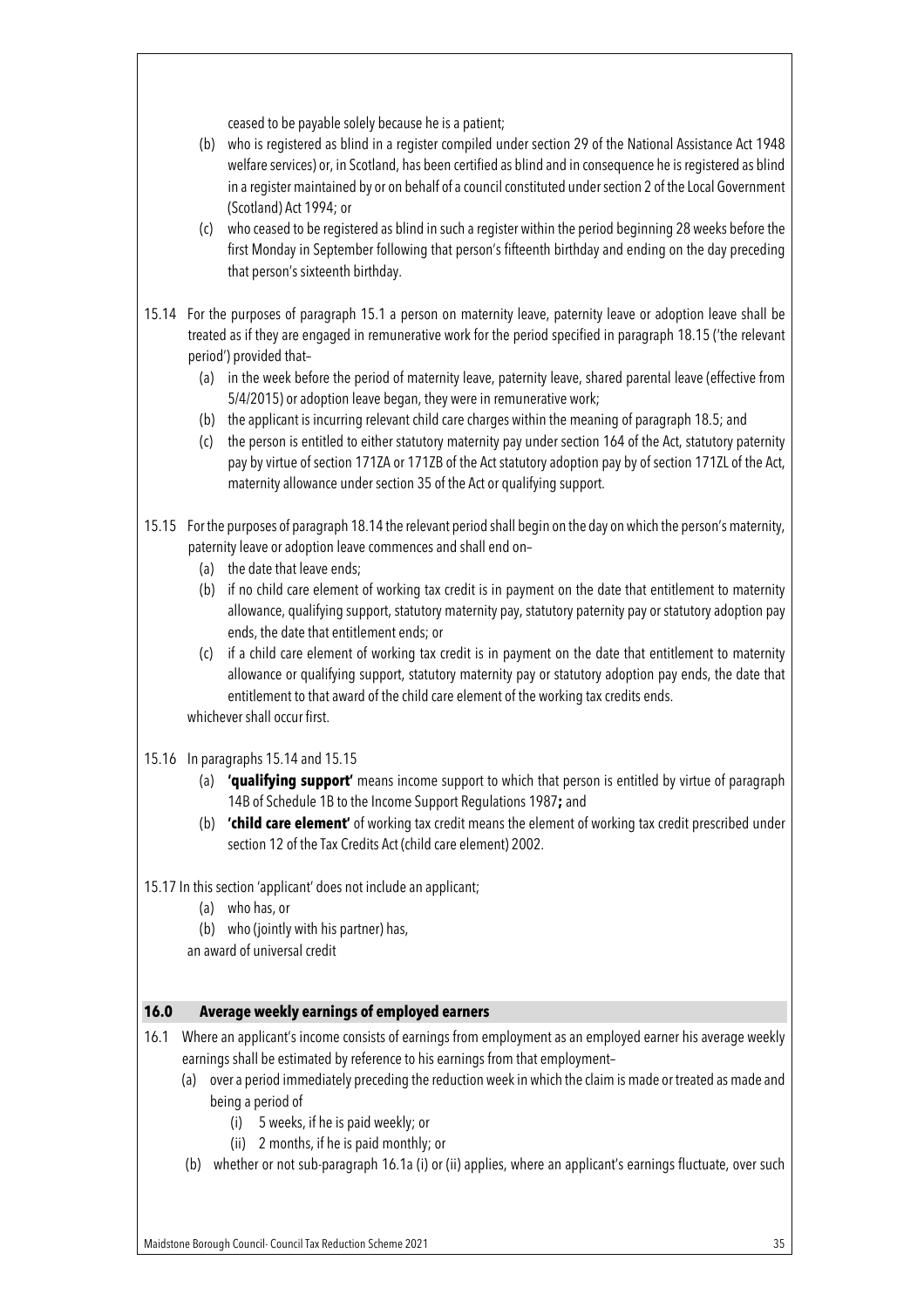ceased to be payable solely because he is a patient;

(b) who is registered as blind in a register compiled under section 29 of the National Assistance Act 1948 welfare services) or, in Scotland, has been certified as blind and in consequence he is registered as blind in a register maintained by or on behalf of a council constituted under section 2 of the Local Government (Scotland) Act 1994; or

(c) who ceased to be registered as blind in such a register within the period beginning 28 weeks before the first Monday in September following that person's fifteenth birthday and ending on the day preceding that person's sixteenth birthday.

15.14 For the purposes of paragraph 15.1 a person on maternity leave, paternity leave or adoption leave shall be treated as if they are engaged in remunerative work for the period specified in paragraph 18.15 ('the relevant period') provided that–

(a) in the week before the period of maternity leave, paternity leave, shared parental leave (effective from 5/4/2015) or adoption leave began, they were in remunerative work;

(b) the applicant is incurring relevant child care charges within the meaning of paragraph 18.5; and

(c) the person is entitled to either statutory maternity pay under section 164 of the Act, statutory paternity pay by virtue of section 171ZA or 171ZB of the Act statutory adoption pay by of section 171ZL of the Act, maternity allowance under section 35 of the Act or qualifying support.

15.15 For the purposes of paragraph 18.14 the relevant period shall begin on the day on which the person's maternity, paternity leave or adoption leave commences and shall end on–

(a) the date that leave ends;

(b) if no child care element of working tax credit is in payment on the date that entitlement to maternity allowance, qualifying support, statutory maternity pay, statutory paternity pay or statutory adoption pay ends, the date that entitlement ends; or

(c) if a child care element of working tax credit is in payment on the date that entitlement to maternity allowance or qualifying support, statutory maternity pay or statutory adoption pay ends, the date that entitlement to that award of the child care element of the working tax credits ends.

whichever shall occur first.

15.16 In paragraphs 15.14 and 15.15

(a) **'qualifying support'** means income support to which that person is entitled by virtue of paragraph 14B of Schedule 1B to the Income Support Regulations 1987**;** and

(b) **'child care element'** of working tax credit means the element of working tax credit prescribed under section 12 of the Tax Credits Act (child care element) 2002.

15.17 In this section 'applicant' does not include an applicant;

(a) who has, or

(b) who (jointly with his partner) has,

an award of universal credit

## 16.0 Average weekly earnings of employed earners

16.1 Where an applicant's income consists of earnings from employment as an employed earner his average weekly earnings shall be estimated by reference to his earnings from that employment–

(a) over a period immediately preceding the reduction week in which the claim is made or treated as made and being a period of

(i) 5 weeks, if he is paid weekly; or

(ii) 2 months, if he is paid monthly; or

(b) whether or not sub-paragraph 16.1a (i) or (ii) applies, where an applicant's earnings fluctuate, over such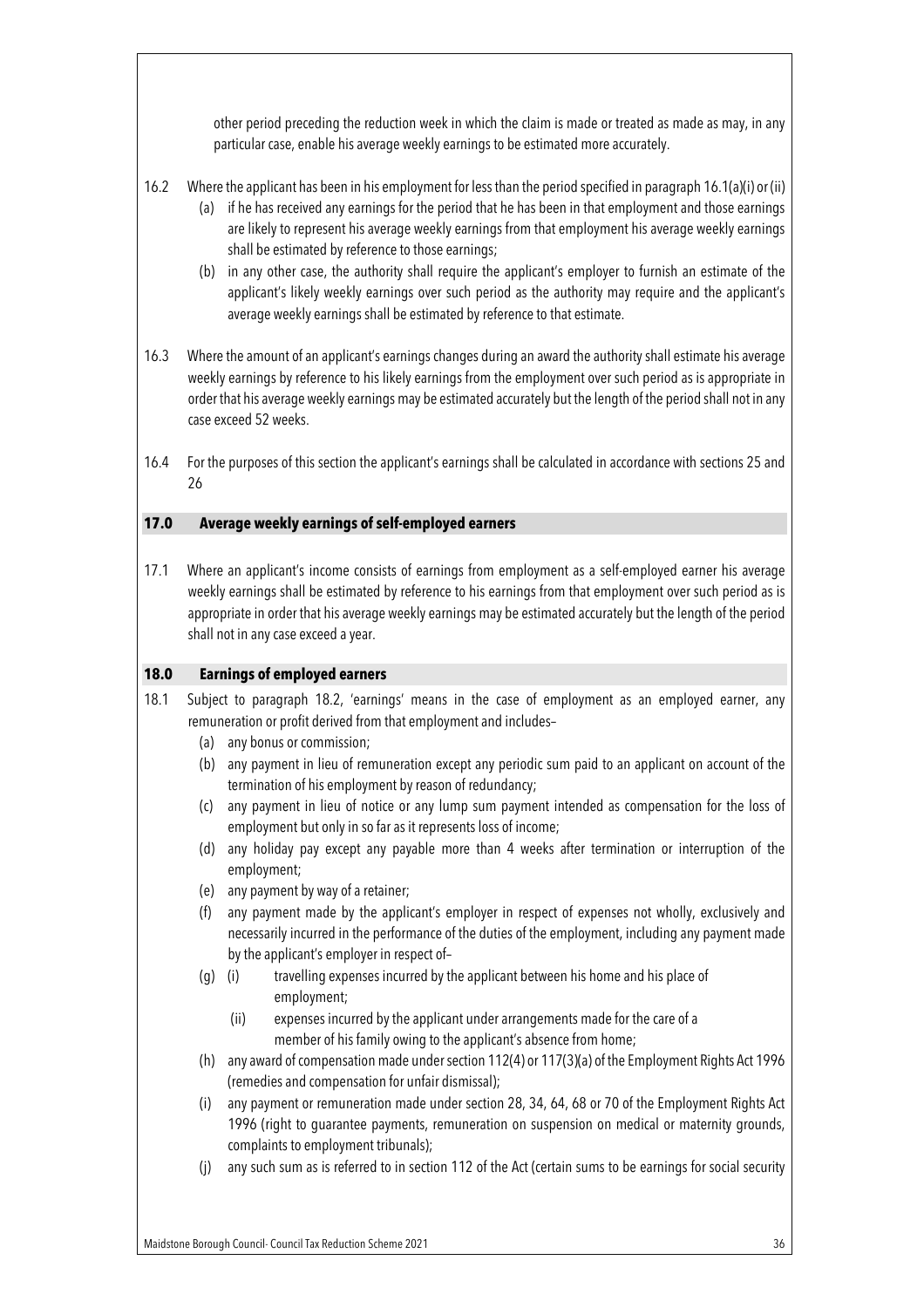other period preceding the reduction week in which the claim is made or treated as made as may, in any particular case, enable his average weekly earnings to be estimated more accurately.

16.2 Where the applicant has been in his employment for less than the period specified in paragraph 16.1(a)(i) or (ii)

(a) if he has received any earnings for the period that he has been in that employment and those earnings are likely to represent his average weekly earnings from that employment his average weekly earnings shall be estimated by reference to those earnings;

(b) in any other case, the authority shall require the applicant's employer to furnish an estimate of the applicant's likely weekly earnings over such period as the authority may require and the applicant's average weekly earnings shall be estimated by reference to that estimate.

16.3 Where the amount of an applicant's earnings changes during an award the authority shall estimate his average weekly earnings by reference to his likely earnings from the employment over such period as is appropriate in order that his average weekly earnings may be estimated accurately but the length of the period shall not in any case exceed 52 weeks.

16.4 For the purposes of this section the applicant's earnings shall be calculated in accordance with sections 25 and 26

## 17.0 Average weekly earnings of self-employed earners

17.1 Where an applicant's income consists of earnings from employment as a self-employed earner his average weekly earnings shall be estimated by reference to his earnings from that employment over such period as is appropriate in order that his average weekly earnings may be estimated accurately but the length of the period shall not in any case exceed a year.

## 18.0 Earnings of employed earners

18.1 Subject to paragraph 18.2, 'earnings' means in the case of employment as an employed earner, any remuneration or profit derived from that employment and includes–

(a) any bonus or commission;

(b) any payment in lieu of remuneration except any periodic sum paid to an applicant on account of the termination of his employment by reason of redundancy;

(c) any payment in lieu of notice or any lump sum payment intended as compensation for the loss of employment but only in so far as it represents loss of income;

(d) any holiday pay except any payable more than 4 weeks after termination or interruption of the employment;

(e) any payment by way of a retainer;

(f) any payment made by the applicant's employer in respect of expenses not wholly, exclusively and necessarily incurred in the performance of the duties of the employment, including any payment made by the applicant's employer in respect of–

(g) (i) travelling expenses incurred by the applicant between his home and his place of employment;

(ii) expenses incurred by the applicant under arrangements made for the care of a member of his family owing to the applicant's absence from home;

(h) any award of compensation made under section 112(4) or 117(3)(a) of the Employment Rights Act 1996 (remedies and compensation for unfair dismissal);

(i) any payment or remuneration made under section 28, 34, 64, 68 or 70 of the Employment Rights Act 1996 (right to guarantee payments, remuneration on suspension on medical or maternity grounds, complaints to employment tribunals);

(j) any such sum as is referred to in section 112 of the Act (certain sums to be earnings for social security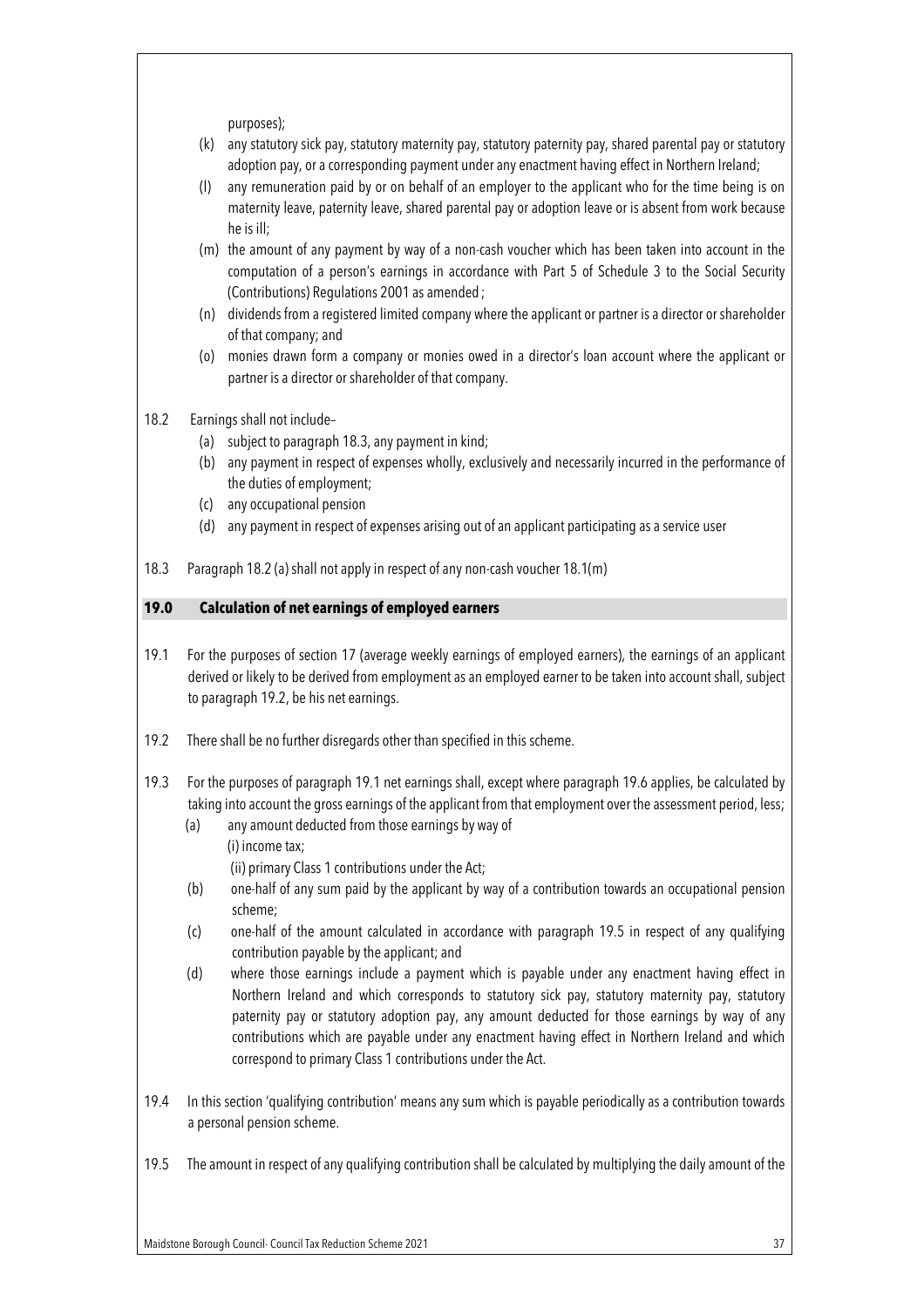purposes);

(k) any statutory sick pay, statutory maternity pay, statutory paternity pay, shared parental pay or statutory adoption pay, or a corresponding payment under any enactment having effect in Northern Ireland;

(l) any remuneration paid by or on behalf of an employer to the applicant who for the time being is on maternity leave, paternity leave, shared parental pay or adoption leave or is absent from work because he is ill;

(m) the amount of any payment by way of a non-cash voucher which has been taken into account in the computation of a person's earnings in accordance with Part 5 of Schedule 3 to the Social Security (Contributions) Regulations 2001 as amended ;

(n) dividends from a registered limited company where the applicant or partner is a director or shareholder of that company; and

(o) monies drawn form a company or monies owed in a director's loan account where the applicant or partner is a director or shareholder of that company.

18.2 Earnings shall not include–

(a) subject to paragraph 18.3, any payment in kind;

(b) any payment in respect of expenses wholly, exclusively and necessarily incurred in the performance of the duties of employment;

(c) any occupational pension

(d) any payment in respect of expenses arising out of an applicant participating as a service user

18.3 Paragraph 18.2 (a) shall not apply in respect of any non-cash voucher 18.1(m)

## 19.0 Calculation of net earnings of employed earners

19.1 For the purposes of section 17 (average weekly earnings of employed earners), the earnings of an applicant derived or likely to be derived from employment as an employed earner to be taken into account shall, subject to paragraph 19.2, be his net earnings.

19.2 There shall be no further disregards other than specified in this scheme.

19.3 For the purposes of paragraph 19.1 net earnings shall, except where paragraph 19.6 applies, be calculated by taking into account the gross earnings of the applicant from that employment over the assessment period, less;

(a) any amount deducted from those earnings by way of

(i) income tax;

(ii) primary Class 1 contributions under the Act;

(b) one-half of any sum paid by the applicant by way of a contribution towards an occupational pension scheme;

(c) one-half of the amount calculated in accordance with paragraph 19.5 in respect of any qualifying contribution payable by the applicant; and

(d) where those earnings include a payment which is payable under any enactment having effect in Northern Ireland and which corresponds to statutory sick pay, statutory maternity pay, statutory paternity pay or statutory adoption pay, any amount deducted for those earnings by way of any contributions which are payable under any enactment having effect in Northern Ireland and which correspond to primary Class 1 contributions under the Act.

19.4 In this section 'qualifying contribution' means any sum which is payable periodically as a contribution towards a personal pension scheme.

19.5 The amount in respect of any qualifying contribution shall be calculated by multiplying the daily amount of the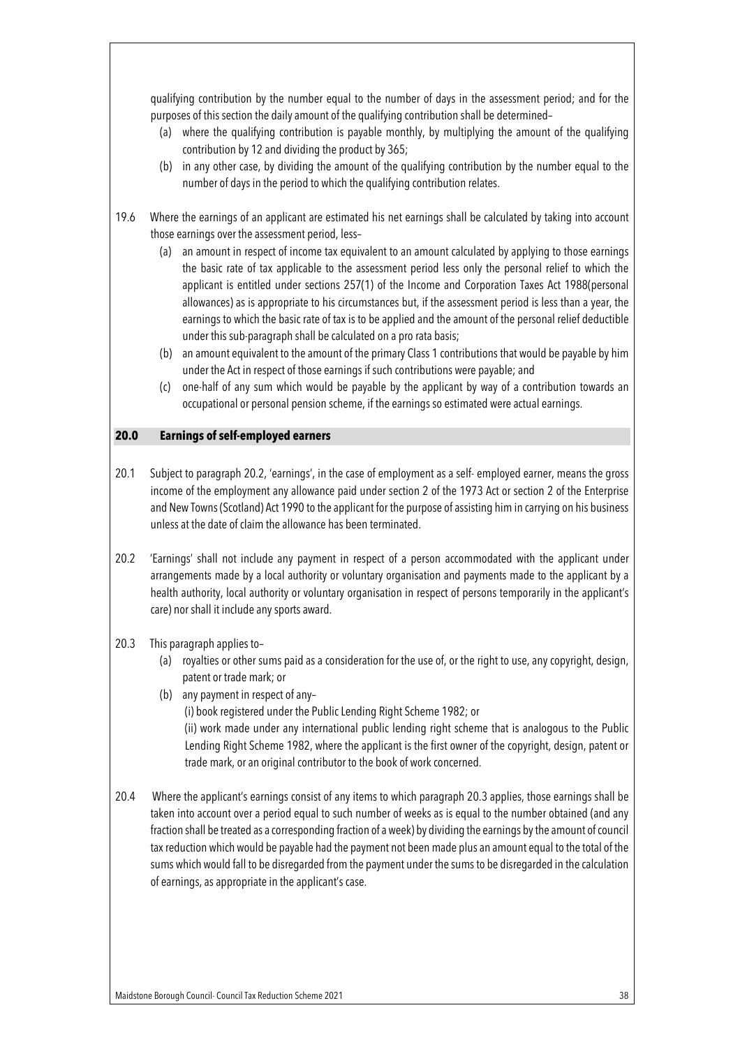qualifying contribution by the number equal to the number of days in the assessment period; and for the purposes of this section the daily amount of the qualifying contribution shall be determined–

(a) where the qualifying contribution is payable monthly, by multiplying the amount of the qualifying contribution by 12 and dividing the product by 365;

(b) in any other case, by dividing the amount of the qualifying contribution by the number equal to the number of days in the period to which the qualifying contribution relates.

19.6 Where the earnings of an applicant are estimated his net earnings shall be calculated by taking into account those earnings over the assessment period, less–

(a) an amount in respect of income tax equivalent to an amount calculated by applying to those earnings the basic rate of tax applicable to the assessment period less only the personal relief to which the applicant is entitled under sections 257(1) of the Income and Corporation Taxes Act 1988(personal allowances) as is appropriate to his circumstances but, if the assessment period is less than a year, the earnings to which the basic rate of tax is to be applied and the amount of the personal relief deductible under this sub-paragraph shall be calculated on a pro rata basis;

(b) an amount equivalent to the amount of the primary Class 1 contributions that would be payable by him under the Act in respect of those earnings if such contributions were payable; and

(c) one-half of any sum which would be payable by the applicant by way of a contribution towards an occupational or personal pension scheme, if the earnings so estimated were actual earnings.

## 20.0 Earnings of self-employed earners

20.1 Subject to paragraph 20.2, 'earnings', in the case of employment as a self- employed earner, means the gross income of the employment any allowance paid under section 2 of the 1973 Act or section 2 of the Enterprise and New Towns (Scotland) Act 1990 to the applicant for the purpose of assisting him in carrying on his business unless at the date of claim the allowance has been terminated.

20.2 'Earnings' shall not include any payment in respect of a person accommodated with the applicant under arrangements made by a local authority or voluntary organisation and payments made to the applicant by a health authority, local authority or voluntary organisation in respect of persons temporarily in the applicant's care) nor shall it include any sports award.

20.3 This paragraph applies to–

(a) royalties or other sums paid as a consideration for the use of, or the right to use, any copyright, design, patent or trade mark; or

(b) any payment in respect of any–

(i) book registered under the Public Lending Right Scheme 1982; or

(ii) work made under any international public lending right scheme that is analogous to the Public Lending Right Scheme 1982, where the applicant is the first owner of the copyright, design, patent or trade mark, or an original contributor to the book of work concerned.

20.4 Where the applicant's earnings consist of any items to which paragraph 20.3 applies, those earnings shall be taken into account over a period equal to such number of weeks as is equal to the number obtained (and any fraction shall be treated as a corresponding fraction of a week) by dividing the earnings by the amount of council tax reduction which would be payable had the payment not been made plus an amount equal to the total of the sums which would fall to be disregarded from the payment under the sums to be disregarded in the calculation of earnings, as appropriate in the applicant's case.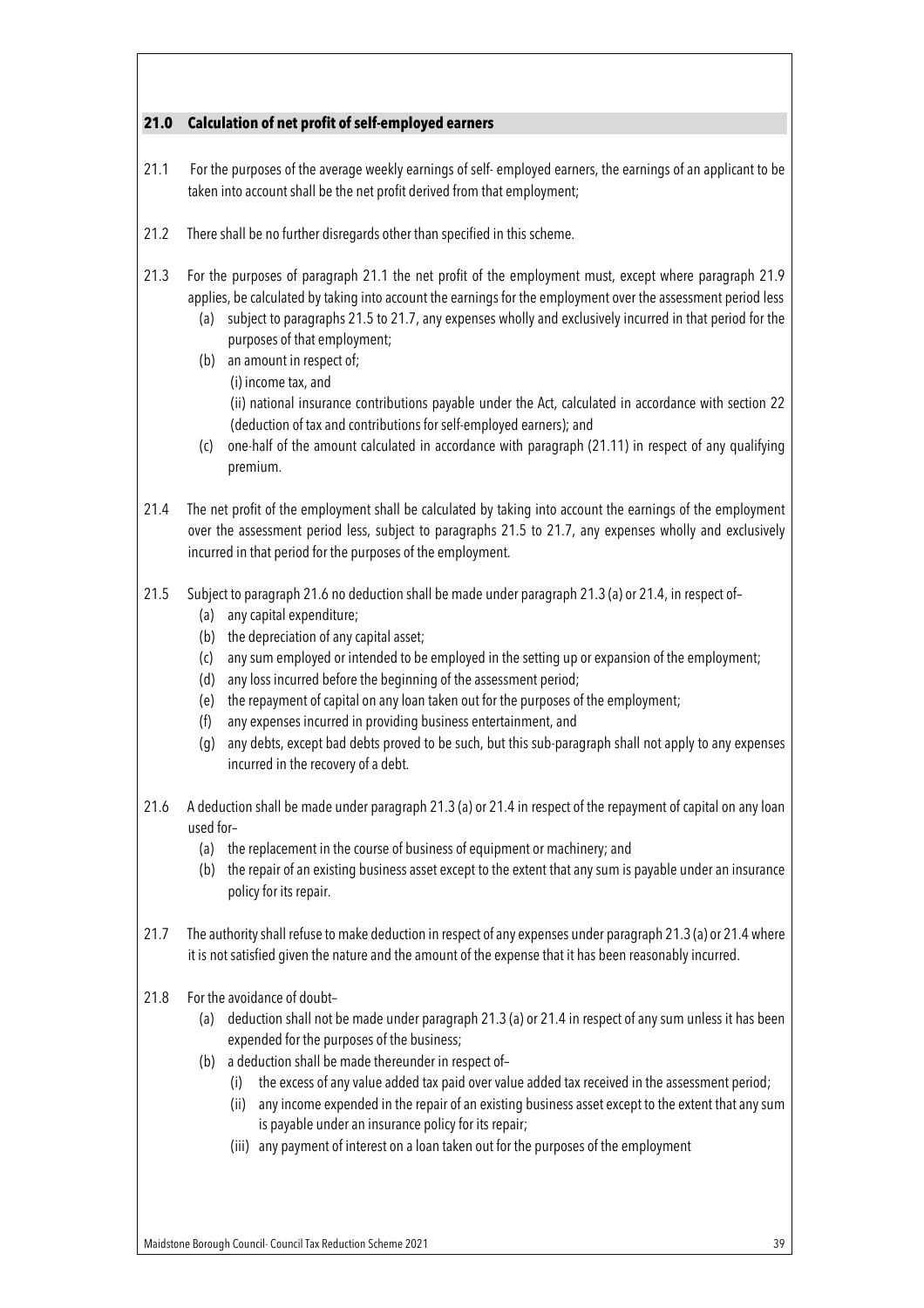## 21.0 Calculation of net profit of self-employed earners

21.1 For the purposes of the average weekly earnings of self- employed earners, the earnings of an applicant to be taken into account shall be the net profit derived from that employment;

21.2 There shall be no further disregards other than specified in this scheme.

21.3 For the purposes of paragraph 21.1 the net profit of the employment must, except where paragraph 21.9 applies, be calculated by taking into account the earnings for the employment over the assessment period less

- (a) subject to paragraphs 21.5 to 21.7, any expenses wholly and exclusively incurred in that period for the purposes of that employment;
- (b) an amount in respect of;
  - (i) income tax, and
  - (ii) national insurance contributions payable under the Act, calculated in accordance with section 22 (deduction of tax and contributions for self-employed earners); and
- (c) one-half of the amount calculated in accordance with paragraph (21.11) in respect of any qualifying premium.

21.4 The net profit of the employment shall be calculated by taking into account the earnings of the employment over the assessment period less, subject to paragraphs 21.5 to 21.7, any expenses wholly and exclusively incurred in that period for the purposes of the employment.

21.5 Subject to paragraph 21.6 no deduction shall be made under paragraph 21.3 (a) or 21.4, in respect of–

- (a) any capital expenditure;
- (b) the depreciation of any capital asset;
- (c) any sum employed or intended to be employed in the setting up or expansion of the employment;
- (d) any loss incurred before the beginning of the assessment period;
- (e) the repayment of capital on any loan taken out for the purposes of the employment;
- (f) any expenses incurred in providing business entertainment, and
- (g) any debts, except bad debts proved to be such, but this sub-paragraph shall not apply to any expenses incurred in the recovery of a debt.

21.6 A deduction shall be made under paragraph 21.3 (a) or 21.4 in respect of the repayment of capital on any loan used for–

- (a) the replacement in the course of business of equipment or machinery; and
- (b) the repair of an existing business asset except to the extent that any sum is payable under an insurance policy for its repair.

21.7 The authority shall refuse to make deduction in respect of any expenses under paragraph 21.3 (a) or 21.4 where it is not satisfied given the nature and the amount of the expense that it has been reasonably incurred.

21.8 For the avoidance of doubt–

- (a) deduction shall not be made under paragraph 21.3 (a) or 21.4 in respect of any sum unless it has been expended for the purposes of the business;
- (b) a deduction shall be made thereunder in respect of–
  - (i) the excess of any value added tax paid over value added tax received in the assessment period;
  - (ii) any income expended in the repair of an existing business asset except to the extent that any sum is payable under an insurance policy for its repair;
  - (iii) any payment of interest on a loan taken out for the purposes of the employment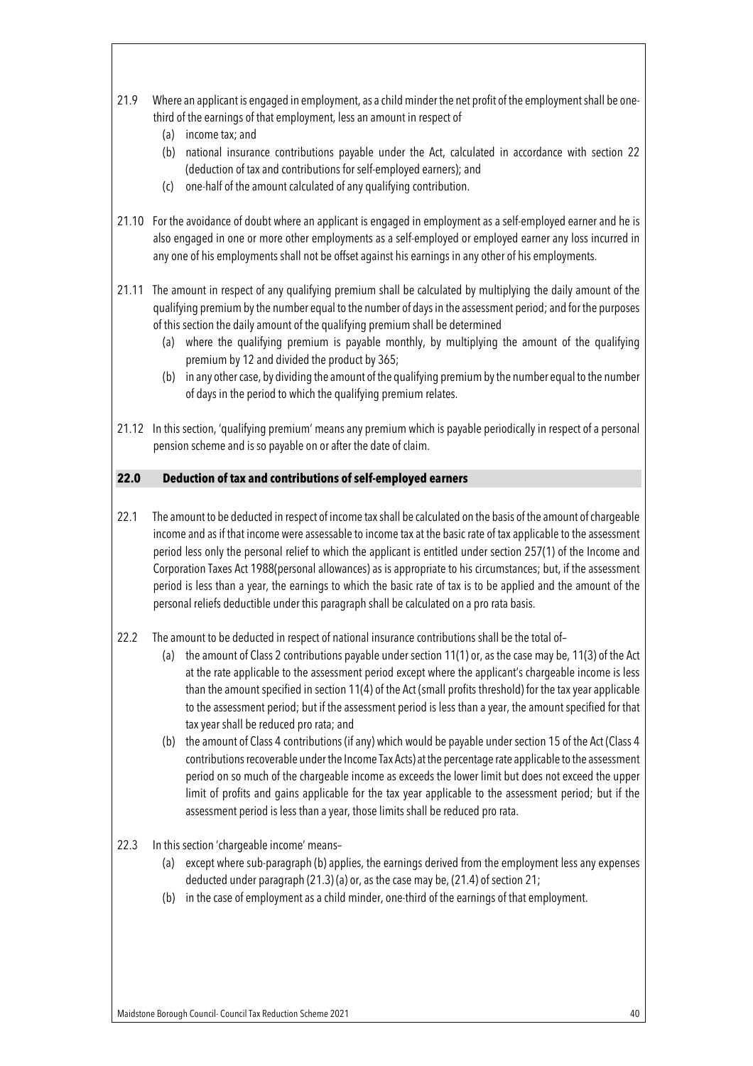21.9 Where an applicant is engaged in employment, as a child minder the net profit of the employment shall be one-third of the earnings of that employment, less an amount in respect of

- (a) income tax; and
- (b) national insurance contributions payable under the Act, calculated in accordance with section 22 (deduction of tax and contributions for self-employed earners); and
- (c) one-half of the amount calculated of any qualifying contribution.

21.10 For the avoidance of doubt where an applicant is engaged in employment as a self-employed earner and he is also engaged in one or more other employments as a self-employed or employed earner any loss incurred in any one of his employments shall not be offset against his earnings in any other of his employments.

21.11 The amount in respect of any qualifying premium shall be calculated by multiplying the daily amount of the qualifying premium by the number equal to the number of days in the assessment period; and for the purposes of this section the daily amount of the qualifying premium shall be determined

- (a) where the qualifying premium is payable monthly, by multiplying the amount of the qualifying premium by 12 and divided the product by 365;
- (b) in any other case, by dividing the amount of the qualifying premium by the number equal to the number of days in the period to which the qualifying premium relates.

21.12 In this section, 'qualifying premium' means any premium which is payable periodically in respect of a personal pension scheme and is so payable on or after the date of claim.

## 22.0 Deduction of tax and contributions of self-employed earners

22.1 The amount to be deducted in respect of income tax shall be calculated on the basis of the amount of chargeable income and as if that income were assessable to income tax at the basic rate of tax applicable to the assessment period less only the personal relief to which the applicant is entitled under section 257(1) of the Income and Corporation Taxes Act 1988(personal allowances) as is appropriate to his circumstances; but, if the assessment period is less than a year, the earnings to which the basic rate of tax is to be applied and the amount of the personal reliefs deductible under this paragraph shall be calculated on a pro rata basis.

22.2 The amount to be deducted in respect of national insurance contributions shall be the total of–

- (a) the amount of Class 2 contributions payable under section 11(1) or, as the case may be, 11(3) of the Act at the rate applicable to the assessment period except where the applicant's chargeable income is less than the amount specified in section 11(4) of the Act (small profits threshold) for the tax year applicable to the assessment period; but if the assessment period is less than a year, the amount specified for that tax year shall be reduced pro rata; and
- (b) the amount of Class 4 contributions (if any) which would be payable under section 15 of the Act (Class 4 contributions recoverable under the Income Tax Acts) at the percentage rate applicable to the assessment period on so much of the chargeable income as exceeds the lower limit but does not exceed the upper limit of profits and gains applicable for the tax year applicable to the assessment period; but if the assessment period is less than a year, those limits shall be reduced pro rata.

22.3 In this section 'chargeable income' means–

- (a) except where sub-paragraph (b) applies, the earnings derived from the employment less any expenses deducted under paragraph (21.3) (a) or, as the case may be, (21.4) of section 21;
- (b) in the case of employment as a child minder, one-third of the earnings of that employment.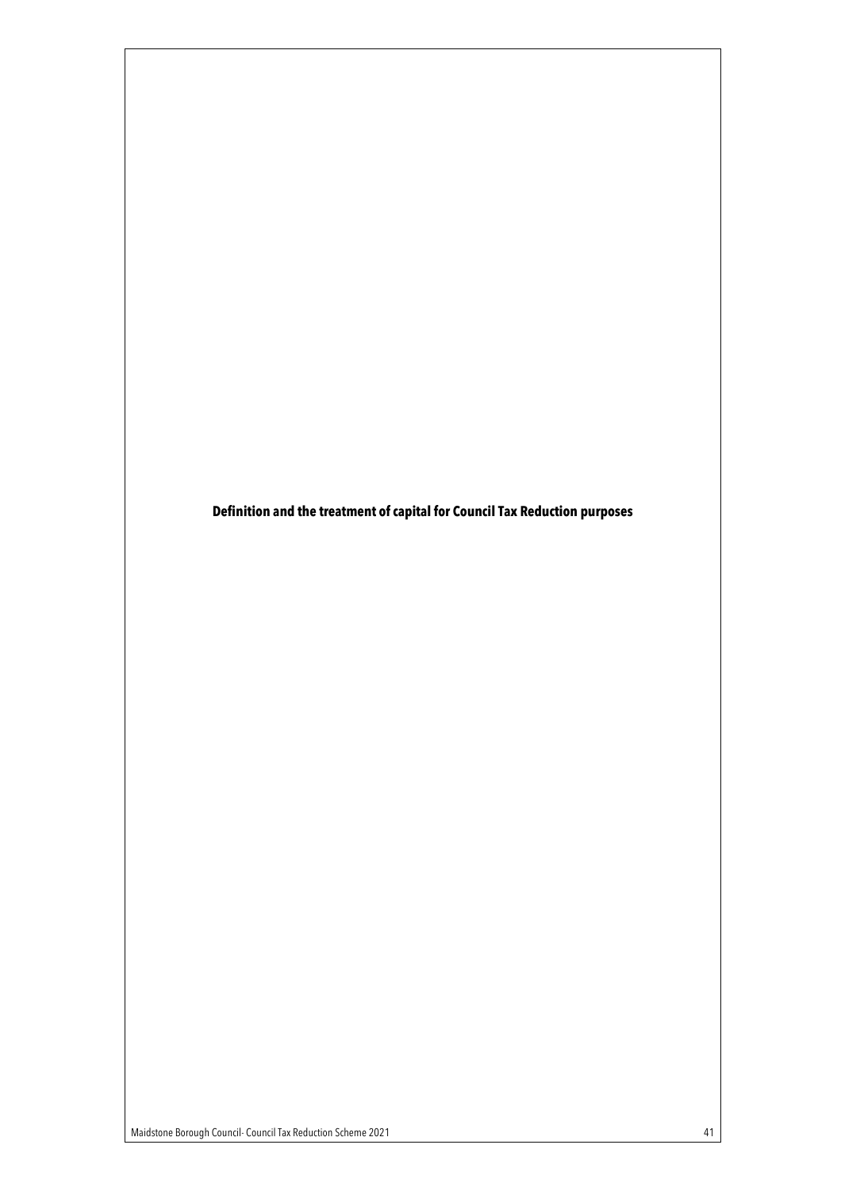**Definition and the treatment of capital for Council Tax Reduction purposes**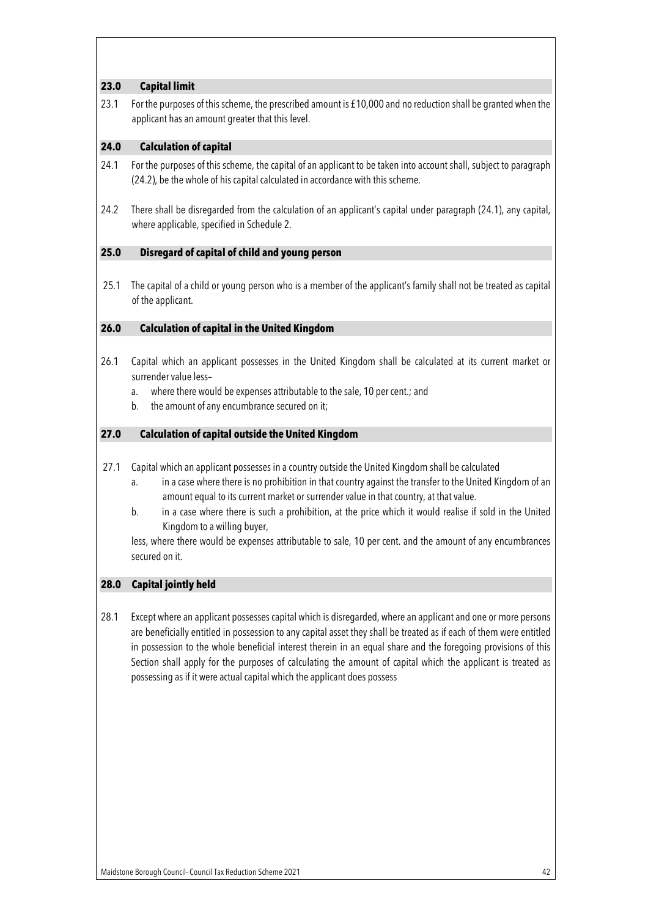## 23.0 Capital limit

23.1 For the purposes of this scheme, the prescribed amount is £10,000 and no reduction shall be granted when the applicant has an amount greater that this level.

## 24.0 Calculation of capital

24.1 For the purposes of this scheme, the capital of an applicant to be taken into account shall, subject to paragraph (24.2), be the whole of his capital calculated in accordance with this scheme.

24.2 There shall be disregarded from the calculation of an applicant's capital under paragraph (24.1), any capital, where applicable, specified in Schedule 2.

## 25.0 Disregard of capital of child and young person

25.1 The capital of a child or young person who is a member of the applicant's family shall not be treated as capital of the applicant.

## 26.0 Calculation of capital in the United Kingdom

26.1 Capital which an applicant possesses in the United Kingdom shall be calculated at its current market or surrender value less–

a. where there would be expenses attributable to the sale, 10 per cent.; and
b. the amount of any encumbrance secured on it;

## 27.0 Calculation of capital outside the United Kingdom

27.1 Capital which an applicant possesses in a country outside the United Kingdom shall be calculated

a. in a case where there is no prohibition in that country against the transfer to the United Kingdom of an amount equal to its current market or surrender value in that country, at that value.
b. in a case where there is such a prohibition, at the price which it would realise if sold in the United Kingdom to a willing buyer,

less, where there would be expenses attributable to sale, 10 per cent. and the amount of any encumbrances secured on it.

## 28.0 Capital jointly held

28.1 Except where an applicant possesses capital which is disregarded, where an applicant and one or more persons are beneficially entitled in possession to any capital asset they shall be treated as if each of them were entitled in possession to the whole beneficial interest therein in an equal share and the foregoing provisions of this Section shall apply for the purposes of calculating the amount of capital which the applicant is treated as possessing as if it were actual capital which the applicant does possess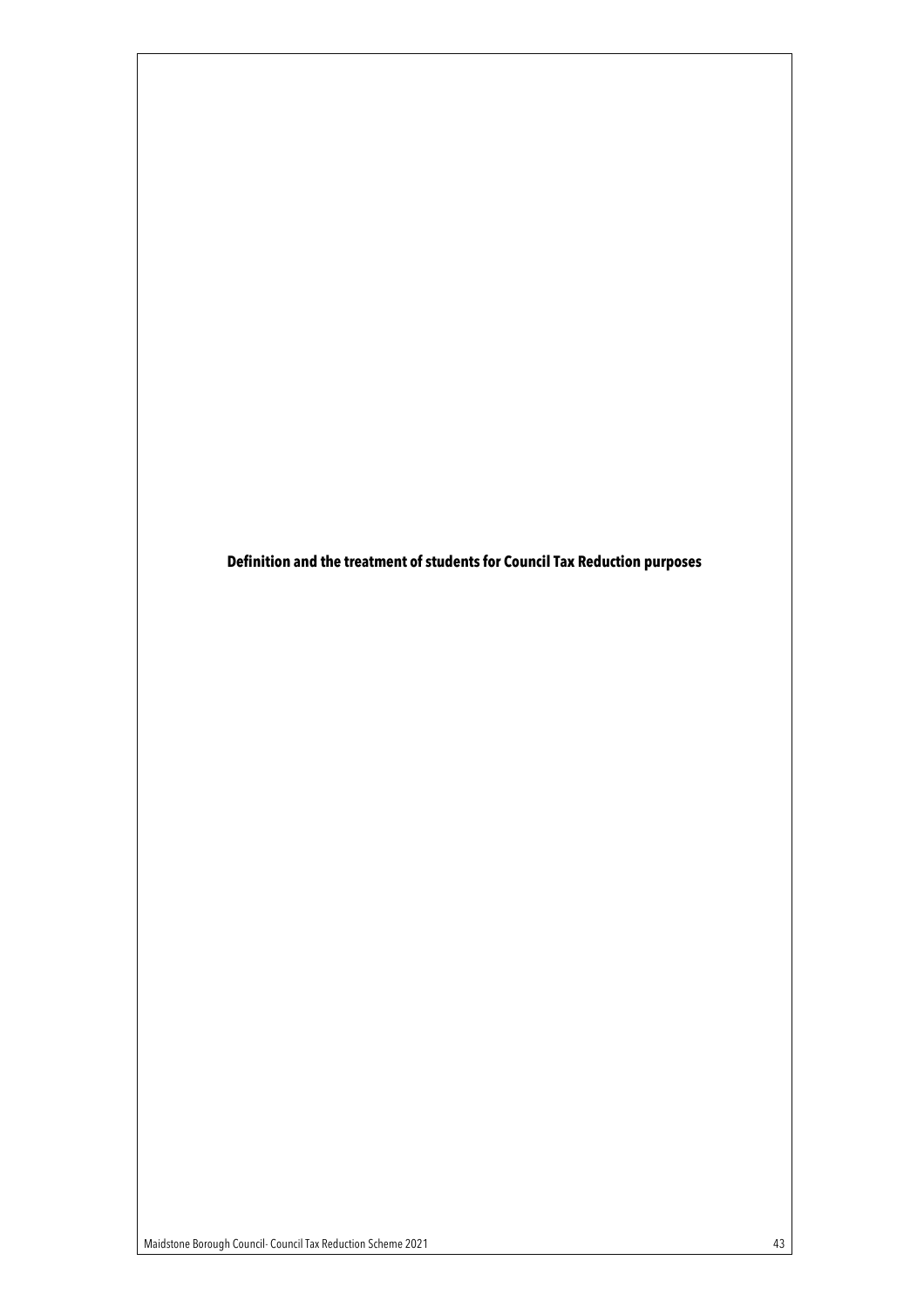**Definition and the treatment of students for Council Tax Reduction purposes**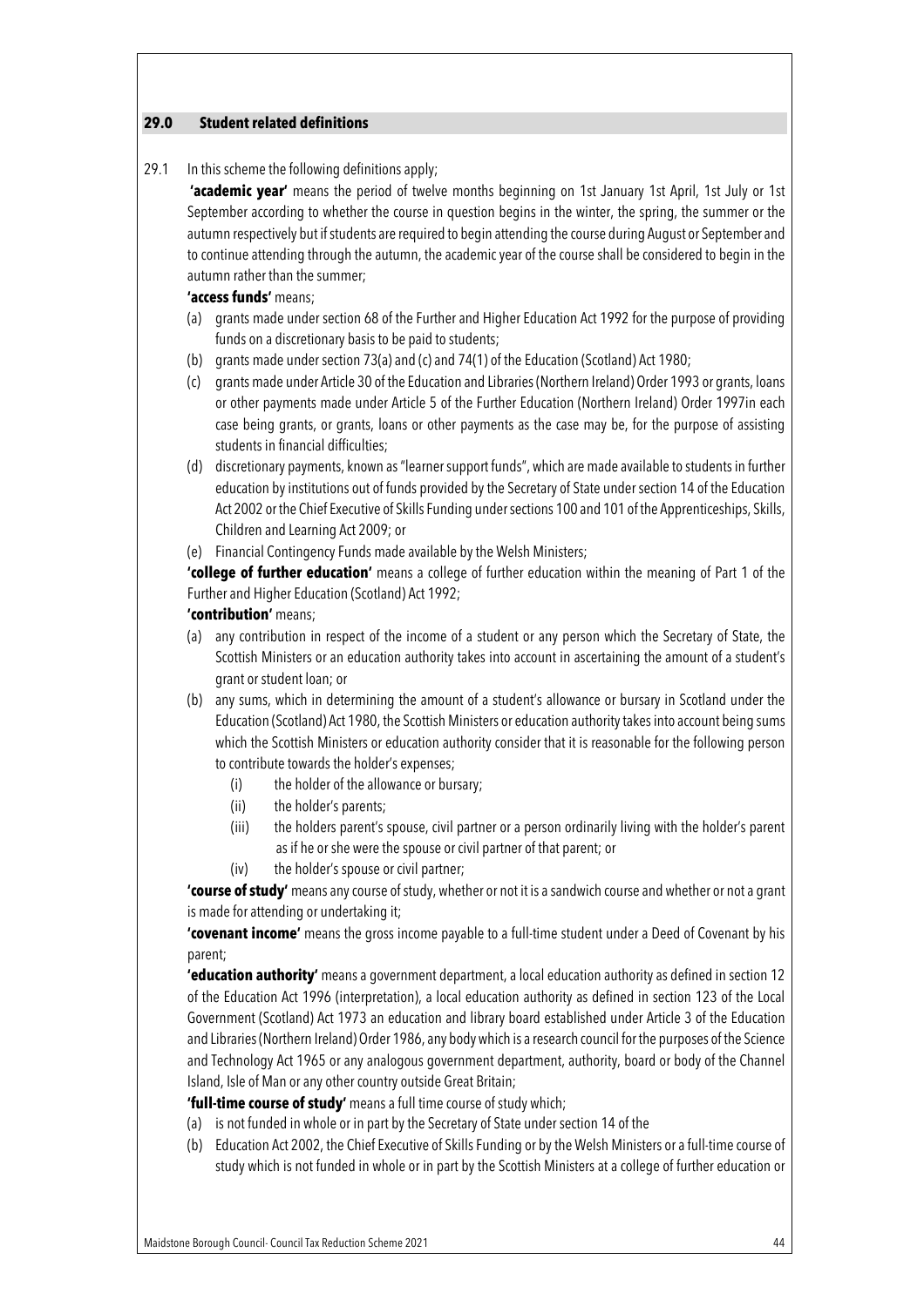## 29.0 Student related definitions

29.1 In this scheme the following definitions apply;

**'academic year'** means the period of twelve months beginning on 1st January 1st April, 1st July or 1st September according to whether the course in question begins in the winter, the spring, the summer or the autumn respectively but if students are required to begin attending the course during August or September and to continue attending through the autumn, the academic year of the course shall be considered to begin in the autumn rather than the summer;

**'access funds'** means;

(a) grants made under section 68 of the Further and Higher Education Act 1992 for the purpose of providing funds on a discretionary basis to be paid to students;

(b) grants made under section 73(a) and (c) and 74(1) of the Education (Scotland) Act 1980;

(c) grants made under Article 30 of the Education and Libraries (Northern Ireland) Order 1993 or grants, loans or other payments made under Article 5 of the Further Education (Northern Ireland) Order 1997in each case being grants, or grants, loans or other payments as the case may be, for the purpose of assisting students in financial difficulties;

(d) discretionary payments, known as "learner support funds", which are made available to students in further education by institutions out of funds provided by the Secretary of State under section 14 of the Education Act 2002 or the Chief Executive of Skills Funding under sections 100 and 101 of the Apprenticeships, Skills, Children and Learning Act 2009; or

(e) Financial Contingency Funds made available by the Welsh Ministers;

**'college of further education'** means a college of further education within the meaning of Part 1 of the Further and Higher Education (Scotland) Act 1992;

**'contribution'** means;

(a) any contribution in respect of the income of a student or any person which the Secretary of State, the Scottish Ministers or an education authority takes into account in ascertaining the amount of a student's grant or student loan; or

(b) any sums, which in determining the amount of a student's allowance or bursary in Scotland under the Education (Scotland) Act 1980, the Scottish Ministers or education authority takes into account being sums which the Scottish Ministers or education authority consider that it is reasonable for the following person to contribute towards the holder's expenses;

 (i) the holder of the allowance or bursary;

 (ii) the holder's parents;

 (iii) the holders parent's spouse, civil partner or a person ordinarily living with the holder's parent as if he or she were the spouse or civil partner of that parent; or

 (iv) the holder's spouse or civil partner;

**'course of study'** means any course of study, whether or not it is a sandwich course and whether or not a grant is made for attending or undertaking it;

**'covenant income'** means the gross income payable to a full-time student under a Deed of Covenant by his parent;

**'education authority'** means a government department, a local education authority as defined in section 12 of the Education Act 1996 (interpretation), a local education authority as defined in section 123 of the Local Government (Scotland) Act 1973 an education and library board established under Article 3 of the Education and Libraries (Northern Ireland) Order 1986, any body which is a research council for the purposes of the Science and Technology Act 1965 or any analogous government department, authority, board or body of the Channel Island, Isle of Man or any other country outside Great Britain;

**'full-time course of study'** means a full time course of study which;

(a) is not funded in whole or in part by the Secretary of State under section 14 of the

(b) Education Act 2002, the Chief Executive of Skills Funding or by the Welsh Ministers or a full-time course of study which is not funded in whole or in part by the Scottish Ministers at a college of further education or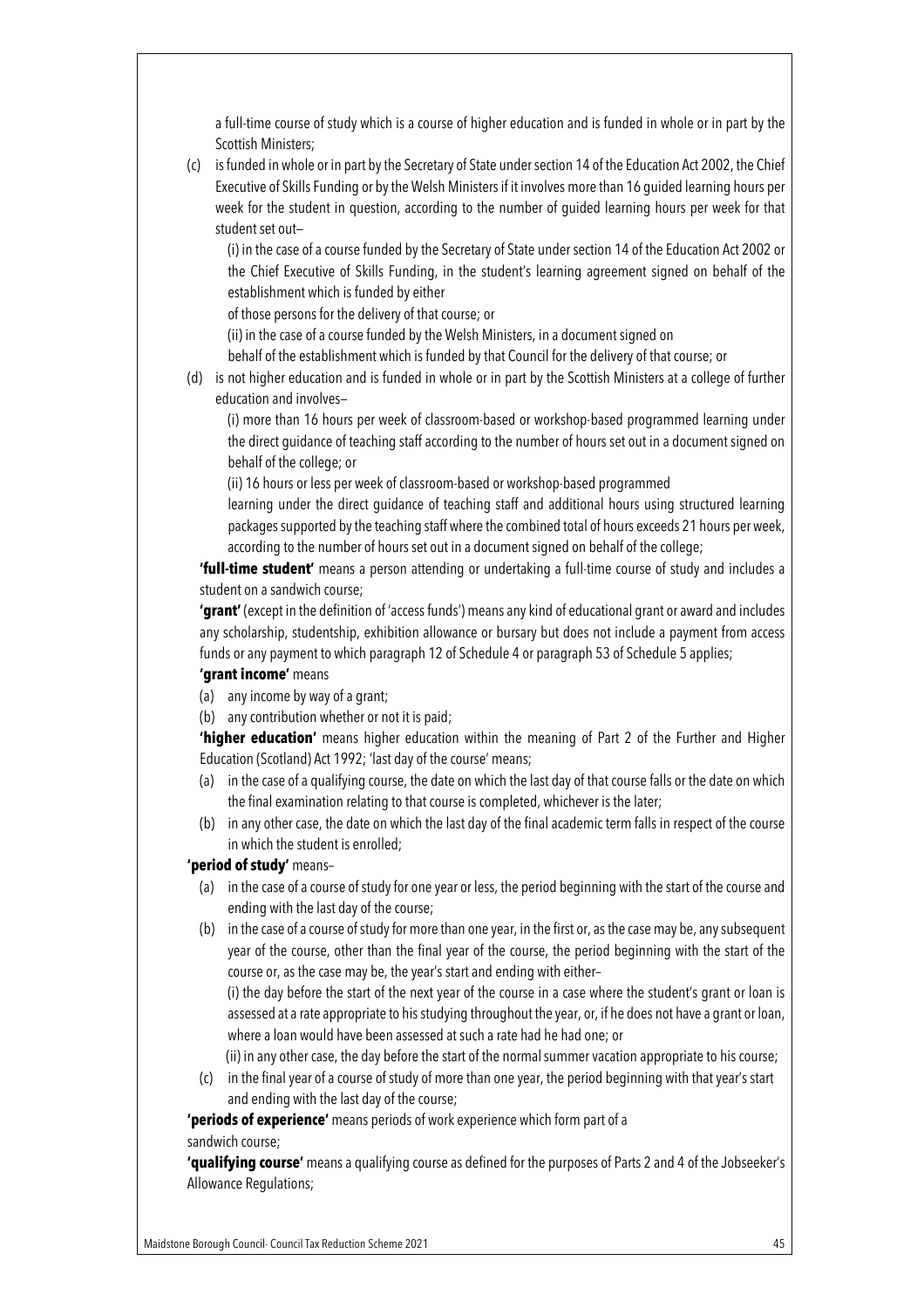a full-time course of study which is a course of higher education and is funded in whole or in part by the Scottish Ministers;

(c) is funded in whole or in part by the Secretary of State under section 14 of the Education Act 2002, the Chief Executive of Skills Funding or by the Welsh Ministers if it involves more than 16 guided learning hours per week for the student in question, according to the number of guided learning hours per week for that student set out–

(i) in the case of a course funded by the Secretary of State under section 14 of the Education Act 2002 or the Chief Executive of Skills Funding, in the student's learning agreement signed on behalf of the establishment which is funded by either

of those persons for the delivery of that course; or

(ii) in the case of a course funded by the Welsh Ministers, in a document signed on

behalf of the establishment which is funded by that Council for the delivery of that course; or

(d) is not higher education and is funded in whole or in part by the Scottish Ministers at a college of further education and involves–

(i) more than 16 hours per week of classroom-based or workshop-based programmed learning under the direct guidance of teaching staff according to the number of hours set out in a document signed on behalf of the college; or

(ii) 16 hours or less per week of classroom-based or workshop-based programmed

learning under the direct guidance of teaching staff and additional hours using structured learning packages supported by the teaching staff where the combined total of hours exceeds 21 hours per week, according to the number of hours set out in a document signed on behalf of the college;

**'full-time student'** means a person attending or undertaking a full-time course of study and includes a student on a sandwich course;

**'grant'** (except in the definition of 'access funds') means any kind of educational grant or award and includes any scholarship, studentship, exhibition allowance or bursary but does not include a payment from access funds or any payment to which paragraph 12 of Schedule 4 or paragraph 53 of Schedule 5 applies;

**'grant income'** means

(a) any income by way of a grant;

(b) any contribution whether or not it is paid;

**'higher education'** means higher education within the meaning of Part 2 of the Further and Higher Education (Scotland) Act 1992; 'last day of the course' means;

(a) in the case of a qualifying course, the date on which the last day of that course falls or the date on which the final examination relating to that course is completed, whichever is the later;

(b) in any other case, the date on which the last day of the final academic term falls in respect of the course in which the student is enrolled;

**'period of study'** means–

(a) in the case of a course of study for one year or less, the period beginning with the start of the course and ending with the last day of the course;

(b) in the case of a course of study for more than one year, in the first or, as the case may be, any subsequent year of the course, other than the final year of the course, the period beginning with the start of the course or, as the case may be, the year's start and ending with either–

(i) the day before the start of the next year of the course in a case where the student's grant or loan is assessed at a rate appropriate to his studying throughout the year, or, if he does not have a grant or loan, where a loan would have been assessed at such a rate had he had one; or

(ii) in any other case, the day before the start of the normal summer vacation appropriate to his course;

(c) in the final year of a course of study of more than one year, the period beginning with that year's start and ending with the last day of the course;

**'periods of experience'** means periods of work experience which form part of a sandwich course;

**'qualifying course'** means a qualifying course as defined for the purposes of Parts 2 and 4 of the Jobseeker's Allowance Regulations;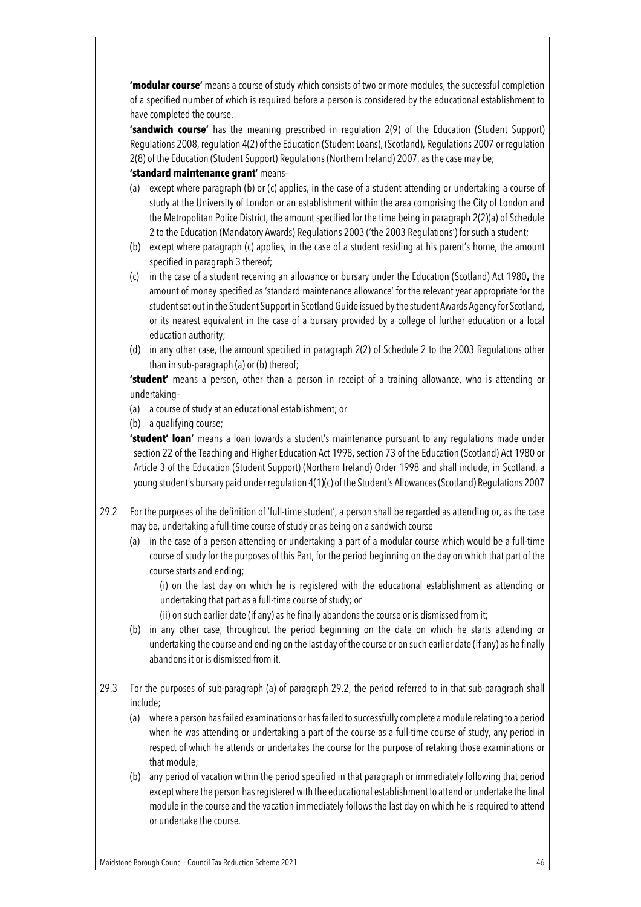**'modular course'** means a course of study which consists of two or more modules, the successful completion of a specified number of which is required before a person is considered by the educational establishment to have completed the course.

**'sandwich course'** has the meaning prescribed in regulation 2(9) of the Education (Student Support) Regulations 2008, regulation 4(2) of the Education (Student Loans), (Scotland), Regulations 2007 or regulation 2(8) of the Education (Student Support) Regulations (Northern Ireland) 2007, as the case may be;

**'standard maintenance grant'** means–

(a) except where paragraph (b) or (c) applies, in the case of a student attending or undertaking a course of study at the University of London or an establishment within the area comprising the City of London and the Metropolitan Police District, the amount specified for the time being in paragraph 2(2)(a) of Schedule 2 to the Education (Mandatory Awards) Regulations 2003 ('the 2003 Regulations') for such a student;

(b) except where paragraph (c) applies, in the case of a student residing at his parent's home, the amount specified in paragraph 3 thereof;

(c) in the case of a student receiving an allowance or bursary under the Education (Scotland) Act 1980**,** the amount of money specified as 'standard maintenance allowance' for the relevant year appropriate for the student set out in the Student Support in Scotland Guide issued by the student Awards Agency for Scotland, or its nearest equivalent in the case of a bursary provided by a college of further education or a local education authority;

(d) in any other case, the amount specified in paragraph 2(2) of Schedule 2 to the 2003 Regulations other than in sub-paragraph (a) or (b) thereof;

**'student'** means a person, other than a person in receipt of a training allowance, who is attending or undertaking–

(a) a course of study at an educational establishment; or

(b) a qualifying course;

**'student' loan'** means a loan towards a student's maintenance pursuant to any regulations made under section 22 of the Teaching and Higher Education Act 1998, section 73 of the Education (Scotland) Act 1980 or Article 3 of the Education (Student Support) (Northern Ireland) Order 1998 and shall include, in Scotland, a young student's bursary paid under regulation 4(1)(c) of the Student's Allowances (Scotland) Regulations 2007

29.2 For the purposes of the definition of 'full-time student', a person shall be regarded as attending or, as the case may be, undertaking a full-time course of study or as being on a sandwich course

(a) in the case of a person attending or undertaking a part of a modular course which would be a full-time course of study for the purposes of this Part, for the period beginning on the day on which that part of the course starts and ending;

(i) on the last day on which he is registered with the educational establishment as attending or undertaking that part as a full-time course of study; or

(ii) on such earlier date (if any) as he finally abandons the course or is dismissed from it;

(b) in any other case, throughout the period beginning on the date on which he starts attending or undertaking the course and ending on the last day of the course or on such earlier date (if any) as he finally abandons it or is dismissed from it.

29.3 For the purposes of sub-paragraph (a) of paragraph 29.2, the period referred to in that sub-paragraph shall include;

(a) where a person has failed examinations or has failed to successfully complete a module relating to a period when he was attending or undertaking a part of the course as a full-time course of study, any period in respect of which he attends or undertakes the course for the purpose of retaking those examinations or that module;

(b) any period of vacation within the period specified in that paragraph or immediately following that period except where the person has registered with the educational establishment to attend or undertake the final module in the course and the vacation immediately follows the last day on which he is required to attend or undertake the course.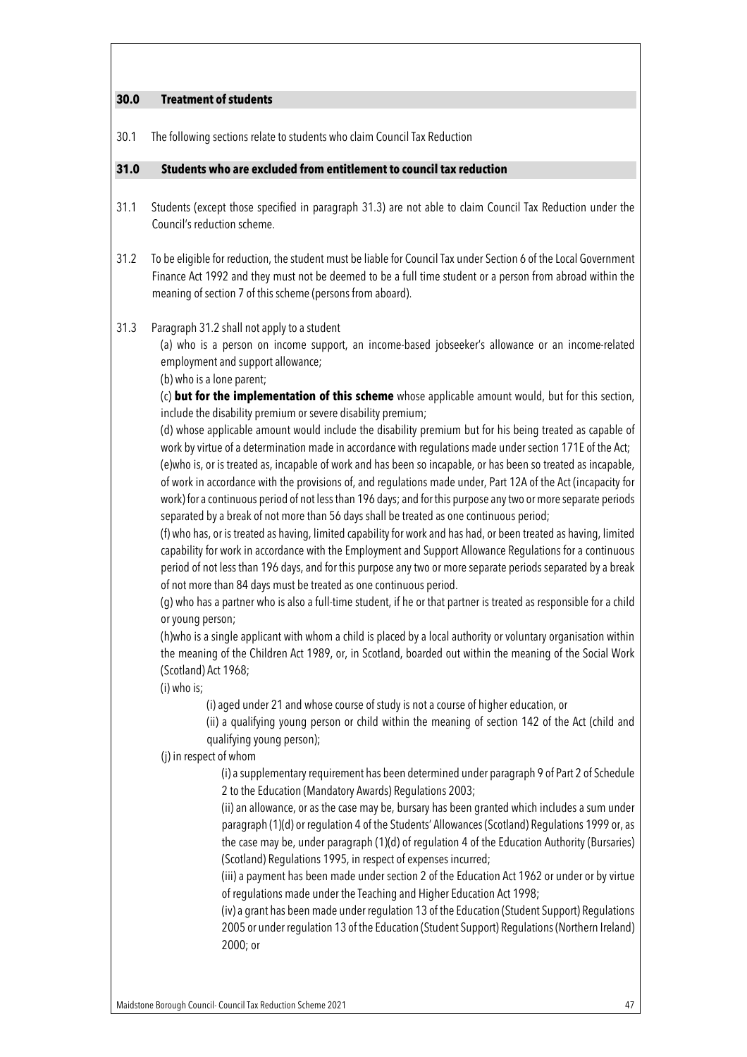## 30.0 Treatment of students

30.1 The following sections relate to students who claim Council Tax Reduction

## 31.0 Students who are excluded from entitlement to council tax reduction

31.1 Students (except those specified in paragraph 31.3) are not able to claim Council Tax Reduction under the Council's reduction scheme.

31.2 To be eligible for reduction, the student must be liable for Council Tax under Section 6 of the Local Government Finance Act 1992 and they must not be deemed to be a full time student or a person from abroad within the meaning of section 7 of this scheme (persons from aboard).

31.3 Paragraph 31.2 shall not apply to a student

(a) who is a person on income support, an income-based jobseeker's allowance or an income-related employment and support allowance;

(b) who is a lone parent;

(c) **but for the implementation of this scheme** whose applicable amount would, but for this section, include the disability premium or severe disability premium;

(d) whose applicable amount would include the disability premium but for his being treated as capable of work by virtue of a determination made in accordance with regulations made under section 171E of the Act;

(e)who is, or is treated as, incapable of work and has been so incapable, or has been so treated as incapable, of work in accordance with the provisions of, and regulations made under, Part 12A of the Act (incapacity for work) for a continuous period of not less than 196 days; and for this purpose any two or more separate periods separated by a break of not more than 56 days shall be treated as one continuous period;

(f) who has, or is treated as having, limited capability for work and has had, or been treated as having, limited capability for work in accordance with the Employment and Support Allowance Regulations for a continuous period of not less than 196 days, and for this purpose any two or more separate periods separated by a break of not more than 84 days must be treated as one continuous period.

(g) who has a partner who is also a full-time student, if he or that partner is treated as responsible for a child or young person;

(h)who is a single applicant with whom a child is placed by a local authority or voluntary organisation within the meaning of the Children Act 1989, or, in Scotland, boarded out within the meaning of the Social Work (Scotland) Act 1968;

(i) who is;

  (i) aged under 21 and whose course of study is not a course of higher education, or

  (ii) a qualifying young person or child within the meaning of section 142 of the Act (child and qualifying young person);

(j) in respect of whom

  (i) a supplementary requirement has been determined under paragraph 9 of Part 2 of Schedule 2 to the Education (Mandatory Awards) Regulations 2003;

  (ii) an allowance, or as the case may be, bursary has been granted which includes a sum under paragraph (1)(d) or regulation 4 of the Students' Allowances (Scotland) Regulations 1999 or, as the case may be, under paragraph (1)(d) of regulation 4 of the Education Authority (Bursaries) (Scotland) Regulations 1995, in respect of expenses incurred;

  (iii) a payment has been made under section 2 of the Education Act 1962 or under or by virtue of regulations made under the Teaching and Higher Education Act 1998;

  (iv) a grant has been made under regulation 13 of the Education (Student Support) Regulations 2005 or under regulation 13 of the Education (Student Support) Regulations (Northern Ireland) 2000; or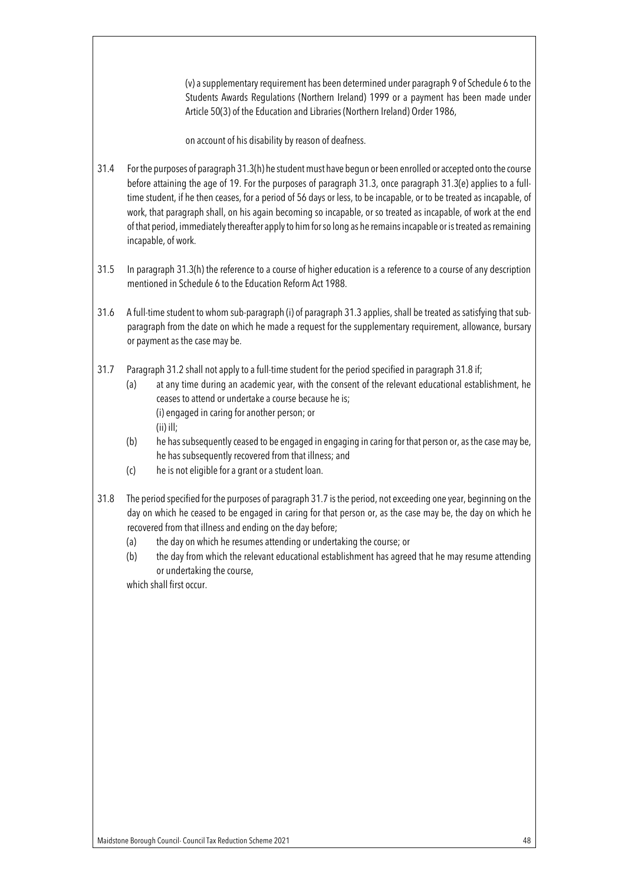(v) a supplementary requirement has been determined under paragraph 9 of Schedule 6 to the Students Awards Regulations (Northern Ireland) 1999 or a payment has been made under Article 50(3) of the Education and Libraries (Northern Ireland) Order 1986,

on account of his disability by reason of deafness.

31.4 For the purposes of paragraph 31.3(h) he student must have begun or been enrolled or accepted onto the course before attaining the age of 19. For the purposes of paragraph 31.3, once paragraph 31.3(e) applies to a full-time student, if he then ceases, for a period of 56 days or less, to be incapable, or to be treated as incapable, of work, that paragraph shall, on his again becoming so incapable, or so treated as incapable, of work at the end of that period, immediately thereafter apply to him for so long as he remains incapable or is treated as remaining incapable, of work.

31.5 In paragraph 31.3(h) the reference to a course of higher education is a reference to a course of any description mentioned in Schedule 6 to the Education Reform Act 1988.

31.6 A full-time student to whom sub-paragraph (i) of paragraph 31.3 applies, shall be treated as satisfying that sub-paragraph from the date on which he made a request for the supplementary requirement, allowance, bursary or payment as the case may be.

31.7 Paragraph 31.2 shall not apply to a full-time student for the period specified in paragraph 31.8 if;

- (a) at any time during an academic year, with the consent of the relevant educational establishment, he ceases to attend or undertake a course because he is;
  (i) engaged in caring for another person; or
  (ii) ill;
- (b) he has subsequently ceased to be engaged in engaging in caring for that person or, as the case may be, he has subsequently recovered from that illness; and
- (c) he is not eligible for a grant or a student loan.

31.8 The period specified for the purposes of paragraph 31.7 is the period, not exceeding one year, beginning on the day on which he ceased to be engaged in caring for that person or, as the case may be, the day on which he recovered from that illness and ending on the day before;

- (a) the day on which he resumes attending or undertaking the course; or
- (b) the day from which the relevant educational establishment has agreed that he may resume attending or undertaking the course,

which shall first occur.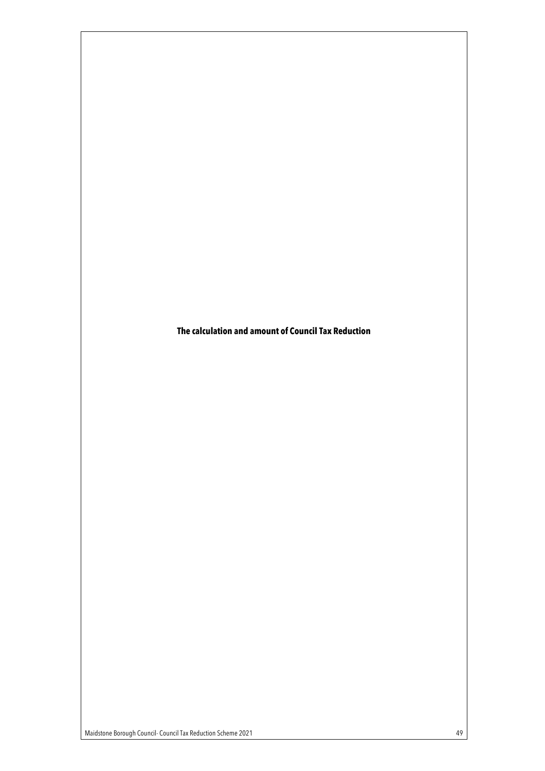# The calculation and amount of Council Tax Reduction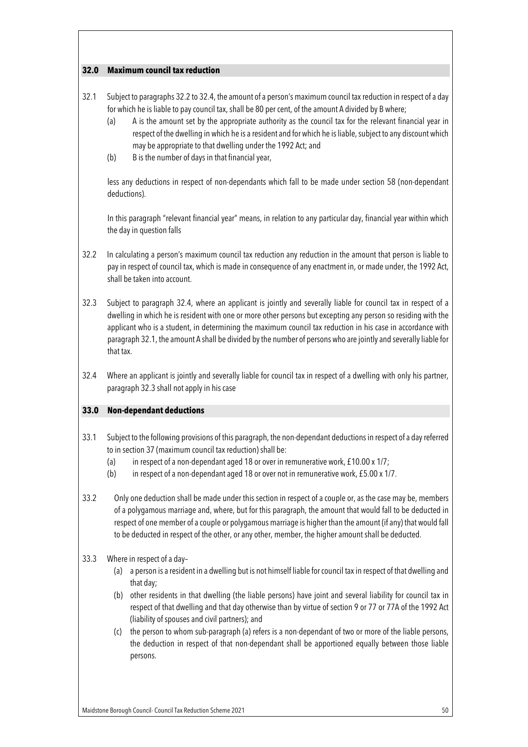## 32.0 Maximum council tax reduction

32.1 Subject to paragraphs 32.2 to 32.4, the amount of a person's maximum council tax reduction in respect of a day for which he is liable to pay council tax, shall be 80 per cent, of the amount A divided by B where;

- (a) A is the amount set by the appropriate authority as the council tax for the relevant financial year in respect of the dwelling in which he is a resident and for which he is liable, subject to any discount which may be appropriate to that dwelling under the 1992 Act; and
- (b) B is the number of days in that financial year,

less any deductions in respect of non-dependants which fall to be made under section 58 (non-dependant deductions).

In this paragraph "relevant financial year" means, in relation to any particular day, financial year within which the day in question falls

32.2 In calculating a person's maximum council tax reduction any reduction in the amount that person is liable to pay in respect of council tax, which is made in consequence of any enactment in, or made under, the 1992 Act, shall be taken into account.

32.3 Subject to paragraph 32.4, where an applicant is jointly and severally liable for council tax in respect of a dwelling in which he is resident with one or more other persons but excepting any person so residing with the applicant who is a student, in determining the maximum council tax reduction in his case in accordance with paragraph 32.1, the amount A shall be divided by the number of persons who are jointly and severally liable for that tax.

32.4 Where an applicant is jointly and severally liable for council tax in respect of a dwelling with only his partner, paragraph 32.3 shall not apply in his case

## 33.0 Non-dependant deductions

33.1 Subject to the following provisions of this paragraph, the non-dependant deductions in respect of a day referred to in section 37 (maximum council tax reduction) shall be:

- (a) in respect of a non-dependant aged 18 or over in remunerative work, £10.00 x 1/7;
- (b) in respect of a non-dependant aged 18 or over not in remunerative work, £5.00 x 1/7.

33.2 Only one deduction shall be made under this section in respect of a couple or, as the case may be, members of a polygamous marriage and, where, but for this paragraph, the amount that would fall to be deducted in respect of one member of a couple or polygamous marriage is higher than the amount (if any) that would fall to be deducted in respect of the other, or any other, member, the higher amount shall be deducted.

33.3 Where in respect of a day–

- (a) a person is a resident in a dwelling but is not himself liable for council tax in respect of that dwelling and that day;
- (b) other residents in that dwelling (the liable persons) have joint and several liability for council tax in respect of that dwelling and that day otherwise than by virtue of section 9 or 77 or 77A of the 1992 Act (liability of spouses and civil partners); and
- (c) the person to whom sub-paragraph (a) refers is a non-dependant of two or more of the liable persons, the deduction in respect of that non-dependant shall be apportioned equally between those liable persons.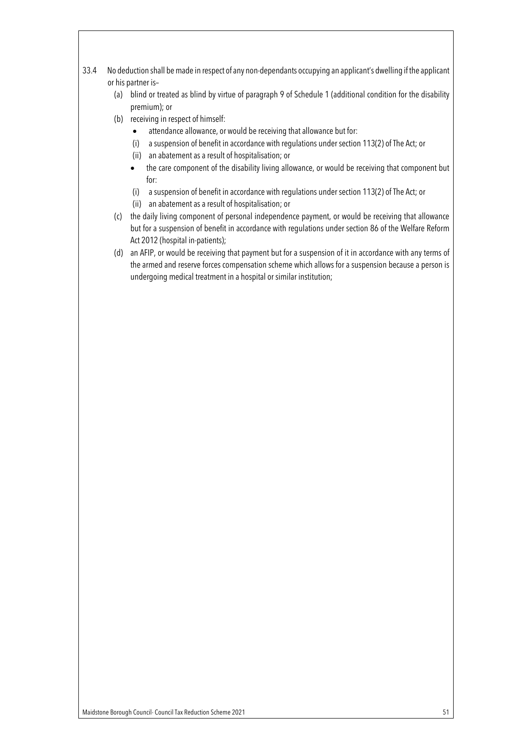33.4 No deduction shall be made in respect of any non-dependants occupying an applicant's dwelling if the applicant or his partner is–

(a) blind or treated as blind by virtue of paragraph 9 of Schedule 1 (additional condition for the disability premium); or

(b) receiving in respect of himself:

- attendance allowance, or would be receiving that allowance but for:

  (i) a suspension of benefit in accordance with regulations under section 113(2) of The Act; or

  (ii) an abatement as a result of hospitalisation; or

- the care component of the disability living allowance, or would be receiving that component but for:

  (i) a suspension of benefit in accordance with regulations under section 113(2) of The Act; or

  (ii) an abatement as a result of hospitalisation; or

(c) the daily living component of personal independence payment, or would be receiving that allowance but for a suspension of benefit in accordance with regulations under section 86 of the Welfare Reform Act 2012 (hospital in-patients);

(d) an AFIP, or would be receiving that payment but for a suspension of it in accordance with any terms of the armed and reserve forces compensation scheme which allows for a suspension because a person is undergoing medical treatment in a hospital or similar institution;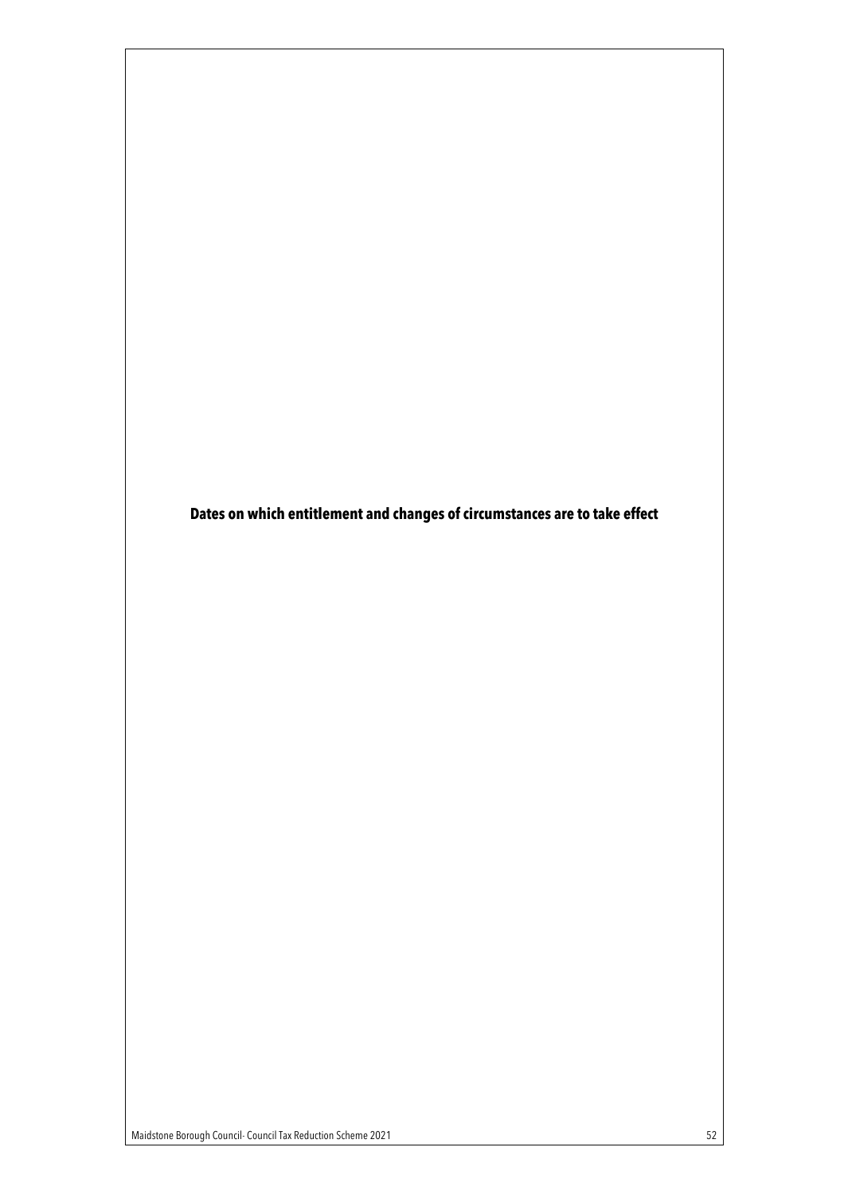# Dates on which entitlement and changes of circumstances are to take effect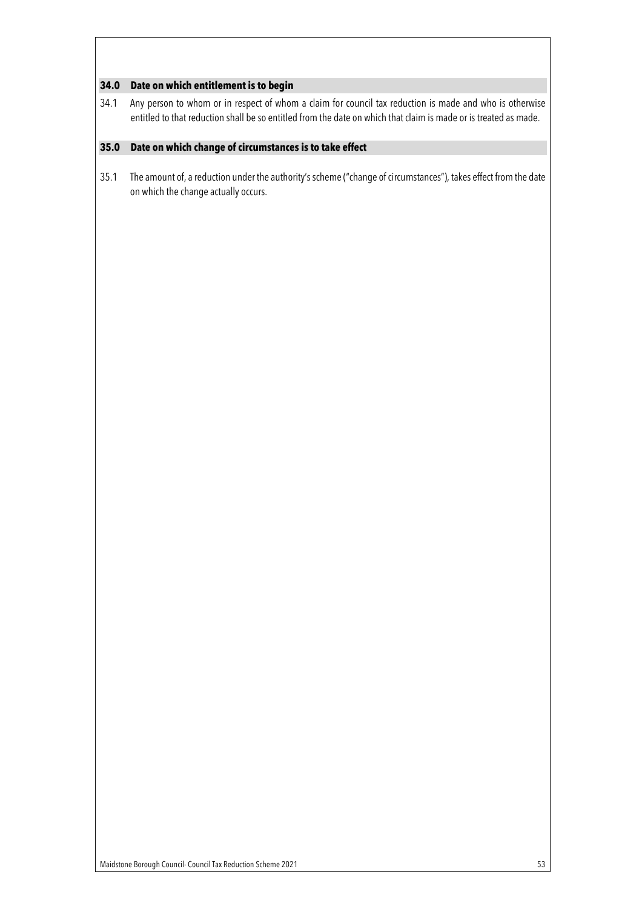## 34.0 Date on which entitlement is to begin

34.1 Any person to whom or in respect of whom a claim for council tax reduction is made and who is otherwise entitled to that reduction shall be so entitled from the date on which that claim is made or is treated as made.

## 35.0 Date on which change of circumstances is to take effect

35.1 The amount of, a reduction under the authority's scheme ("change of circumstances"), takes effect from the date on which the change actually occurs.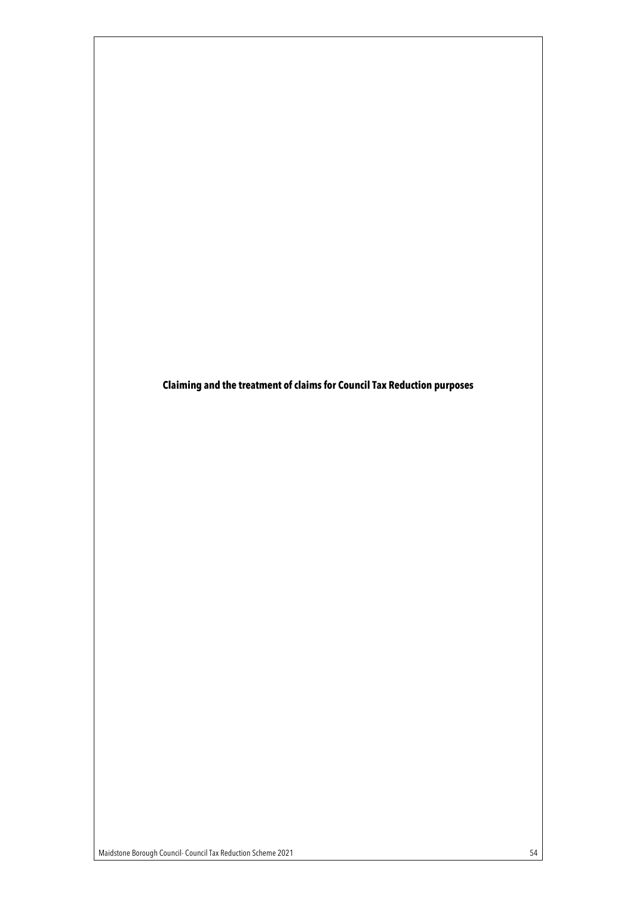**Claiming and the treatment of claims for Council Tax Reduction purposes**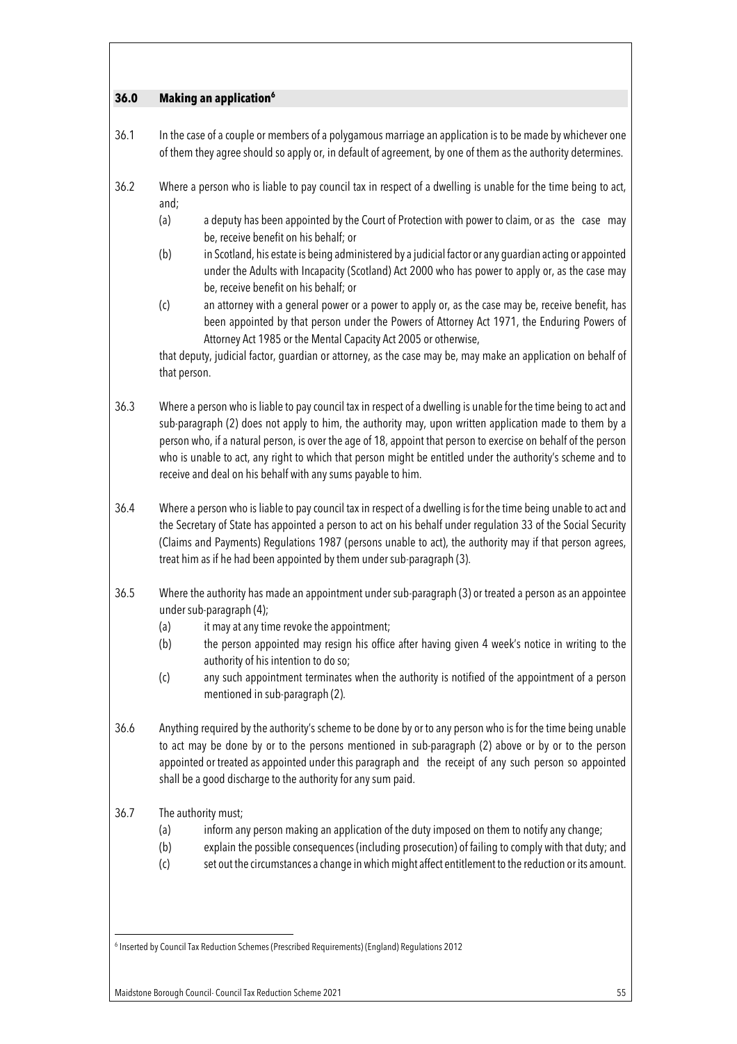## 36.0 Making an application[6]

36.1 In the case of a couple or members of a polygamous marriage an application is to be made by whichever one of them they agree should so apply or, in default of agreement, by one of them as the authority determines.

36.2 Where a person who is liable to pay council tax in respect of a dwelling is unable for the time being to act, and;

- (a) a deputy has been appointed by the Court of Protection with power to claim, or as the case may be, receive benefit on his behalf; or
- (b) in Scotland, his estate is being administered by a judicial factor or any guardian acting or appointed under the Adults with Incapacity (Scotland) Act 2000 who has power to apply or, as the case may be, receive benefit on his behalf; or
- (c) an attorney with a general power or a power to apply or, as the case may be, receive benefit, has been appointed by that person under the Powers of Attorney Act 1971, the Enduring Powers of Attorney Act 1985 or the Mental Capacity Act 2005 or otherwise,

that deputy, judicial factor, guardian or attorney, as the case may be, may make an application on behalf of that person.

36.3 Where a person who is liable to pay council tax in respect of a dwelling is unable for the time being to act and sub-paragraph (2) does not apply to him, the authority may, upon written application made to them by a person who, if a natural person, is over the age of 18, appoint that person to exercise on behalf of the person who is unable to act, any right to which that person might be entitled under the authority's scheme and to receive and deal on his behalf with any sums payable to him.

36.4 Where a person who is liable to pay council tax in respect of a dwelling is for the time being unable to act and the Secretary of State has appointed a person to act on his behalf under regulation 33 of the Social Security (Claims and Payments) Regulations 1987 (persons unable to act), the authority may if that person agrees, treat him as if he had been appointed by them under sub-paragraph (3).

36.5 Where the authority has made an appointment under sub-paragraph (3) or treated a person as an appointee under sub-paragraph (4);

- (a) it may at any time revoke the appointment;
- (b) the person appointed may resign his office after having given 4 week's notice in writing to the authority of his intention to do so;
- (c) any such appointment terminates when the authority is notified of the appointment of a person mentioned in sub-paragraph (2).

36.6 Anything required by the authority's scheme to be done by or to any person who is for the time being unable to act may be done by or to the persons mentioned in sub-paragraph (2) above or by or to the person appointed or treated as appointed under this paragraph and the receipt of any such person so appointed shall be a good discharge to the authority for any sum paid.

36.7 The authority must;

- (a) inform any person making an application of the duty imposed on them to notify any change;
- (b) explain the possible consequences (including prosecution) of failing to comply with that duty; and
- (c) set out the circumstances a change in which might affect entitlement to the reduction or its amount.

[6] Inserted by Council Tax Reduction Schemes (Prescribed Requirements) (England) Regulations 2012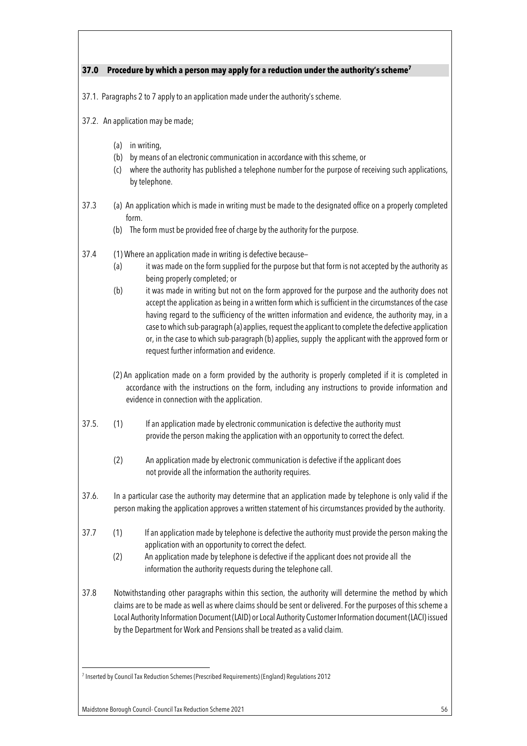## 37.0 Procedure by which a person may apply for a reduction under the authority's scheme[7]

37.1. Paragraphs 2 to 7 apply to an application made under the authority's scheme.

37.2. An application may be made;

(a) in writing,
(b) by means of an electronic communication in accordance with this scheme, or
(c) where the authority has published a telephone number for the purpose of receiving such applications, by telephone.

37.3 (a) An application which is made in writing must be made to the designated office on a properly completed form.
(b) The form must be provided free of charge by the authority for the purpose.

37.4 (1) Where an application made in writing is defective because–

(a) it was made on the form supplied for the purpose but that form is not accepted by the authority as being properly completed; or
(b) it was made in writing but not on the form approved for the purpose and the authority does not accept the application as being in a written form which is sufficient in the circumstances of the case having regard to the sufficiency of the written information and evidence, the authority may, in a case to which sub-paragraph (a) applies, request the applicant to complete the defective application or, in the case to which sub-paragraph (b) applies, supply the applicant with the approved form or request further information and evidence.

(2) An application made on a form provided by the authority is properly completed if it is completed in accordance with the instructions on the form, including any instructions to provide information and evidence in connection with the application.

37.5. (1) If an application made by electronic communication is defective the authority must provide the person making the application with an opportunity to correct the defect.

(2) An application made by electronic communication is defective if the applicant does not provide all the information the authority requires.

37.6. In a particular case the authority may determine that an application made by telephone is only valid if the person making the application approves a written statement of his circumstances provided by the authority.

37.7 (1) If an application made by telephone is defective the authority must provide the person making the application with an opportunity to correct the defect.
(2) An application made by telephone is defective if the applicant does not provide all the information the authority requests during the telephone call.

37.8 Notwithstanding other paragraphs within this section, the authority will determine the method by which claims are to be made as well as where claims should be sent or delivered. For the purposes of this scheme a Local Authority Information Document (LAID) or Local Authority Customer Information document (LACI) issued by the Department for Work and Pensions shall be treated as a valid claim.

---

[7] Inserted by Council Tax Reduction Schemes (Prescribed Requirements) (England) Regulations 2012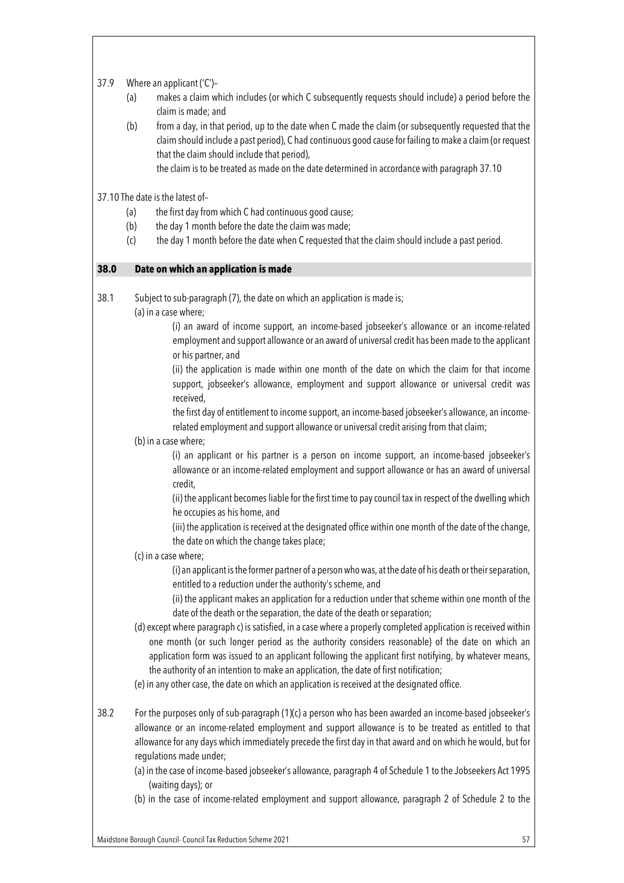37.9 Where an applicant ('C')–

(a) makes a claim which includes (or which C subsequently requests should include) a period before the claim is made; and

(b) from a day, in that period, up to the date when C made the claim (or subsequently requested that the claim should include a past period), C had continuous good cause for failing to make a claim (or request that the claim should include that period),

the claim is to be treated as made on the date determined in accordance with paragraph 37.10

37.10 The date is the latest of–

(a) the first day from which C had continuous good cause;

(b) the day 1 month before the date the claim was made;

(c) the day 1 month before the date when C requested that the claim should include a past period.

## 38.0 Date on which an application is made

38.1 Subject to sub-paragraph (7), the date on which an application is made is;

(a) in a case where;

(i) an award of income support, an income-based jobseeker's allowance or an income-related employment and support allowance or an award of universal credit has been made to the applicant or his partner, and

(ii) the application is made within one month of the date on which the claim for that income support, jobseeker's allowance, employment and support allowance or universal credit was received,

the first day of entitlement to income support, an income-based jobseeker's allowance, an income-related employment and support allowance or universal credit arising from that claim;

(b) in a case where;

(i) an applicant or his partner is a person on income support, an income-based jobseeker's allowance or an income-related employment and support allowance or has an award of universal credit,

(ii) the applicant becomes liable for the first time to pay council tax in respect of the dwelling which he occupies as his home, and

(iii) the application is received at the designated office within one month of the date of the change, the date on which the change takes place;

(c) in a case where;

(i) an applicant is the former partner of a person who was, at the date of his death or their separation, entitled to a reduction under the authority's scheme, and

(ii) the applicant makes an application for a reduction under that scheme within one month of the date of the death or the separation, the date of the death or separation;

(d) except where paragraph c) is satisfied, in a case where a properly completed application is received within one month (or such longer period as the authority considers reasonable) of the date on which an application form was issued to an applicant following the applicant first notifying, by whatever means, the authority of an intention to make an application, the date of first notification;

(e) in any other case, the date on which an application is received at the designated office.

38.2 For the purposes only of sub-paragraph (1)(c) a person who has been awarded an income-based jobseeker's allowance or an income-related employment and support allowance is to be treated as entitled to that allowance for any days which immediately precede the first day in that award and on which he would, but for regulations made under;

(a) in the case of income-based jobseeker's allowance, paragraph 4 of Schedule 1 to the Jobseekers Act 1995 (waiting days); or

(b) in the case of income-related employment and support allowance, paragraph 2 of Schedule 2 to the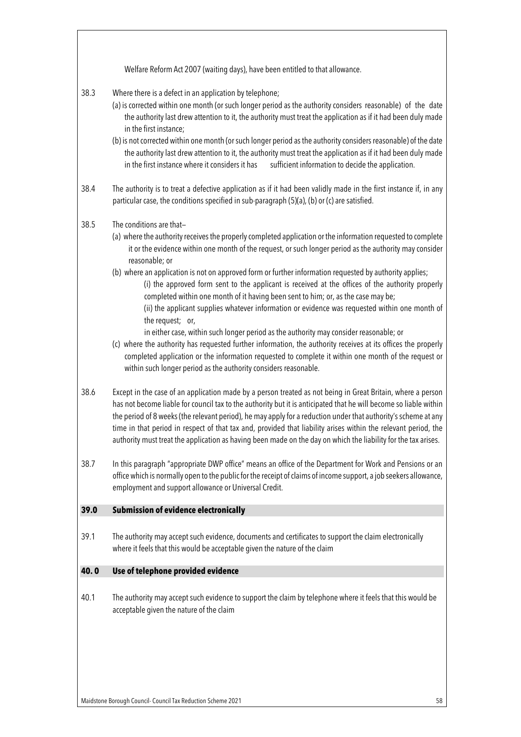Welfare Reform Act 2007 (waiting days), have been entitled to that allowance.

38.3 Where there is a defect in an application by telephone;

(a) is corrected within one month (or such longer period as the authority considers reasonable) of the date the authority last drew attention to it, the authority must treat the application as if it had been duly made in the first instance;

(b) is not corrected within one month (or such longer period as the authority considers reasonable) of the date the authority last drew attention to it, the authority must treat the application as if it had been duly made in the first instance where it considers it has sufficient information to decide the application.

38.4 The authority is to treat a defective application as if it had been validly made in the first instance if, in any particular case, the conditions specified in sub-paragraph (5)(a), (b) or (c) are satisfied.

38.5 The conditions are that–

(a) where the authority receives the properly completed application or the information requested to complete it or the evidence within one month of the request, or such longer period as the authority may consider reasonable; or

(b) where an application is not on approved form or further information requested by authority applies;

(i) the approved form sent to the applicant is received at the offices of the authority properly completed within one month of it having been sent to him; or, as the case may be;

(ii) the applicant supplies whatever information or evidence was requested within one month of the request; or,

in either case, within such longer period as the authority may consider reasonable; or

(c) where the authority has requested further information, the authority receives at its offices the properly completed application or the information requested to complete it within one month of the request or within such longer period as the authority considers reasonable.

38.6 Except in the case of an application made by a person treated as not being in Great Britain, where a person has not become liable for council tax to the authority but it is anticipated that he will become so liable within the period of 8 weeks (the relevant period), he may apply for a reduction under that authority's scheme at any time in that period in respect of that tax and, provided that liability arises within the relevant period, the authority must treat the application as having been made on the day on which the liability for the tax arises.

38.7 In this paragraph "appropriate DWP office" means an office of the Department for Work and Pensions or an office which is normally open to the public for the receipt of claims of income support, a job seekers allowance, employment and support allowance or Universal Credit.

## 39.0 Submission of evidence electronically

39.1 The authority may accept such evidence, documents and certificates to support the claim electronically where it feels that this would be acceptable given the nature of the claim

## 40. 0 Use of telephone provided evidence

40.1 The authority may accept such evidence to support the claim by telephone where it feels that this would be acceptable given the nature of the claim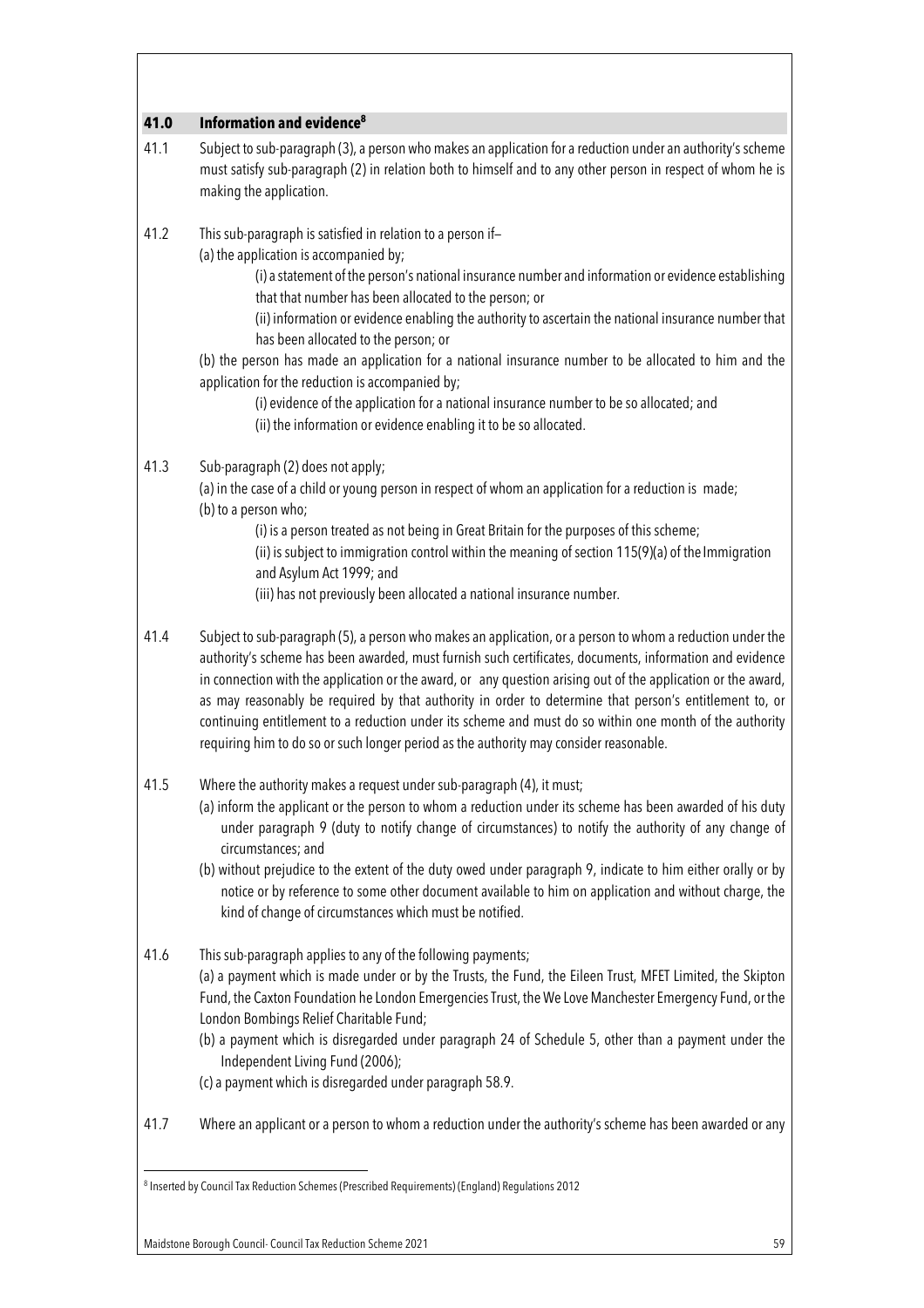## 41.0 Information and evidence[8]

41.1 Subject to sub-paragraph (3), a person who makes an application for a reduction under an authority's scheme must satisfy sub-paragraph (2) in relation both to himself and to any other person in respect of whom he is making the application.

41.2 This sub-paragraph is satisfied in relation to a person if–

(a) the application is accompanied by;

(i) a statement of the person's national insurance number and information or evidence establishing that that number has been allocated to the person; or

(ii) information or evidence enabling the authority to ascertain the national insurance number that has been allocated to the person; or

(b) the person has made an application for a national insurance number to be allocated to him and the application for the reduction is accompanied by;

(i) evidence of the application for a national insurance number to be so allocated; and

(ii) the information or evidence enabling it to be so allocated.

41.3 Sub-paragraph (2) does not apply;

(a) in the case of a child or young person in respect of whom an application for a reduction is made;

(b) to a person who;

(i) is a person treated as not being in Great Britain for the purposes of this scheme;

(ii) is subject to immigration control within the meaning of section 115(9)(a) of the Immigration and Asylum Act 1999; and

(iii) has not previously been allocated a national insurance number.

41.4 Subject to sub-paragraph (5), a person who makes an application, or a person to whom a reduction under the authority's scheme has been awarded, must furnish such certificates, documents, information and evidence in connection with the application or the award, or any question arising out of the application or the award, as may reasonably be required by that authority in order to determine that person's entitlement to, or continuing entitlement to a reduction under its scheme and must do so within one month of the authority requiring him to do so or such longer period as the authority may consider reasonable.

41.5 Where the authority makes a request under sub-paragraph (4), it must;

(a) inform the applicant or the person to whom a reduction under its scheme has been awarded of his duty under paragraph 9 (duty to notify change of circumstances) to notify the authority of any change of circumstances; and

(b) without prejudice to the extent of the duty owed under paragraph 9, indicate to him either orally or by notice or by reference to some other document available to him on application and without charge, the kind of change of circumstances which must be notified.

41.6 This sub-paragraph applies to any of the following payments;

(a) a payment which is made under or by the Trusts, the Fund, the Eileen Trust, MFET Limited, the Skipton Fund, the Caxton Foundation he London Emergencies Trust, the We Love Manchester Emergency Fund, or the London Bombings Relief Charitable Fund;

(b) a payment which is disregarded under paragraph 24 of Schedule 5, other than a payment under the Independent Living Fund (2006);

(c) a payment which is disregarded under paragraph 58.9.

41.7 Where an applicant or a person to whom a reduction under the authority's scheme has been awarded or any

[8] Inserted by Council Tax Reduction Schemes (Prescribed Requirements) (England) Regulations 2012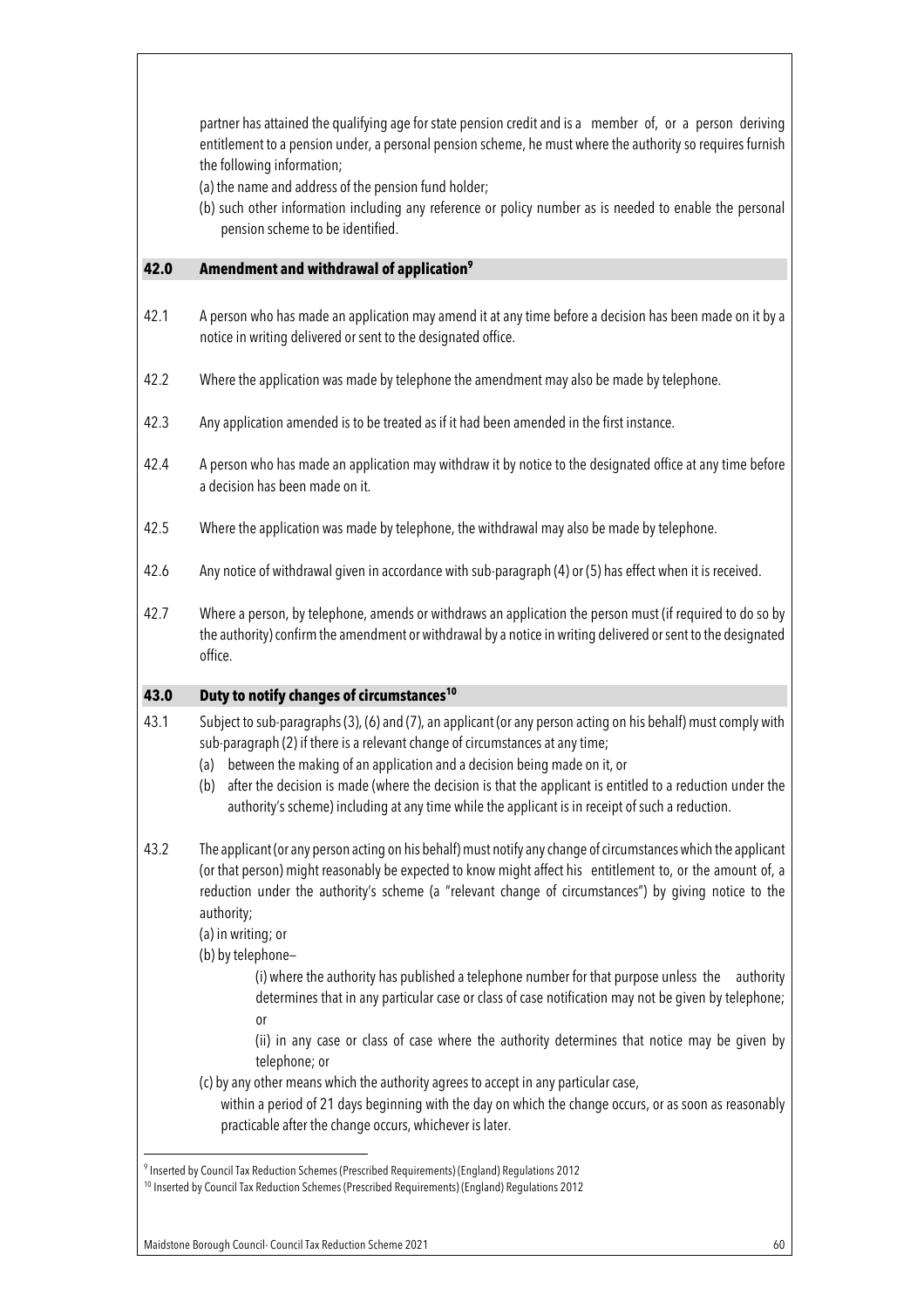partner has attained the qualifying age for state pension credit and is a member of, or a person deriving entitlement to a pension under, a personal pension scheme, he must where the authority so requires furnish the following information;

(a) the name and address of the pension fund holder;

(b) such other information including any reference or policy number as is needed to enable the personal pension scheme to be identified.

## 42.0 Amendment and withdrawal of application[9]

42.1 A person who has made an application may amend it at any time before a decision has been made on it by a notice in writing delivered or sent to the designated office.

42.2 Where the application was made by telephone the amendment may also be made by telephone.

42.3 Any application amended is to be treated as if it had been amended in the first instance.

42.4 A person who has made an application may withdraw it by notice to the designated office at any time before a decision has been made on it.

42.5 Where the application was made by telephone, the withdrawal may also be made by telephone.

42.6 Any notice of withdrawal given in accordance with sub-paragraph (4) or (5) has effect when it is received.

42.7 Where a person, by telephone, amends or withdraws an application the person must (if required to do so by the authority) confirm the amendment or withdrawal by a notice in writing delivered or sent to the designated office.

## 43.0 Duty to notify changes of circumstances[10]

43.1 Subject to sub-paragraphs (3), (6) and (7), an applicant (or any person acting on his behalf) must comply with sub-paragraph (2) if there is a relevant change of circumstances at any time;

(a) between the making of an application and a decision being made on it, or

(b) after the decision is made (where the decision is that the applicant is entitled to a reduction under the authority's scheme) including at any time while the applicant is in receipt of such a reduction.

43.2 The applicant (or any person acting on his behalf) must notify any change of circumstances which the applicant (or that person) might reasonably be expected to know might affect his entitlement to, or the amount of, a reduction under the authority's scheme (a "relevant change of circumstances") by giving notice to the authority;

(a) in writing; or

(b) by telephone–

(i) where the authority has published a telephone number for that purpose unless the authority determines that in any particular case or class of case notification may not be given by telephone; or

(ii) in any case or class of case where the authority determines that notice may be given by telephone; or

(c) by any other means which the authority agrees to accept in any particular case,

within a period of 21 days beginning with the day on which the change occurs, or as soon as reasonably practicable after the change occurs, whichever is later.

---

[9] Inserted by Council Tax Reduction Schemes (Prescribed Requirements) (England) Regulations 2012

[10] Inserted by Council Tax Reduction Schemes (Prescribed Requirements) (England) Regulations 2012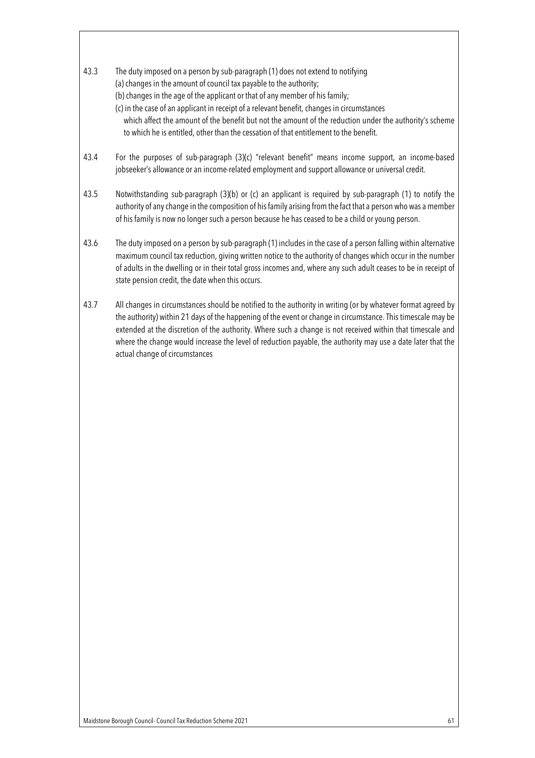43.3 The duty imposed on a person by sub-paragraph (1) does not extend to notifying
(a) changes in the amount of council tax payable to the authority;
(b) changes in the age of the applicant or that of any member of his family;
(c) in the case of an applicant in receipt of a relevant benefit, changes in circumstances which affect the amount of the benefit but not the amount of the reduction under the authority's scheme to which he is entitled, other than the cessation of that entitlement to the benefit.

43.4 For the purposes of sub-paragraph (3)(c) "relevant benefit" means income support, an income-based jobseeker's allowance or an income-related employment and support allowance or universal credit.

43.5 Notwithstanding sub-paragraph (3)(b) or (c) an applicant is required by sub-paragraph (1) to notify the authority of any change in the composition of his family arising from the fact that a person who was a member of his family is now no longer such a person because he has ceased to be a child or young person.

43.6 The duty imposed on a person by sub-paragraph (1) includes in the case of a person falling within alternative maximum council tax reduction, giving written notice to the authority of changes which occur in the number of adults in the dwelling or in their total gross incomes and, where any such adult ceases to be in receipt of state pension credit, the date when this occurs.

43.7 All changes in circumstances should be notified to the authority in writing (or by whatever format agreed by the authority) within 21 days of the happening of the event or change in circumstance. This timescale may be extended at the discretion of the authority. Where such a change is not received within that timescale and where the change would increase the level of reduction payable, the authority may use a date later that the actual change of circumstances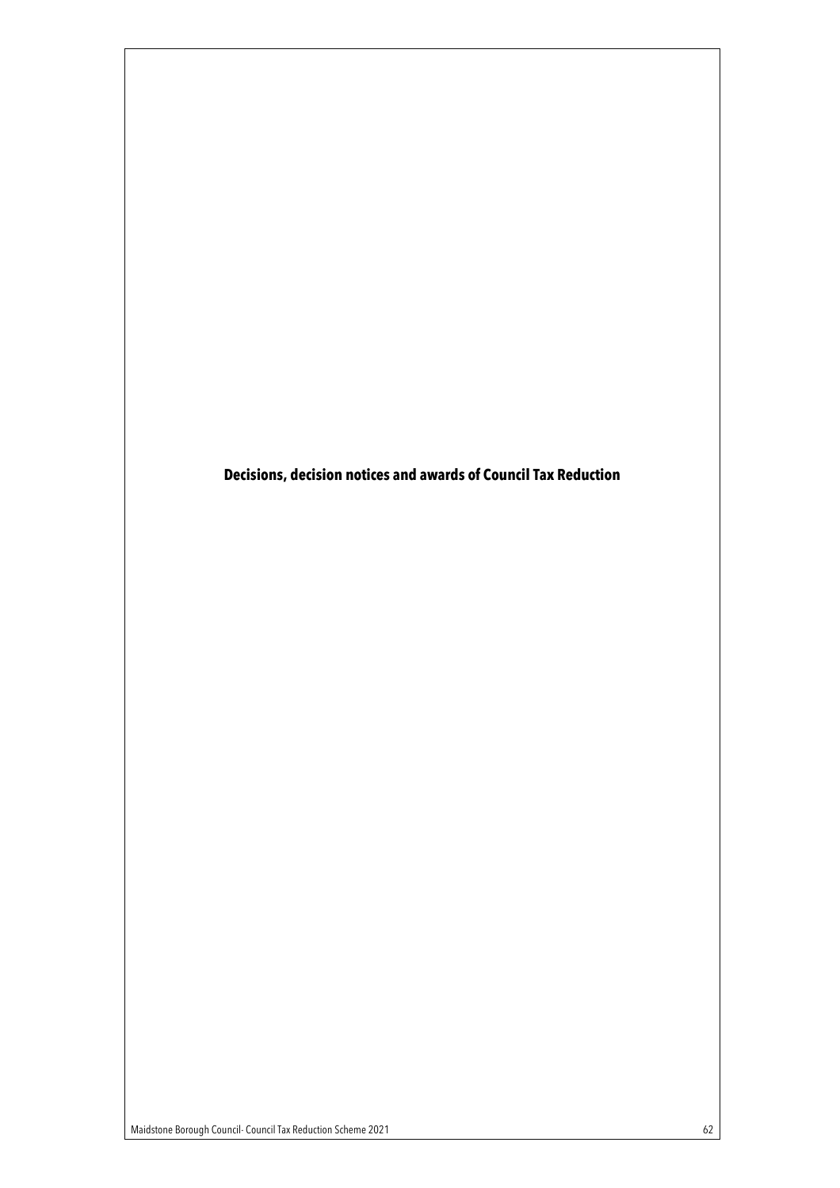# Decisions, decision notices and awards of Council Tax Reduction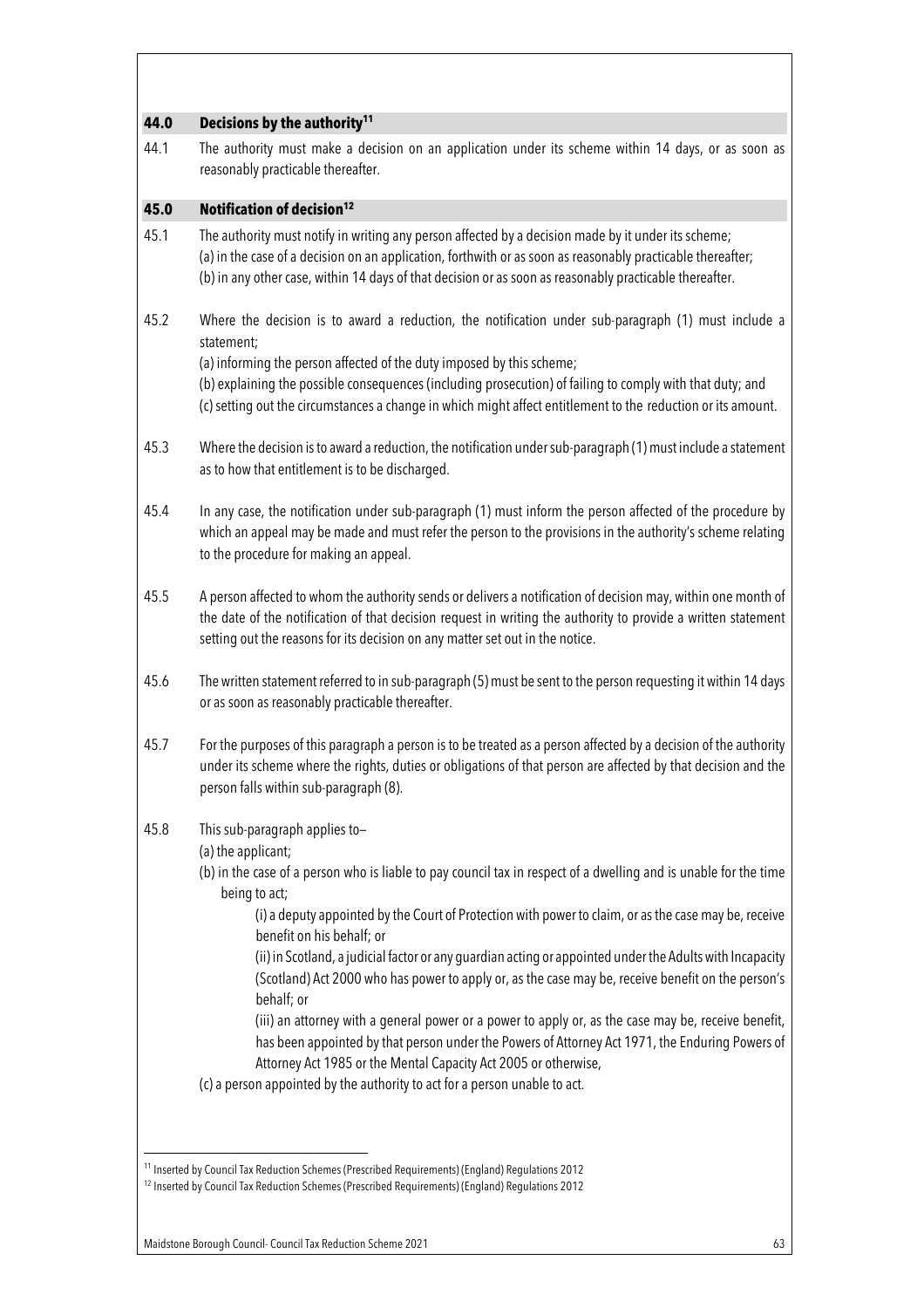## 44.0 Decisions by the authority[11]

44.1 The authority must make a decision on an application under its scheme within 14 days, or as soon as reasonably practicable thereafter.

## 45.0 Notification of decision[12]

45.1 The authority must notify in writing any person affected by a decision made by it under its scheme;
(a) in the case of a decision on an application, forthwith or as soon as reasonably practicable thereafter;
(b) in any other case, within 14 days of that decision or as soon as reasonably practicable thereafter.

45.2 Where the decision is to award a reduction, the notification under sub-paragraph (1) must include a statement;
(a) informing the person affected of the duty imposed by this scheme;
(b) explaining the possible consequences (including prosecution) of failing to comply with that duty; and
(c) setting out the circumstances a change in which might affect entitlement to the reduction or its amount.

45.3 Where the decision is to award a reduction, the notification under sub-paragraph (1) must include a statement as to how that entitlement is to be discharged.

45.4 In any case, the notification under sub-paragraph (1) must inform the person affected of the procedure by which an appeal may be made and must refer the person to the provisions in the authority's scheme relating to the procedure for making an appeal.

45.5 A person affected to whom the authority sends or delivers a notification of decision may, within one month of the date of the notification of that decision request in writing the authority to provide a written statement setting out the reasons for its decision on any matter set out in the notice.

45.6 The written statement referred to in sub-paragraph (5) must be sent to the person requesting it within 14 days or as soon as reasonably practicable thereafter.

45.7 For the purposes of this paragraph a person is to be treated as a person affected by a decision of the authority under its scheme where the rights, duties or obligations of that person are affected by that decision and the person falls within sub-paragraph (8).

45.8 This sub-paragraph applies to–
(a) the applicant;
(b) in the case of a person who is liable to pay council tax in respect of a dwelling and is unable for the time being to act;

(i) a deputy appointed by the Court of Protection with power to claim, or as the case may be, receive benefit on his behalf; or

(ii) in Scotland, a judicial factor or any guardian acting or appointed under the Adults with Incapacity (Scotland) Act 2000 who has power to apply or, as the case may be, receive benefit on the person's behalf; or

(iii) an attorney with a general power or a power to apply or, as the case may be, receive benefit, has been appointed by that person under the Powers of Attorney Act 1971, the Enduring Powers of Attorney Act 1985 or the Mental Capacity Act 2005 or otherwise,

(c) a person appointed by the authority to act for a person unable to act.

---

[11] Inserted by Council Tax Reduction Schemes (Prescribed Requirements) (England) Regulations 2012

[12] Inserted by Council Tax Reduction Schemes (Prescribed Requirements) (England) Regulations 2012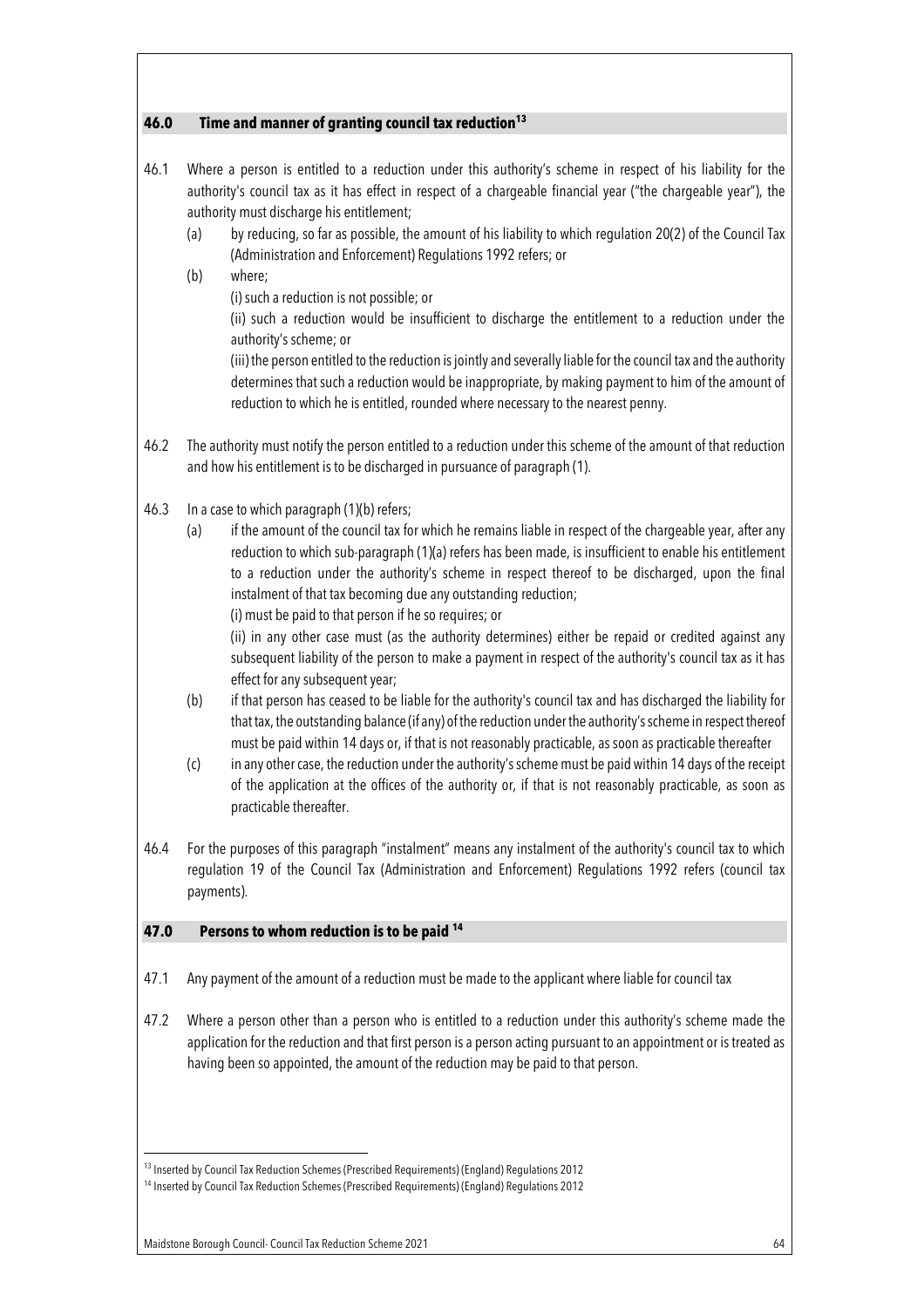## 46.0 Time and manner of granting council tax reduction[13]

46.1 Where a person is entitled to a reduction under this authority's scheme in respect of his liability for the authority's council tax as it has effect in respect of a chargeable financial year ("the chargeable year"), the authority must discharge his entitlement;

(a) by reducing, so far as possible, the amount of his liability to which regulation 20(2) of the Council Tax (Administration and Enforcement) Regulations 1992 refers; or

(b) where;

(i) such a reduction is not possible; or

(ii) such a reduction would be insufficient to discharge the entitlement to a reduction under the authority's scheme; or

(iii) the person entitled to the reduction is jointly and severally liable for the council tax and the authority determines that such a reduction would be inappropriate, by making payment to him of the amount of reduction to which he is entitled, rounded where necessary to the nearest penny.

46.2 The authority must notify the person entitled to a reduction under this scheme of the amount of that reduction and how his entitlement is to be discharged in pursuance of paragraph (1).

46.3 In a case to which paragraph (1)(b) refers;

(a) if the amount of the council tax for which he remains liable in respect of the chargeable year, after any reduction to which sub-paragraph (1)(a) refers has been made, is insufficient to enable his entitlement to a reduction under the authority's scheme in respect thereof to be discharged, upon the final instalment of that tax becoming due any outstanding reduction;

(i) must be paid to that person if he so requires; or

(ii) in any other case must (as the authority determines) either be repaid or credited against any subsequent liability of the person to make a payment in respect of the authority's council tax as it has effect for any subsequent year;

(b) if that person has ceased to be liable for the authority's council tax and has discharged the liability for that tax, the outstanding balance (if any) of the reduction under the authority's scheme in respect thereof must be paid within 14 days or, if that is not reasonably practicable, as soon as practicable thereafter

(c) in any other case, the reduction under the authority's scheme must be paid within 14 days of the receipt of the application at the offices of the authority or, if that is not reasonably practicable, as soon as practicable thereafter.

46.4 For the purposes of this paragraph "instalment" means any instalment of the authority's council tax to which regulation 19 of the Council Tax (Administration and Enforcement) Regulations 1992 refers (council tax payments).

## 47.0 Persons to whom reduction is to be paid [14]

47.1 Any payment of the amount of a reduction must be made to the applicant where liable for council tax

47.2 Where a person other than a person who is entitled to a reduction under this authority's scheme made the application for the reduction and that first person is a person acting pursuant to an appointment or is treated as having been so appointed, the amount of the reduction may be paid to that person.

[13] Inserted by Council Tax Reduction Schemes (Prescribed Requirements) (England) Regulations 2012

[14] Inserted by Council Tax Reduction Schemes (Prescribed Requirements) (England) Regulations 2012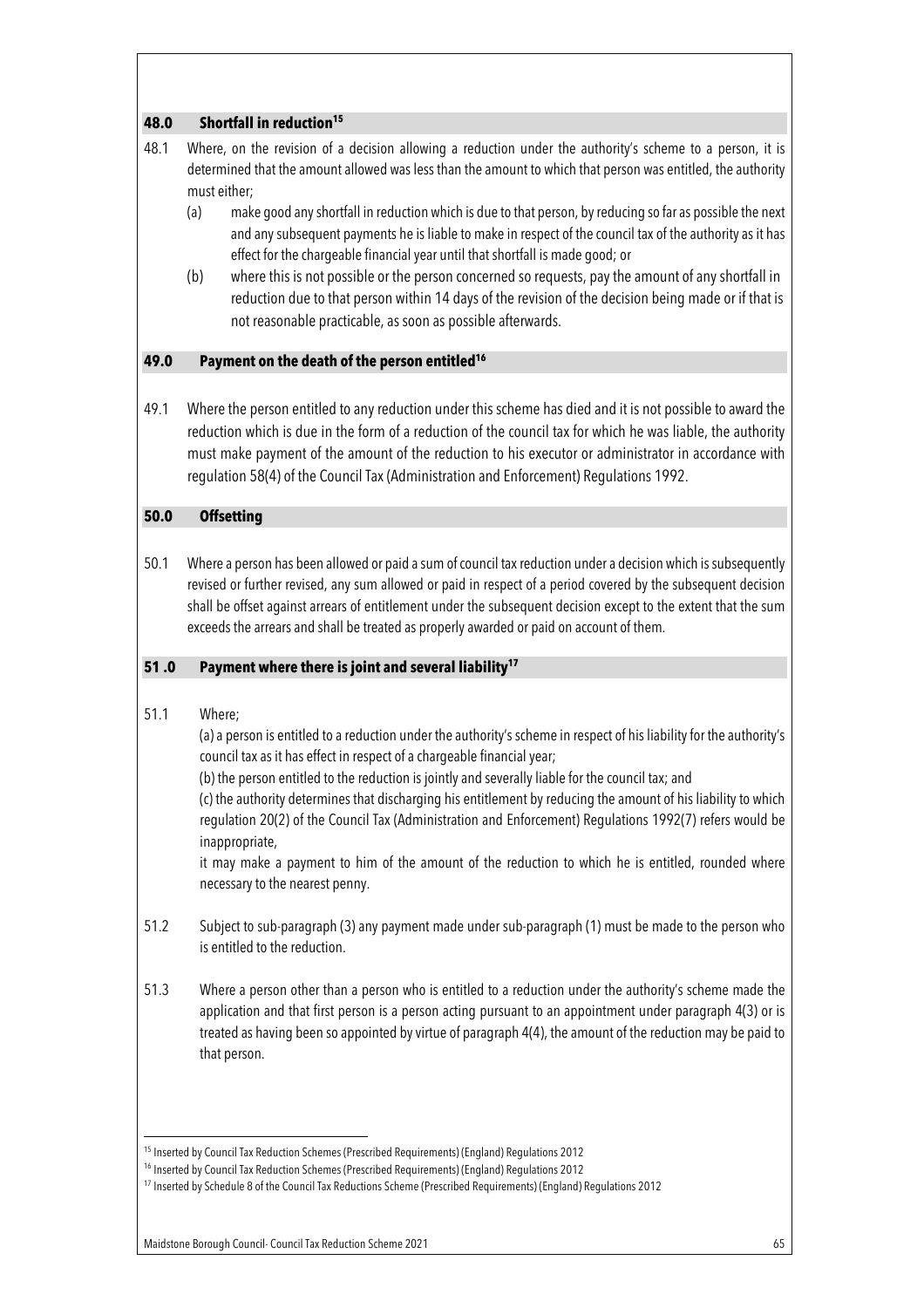## 48.0 Shortfall in reduction[15]

48.1 Where, on the revision of a decision allowing a reduction under the authority's scheme to a person, it is determined that the amount allowed was less than the amount to which that person was entitled, the authority must either;

- (a) make good any shortfall in reduction which is due to that person, by reducing so far as possible the next and any subsequent payments he is liable to make in respect of the council tax of the authority as it has effect for the chargeable financial year until that shortfall is made good; or
- (b) where this is not possible or the person concerned so requests, pay the amount of any shortfall in reduction due to that person within 14 days of the revision of the decision being made or if that is not reasonable practicable, as soon as possible afterwards.

## 49.0 Payment on the death of the person entitled[16]

49.1 Where the person entitled to any reduction under this scheme has died and it is not possible to award the reduction which is due in the form of a reduction of the council tax for which he was liable, the authority must make payment of the amount of the reduction to his executor or administrator in accordance with regulation 58(4) of the Council Tax (Administration and Enforcement) Regulations 1992.

## 50.0 Offsetting

50.1 Where a person has been allowed or paid a sum of council tax reduction under a decision which is subsequently revised or further revised, any sum allowed or paid in respect of a period covered by the subsequent decision shall be offset against arrears of entitlement under the subsequent decision except to the extent that the sum exceeds the arrears and shall be treated as properly awarded or paid on account of them.

## 51 .0 Payment where there is joint and several liability[17]

51.1 Where;

(a) a person is entitled to a reduction under the authority's scheme in respect of his liability for the authority's council tax as it has effect in respect of a chargeable financial year;

(b) the person entitled to the reduction is jointly and severally liable for the council tax; and

(c) the authority determines that discharging his entitlement by reducing the amount of his liability to which regulation 20(2) of the Council Tax (Administration and Enforcement) Regulations 1992(7) refers would be inappropriate,

it may make a payment to him of the amount of the reduction to which he is entitled, rounded where necessary to the nearest penny.

51.2 Subject to sub-paragraph (3) any payment made under sub-paragraph (1) must be made to the person who is entitled to the reduction.

51.3 Where a person other than a person who is entitled to a reduction under the authority's scheme made the application and that first person is a person acting pursuant to an appointment under paragraph 4(3) or is treated as having been so appointed by virtue of paragraph 4(4), the amount of the reduction may be paid to that person.

---

[15] Inserted by Council Tax Reduction Schemes (Prescribed Requirements) (England) Regulations 2012

[16] Inserted by Council Tax Reduction Schemes (Prescribed Requirements) (England) Regulations 2012

[17] Inserted by Schedule 8 of the Council Tax Reductions Scheme (Prescribed Requirements) (England) Regulations 2012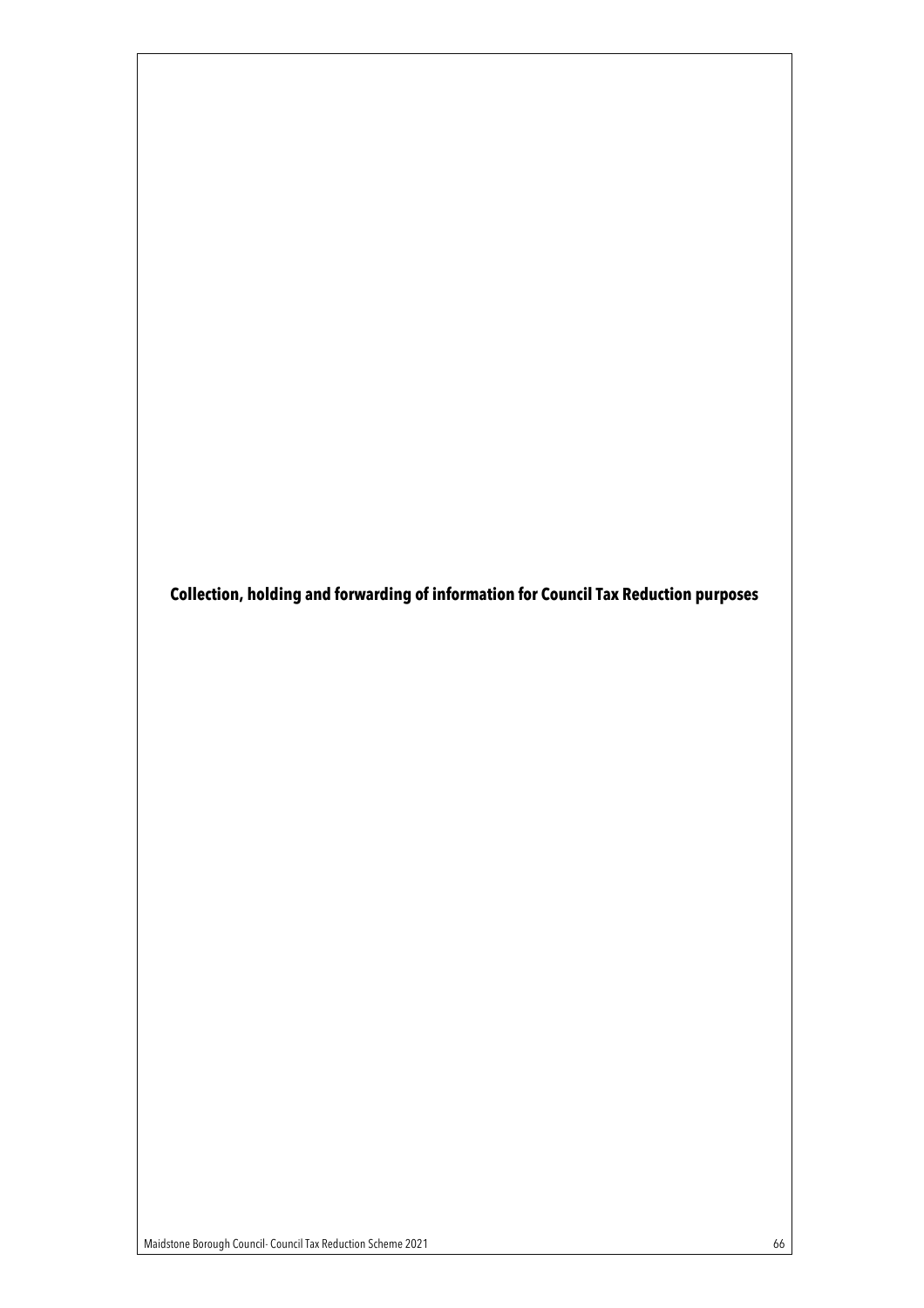## Collection, holding and forwarding of information for Council Tax Reduction purposes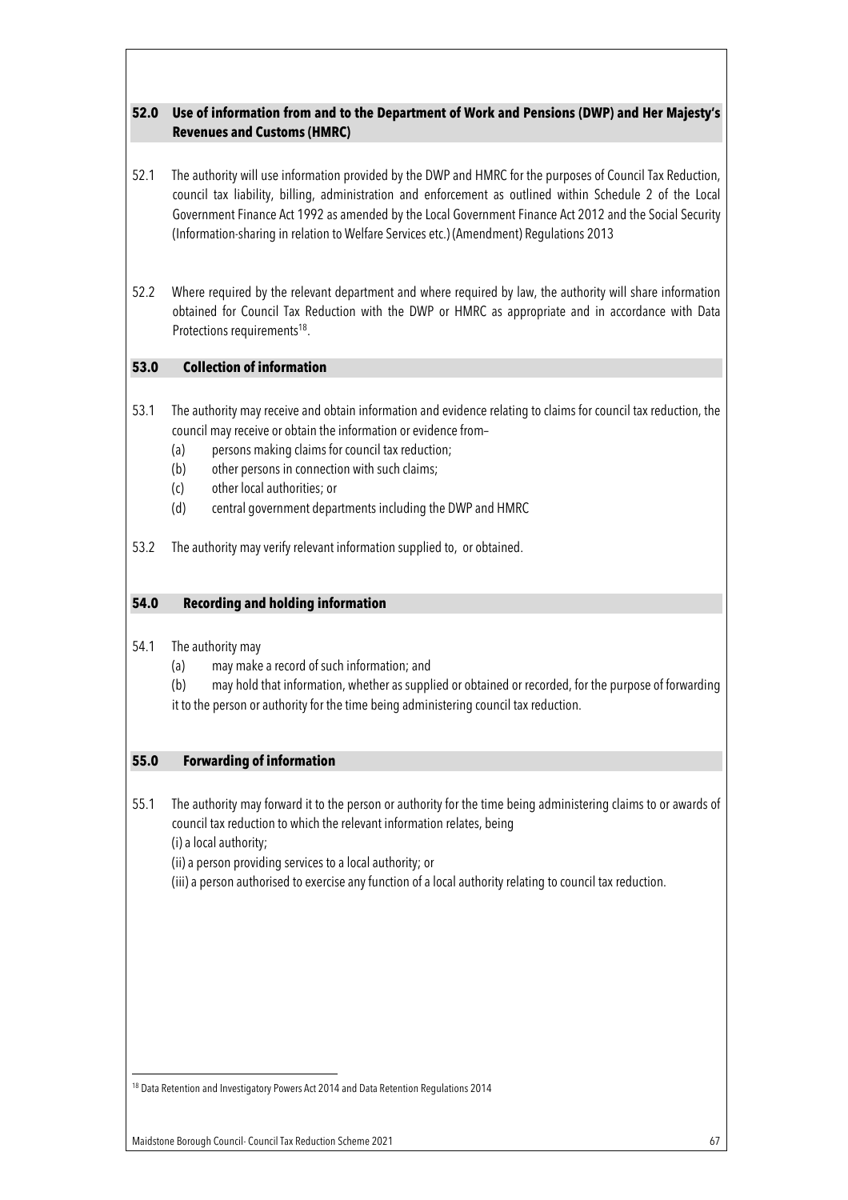## 52.0 Use of information from and to the Department of Work and Pensions (DWP) and Her Majesty's Revenues and Customs (HMRC)

52.1 The authority will use information provided by the DWP and HMRC for the purposes of Council Tax Reduction, council tax liability, billing, administration and enforcement as outlined within Schedule 2 of the Local Government Finance Act 1992 as amended by the Local Government Finance Act 2012 and the Social Security (Information-sharing in relation to Welfare Services etc.) (Amendment) Regulations 2013

52.2 Where required by the relevant department and where required by law, the authority will share information obtained for Council Tax Reduction with the DWP or HMRC as appropriate and in accordance with Data Protections requirements[18].

## 53.0 Collection of information

53.1 The authority may receive and obtain information and evidence relating to claims for council tax reduction, the council may receive or obtain the information or evidence from–

- (a) persons making claims for council tax reduction;
- (b) other persons in connection with such claims;
- (c) other local authorities; or
- (d) central government departments including the DWP and HMRC

53.2 The authority may verify relevant information supplied to, or obtained.

## 54.0 Recording and holding information

54.1 The authority may

- (a) may make a record of such information; and
- (b) may hold that information, whether as supplied or obtained or recorded, for the purpose of forwarding it to the person or authority for the time being administering council tax reduction.

## 55.0 Forwarding of information

55.1 The authority may forward it to the person or authority for the time being administering claims to or awards of council tax reduction to which the relevant information relates, being

(i) a local authority;

(ii) a person providing services to a local authority; or

(iii) a person authorised to exercise any function of a local authority relating to council tax reduction.

[18] Data Retention and Investigatory Powers Act 2014 and Data Retention Regulations 2014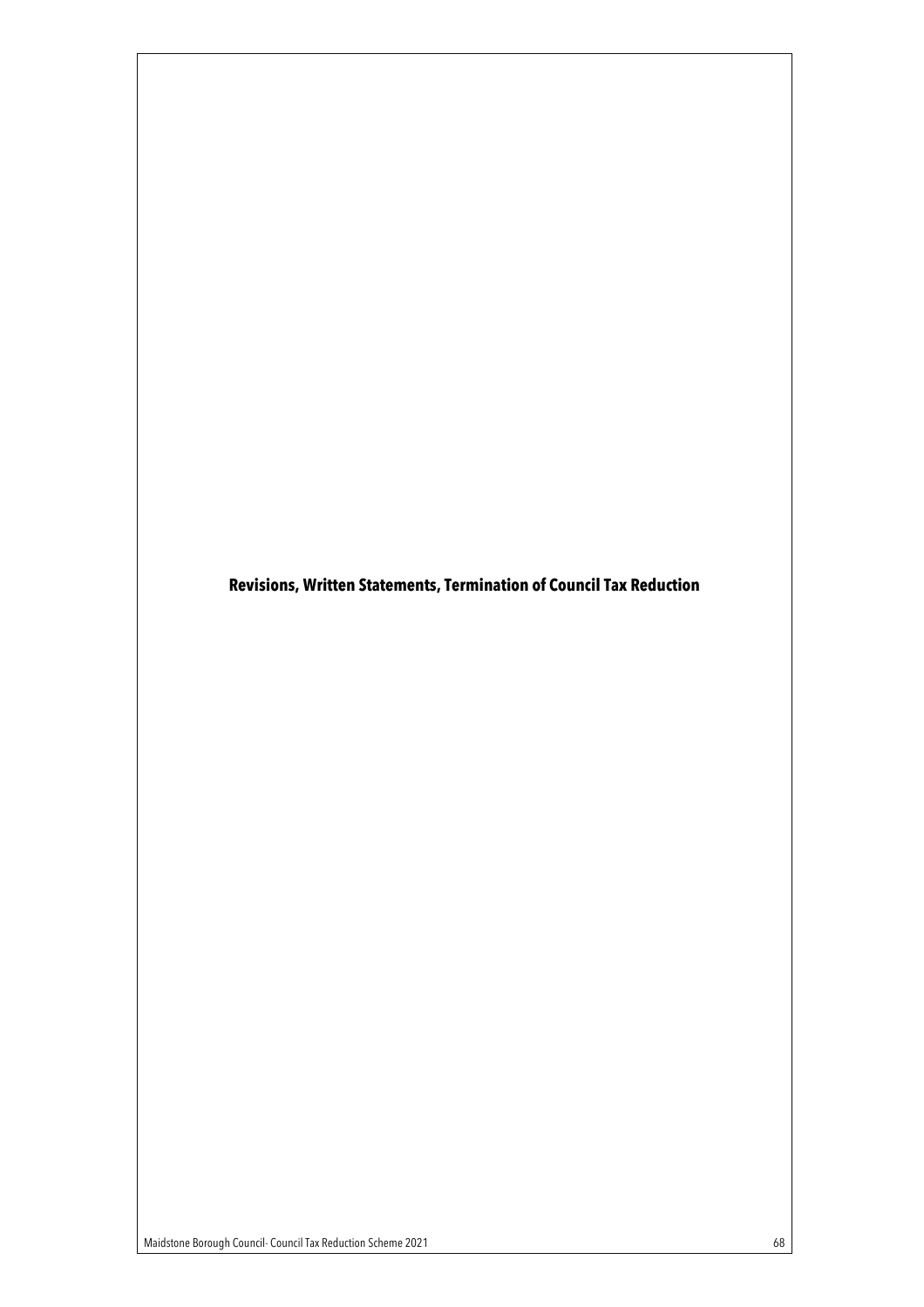# Revisions, Written Statements, Termination of Council Tax Reduction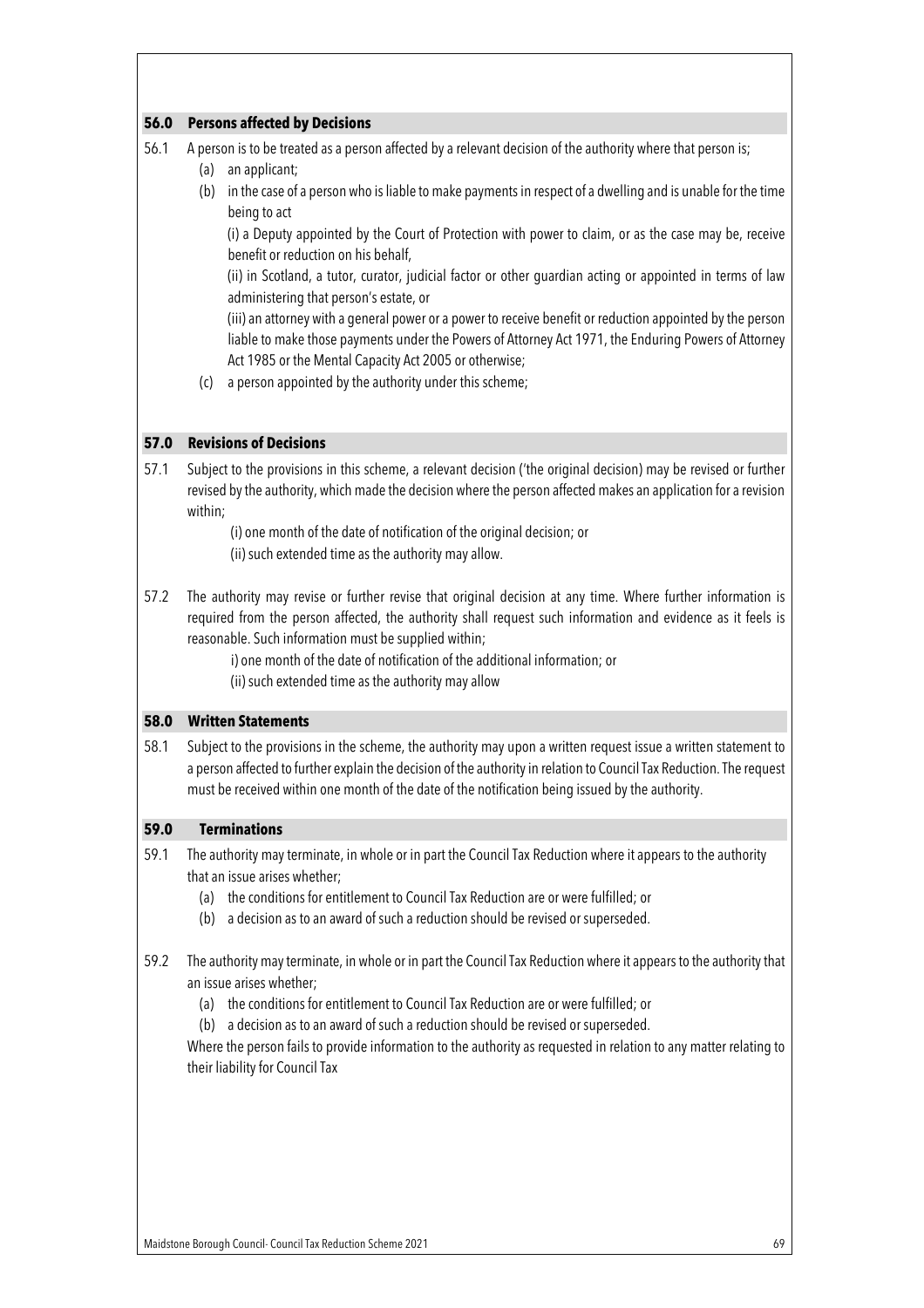## 56.0 Persons affected by Decisions

56.1 A person is to be treated as a person affected by a relevant decision of the authority where that person is;

(a) an applicant;

(b) in the case of a person who is liable to make payments in respect of a dwelling and is unable for the time being to act

(i) a Deputy appointed by the Court of Protection with power to claim, or as the case may be, receive benefit or reduction on his behalf,

(ii) in Scotland, a tutor, curator, judicial factor or other guardian acting or appointed in terms of law administering that person's estate, or

(iii) an attorney with a general power or a power to receive benefit or reduction appointed by the person liable to make those payments under the Powers of Attorney Act 1971, the Enduring Powers of Attorney Act 1985 or the Mental Capacity Act 2005 or otherwise;

(c) a person appointed by the authority under this scheme;

## 57.0 Revisions of Decisions

57.1 Subject to the provisions in this scheme, a relevant decision ('the original decision) may be revised or further revised by the authority, which made the decision where the person affected makes an application for a revision within;

(i) one month of the date of notification of the original decision; or

(ii) such extended time as the authority may allow.

57.2 The authority may revise or further revise that original decision at any time. Where further information is required from the person affected, the authority shall request such information and evidence as it feels is reasonable. Such information must be supplied within;

i) one month of the date of notification of the additional information; or

(ii) such extended time as the authority may allow

## 58.0 Written Statements

58.1 Subject to the provisions in the scheme, the authority may upon a written request issue a written statement to a person affected to further explain the decision of the authority in relation to Council Tax Reduction. The request must be received within one month of the date of the notification being issued by the authority.

## 59.0 Terminations

59.1 The authority may terminate, in whole or in part the Council Tax Reduction where it appears to the authority that an issue arises whether;

(a) the conditions for entitlement to Council Tax Reduction are or were fulfilled; or

(b) a decision as to an award of such a reduction should be revised or superseded.

59.2 The authority may terminate, in whole or in part the Council Tax Reduction where it appears to the authority that an issue arises whether;

(a) the conditions for entitlement to Council Tax Reduction are or were fulfilled; or

(b) a decision as to an award of such a reduction should be revised or superseded.

Where the person fails to provide information to the authority as requested in relation to any matter relating to their liability for Council Tax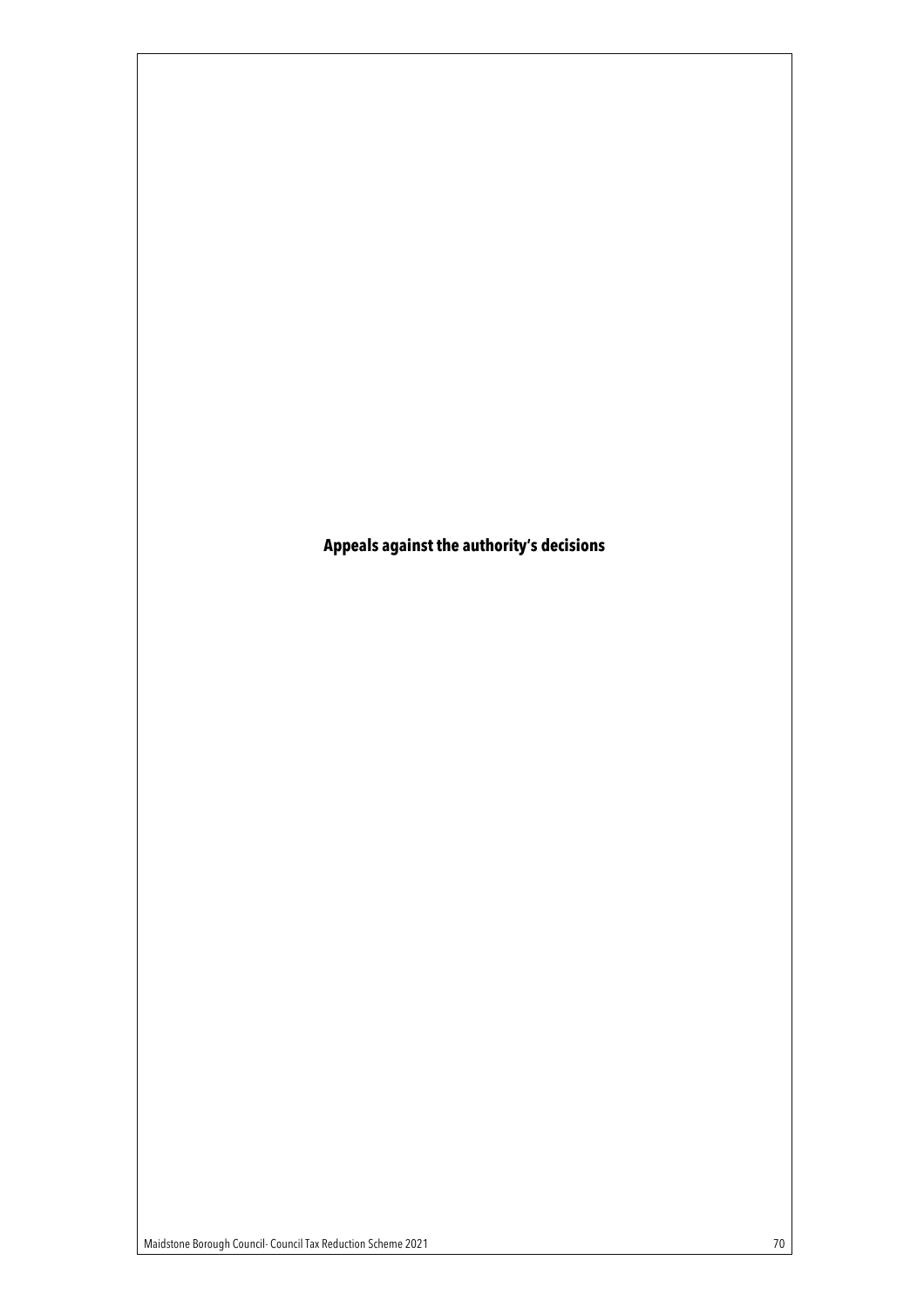# Appeals against the authority's decisions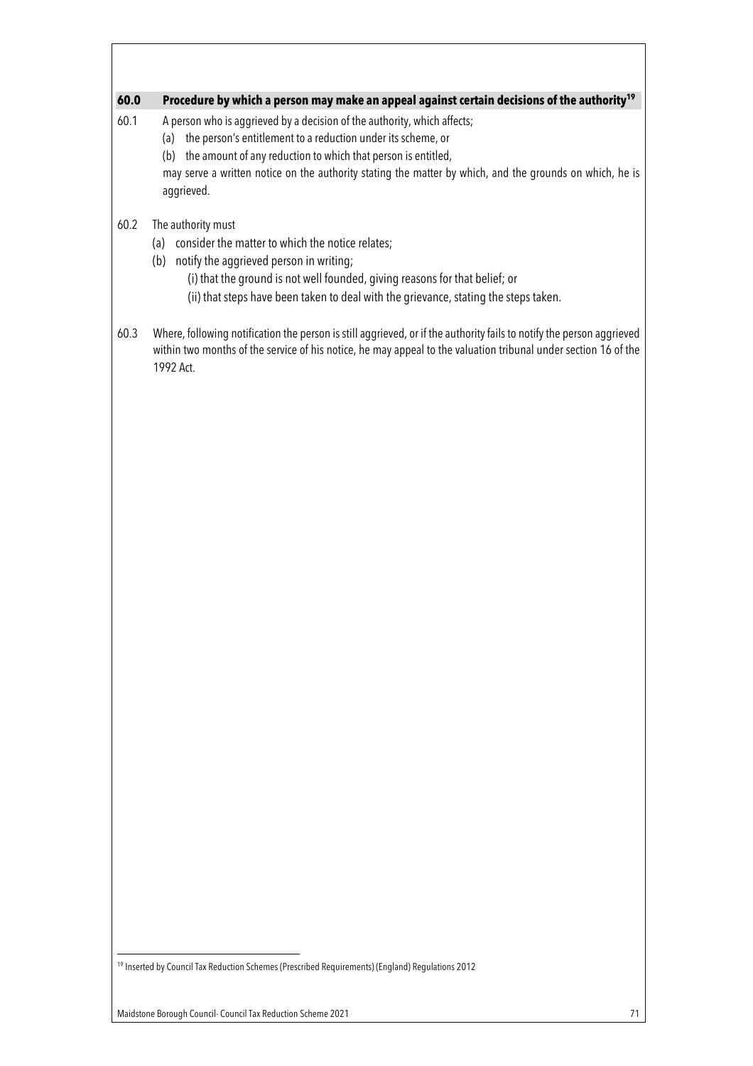## 60.0 Procedure by which a person may make an appeal against certain decisions of the authority[19]

60.1 A person who is aggrieved by a decision of the authority, which affects;

(a) the person's entitlement to a reduction under its scheme, or

(b) the amount of any reduction to which that person is entitled,

may serve a written notice on the authority stating the matter by which, and the grounds on which, he is aggrieved.

60.2 The authority must

(a) consider the matter to which the notice relates;

(b) notify the aggrieved person in writing;

(i) that the ground is not well founded, giving reasons for that belief; or

(ii) that steps have been taken to deal with the grievance, stating the steps taken.

60.3 Where, following notification the person is still aggrieved, or if the authority fails to notify the person aggrieved within two months of the service of his notice, he may appeal to the valuation tribunal under section 16 of the 1992 Act.

[19] Inserted by Council Tax Reduction Schemes (Prescribed Requirements) (England) Regulations 2012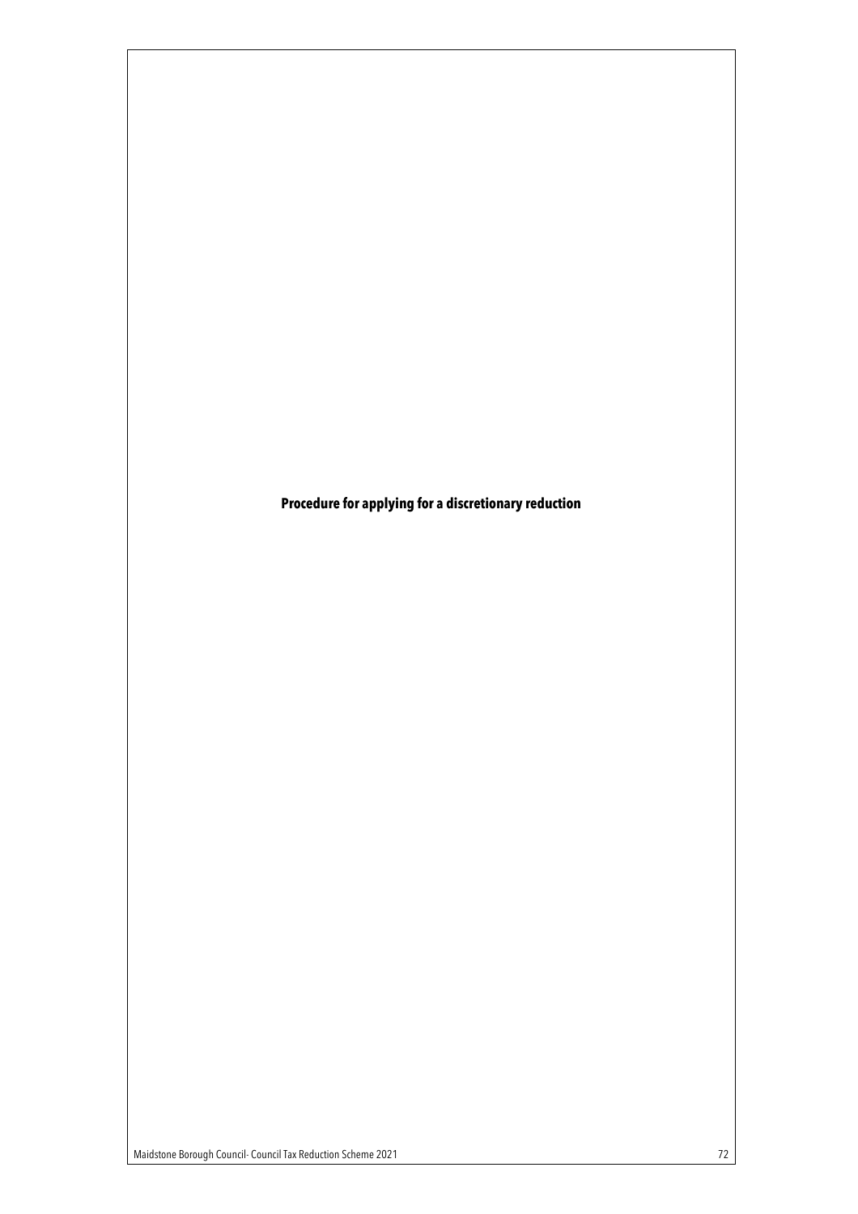**Procedure for applying for a discretionary reduction**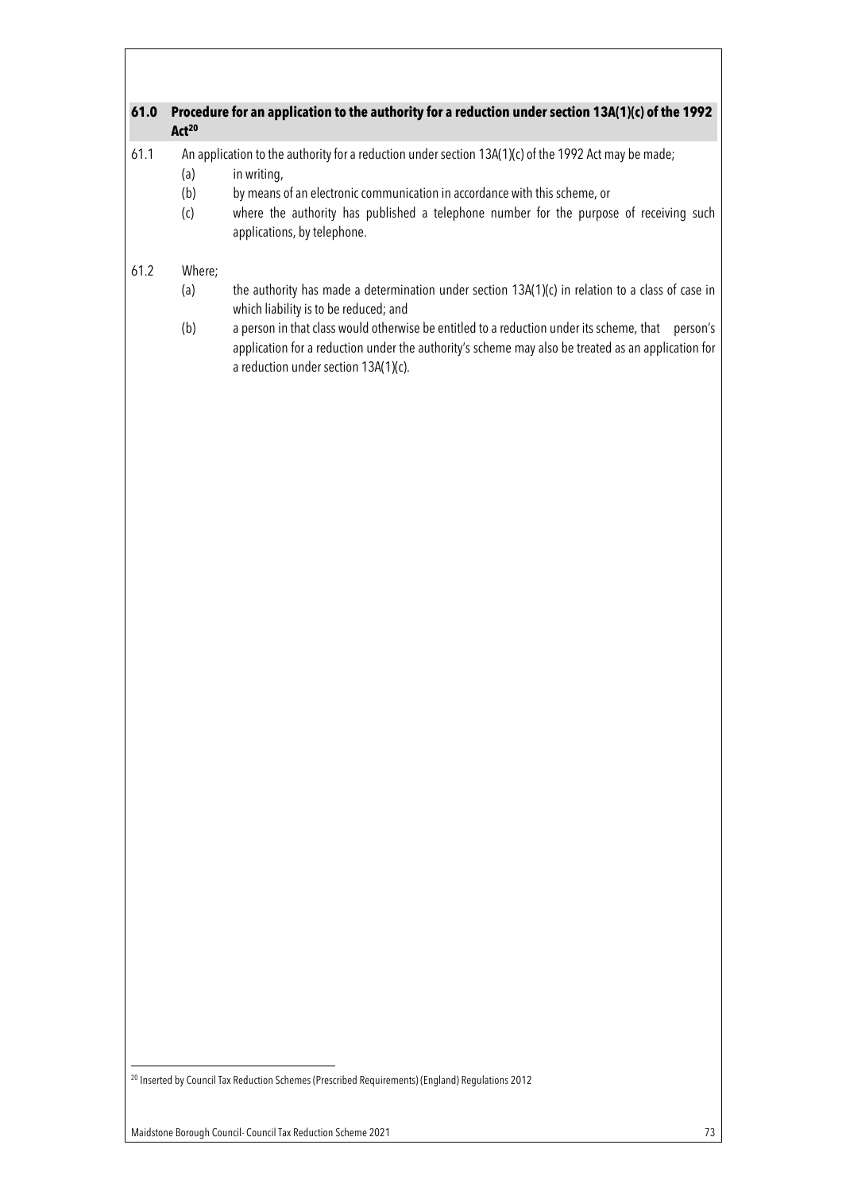## 61.0 Procedure for an application to the authority for a reduction under section 13A(1)(c) of the 1992 Act[20]

61.1 An application to the authority for a reduction under section 13A(1)(c) of the 1992 Act may be made;

- (a) in writing,
- (b) by means of an electronic communication in accordance with this scheme, or
- (c) where the authority has published a telephone number for the purpose of receiving such applications, by telephone.

61.2 Where;

- (a) the authority has made a determination under section 13A(1)(c) in relation to a class of case in which liability is to be reduced; and
- (b) a person in that class would otherwise be entitled to a reduction under its scheme, that person's application for a reduction under the authority's scheme may also be treated as an application for a reduction under section 13A(1)(c).

[20] Inserted by Council Tax Reduction Schemes (Prescribed Requirements) (England) Regulations 2012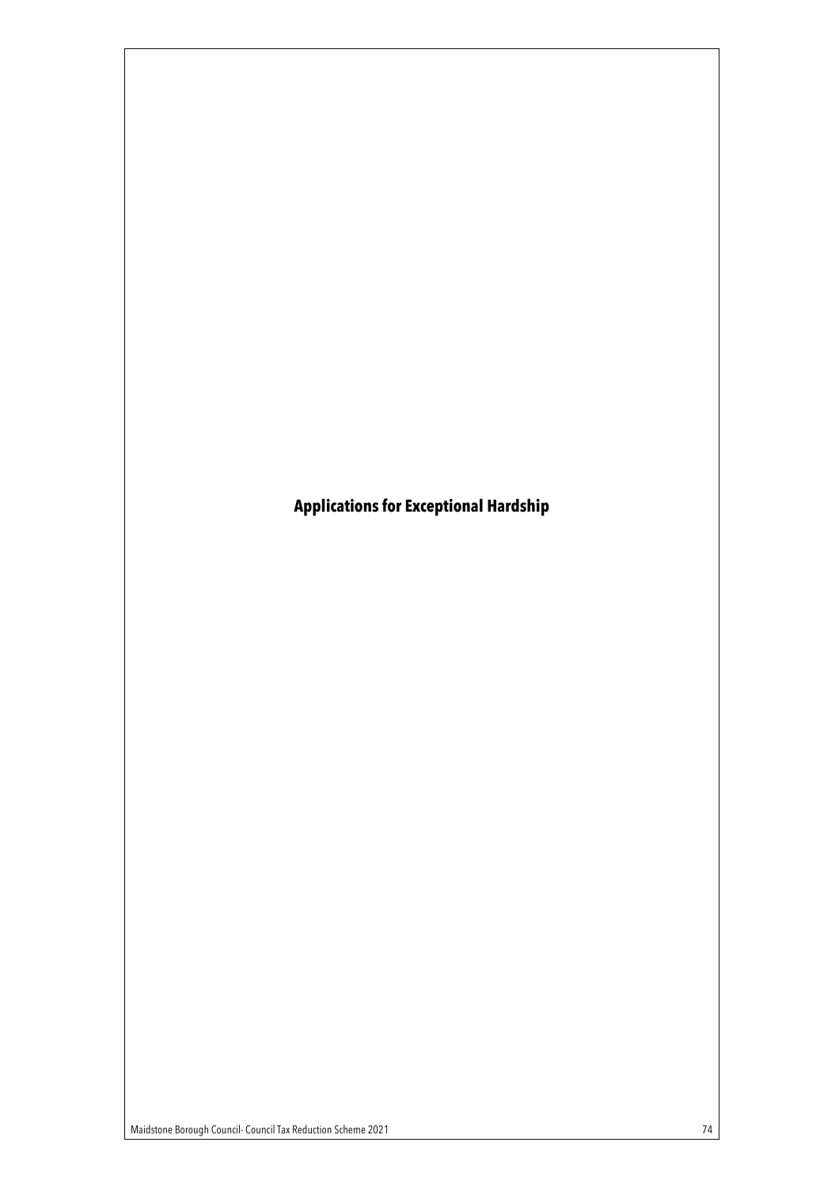# Applications for Exceptional Hardship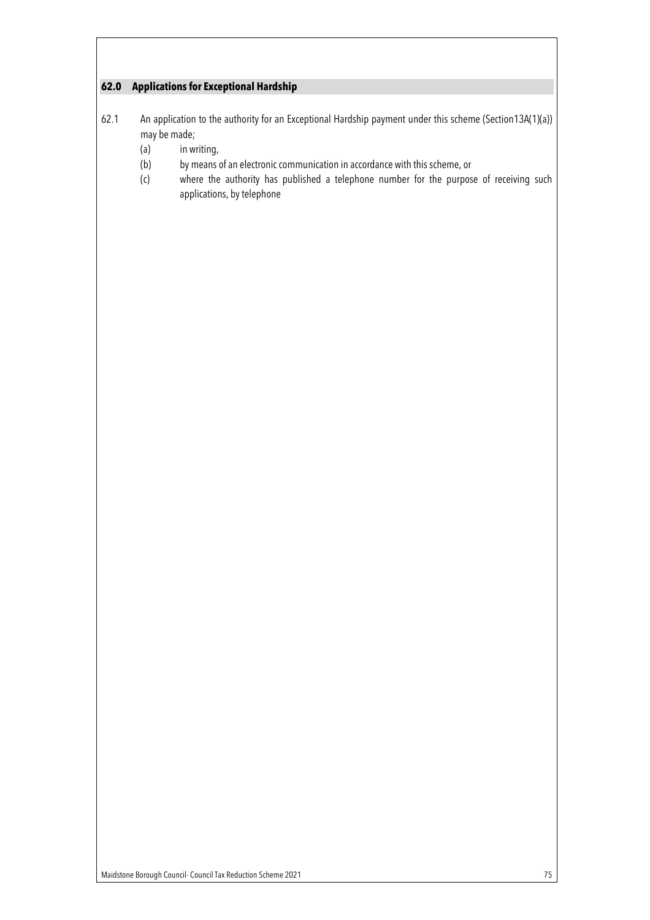## 62.0 Applications for Exceptional Hardship

62.1 An application to the authority for an Exceptional Hardship payment under this scheme (Section13A(1)(a)) may be made;

(a) in writing,

(b) by means of an electronic communication in accordance with this scheme, or

(c) where the authority has published a telephone number for the purpose of receiving such applications, by telephone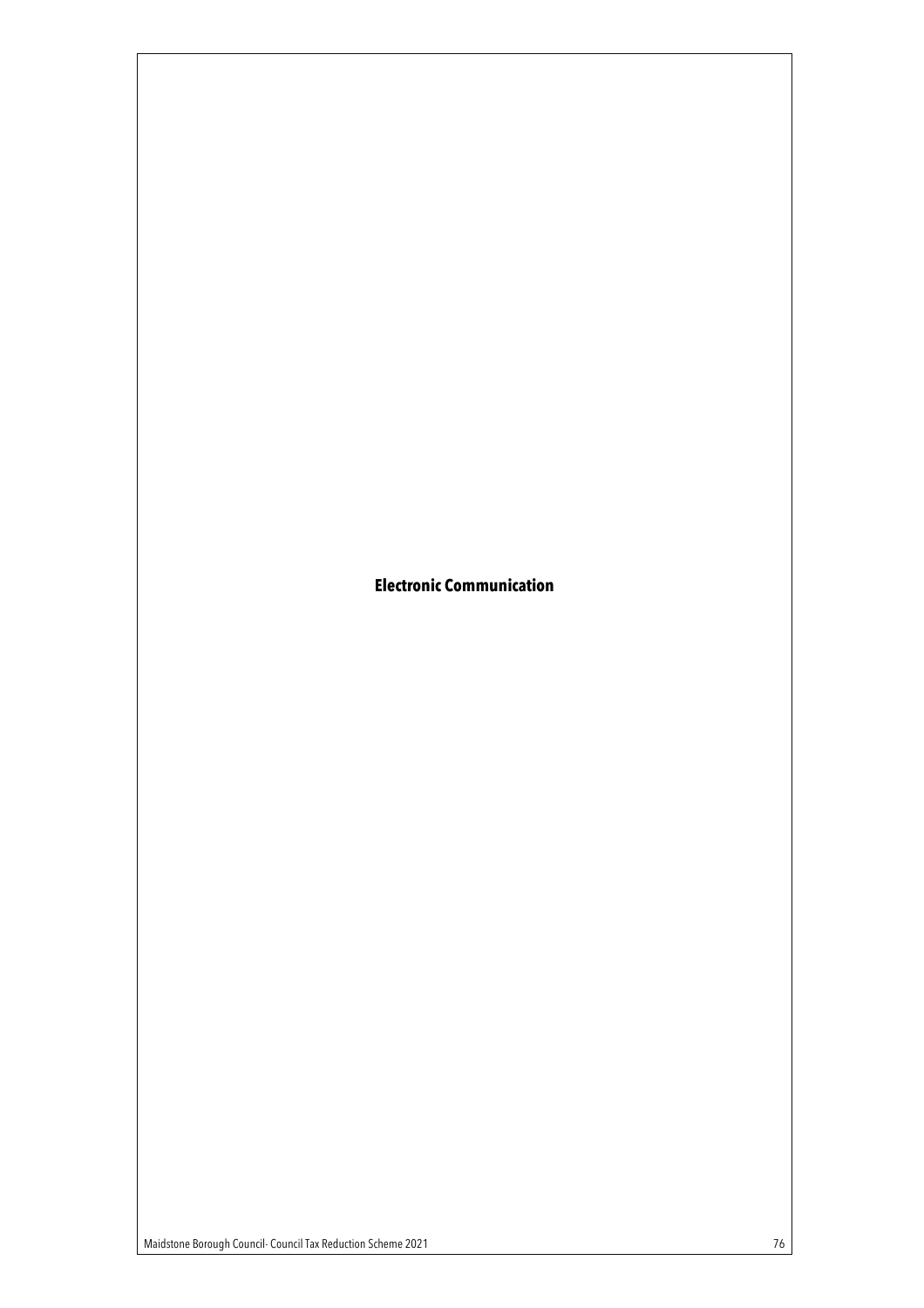# Electronic Communication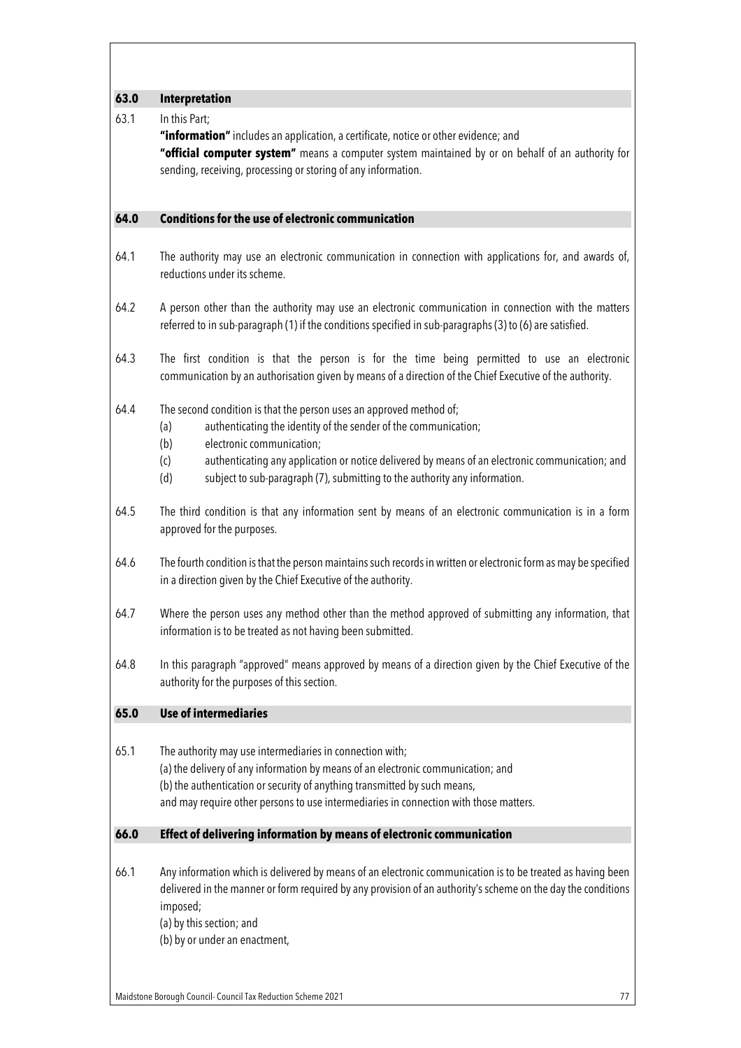## 63.0 Interpretation

63.1 In this Part;

**"information"** includes an application, a certificate, notice or other evidence; and

**"official computer system"** means a computer system maintained by or on behalf of an authority for sending, receiving, processing or storing of any information.

## 64.0 Conditions for the use of electronic communication

64.1 The authority may use an electronic communication in connection with applications for, and awards of, reductions under its scheme.

64.2 A person other than the authority may use an electronic communication in connection with the matters referred to in sub-paragraph (1) if the conditions specified in sub-paragraphs (3) to (6) are satisfied.

64.3 The first condition is that the person is for the time being permitted to use an electronic communication by an authorisation given by means of a direction of the Chief Executive of the authority.

64.4 The second condition is that the person uses an approved method of;

- (a) authenticating the identity of the sender of the communication;
- (b) electronic communication;
- (c) authenticating any application or notice delivered by means of an electronic communication; and
- (d) subject to sub-paragraph (7), submitting to the authority any information.

64.5 The third condition is that any information sent by means of an electronic communication is in a form approved for the purposes.

64.6 The fourth condition is that the person maintains such records in written or electronic form as may be specified in a direction given by the Chief Executive of the authority.

64.7 Where the person uses any method other than the method approved of submitting any information, that information is to be treated as not having been submitted.

64.8 In this paragraph "approved" means approved by means of a direction given by the Chief Executive of the authority for the purposes of this section.

## 65.0 Use of intermediaries

65.1 The authority may use intermediaries in connection with;

(a) the delivery of any information by means of an electronic communication; and

(b) the authentication or security of anything transmitted by such means,

and may require other persons to use intermediaries in connection with those matters.

## 66.0 Effect of delivering information by means of electronic communication

66.1 Any information which is delivered by means of an electronic communication is to be treated as having been delivered in the manner or form required by any provision of an authority's scheme on the day the conditions imposed;

(a) by this section; and

(b) by or under an enactment,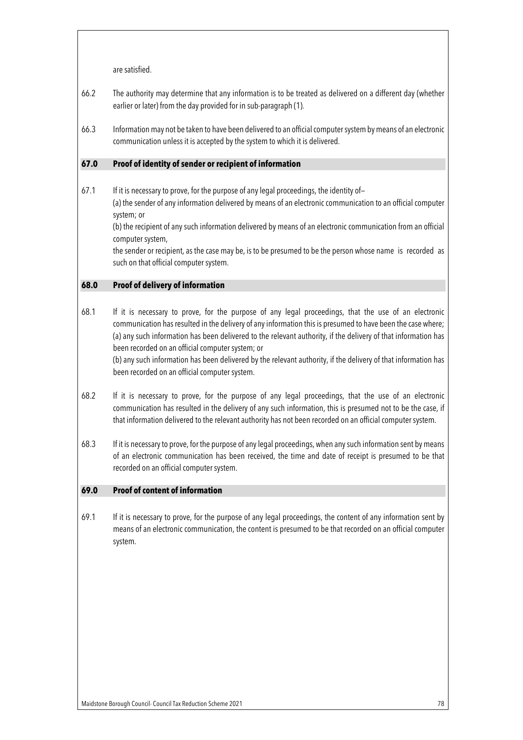are satisfied.

66.2 The authority may determine that any information is to be treated as delivered on a different day (whether earlier or later) from the day provided for in sub-paragraph (1).

66.3 Information may not be taken to have been delivered to an official computer system by means of an electronic communication unless it is accepted by the system to which it is delivered.

## 67.0 Proof of identity of sender or recipient of information

67.1 If it is necessary to prove, for the purpose of any legal proceedings, the identity of–
(a) the sender of any information delivered by means of an electronic communication to an official computer system; or
(b) the recipient of any such information delivered by means of an electronic communication from an official computer system,
the sender or recipient, as the case may be, is to be presumed to be the person whose name is recorded as such on that official computer system.

## 68.0 Proof of delivery of information

68.1 If it is necessary to prove, for the purpose of any legal proceedings, that the use of an electronic communication has resulted in the delivery of any information this is presumed to have been the case where;
(a) any such information has been delivered to the relevant authority, if the delivery of that information has been recorded on an official computer system; or
(b) any such information has been delivered by the relevant authority, if the delivery of that information has been recorded on an official computer system.

68.2 If it is necessary to prove, for the purpose of any legal proceedings, that the use of an electronic communication has resulted in the delivery of any such information, this is presumed not to be the case, if that information delivered to the relevant authority has not been recorded on an official computer system.

68.3 If it is necessary to prove, for the purpose of any legal proceedings, when any such information sent by means of an electronic communication has been received, the time and date of receipt is presumed to be that recorded on an official computer system.

## 69.0 Proof of content of information

69.1 If it is necessary to prove, for the purpose of any legal proceedings, the content of any information sent by means of an electronic communication, the content is presumed to be that recorded on an official computer system.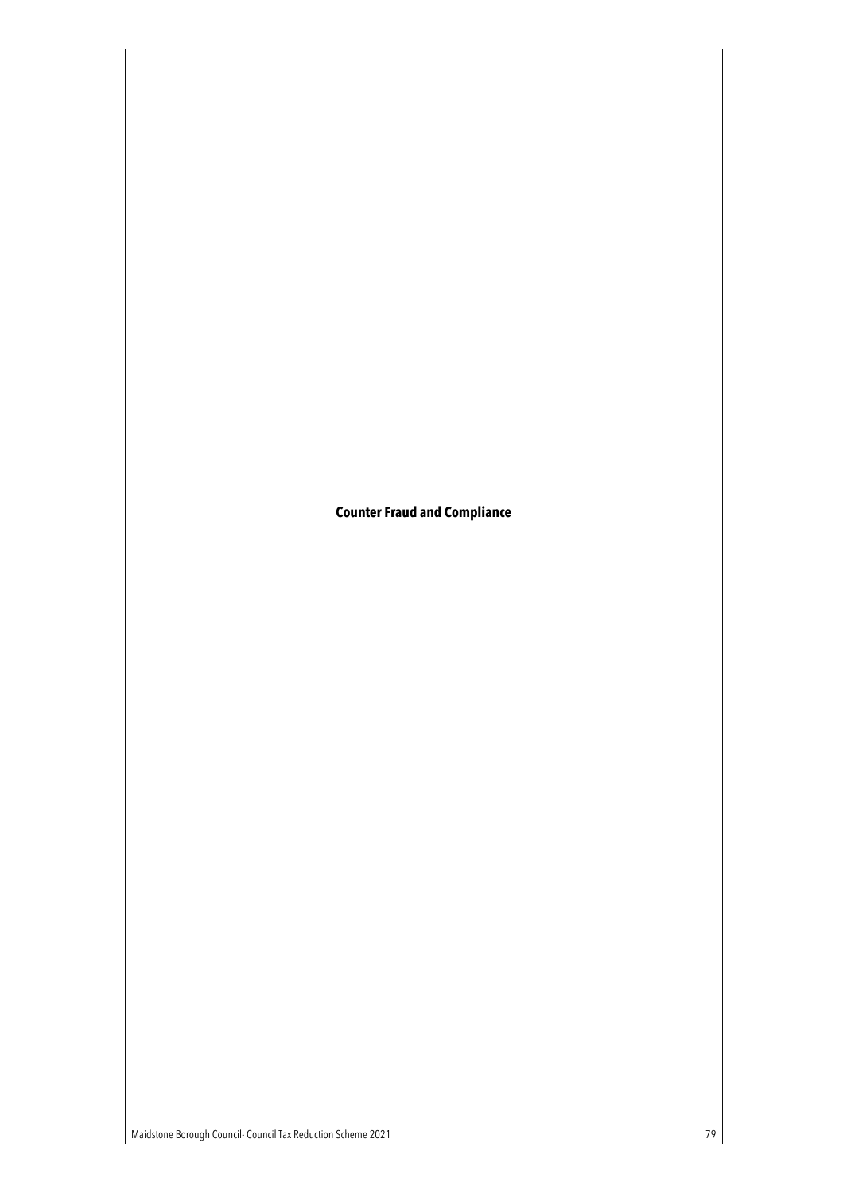# Counter Fraud and Compliance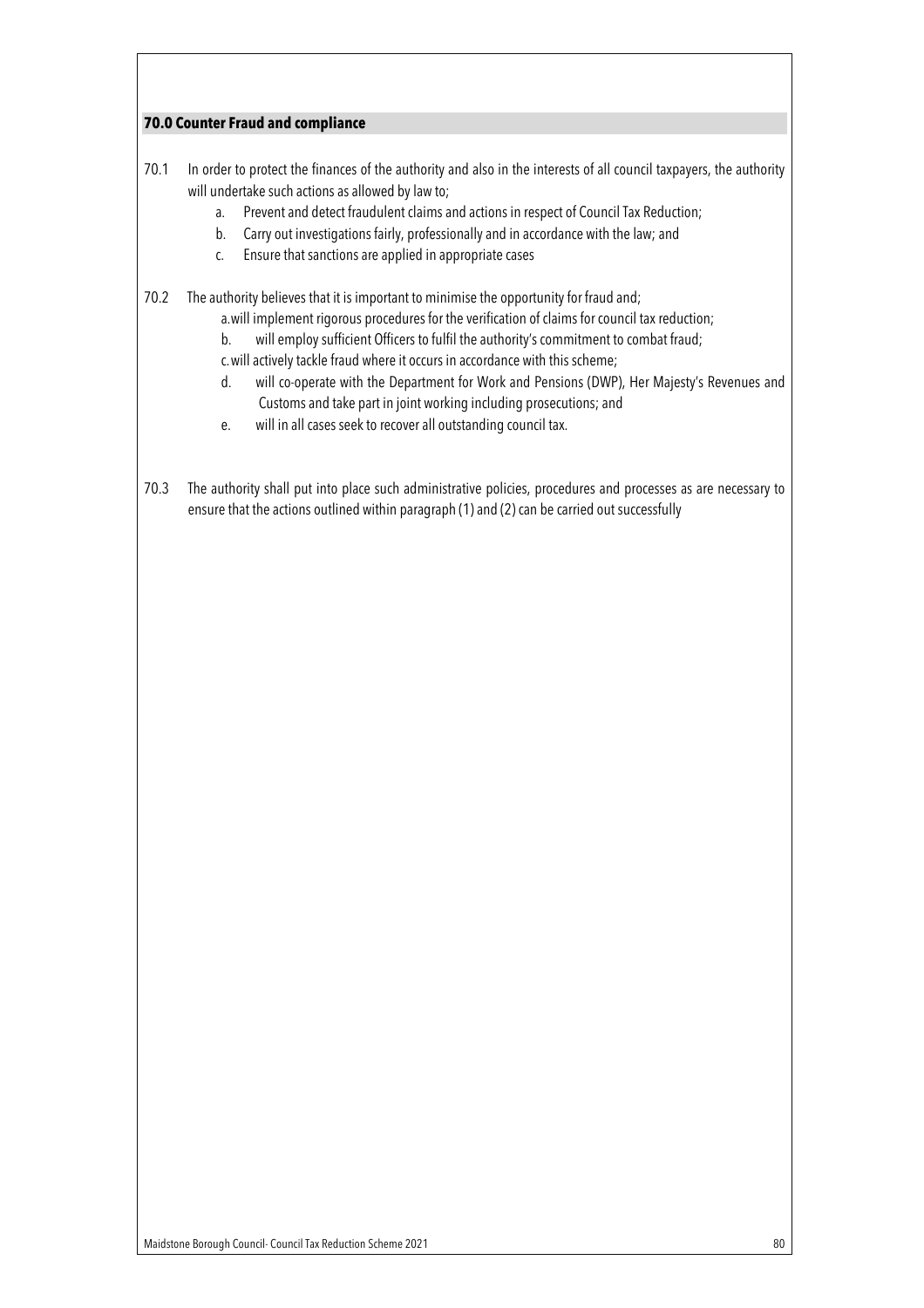## 70.0 Counter Fraud and compliance

70.1 In order to protect the finances of the authority and also in the interests of all council taxpayers, the authority will undertake such actions as allowed by law to;

a. Prevent and detect fraudulent claims and actions in respect of Council Tax Reduction;
b. Carry out investigations fairly, professionally and in accordance with the law; and
c. Ensure that sanctions are applied in appropriate cases

70.2 The authority believes that it is important to minimise the opportunity for fraud and;

a. will implement rigorous procedures for the verification of claims for council tax reduction;
b. will employ sufficient Officers to fulfil the authority's commitment to combat fraud;
c. will actively tackle fraud where it occurs in accordance with this scheme;
d. will co-operate with the Department for Work and Pensions (DWP), Her Majesty's Revenues and Customs and take part in joint working including prosecutions; and
e. will in all cases seek to recover all outstanding council tax.

70.3 The authority shall put into place such administrative policies, procedures and processes as are necessary to ensure that the actions outlined within paragraph (1) and (2) can be carried out successfully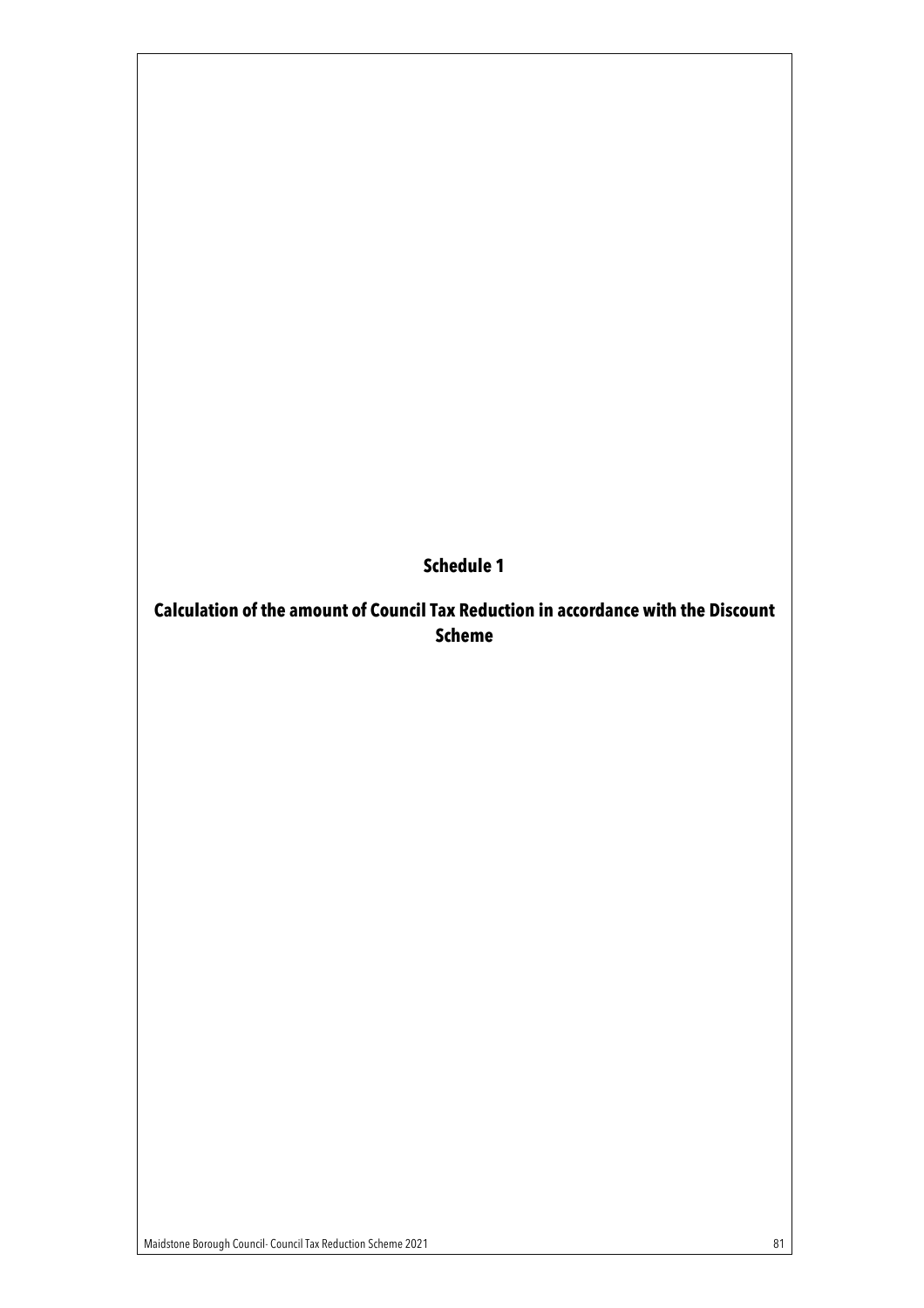# Schedule 1

## Calculation of the amount of Council Tax Reduction in accordance with the Discount Scheme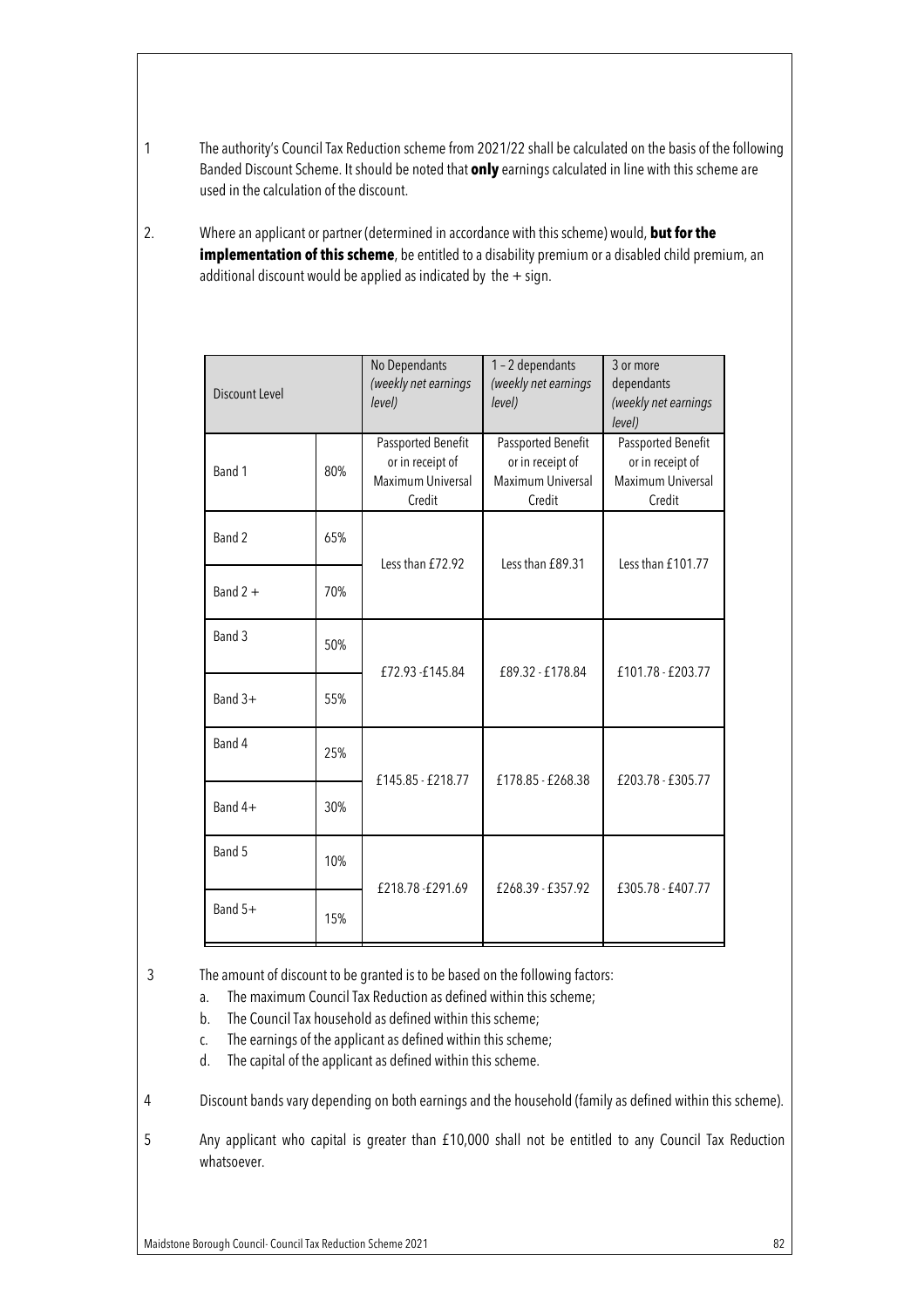1 The authority's Council Tax Reduction scheme from 2021/22 shall be calculated on the basis of the following Banded Discount Scheme. It should be noted that **only** earnings calculated in line with this scheme are used in the calculation of the discount.

2. Where an applicant or partner (determined in accordance with this scheme) would, **but for the implementation of this scheme**, be entitled to a disability premium or a disabled child premium, an additional discount would be applied as indicated by the + sign.

| Discount Level | | No Dependants *(weekly net earnings level)* | 1 – 2 dependants *(weekly net earnings level)* | 3 or more dependants *(weekly net earnings level)* |
|---|---|---|---|---|
| Band 1 | 80% | Passported Benefit or in receipt of Maximum Universal Credit | Passported Benefit or in receipt of Maximum Universal Credit | Passported Benefit or in receipt of Maximum Universal Credit |
| Band 2 | 65% | Less than £72.92 | Less than £89.31 | Less than £101.77 |
| Band 2 + | 70% | | | |
| Band 3 | 50% | £72.93 -£145.84 | £89.32 - £178.84 | £101.78 - £203.77 |
| Band 3+ | 55% | | | |
| Band 4 | 25% | £145.85 - £218.77 | £178.85 - £268.38 | £203.78 - £305.77 |
| Band 4+ | 30% | | | |
| Band 5 | 10% | £218.78 -£291.69 | £268.39 - £357.92 | £305.78 - £407.77 |
| Band 5+ | 15% | | | |

3 The amount of discount to be granted is to be based on the following factors:

a. The maximum Council Tax Reduction as defined within this scheme;
b. The Council Tax household as defined within this scheme;
c. The earnings of the applicant as defined within this scheme;
d. The capital of the applicant as defined within this scheme.

4 Discount bands vary depending on both earnings and the household (family as defined within this scheme).

5 Any applicant who capital is greater than £10,000 shall not be entitled to any Council Tax Reduction whatsoever.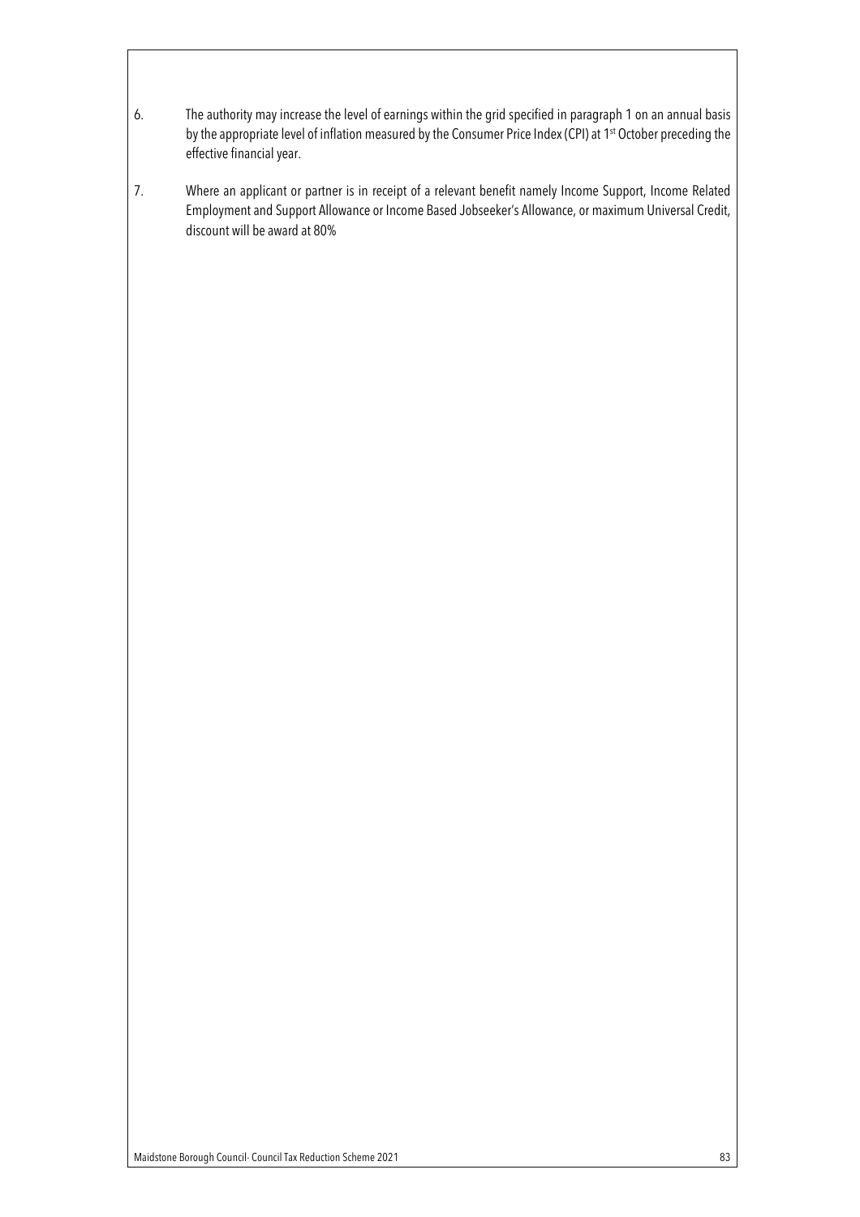6. The authority may increase the level of earnings within the grid specified in paragraph 1 on an annual basis by the appropriate level of inflation measured by the Consumer Price Index (CPI) at 1st October preceding the effective financial year.

7. Where an applicant or partner is in receipt of a relevant benefit namely Income Support, Income Related Employment and Support Allowance or Income Based Jobseeker's Allowance, or maximum Universal Credit, discount will be award at 80%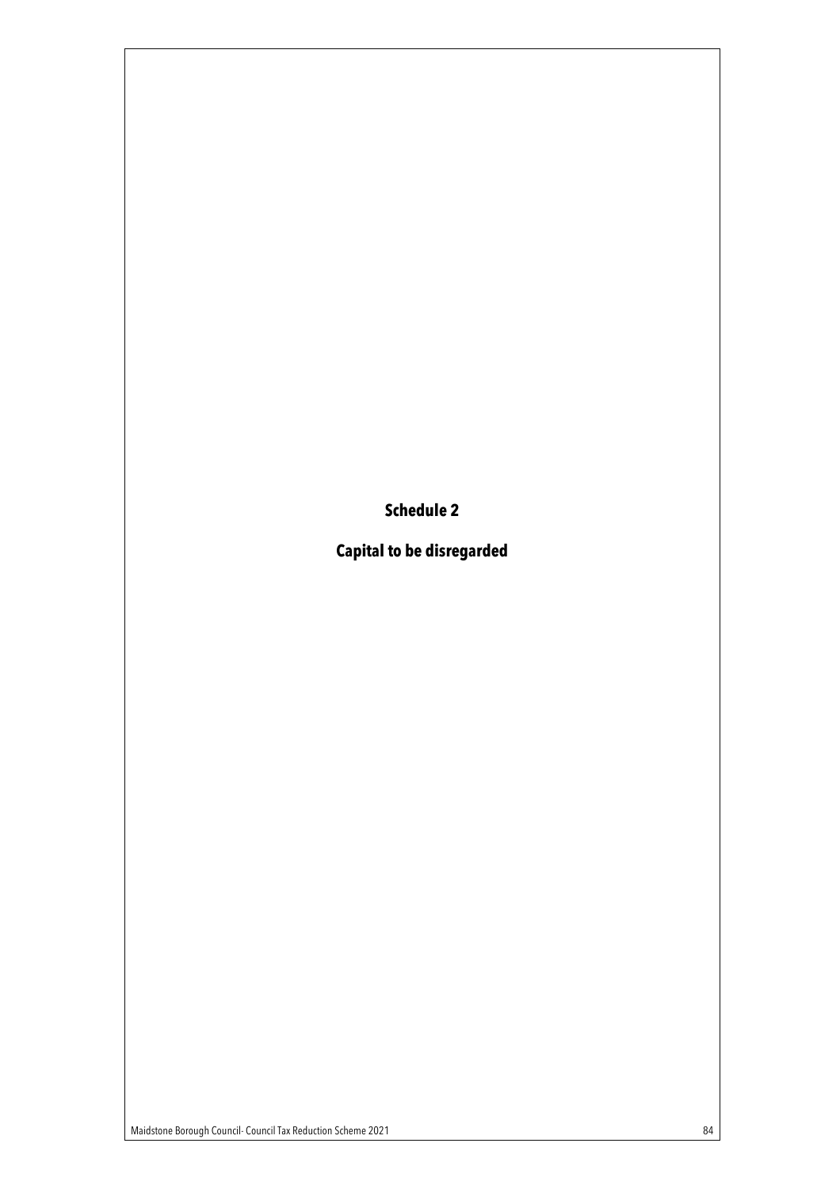# Schedule 2

## Capital to be disregarded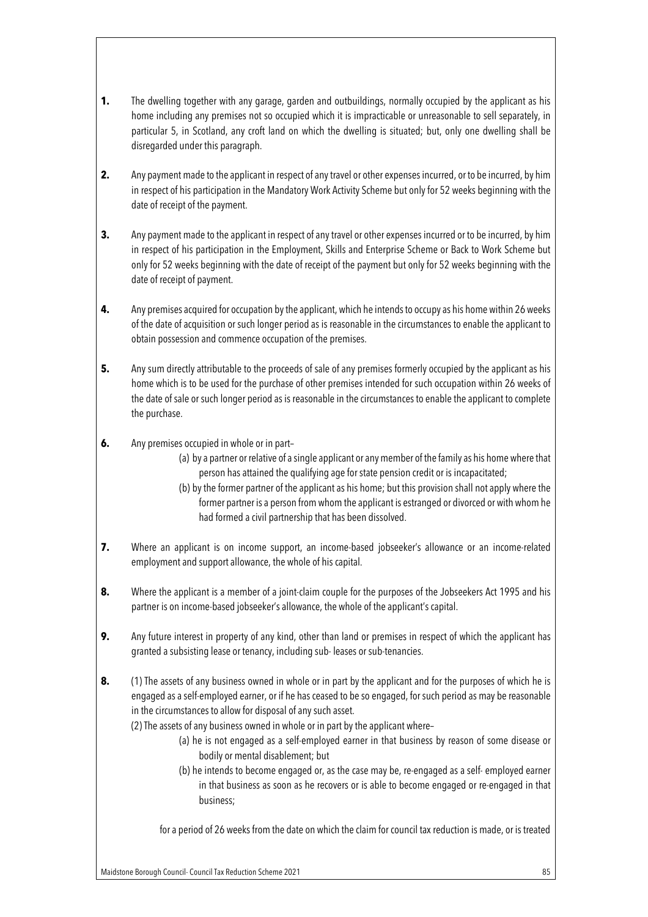**1.** The dwelling together with any garage, garden and outbuildings, normally occupied by the applicant as his home including any premises not so occupied which it is impracticable or unreasonable to sell separately, in particular 5, in Scotland, any croft land on which the dwelling is situated; but, only one dwelling shall be disregarded under this paragraph.

**2.** Any payment made to the applicant in respect of any travel or other expenses incurred, or to be incurred, by him in respect of his participation in the Mandatory Work Activity Scheme but only for 52 weeks beginning with the date of receipt of the payment.

**3.** Any payment made to the applicant in respect of any travel or other expenses incurred or to be incurred, by him in respect of his participation in the Employment, Skills and Enterprise Scheme or Back to Work Scheme but only for 52 weeks beginning with the date of receipt of the payment but only for 52 weeks beginning with the date of receipt of payment.

**4.** Any premises acquired for occupation by the applicant, which he intends to occupy as his home within 26 weeks of the date of acquisition or such longer period as is reasonable in the circumstances to enable the applicant to obtain possession and commence occupation of the premises.

**5.** Any sum directly attributable to the proceeds of sale of any premises formerly occupied by the applicant as his home which is to be used for the purchase of other premises intended for such occupation within 26 weeks of the date of sale or such longer period as is reasonable in the circumstances to enable the applicant to complete the purchase.

**6.** Any premises occupied in whole or in part–

(a) by a partner or relative of a single applicant or any member of the family as his home where that person has attained the qualifying age for state pension credit or is incapacitated;

(b) by the former partner of the applicant as his home; but this provision shall not apply where the former partner is a person from whom the applicant is estranged or divorced or with whom he had formed a civil partnership that has been dissolved.

**7.** Where an applicant is on income support, an income-based jobseeker's allowance or an income-related employment and support allowance, the whole of his capital.

**8.** Where the applicant is a member of a joint-claim couple for the purposes of the Jobseekers Act 1995 and his partner is on income-based jobseeker's allowance, the whole of the applicant's capital.

**9.** Any future interest in property of any kind, other than land or premises in respect of which the applicant has granted a subsisting lease or tenancy, including sub- leases or sub-tenancies.

**8.** (1) The assets of any business owned in whole or in part by the applicant and for the purposes of which he is engaged as a self-employed earner, or if he has ceased to be so engaged, for such period as may be reasonable in the circumstances to allow for disposal of any such asset.

(2) The assets of any business owned in whole or in part by the applicant where–

(a) he is not engaged as a self-employed earner in that business by reason of some disease or bodily or mental disablement; but

(b) he intends to become engaged or, as the case may be, re-engaged as a self- employed earner in that business as soon as he recovers or is able to become engaged or re-engaged in that business;

for a period of 26 weeks from the date on which the claim for council tax reduction is made, or is treated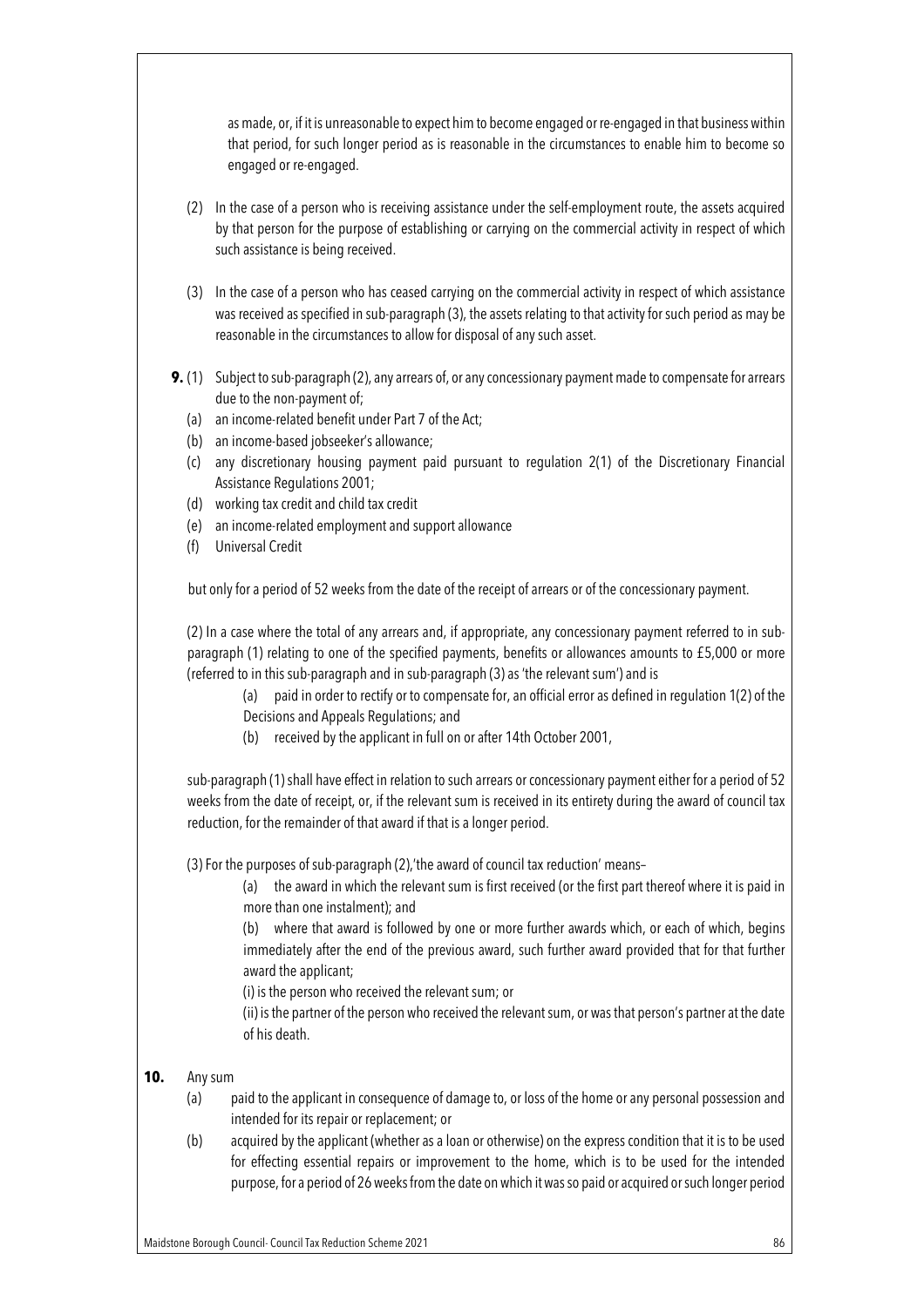as made, or, if it is unreasonable to expect him to become engaged or re-engaged in that business within that period, for such longer period as is reasonable in the circumstances to enable him to become so engaged or re-engaged.

(2) In the case of a person who is receiving assistance under the self-employment route, the assets acquired by that person for the purpose of establishing or carrying on the commercial activity in respect of which such assistance is being received.

(3) In the case of a person who has ceased carrying on the commercial activity in respect of which assistance was received as specified in sub-paragraph (3), the assets relating to that activity for such period as may be reasonable in the circumstances to allow for disposal of any such asset.

**9.** (1) Subject to sub-paragraph (2), any arrears of, or any concessionary payment made to compensate for arrears due to the non-payment of;

(a) an income-related benefit under Part 7 of the Act;
(b) an income-based jobseeker's allowance;
(c) any discretionary housing payment paid pursuant to regulation 2(1) of the Discretionary Financial Assistance Regulations 2001;
(d) working tax credit and child tax credit
(e) an income-related employment and support allowance
(f) Universal Credit

but only for a period of 52 weeks from the date of the receipt of arrears or of the concessionary payment.

(2) In a case where the total of any arrears and, if appropriate, any concessionary payment referred to in sub-paragraph (1) relating to one of the specified payments, benefits or allowances amounts to £5,000 or more (referred to in this sub-paragraph and in sub-paragraph (3) as 'the relevant sum') and is

(a) paid in order to rectify or to compensate for, an official error as defined in regulation 1(2) of the Decisions and Appeals Regulations; and
(b) received by the applicant in full on or after 14th October 2001,

sub-paragraph (1) shall have effect in relation to such arrears or concessionary payment either for a period of 52 weeks from the date of receipt, or, if the relevant sum is received in its entirety during the award of council tax reduction, for the remainder of that award if that is a longer period.

(3) For the purposes of sub-paragraph (2),'the award of council tax reduction' means–

(a) the award in which the relevant sum is first received (or the first part thereof where it is paid in more than one instalment); and

(b) where that award is followed by one or more further awards which, or each of which, begins immediately after the end of the previous award, such further award provided that for that further award the applicant;

(i) is the person who received the relevant sum; or

(ii) is the partner of the person who received the relevant sum, or was that person's partner at the date of his death.

**10.** Any sum

(a) paid to the applicant in consequence of damage to, or loss of the home or any personal possession and intended for its repair or replacement; or
(b) acquired by the applicant (whether as a loan or otherwise) on the express condition that it is to be used for effecting essential repairs or improvement to the home, which is to be used for the intended purpose, for a period of 26 weeks from the date on which it was so paid or acquired or such longer period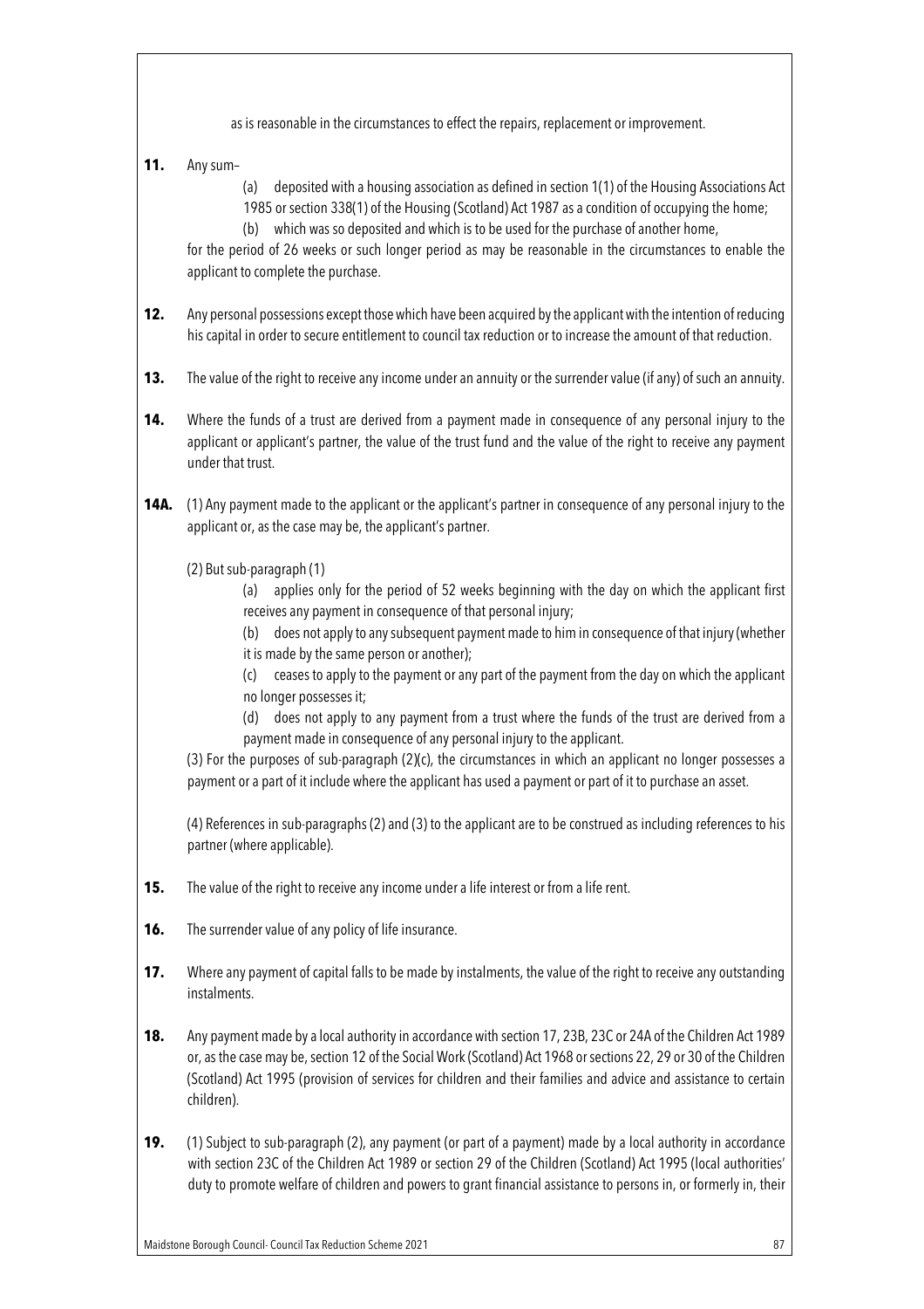as is reasonable in the circumstances to effect the repairs, replacement or improvement.

**11.** Any sum–

(a) deposited with a housing association as defined in section 1(1) of the Housing Associations Act 1985 or section 338(1) of the Housing (Scotland) Act 1987 as a condition of occupying the home;

(b) which was so deposited and which is to be used for the purchase of another home,

for the period of 26 weeks or such longer period as may be reasonable in the circumstances to enable the applicant to complete the purchase.

**12.** Any personal possessions except those which have been acquired by the applicant with the intention of reducing his capital in order to secure entitlement to council tax reduction or to increase the amount of that reduction.

**13.** The value of the right to receive any income under an annuity or the surrender value (if any) of such an annuity.

**14.** Where the funds of a trust are derived from a payment made in consequence of any personal injury to the applicant or applicant's partner, the value of the trust fund and the value of the right to receive any payment under that trust.

**14A.** (1) Any payment made to the applicant or the applicant's partner in consequence of any personal injury to the applicant or, as the case may be, the applicant's partner.

(2) But sub-paragraph (1)

(a) applies only for the period of 52 weeks beginning with the day on which the applicant first receives any payment in consequence of that personal injury;

(b) does not apply to any subsequent payment made to him in consequence of that injury (whether it is made by the same person or another);

(c) ceases to apply to the payment or any part of the payment from the day on which the applicant no longer possesses it;

(d) does not apply to any payment from a trust where the funds of the trust are derived from a payment made in consequence of any personal injury to the applicant.

(3) For the purposes of sub-paragraph (2)(c), the circumstances in which an applicant no longer possesses a payment or a part of it include where the applicant has used a payment or part of it to purchase an asset.

(4) References in sub-paragraphs (2) and (3) to the applicant are to be construed as including references to his partner (where applicable).

**15.** The value of the right to receive any income under a life interest or from a life rent.

**16.** The surrender value of any policy of life insurance.

**17.** Where any payment of capital falls to be made by instalments, the value of the right to receive any outstanding instalments.

**18.** Any payment made by a local authority in accordance with section 17, 23B, 23C or 24A of the Children Act 1989 or, as the case may be, section 12 of the Social Work (Scotland) Act 1968 or sections 22, 29 or 30 of the Children (Scotland) Act 1995 (provision of services for children and their families and advice and assistance to certain children).

**19.** (1) Subject to sub-paragraph (2), any payment (or part of a payment) made by a local authority in accordance with section 23C of the Children Act 1989 or section 29 of the Children (Scotland) Act 1995 (local authorities' duty to promote welfare of children and powers to grant financial assistance to persons in, or formerly in, their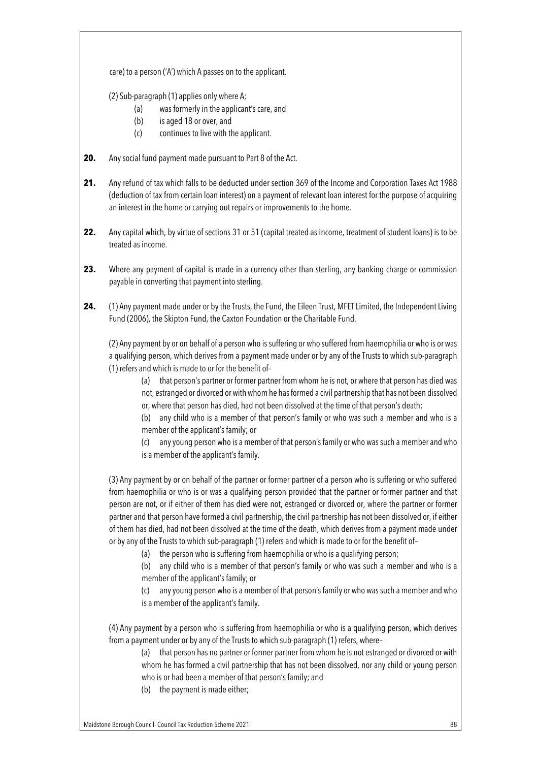care) to a person ('A') which A passes on to the applicant.

(2) Sub-paragraph (1) applies only where A;

- (a) was formerly in the applicant's care, and
- (b) is aged 18 or over, and
- (c) continues to live with the applicant.

**20.** Any social fund payment made pursuant to Part 8 of the Act.

**21.** Any refund of tax which falls to be deducted under section 369 of the Income and Corporation Taxes Act 1988 (deduction of tax from certain loan interest) on a payment of relevant loan interest for the purpose of acquiring an interest in the home or carrying out repairs or improvements to the home.

**22.** Any capital which, by virtue of sections 31 or 51 (capital treated as income, treatment of student loans) is to be treated as income.

**23.** Where any payment of capital is made in a currency other than sterling, any banking charge or commission payable in converting that payment into sterling.

**24.** (1) Any payment made under or by the Trusts, the Fund, the Eileen Trust, MFET Limited, the Independent Living Fund (2006), the Skipton Fund, the Caxton Foundation or the Charitable Fund.

(2) Any payment by or on behalf of a person who is suffering or who suffered from haemophilia or who is or was a qualifying person, which derives from a payment made under or by any of the Trusts to which sub-paragraph (1) refers and which is made to or for the benefit of–

(a) that person's partner or former partner from whom he is not, or where that person has died was not, estranged or divorced or with whom he has formed a civil partnership that has not been dissolved or, where that person has died, had not been dissolved at the time of that person's death;

(b) any child who is a member of that person's family or who was such a member and who is a member of the applicant's family; or

(c) any young person who is a member of that person's family or who was such a member and who is a member of the applicant's family.

(3) Any payment by or on behalf of the partner or former partner of a person who is suffering or who suffered from haemophilia or who is or was a qualifying person provided that the partner or former partner and that person are not, or if either of them has died were not, estranged or divorced or, where the partner or former partner and that person have formed a civil partnership, the civil partnership has not been dissolved or, if either of them has died, had not been dissolved at the time of the death, which derives from a payment made under or by any of the Trusts to which sub-paragraph (1) refers and which is made to or for the benefit of–

(a) the person who is suffering from haemophilia or who is a qualifying person;

(b) any child who is a member of that person's family or who was such a member and who is a member of the applicant's family; or

(c) any young person who is a member of that person's family or who was such a member and who is a member of the applicant's family.

(4) Any payment by a person who is suffering from haemophilia or who is a qualifying person, which derives from a payment under or by any of the Trusts to which sub-paragraph (1) refers, where–

(a) that person has no partner or former partner from whom he is not estranged or divorced or with whom he has formed a civil partnership that has not been dissolved, nor any child or young person who is or had been a member of that person's family; and

(b) the payment is made either;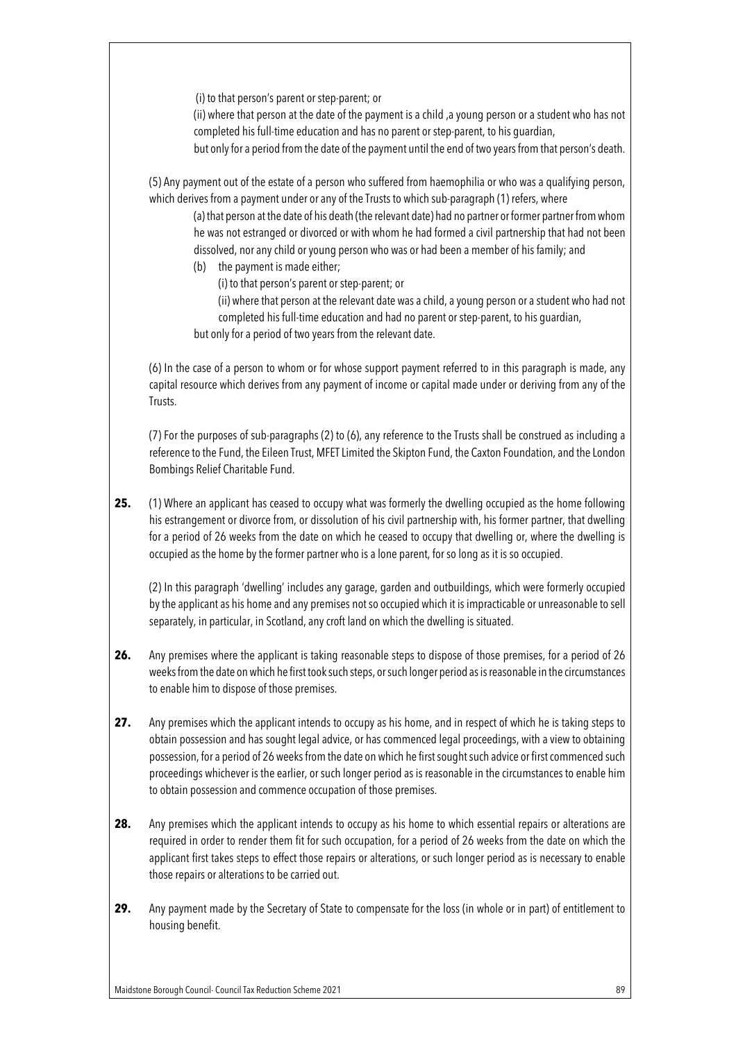(i) to that person's parent or step-parent; or

(ii) where that person at the date of the payment is a child ,a young person or a student who has not completed his full-time education and has no parent or step-parent, to his guardian,

but only for a period from the date of the payment until the end of two years from that person's death.

(5) Any payment out of the estate of a person who suffered from haemophilia or who was a qualifying person, which derives from a payment under or any of the Trusts to which sub-paragraph (1) refers, where

(a) that person at the date of his death (the relevant date) had no partner or former partner from whom he was not estranged or divorced or with whom he had formed a civil partnership that had not been dissolved, nor any child or young person who was or had been a member of his family; and

(b) the payment is made either;

(i) to that person's parent or step-parent; or

(ii) where that person at the relevant date was a child, a young person or a student who had not completed his full-time education and had no parent or step-parent, to his guardian,

but only for a period of two years from the relevant date.

(6) In the case of a person to whom or for whose support payment referred to in this paragraph is made, any capital resource which derives from any payment of income or capital made under or deriving from any of the Trusts.

(7) For the purposes of sub-paragraphs (2) to (6), any reference to the Trusts shall be construed as including a reference to the Fund, the Eileen Trust, MFET Limited the Skipton Fund, the Caxton Foundation, and the London Bombings Relief Charitable Fund.

**25.** (1) Where an applicant has ceased to occupy what was formerly the dwelling occupied as the home following his estrangement or divorce from, or dissolution of his civil partnership with, his former partner, that dwelling for a period of 26 weeks from the date on which he ceased to occupy that dwelling or, where the dwelling is occupied as the home by the former partner who is a lone parent, for so long as it is so occupied.

(2) In this paragraph 'dwelling' includes any garage, garden and outbuildings, which were formerly occupied by the applicant as his home and any premises not so occupied which it is impracticable or unreasonable to sell separately, in particular, in Scotland, any croft land on which the dwelling is situated.

**26.** Any premises where the applicant is taking reasonable steps to dispose of those premises, for a period of 26 weeks from the date on which he first took such steps, or such longer period as is reasonable in the circumstances to enable him to dispose of those premises.

**27.** Any premises which the applicant intends to occupy as his home, and in respect of which he is taking steps to obtain possession and has sought legal advice, or has commenced legal proceedings, with a view to obtaining possession, for a period of 26 weeks from the date on which he first sought such advice or first commenced such proceedings whichever is the earlier, or such longer period as is reasonable in the circumstances to enable him to obtain possession and commence occupation of those premises.

**28.** Any premises which the applicant intends to occupy as his home to which essential repairs or alterations are required in order to render them fit for such occupation, for a period of 26 weeks from the date on which the applicant first takes steps to effect those repairs or alterations, or such longer period as is necessary to enable those repairs or alterations to be carried out.

**29.** Any payment made by the Secretary of State to compensate for the loss (in whole or in part) of entitlement to housing benefit.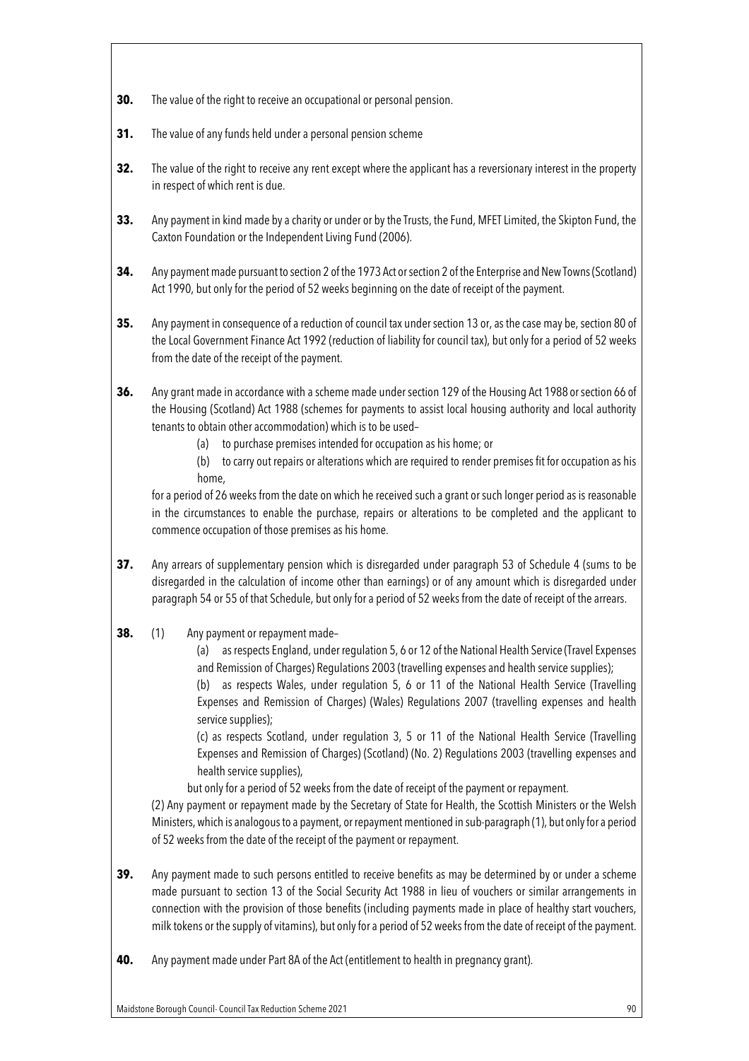**30.** The value of the right to receive an occupational or personal pension.

**31.** The value of any funds held under a personal pension scheme

**32.** The value of the right to receive any rent except where the applicant has a reversionary interest in the property in respect of which rent is due.

**33.** Any payment in kind made by a charity or under or by the Trusts, the Fund, MFET Limited, the Skipton Fund, the Caxton Foundation or the Independent Living Fund (2006).

**34.** Any payment made pursuant to section 2 of the 1973 Act or section 2 of the Enterprise and New Towns (Scotland) Act 1990, but only for the period of 52 weeks beginning on the date of receipt of the payment.

**35.** Any payment in consequence of a reduction of council tax under section 13 or, as the case may be, section 80 of the Local Government Finance Act 1992 (reduction of liability for council tax), but only for a period of 52 weeks from the date of the receipt of the payment.

**36.** Any grant made in accordance with a scheme made under section 129 of the Housing Act 1988 or section 66 of the Housing (Scotland) Act 1988 (schemes for payments to assist local housing authority and local authority tenants to obtain other accommodation) which is to be used–

(a) to purchase premises intended for occupation as his home; or

(b) to carry out repairs or alterations which are required to render premises fit for occupation as his home,

for a period of 26 weeks from the date on which he received such a grant or such longer period as is reasonable in the circumstances to enable the purchase, repairs or alterations to be completed and the applicant to commence occupation of those premises as his home.

**37.** Any arrears of supplementary pension which is disregarded under paragraph 53 of Schedule 4 (sums to be disregarded in the calculation of income other than earnings) or of any amount which is disregarded under paragraph 54 or 55 of that Schedule, but only for a period of 52 weeks from the date of receipt of the arrears.

**38.** (1) Any payment or repayment made–

(a) as respects England, under regulation 5, 6 or 12 of the National Health Service (Travel Expenses and Remission of Charges) Regulations 2003 (travelling expenses and health service supplies);

(b) as respects Wales, under regulation 5, 6 or 11 of the National Health Service (Travelling Expenses and Remission of Charges) (Wales) Regulations 2007 (travelling expenses and health service supplies);

(c) as respects Scotland, under regulation 3, 5 or 11 of the National Health Service (Travelling Expenses and Remission of Charges) (Scotland) (No. 2) Regulations 2003 (travelling expenses and health service supplies),

but only for a period of 52 weeks from the date of receipt of the payment or repayment.

(2) Any payment or repayment made by the Secretary of State for Health, the Scottish Ministers or the Welsh Ministers, which is analogous to a payment, or repayment mentioned in sub-paragraph (1), but only for a period of 52 weeks from the date of the receipt of the payment or repayment.

**39.** Any payment made to such persons entitled to receive benefits as may be determined by or under a scheme made pursuant to section 13 of the Social Security Act 1988 in lieu of vouchers or similar arrangements in connection with the provision of those benefits (including payments made in place of healthy start vouchers, milk tokens or the supply of vitamins), but only for a period of 52 weeks from the date of receipt of the payment.

**40.** Any payment made under Part 8A of the Act (entitlement to health in pregnancy grant).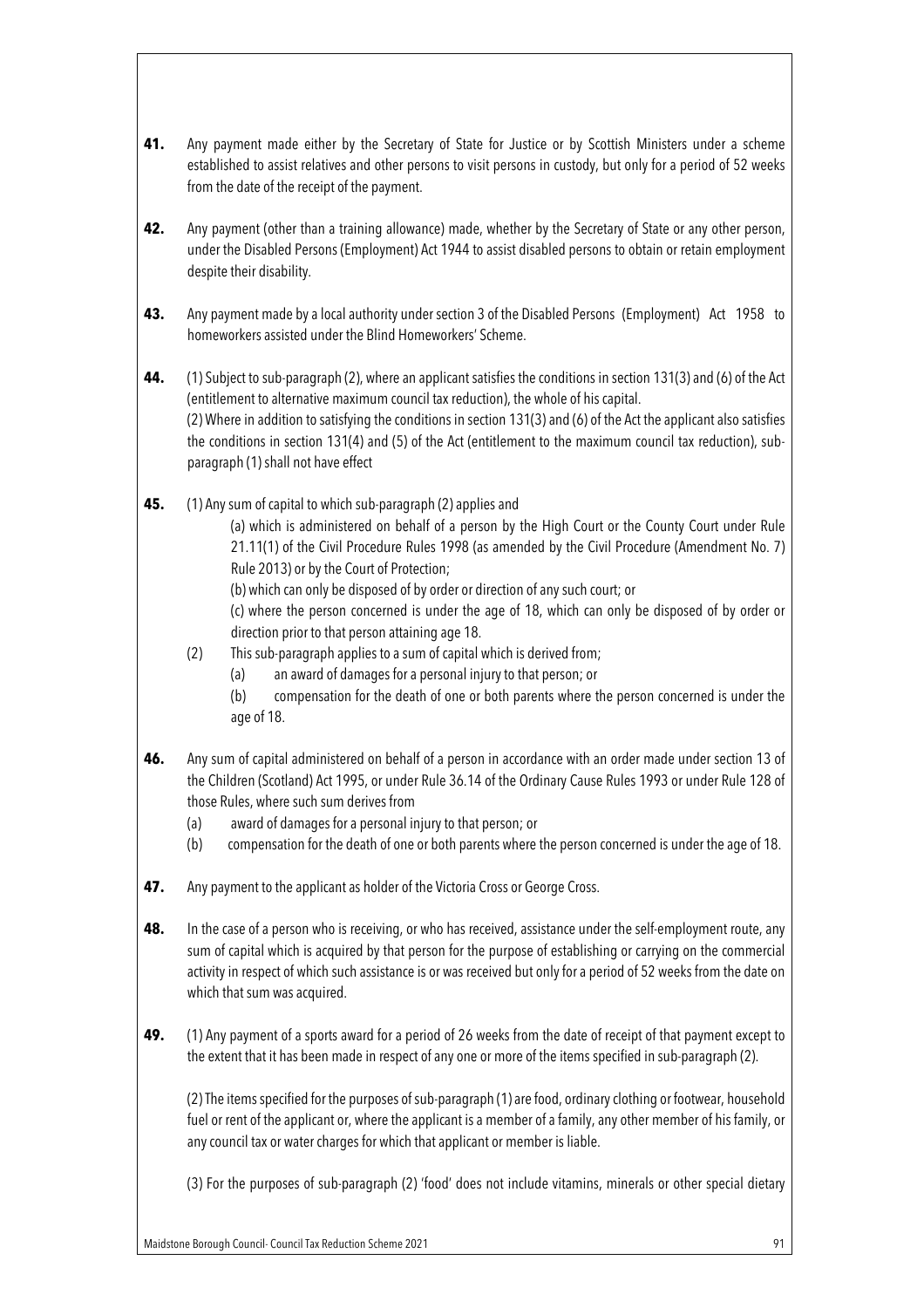**41.** Any payment made either by the Secretary of State for Justice or by Scottish Ministers under a scheme established to assist relatives and other persons to visit persons in custody, but only for a period of 52 weeks from the date of the receipt of the payment.

**42.** Any payment (other than a training allowance) made, whether by the Secretary of State or any other person, under the Disabled Persons (Employment) Act 1944 to assist disabled persons to obtain or retain employment despite their disability.

**43.** Any payment made by a local authority under section 3 of the Disabled Persons (Employment) Act 1958 to homeworkers assisted under the Blind Homeworkers' Scheme.

**44.** (1) Subject to sub-paragraph (2), where an applicant satisfies the conditions in section 131(3) and (6) of the Act (entitlement to alternative maximum council tax reduction), the whole of his capital.
(2) Where in addition to satisfying the conditions in section 131(3) and (6) of the Act the applicant also satisfies the conditions in section 131(4) and (5) of the Act (entitlement to the maximum council tax reduction), sub-paragraph (1) shall not have effect

**45.** (1) Any sum of capital to which sub-paragraph (2) applies and

(a) which is administered on behalf of a person by the High Court or the County Court under Rule 21.11(1) of the Civil Procedure Rules 1998 (as amended by the Civil Procedure (Amendment No. 7) Rule 2013) or by the Court of Protection;

(b) which can only be disposed of by order or direction of any such court; or

(c) where the person concerned is under the age of 18, which can only be disposed of by order or direction prior to that person attaining age 18.

(2) This sub-paragraph applies to a sum of capital which is derived from;

(a) an award of damages for a personal injury to that person; or

(b) compensation for the death of one or both parents where the person concerned is under the age of 18.

**46.** Any sum of capital administered on behalf of a person in accordance with an order made under section 13 of the Children (Scotland) Act 1995, or under Rule 36.14 of the Ordinary Cause Rules 1993 or under Rule 128 of those Rules, where such sum derives from

(a) award of damages for a personal injury to that person; or

(b) compensation for the death of one or both parents where the person concerned is under the age of 18.

**47.** Any payment to the applicant as holder of the Victoria Cross or George Cross.

**48.** In the case of a person who is receiving, or who has received, assistance under the self-employment route, any sum of capital which is acquired by that person for the purpose of establishing or carrying on the commercial activity in respect of which such assistance is or was received but only for a period of 52 weeks from the date on which that sum was acquired.

**49.** (1) Any payment of a sports award for a period of 26 weeks from the date of receipt of that payment except to the extent that it has been made in respect of any one or more of the items specified in sub-paragraph (2).

(2) The items specified for the purposes of sub-paragraph (1) are food, ordinary clothing or footwear, household fuel or rent of the applicant or, where the applicant is a member of a family, any other member of his family, or any council tax or water charges for which that applicant or member is liable.

(3) For the purposes of sub-paragraph (2) 'food' does not include vitamins, minerals or other special dietary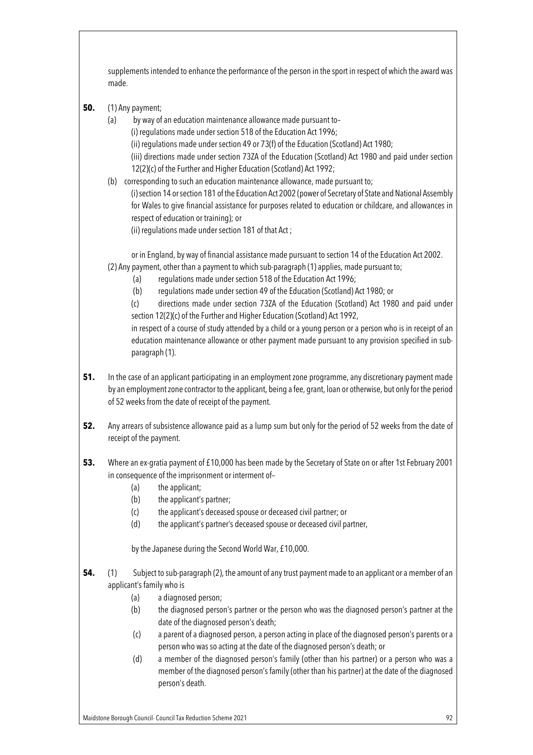supplements intended to enhance the performance of the person in the sport in respect of which the award was made.

**50.** (1) Any payment;

(a) by way of an education maintenance allowance made pursuant to–

(i) regulations made under section 518 of the Education Act 1996;

(ii) regulations made under section 49 or 73(f) of the Education (Scotland) Act 1980;

(iii) directions made under section 73ZA of the Education (Scotland) Act 1980 and paid under section 12(2)(c) of the Further and Higher Education (Scotland) Act 1992;

(b) corresponding to such an education maintenance allowance, made pursuant to;

(i) section 14 or section 181 of the Education Act 2002 (power of Secretary of State and National Assembly for Wales to give financial assistance for purposes related to education or childcare, and allowances in respect of education or training); or

(ii) regulations made under section 181 of that Act ;

or in England, by way of financial assistance made pursuant to section 14 of the Education Act 2002.

(2) Any payment, other than a payment to which sub-paragraph (1) applies, made pursuant to;

(a) regulations made under section 518 of the Education Act 1996;

(b) regulations made under section 49 of the Education (Scotland) Act 1980; or

(c) directions made under section 73ZA of the Education (Scotland) Act 1980 and paid under section 12(2)(c) of the Further and Higher Education (Scotland) Act 1992,

in respect of a course of study attended by a child or a young person or a person who is in receipt of an education maintenance allowance or other payment made pursuant to any provision specified in sub-paragraph (1).

**51.** In the case of an applicant participating in an employment zone programme, any discretionary payment made by an employment zone contractor to the applicant, being a fee, grant, loan or otherwise, but only for the period of 52 weeks from the date of receipt of the payment.

**52.** Any arrears of subsistence allowance paid as a lump sum but only for the period of 52 weeks from the date of receipt of the payment.

**53.** Where an ex-gratia payment of £10,000 has been made by the Secretary of State on or after 1st February 2001 in consequence of the imprisonment or interment of–

(a) the applicant;

(b) the applicant's partner;

(c) the applicant's deceased spouse or deceased civil partner; or

(d) the applicant's partner's deceased spouse or deceased civil partner,

by the Japanese during the Second World War, £10,000.

**54.** (1) Subject to sub-paragraph (2), the amount of any trust payment made to an applicant or a member of an applicant's family who is

(a) a diagnosed person;

(b) the diagnosed person's partner or the person who was the diagnosed person's partner at the date of the diagnosed person's death;

(c) a parent of a diagnosed person, a person acting in place of the diagnosed person's parents or a person who was so acting at the date of the diagnosed person's death; or

(d) a member of the diagnosed person's family (other than his partner) or a person who was a member of the diagnosed person's family (other than his partner) at the date of the diagnosed person's death.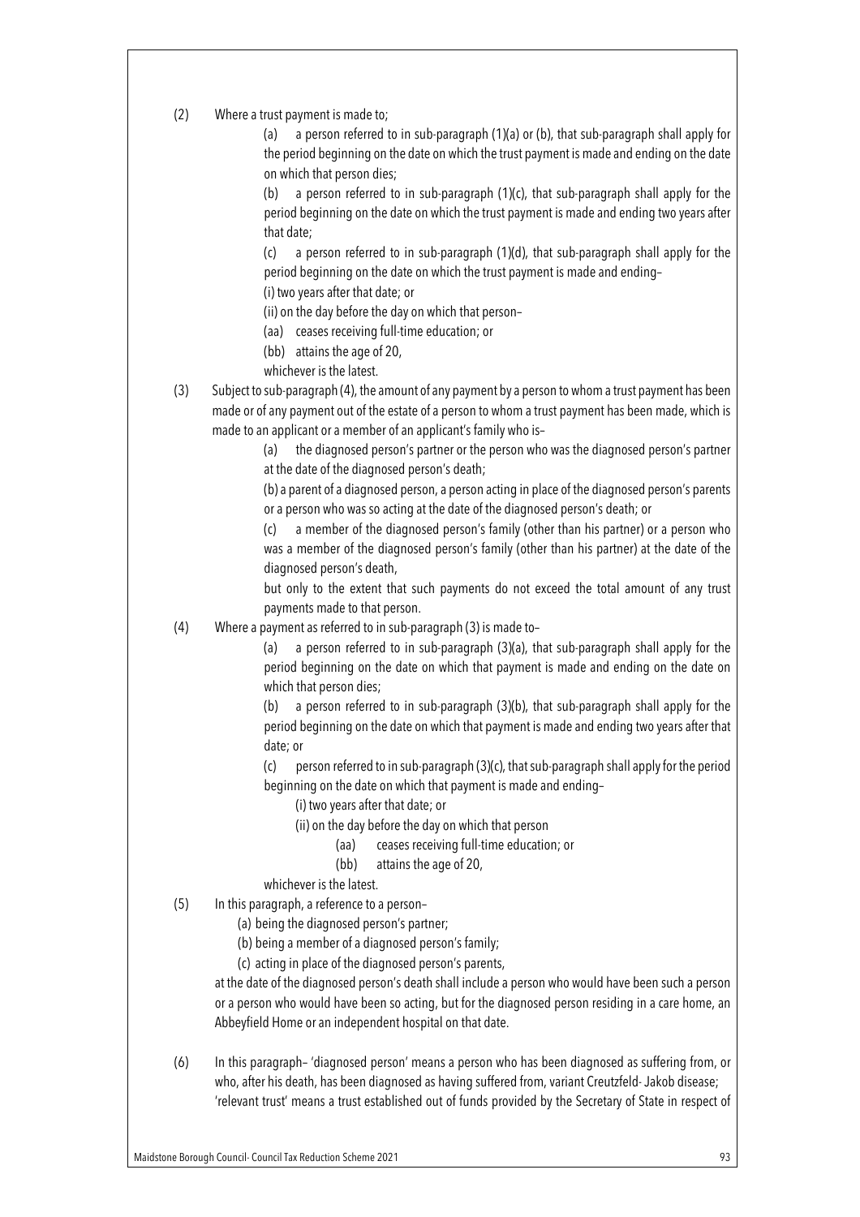(2) Where a trust payment is made to;

(a) a person referred to in sub-paragraph (1)(a) or (b), that sub-paragraph shall apply for the period beginning on the date on which the trust payment is made and ending on the date on which that person dies;

(b) a person referred to in sub-paragraph (1)(c), that sub-paragraph shall apply for the period beginning on the date on which the trust payment is made and ending two years after that date;

(c) a person referred to in sub-paragraph (1)(d), that sub-paragraph shall apply for the period beginning on the date on which the trust payment is made and ending–

(i) two years after that date; or

(ii) on the day before the day on which that person–

(aa) ceases receiving full-time education; or

(bb) attains the age of 20,

whichever is the latest.

(3) Subject to sub-paragraph (4), the amount of any payment by a person to whom a trust payment has been made or of any payment out of the estate of a person to whom a trust payment has been made, which is made to an applicant or a member of an applicant's family who is–

(a) the diagnosed person's partner or the person who was the diagnosed person's partner at the date of the diagnosed person's death;

(b) a parent of a diagnosed person, a person acting in place of the diagnosed person's parents or a person who was so acting at the date of the diagnosed person's death; or

(c) a member of the diagnosed person's family (other than his partner) or a person who was a member of the diagnosed person's family (other than his partner) at the date of the diagnosed person's death,

but only to the extent that such payments do not exceed the total amount of any trust payments made to that person.

(4) Where a payment as referred to in sub-paragraph (3) is made to–

(a) a person referred to in sub-paragraph (3)(a), that sub-paragraph shall apply for the period beginning on the date on which that payment is made and ending on the date on which that person dies;

(b) a person referred to in sub-paragraph (3)(b), that sub-paragraph shall apply for the period beginning on the date on which that payment is made and ending two years after that date; or

(c) person referred to in sub-paragraph (3)(c), that sub-paragraph shall apply for the period beginning on the date on which that payment is made and ending–

(i) two years after that date; or

(ii) on the day before the day on which that person

(aa) ceases receiving full-time education; or

(bb) attains the age of 20,

whichever is the latest.

(5) In this paragraph, a reference to a person–

(a) being the diagnosed person's partner;

(b) being a member of a diagnosed person's family;

(c) acting in place of the diagnosed person's parents,

at the date of the diagnosed person's death shall include a person who would have been such a person or a person who would have been so acting, but for the diagnosed person residing in a care home, an Abbeyfield Home or an independent hospital on that date.

(6) In this paragraph– 'diagnosed person' means a person who has been diagnosed as suffering from, or who, after his death, has been diagnosed as having suffered from, variant Creutzfeld- Jakob disease; 'relevant trust' means a trust established out of funds provided by the Secretary of State in respect of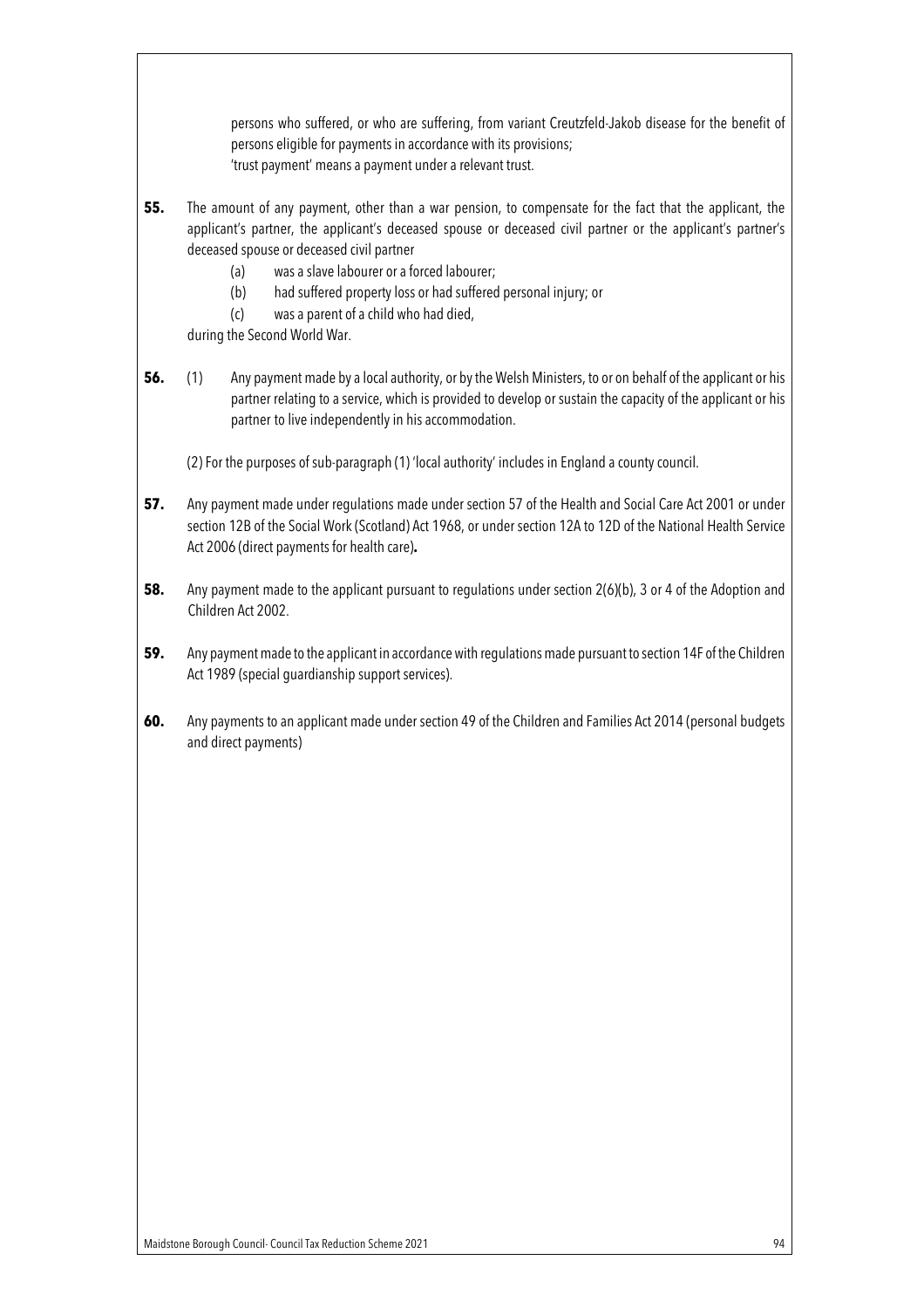persons who suffered, or who are suffering, from variant Creutzfeld-Jakob disease for the benefit of persons eligible for payments in accordance with its provisions;
'trust payment' means a payment under a relevant trust.

**55.** The amount of any payment, other than a war pension, to compensate for the fact that the applicant, the applicant's partner, the applicant's deceased spouse or deceased civil partner or the applicant's partner's deceased spouse or deceased civil partner

(a) was a slave labourer or a forced labourer;

(b) had suffered property loss or had suffered personal injury; or

(c) was a parent of a child who had died,

during the Second World War.

**56.** (1) Any payment made by a local authority, or by the Welsh Ministers, to or on behalf of the applicant or his partner relating to a service, which is provided to develop or sustain the capacity of the applicant or his partner to live independently in his accommodation.

(2) For the purposes of sub-paragraph (1) 'local authority' includes in England a county council.

**57.** Any payment made under regulations made under section 57 of the Health and Social Care Act 2001 or under section 12B of the Social Work (Scotland) Act 1968, or under section 12A to 12D of the National Health Service Act 2006 (direct payments for health care)**.**

**58.** Any payment made to the applicant pursuant to regulations under section 2(6)(b), 3 or 4 of the Adoption and Children Act 2002.

**59.** Any payment made to the applicant in accordance with regulations made pursuant to section 14F of the Children Act 1989 (special guardianship support services).

**60.** Any payments to an applicant made under section 49 of the Children and Families Act 2014 (personal budgets and direct payments)